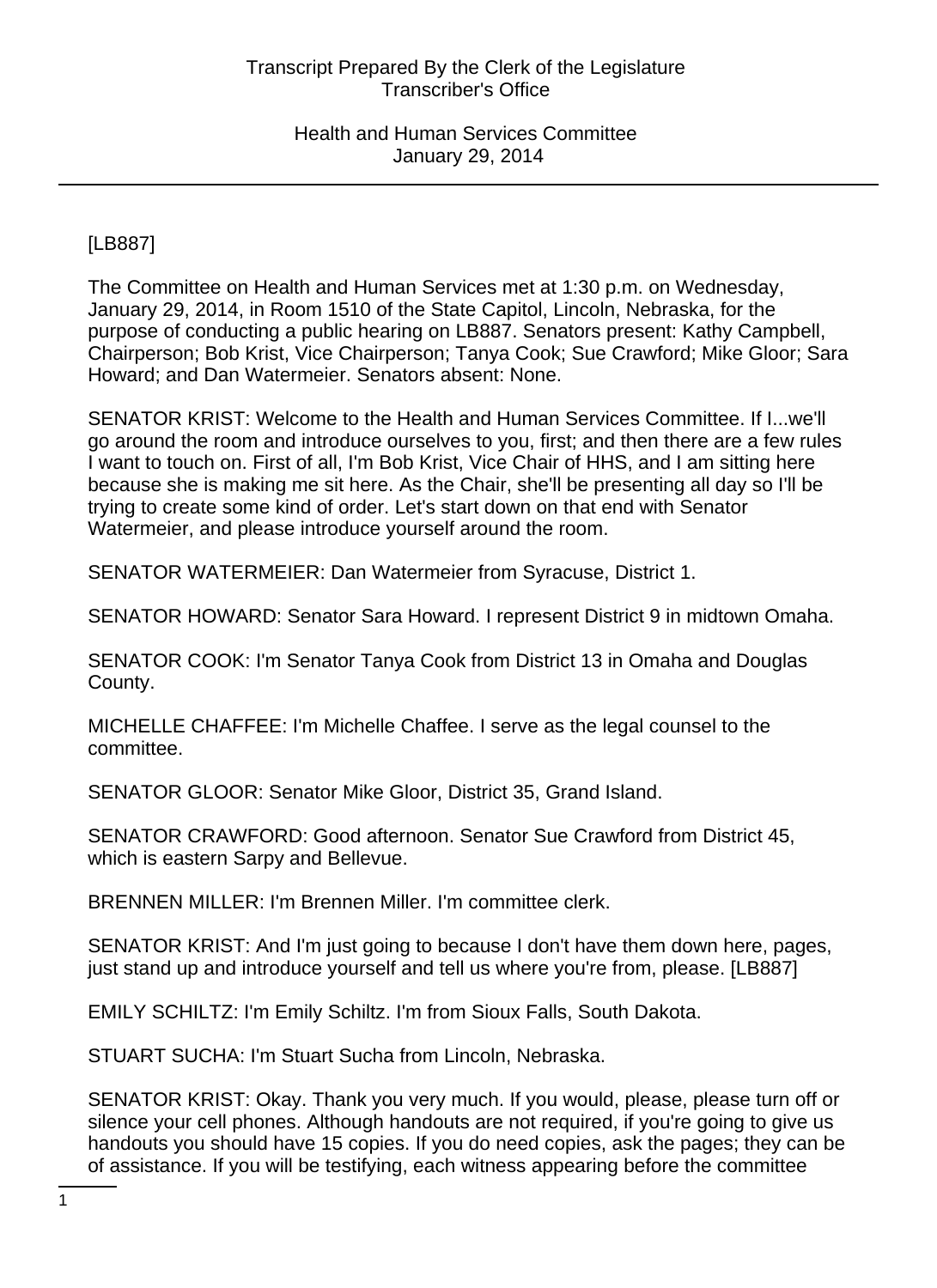[LB887]

The Committee on Health and Human Services met at 1:30 p.m. on Wednesday, January 29, 2014, in Room 1510 of the State Capitol, Lincoln, Nebraska, for the purpose of conducting a public hearing on LB887. Senators present: Kathy Campbell, Chairperson; Bob Krist, Vice Chairperson; Tanya Cook; Sue Crawford; Mike Gloor; Sara Howard; and Dan Watermeier. Senators absent: None.

SENATOR KRIST: Welcome to the Health and Human Services Committee. If I...we'll go around the room and introduce ourselves to you, first; and then there are a few rules I want to touch on. First of all, I'm Bob Krist, Vice Chair of HHS, and I am sitting here because she is making me sit here. As the Chair, she'll be presenting all day so I'll be trying to create some kind of order. Let's start down on that end with Senator Watermeier, and please introduce yourself around the room.

SENATOR WATERMEIER: Dan Watermeier from Syracuse, District 1.

SENATOR HOWARD: Senator Sara Howard. I represent District 9 in midtown Omaha.

SENATOR COOK: I'm Senator Tanya Cook from District 13 in Omaha and Douglas County.

MICHELLE CHAFFEE: I'm Michelle Chaffee. I serve as the legal counsel to the committee.

SENATOR GLOOR: Senator Mike Gloor, District 35, Grand Island.

SENATOR CRAWFORD: Good afternoon. Senator Sue Crawford from District 45, which is eastern Sarpy and Bellevue.

BRENNEN MILLER: I'm Brennen Miller. I'm committee clerk.

SENATOR KRIST: And I'm just going to because I don't have them down here, pages, just stand up and introduce yourself and tell us where you're from, please. [LB887]

EMILY SCHILTZ: I'm Emily Schiltz. I'm from Sioux Falls, South Dakota.

STUART SUCHA: I'm Stuart Sucha from Lincoln, Nebraska.

SENATOR KRIST: Okay. Thank you very much. If you would, please, please turn off or silence your cell phones. Although handouts are not required, if you're going to give us handouts you should have 15 copies. If you do need copies, ask the pages; they can be of assistance. If you will be testifying, each witness appearing before the committee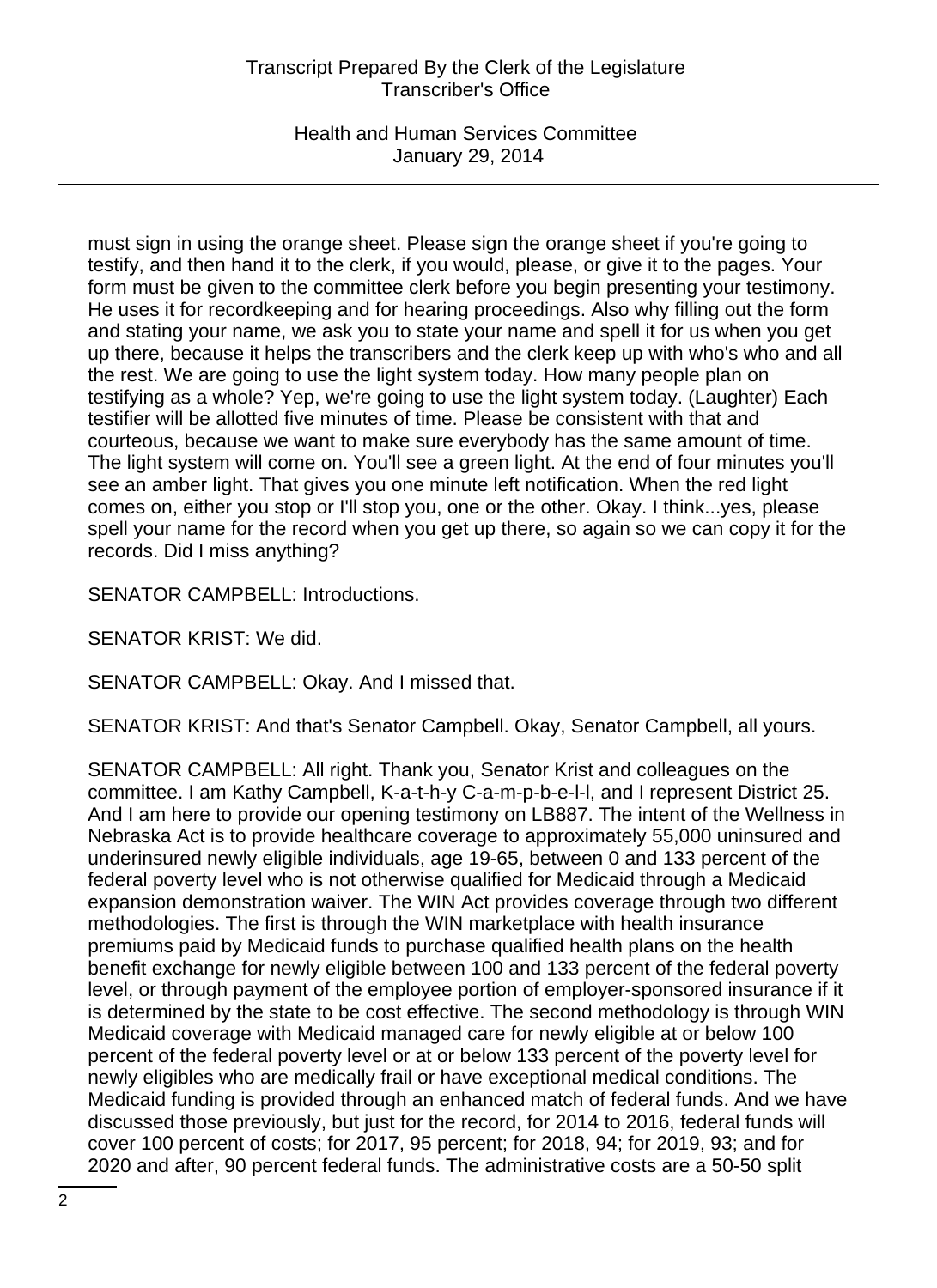must sign in using the orange sheet. Please sign the orange sheet if you're going to testify, and then hand it to the clerk, if you would, please, or give it to the pages. Your form must be given to the committee clerk before you begin presenting your testimony. He uses it for recordkeeping and for hearing proceedings. Also why filling out the form and stating your name, we ask you to state your name and spell it for us when you get up there, because it helps the transcribers and the clerk keep up with who's who and all the rest. We are going to use the light system today. How many people plan on testifying as a whole? Yep, we're going to use the light system today. (Laughter) Each testifier will be allotted five minutes of time. Please be consistent with that and courteous, because we want to make sure everybody has the same amount of time. The light system will come on. You'll see a green light. At the end of four minutes you'll see an amber light. That gives you one minute left notification. When the red light comes on, either you stop or I'll stop you, one or the other. Okay. I think...yes, please spell your name for the record when you get up there, so again so we can copy it for the records. Did I miss anything?

SENATOR CAMPBELL: Introductions.

SENATOR KRIST: We did.

SENATOR CAMPBELL: Okay. And I missed that.

SENATOR KRIST: And that's Senator Campbell. Okay, Senator Campbell, all yours.

SENATOR CAMPBELL: All right. Thank you, Senator Krist and colleagues on the committee. I am Kathy Campbell, K-a-t-h-y C-a-m-p-b-e-l-l, and I represent District 25. And I am here to provide our opening testimony on LB887. The intent of the Wellness in Nebraska Act is to provide healthcare coverage to approximately 55,000 uninsured and underinsured newly eligible individuals, age 19-65, between 0 and 133 percent of the federal poverty level who is not otherwise qualified for Medicaid through a Medicaid expansion demonstration waiver. The WIN Act provides coverage through two different methodologies. The first is through the WIN marketplace with health insurance premiums paid by Medicaid funds to purchase qualified health plans on the health benefit exchange for newly eligible between 100 and 133 percent of the federal poverty level, or through payment of the employee portion of employer-sponsored insurance if it is determined by the state to be cost effective. The second methodology is through WIN Medicaid coverage with Medicaid managed care for newly eligible at or below 100 percent of the federal poverty level or at or below 133 percent of the poverty level for newly eligibles who are medically frail or have exceptional medical conditions. The Medicaid funding is provided through an enhanced match of federal funds. And we have discussed those previously, but just for the record, for 2014 to 2016, federal funds will cover 100 percent of costs; for 2017, 95 percent; for 2018, 94; for 2019, 93; and for 2020 and after, 90 percent federal funds. The administrative costs are a 50-50 split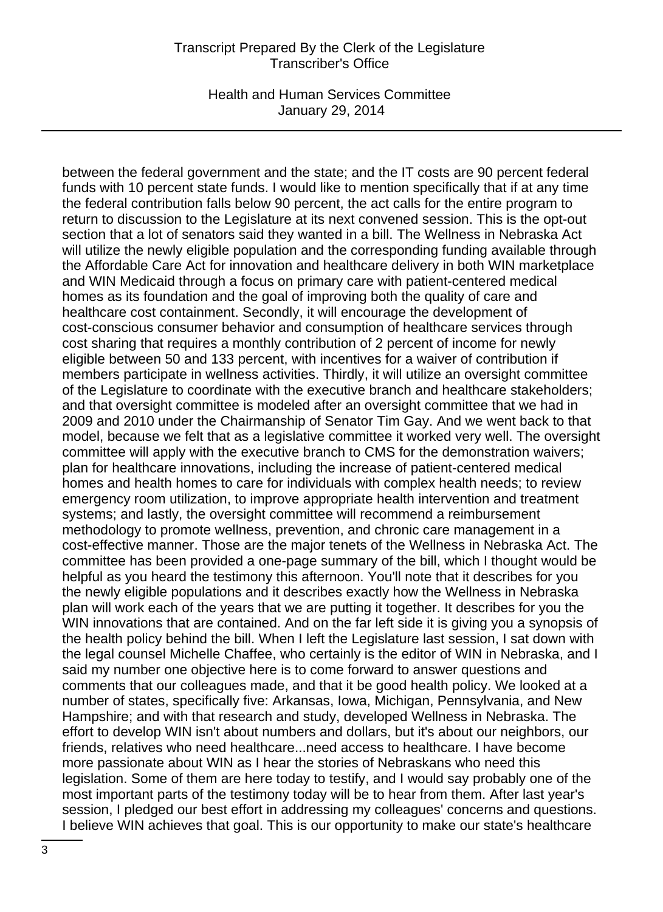between the federal government and the state; and the IT costs are 90 percent federal funds with 10 percent state funds. I would like to mention specifically that if at any time the federal contribution falls below 90 percent, the act calls for the entire program to return to discussion to the Legislature at its next convened session. This is the opt-out section that a lot of senators said they wanted in a bill. The Wellness in Nebraska Act will utilize the newly eligible population and the corresponding funding available through the Affordable Care Act for innovation and healthcare delivery in both WIN marketplace and WIN Medicaid through a focus on primary care with patient-centered medical homes as its foundation and the goal of improving both the quality of care and healthcare cost containment. Secondly, it will encourage the development of cost-conscious consumer behavior and consumption of healthcare services through cost sharing that requires a monthly contribution of 2 percent of income for newly eligible between 50 and 133 percent, with incentives for a waiver of contribution if members participate in wellness activities. Thirdly, it will utilize an oversight committee of the Legislature to coordinate with the executive branch and healthcare stakeholders; and that oversight committee is modeled after an oversight committee that we had in 2009 and 2010 under the Chairmanship of Senator Tim Gay. And we went back to that model, because we felt that as a legislative committee it worked very well. The oversight committee will apply with the executive branch to CMS for the demonstration waivers; plan for healthcare innovations, including the increase of patient-centered medical homes and health homes to care for individuals with complex health needs; to review emergency room utilization, to improve appropriate health intervention and treatment systems; and lastly, the oversight committee will recommend a reimbursement methodology to promote wellness, prevention, and chronic care management in a cost-effective manner. Those are the major tenets of the Wellness in Nebraska Act. The committee has been provided a one-page summary of the bill, which I thought would be helpful as you heard the testimony this afternoon. You'll note that it describes for you the newly eligible populations and it describes exactly how the Wellness in Nebraska plan will work each of the years that we are putting it together. It describes for you the WIN innovations that are contained. And on the far left side it is giving you a synopsis of the health policy behind the bill. When I left the Legislature last session, I sat down with the legal counsel Michelle Chaffee, who certainly is the editor of WIN in Nebraska, and I said my number one objective here is to come forward to answer questions and comments that our colleagues made, and that it be good health policy. We looked at a number of states, specifically five: Arkansas, Iowa, Michigan, Pennsylvania, and New Hampshire; and with that research and study, developed Wellness in Nebraska. The effort to develop WIN isn't about numbers and dollars, but it's about our neighbors, our friends, relatives who need healthcare...need access to healthcare. I have become more passionate about WIN as I hear the stories of Nebraskans who need this legislation. Some of them are here today to testify, and I would say probably one of the most important parts of the testimony today will be to hear from them. After last year's session, I pledged our best effort in addressing my colleagues' concerns and questions. I believe WIN achieves that goal. This is our opportunity to make our state's healthcare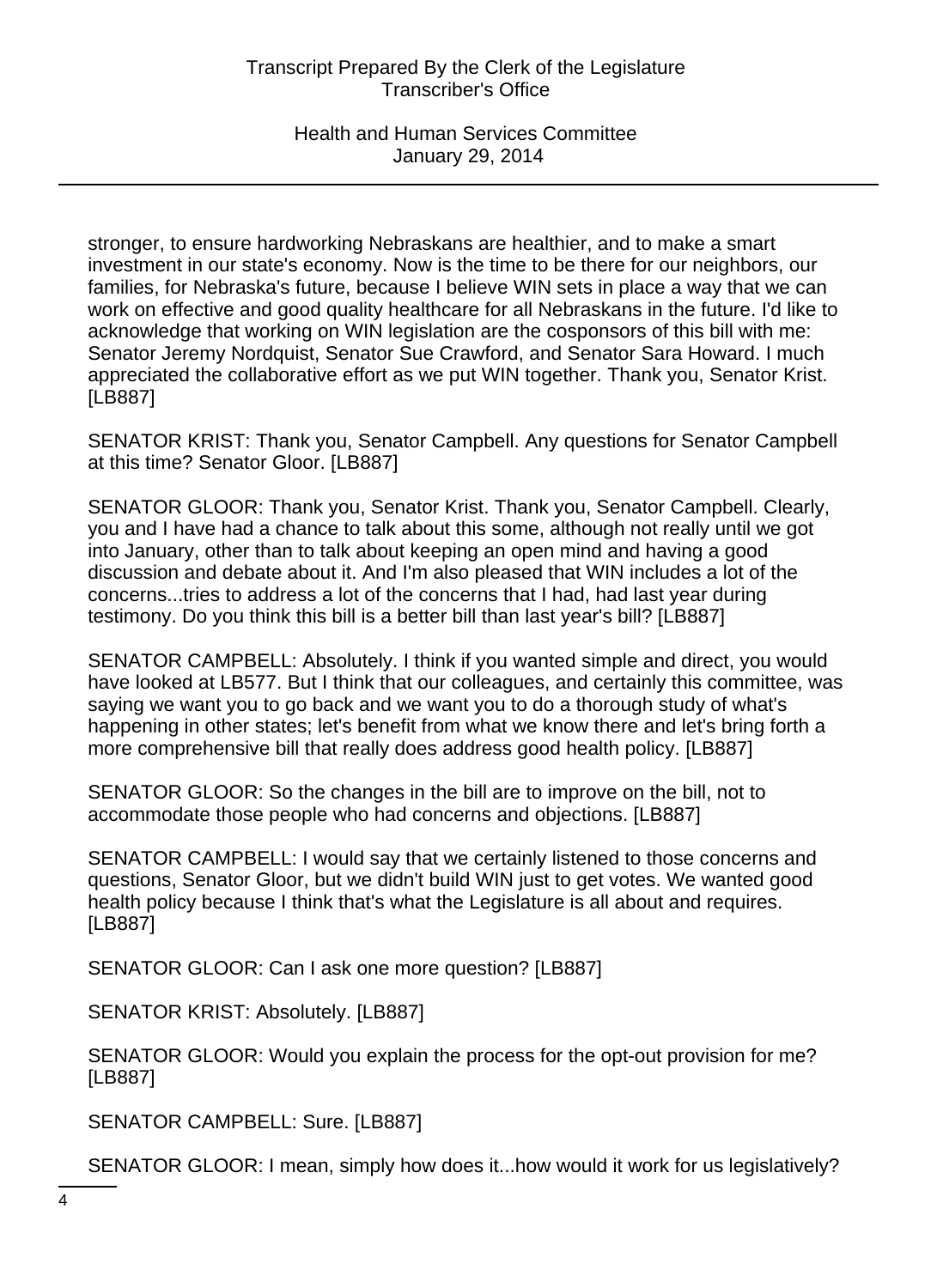stronger, to ensure hardworking Nebraskans are healthier, and to make a smart investment in our state's economy. Now is the time to be there for our neighbors, our families, for Nebraska's future, because I believe WIN sets in place a way that we can work on effective and good quality healthcare for all Nebraskans in the future. I'd like to acknowledge that working on WIN legislation are the cosponsors of this bill with me: Senator Jeremy Nordquist, Senator Sue Crawford, and Senator Sara Howard. I much appreciated the collaborative effort as we put WIN together. Thank you, Senator Krist. [LB887]

SENATOR KRIST: Thank you, Senator Campbell. Any questions for Senator Campbell at this time? Senator Gloor. [LB887]

SENATOR GLOOR: Thank you, Senator Krist. Thank you, Senator Campbell. Clearly, you and I have had a chance to talk about this some, although not really until we got into January, other than to talk about keeping an open mind and having a good discussion and debate about it. And I'm also pleased that WIN includes a lot of the concerns...tries to address a lot of the concerns that I had, had last year during testimony. Do you think this bill is a better bill than last year's bill? [LB887]

SENATOR CAMPBELL: Absolutely. I think if you wanted simple and direct, you would have looked at LB577. But I think that our colleagues, and certainly this committee, was saying we want you to go back and we want you to do a thorough study of what's happening in other states; let's benefit from what we know there and let's bring forth a more comprehensive bill that really does address good health policy. [LB887]

SENATOR GLOOR: So the changes in the bill are to improve on the bill, not to accommodate those people who had concerns and objections. [LB887]

SENATOR CAMPBELL: I would say that we certainly listened to those concerns and questions, Senator Gloor, but we didn't build WIN just to get votes. We wanted good health policy because I think that's what the Legislature is all about and requires. [LB887]

SENATOR GLOOR: Can I ask one more question? [LB887]

SENATOR KRIST: Absolutely. [LB887]

SENATOR GLOOR: Would you explain the process for the opt-out provision for me? [LB887]

SENATOR CAMPBELL: Sure. [LB887]

SENATOR GLOOR: I mean, simply how does it...how would it work for us legislatively?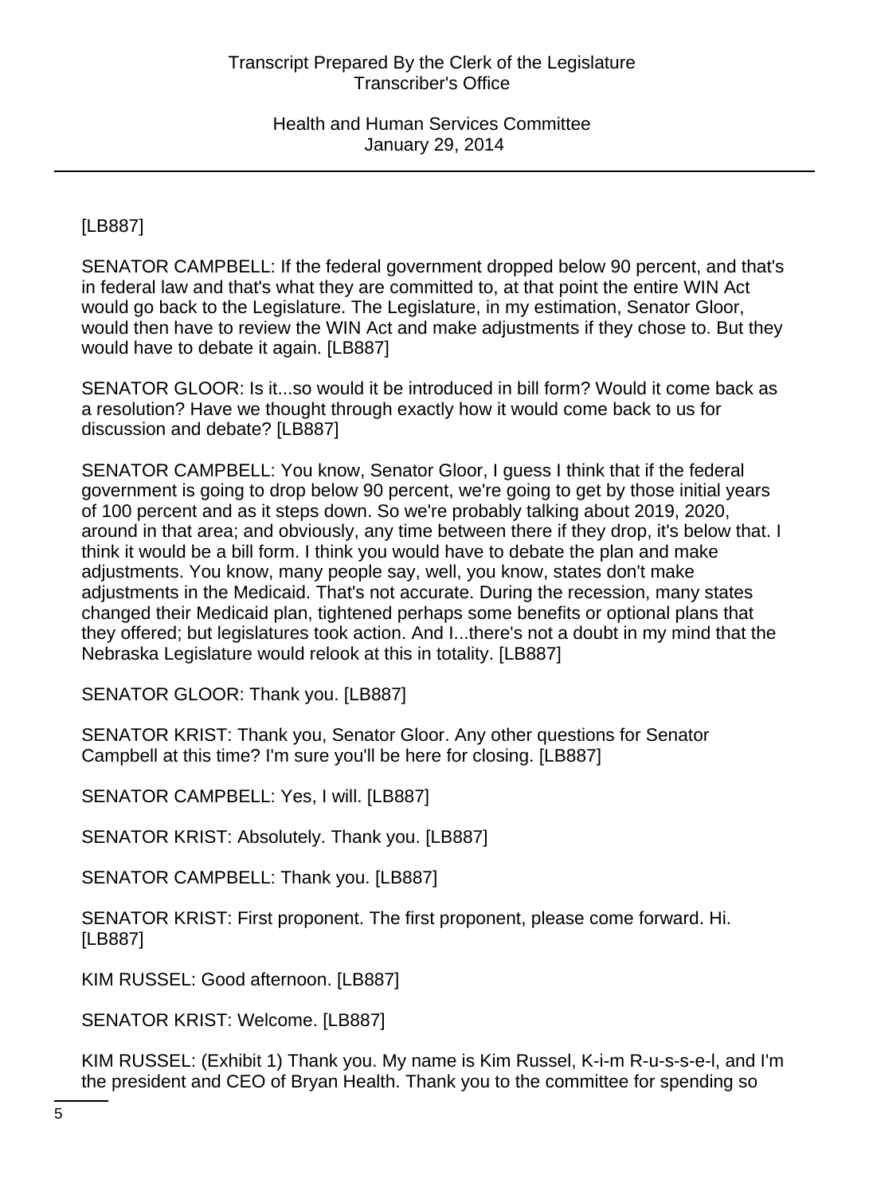[LB887]

SENATOR CAMPBELL: If the federal government dropped below 90 percent, and that's in federal law and that's what they are committed to, at that point the entire WIN Act would go back to the Legislature. The Legislature, in my estimation, Senator Gloor, would then have to review the WIN Act and make adjustments if they chose to. But they would have to debate it again. [LB887]

SENATOR GLOOR: Is it...so would it be introduced in bill form? Would it come back as a resolution? Have we thought through exactly how it would come back to us for discussion and debate? [LB887]

SENATOR CAMPBELL: You know, Senator Gloor, I guess I think that if the federal government is going to drop below 90 percent, we're going to get by those initial years of 100 percent and as it steps down. So we're probably talking about 2019, 2020, around in that area; and obviously, any time between there if they drop, it's below that. I think it would be a bill form. I think you would have to debate the plan and make adjustments. You know, many people say, well, you know, states don't make adjustments in the Medicaid. That's not accurate. During the recession, many states changed their Medicaid plan, tightened perhaps some benefits or optional plans that they offered; but legislatures took action. And I...there's not a doubt in my mind that the Nebraska Legislature would relook at this in totality. [LB887]

SENATOR GLOOR: Thank you. [LB887]

SENATOR KRIST: Thank you, Senator Gloor. Any other questions for Senator Campbell at this time? I'm sure you'll be here for closing. [LB887]

SENATOR CAMPBELL: Yes, I will. [LB887]

SENATOR KRIST: Absolutely. Thank you. [LB887]

SENATOR CAMPBELL: Thank you. [LB887]

SENATOR KRIST: First proponent. The first proponent, please come forward. Hi. [LB887]

KIM RUSSEL: Good afternoon. [LB887]

SENATOR KRIST: Welcome. [LB887]

KIM RUSSEL: (Exhibit 1) Thank you. My name is Kim Russel, K-i-m R-u-s-s-e-l, and I'm the president and CEO of Bryan Health. Thank you to the committee for spending so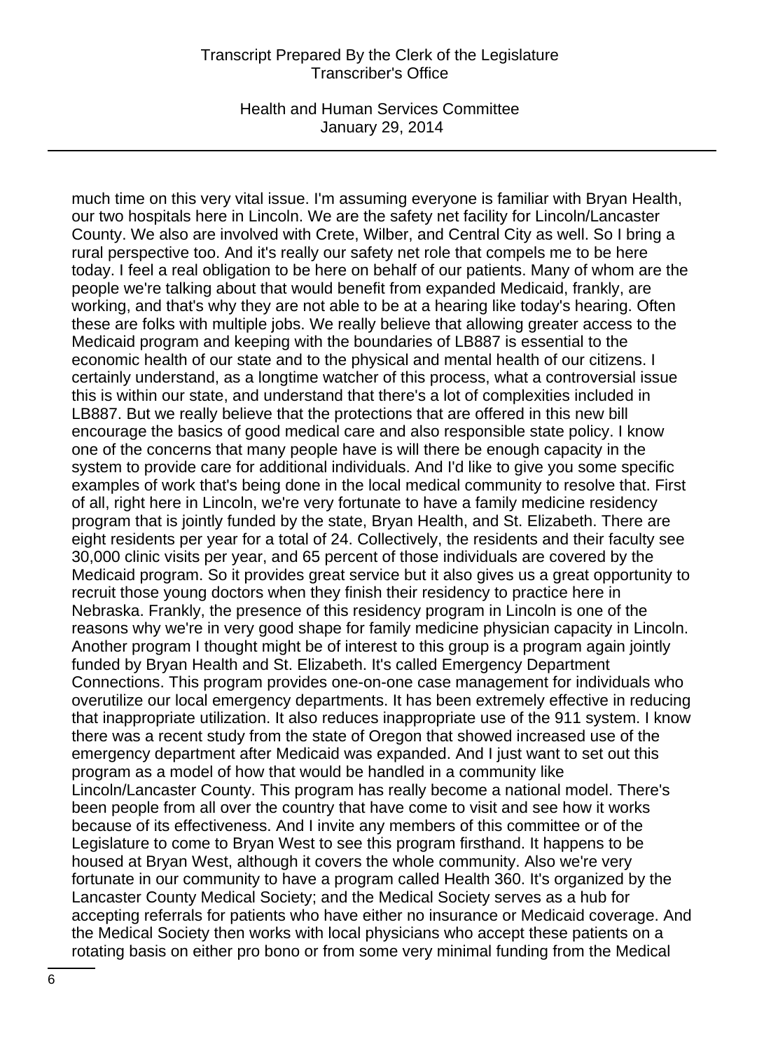much time on this very vital issue. I'm assuming everyone is familiar with Bryan Health, our two hospitals here in Lincoln. We are the safety net facility for Lincoln/Lancaster County. We also are involved with Crete, Wilber, and Central City as well. So I bring a rural perspective too. And it's really our safety net role that compels me to be here today. I feel a real obligation to be here on behalf of our patients. Many of whom are the people we're talking about that would benefit from expanded Medicaid, frankly, are working, and that's why they are not able to be at a hearing like today's hearing. Often these are folks with multiple jobs. We really believe that allowing greater access to the Medicaid program and keeping with the boundaries of LB887 is essential to the economic health of our state and to the physical and mental health of our citizens. I certainly understand, as a longtime watcher of this process, what a controversial issue this is within our state, and understand that there's a lot of complexities included in LB887. But we really believe that the protections that are offered in this new bill encourage the basics of good medical care and also responsible state policy. I know one of the concerns that many people have is will there be enough capacity in the system to provide care for additional individuals. And I'd like to give you some specific examples of work that's being done in the local medical community to resolve that. First of all, right here in Lincoln, we're very fortunate to have a family medicine residency program that is jointly funded by the state, Bryan Health, and St. Elizabeth. There are eight residents per year for a total of 24. Collectively, the residents and their faculty see 30,000 clinic visits per year, and 65 percent of those individuals are covered by the Medicaid program. So it provides great service but it also gives us a great opportunity to recruit those young doctors when they finish their residency to practice here in Nebraska. Frankly, the presence of this residency program in Lincoln is one of the reasons why we're in very good shape for family medicine physician capacity in Lincoln. Another program I thought might be of interest to this group is a program again jointly funded by Bryan Health and St. Elizabeth. It's called Emergency Department Connections. This program provides one-on-one case management for individuals who overutilize our local emergency departments. It has been extremely effective in reducing that inappropriate utilization. It also reduces inappropriate use of the 911 system. I know there was a recent study from the state of Oregon that showed increased use of the emergency department after Medicaid was expanded. And I just want to set out this program as a model of how that would be handled in a community like Lincoln/Lancaster County. This program has really become a national model. There's been people from all over the country that have come to visit and see how it works because of its effectiveness. And I invite any members of this committee or of the Legislature to come to Bryan West to see this program firsthand. It happens to be housed at Bryan West, although it covers the whole community. Also we're very fortunate in our community to have a program called Health 360. It's organized by the Lancaster County Medical Society; and the Medical Society serves as a hub for accepting referrals for patients who have either no insurance or Medicaid coverage. And the Medical Society then works with local physicians who accept these patients on a rotating basis on either pro bono or from some very minimal funding from the Medical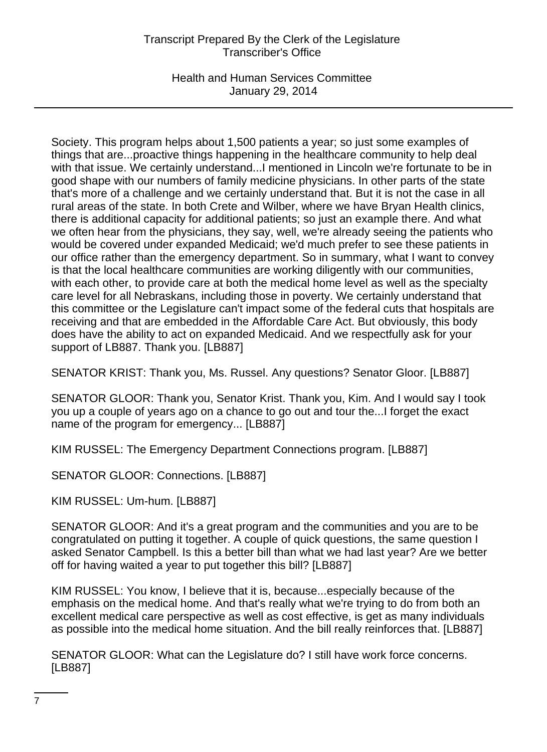Society. This program helps about 1,500 patients a year; so just some examples of things that are...proactive things happening in the healthcare community to help deal with that issue. We certainly understand...I mentioned in Lincoln we're fortunate to be in good shape with our numbers of family medicine physicians. In other parts of the state that's more of a challenge and we certainly understand that. But it is not the case in all rural areas of the state. In both Crete and Wilber, where we have Bryan Health clinics, there is additional capacity for additional patients; so just an example there. And what we often hear from the physicians, they say, well, we're already seeing the patients who would be covered under expanded Medicaid; we'd much prefer to see these patients in our office rather than the emergency department. So in summary, what I want to convey is that the local healthcare communities are working diligently with our communities, with each other, to provide care at both the medical home level as well as the specialty care level for all Nebraskans, including those in poverty. We certainly understand that this committee or the Legislature can't impact some of the federal cuts that hospitals are receiving and that are embedded in the Affordable Care Act. But obviously, this body does have the ability to act on expanded Medicaid. And we respectfully ask for your support of LB887. Thank you. [LB887]

SENATOR KRIST: Thank you, Ms. Russel. Any questions? Senator Gloor. [LB887]

SENATOR GLOOR: Thank you, Senator Krist. Thank you, Kim. And I would say I took you up a couple of years ago on a chance to go out and tour the...I forget the exact name of the program for emergency... [LB887]

KIM RUSSEL: The Emergency Department Connections program. [LB887]

SENATOR GLOOR: Connections. [LB887]

KIM RUSSEL: Um-hum. [LB887]

SENATOR GLOOR: And it's a great program and the communities and you are to be congratulated on putting it together. A couple of quick questions, the same question I asked Senator Campbell. Is this a better bill than what we had last year? Are we better off for having waited a year to put together this bill? [LB887]

KIM RUSSEL: You know, I believe that it is, because...especially because of the emphasis on the medical home. And that's really what we're trying to do from both an excellent medical care perspective as well as cost effective, is get as many individuals as possible into the medical home situation. And the bill really reinforces that. [LB887]

SENATOR GLOOR: What can the Legislature do? I still have work force concerns. [LB887]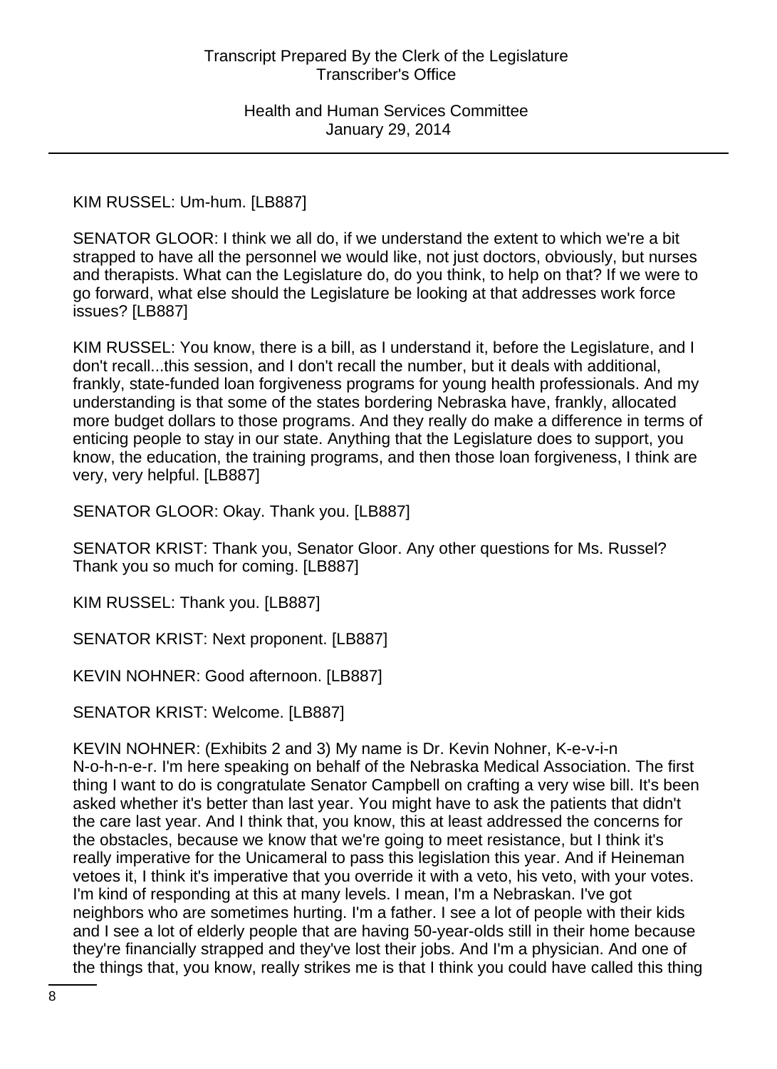KIM RUSSEL: Um-hum. [LB887]

SENATOR GLOOR: I think we all do, if we understand the extent to which we're a bit strapped to have all the personnel we would like, not just doctors, obviously, but nurses and therapists. What can the Legislature do, do you think, to help on that? If we were to go forward, what else should the Legislature be looking at that addresses work force issues? [LB887]

KIM RUSSEL: You know, there is a bill, as I understand it, before the Legislature, and I don't recall...this session, and I don't recall the number, but it deals with additional, frankly, state-funded loan forgiveness programs for young health professionals. And my understanding is that some of the states bordering Nebraska have, frankly, allocated more budget dollars to those programs. And they really do make a difference in terms of enticing people to stay in our state. Anything that the Legislature does to support, you know, the education, the training programs, and then those loan forgiveness, I think are very, very helpful. [LB887]

SENATOR GLOOR: Okay. Thank you. [LB887]

SENATOR KRIST: Thank you, Senator Gloor. Any other questions for Ms. Russel? Thank you so much for coming. [LB887]

KIM RUSSEL: Thank you. [LB887]

SENATOR KRIST: Next proponent. [LB887]

KEVIN NOHNER: Good afternoon. [LB887]

SENATOR KRIST: Welcome. [LB887]

KEVIN NOHNER: (Exhibits 2 and 3) My name is Dr. Kevin Nohner, K-e-v-i-n N-o-h-n-e-r. I'm here speaking on behalf of the Nebraska Medical Association. The first thing I want to do is congratulate Senator Campbell on crafting a very wise bill. It's been asked whether it's better than last year. You might have to ask the patients that didn't the care last year. And I think that, you know, this at least addressed the concerns for the obstacles, because we know that we're going to meet resistance, but I think it's really imperative for the Unicameral to pass this legislation this year. And if Heineman vetoes it, I think it's imperative that you override it with a veto, his veto, with your votes. I'm kind of responding at this at many levels. I mean, I'm a Nebraskan. I've got neighbors who are sometimes hurting. I'm a father. I see a lot of people with their kids and I see a lot of elderly people that are having 50-year-olds still in their home because they're financially strapped and they've lost their jobs. And I'm a physician. And one of the things that, you know, really strikes me is that I think you could have called this thing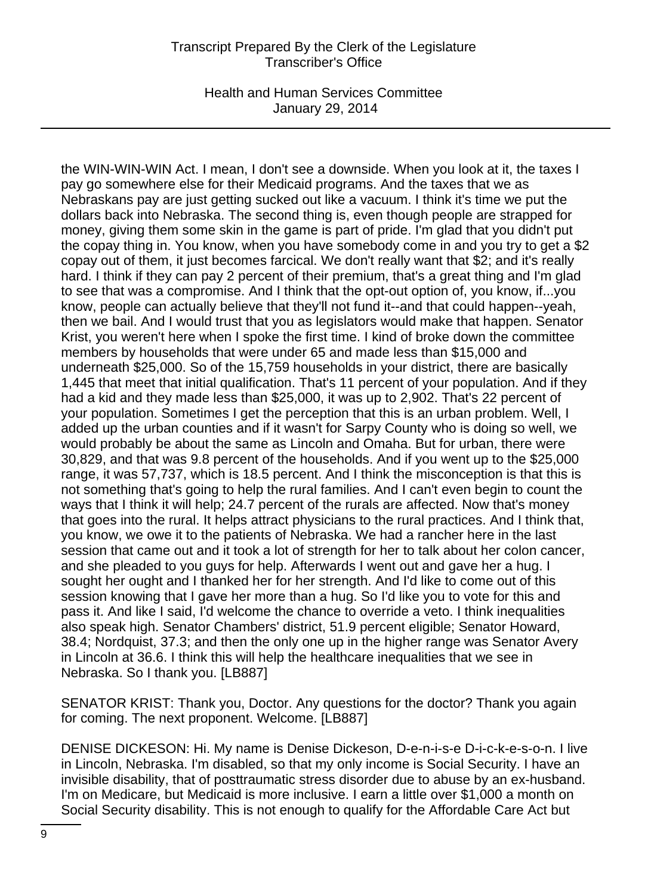the WIN-WIN-WIN Act. I mean, I don't see a downside. When you look at it, the taxes I pay go somewhere else for their Medicaid programs. And the taxes that we as Nebraskans pay are just getting sucked out like a vacuum. I think it's time we put the dollars back into Nebraska. The second thing is, even though people are strapped for money, giving them some skin in the game is part of pride. I'm glad that you didn't put the copay thing in. You know, when you have somebody come in and you try to get a $2 copay out of them, it just becomes farcical. We don't really want that $2; and it's really hard. I think if they can pay 2 percent of their premium, that's a great thing and I'm glad to see that was a compromise. And I think that the opt-out option of, you know, if...you know, people can actually believe that they'll not fund it--and that could happen--yeah, then we bail. And I would trust that you as legislators would make that happen. Senator Krist, you weren't here when I spoke the first time. I kind of broke down the committee members by households that were under 65 and made less than $15,000 and underneath $25,000. So of the 15,759 households in your district, there are basically 1,445 that meet that initial qualification. That's 11 percent of your population. And if they had a kid and they made less than $25,000, it was up to 2,902. That's 22 percent of your population. Sometimes I get the perception that this is an urban problem. Well, I added up the urban counties and if it wasn't for Sarpy County who is doing so well, we would probably be about the same as Lincoln and Omaha. But for urban, there were 30,829, and that was 9.8 percent of the households. And if you went up to the $25,000 range, it was 57,737, which is 18.5 percent. And I think the misconception is that this is not something that's going to help the rural families. And I can't even begin to count the ways that I think it will help; 24.7 percent of the rurals are affected. Now that's money that goes into the rural. It helps attract physicians to the rural practices. And I think that, you know, we owe it to the patients of Nebraska. We had a rancher here in the last session that came out and it took a lot of strength for her to talk about her colon cancer, and she pleaded to you guys for help. Afterwards I went out and gave her a hug. I sought her ought and I thanked her for her strength. And I'd like to come out of this session knowing that I gave her more than a hug. So I'd like you to vote for this and pass it. And like I said, I'd welcome the chance to override a veto. I think inequalities also speak high. Senator Chambers' district, 51.9 percent eligible; Senator Howard, 38.4; Nordquist, 37.3; and then the only one up in the higher range was Senator Avery in Lincoln at 36.6. I think this will help the healthcare inequalities that we see in Nebraska. So I thank you. [LB887]

SENATOR KRIST: Thank you, Doctor. Any questions for the doctor? Thank you again for coming. The next proponent. Welcome. [LB887]

DENISE DICKESON: Hi. My name is Denise Dickeson, D-e-n-i-s-e D-i-c-k-e-s-o-n. I live in Lincoln, Nebraska. I'm disabled, so that my only income is Social Security. I have an invisible disability, that of posttraumatic stress disorder due to abuse by an ex-husband. I'm on Medicare, but Medicaid is more inclusive. I earn a little over $1,000 a month on Social Security disability. This is not enough to qualify for the Affordable Care Act but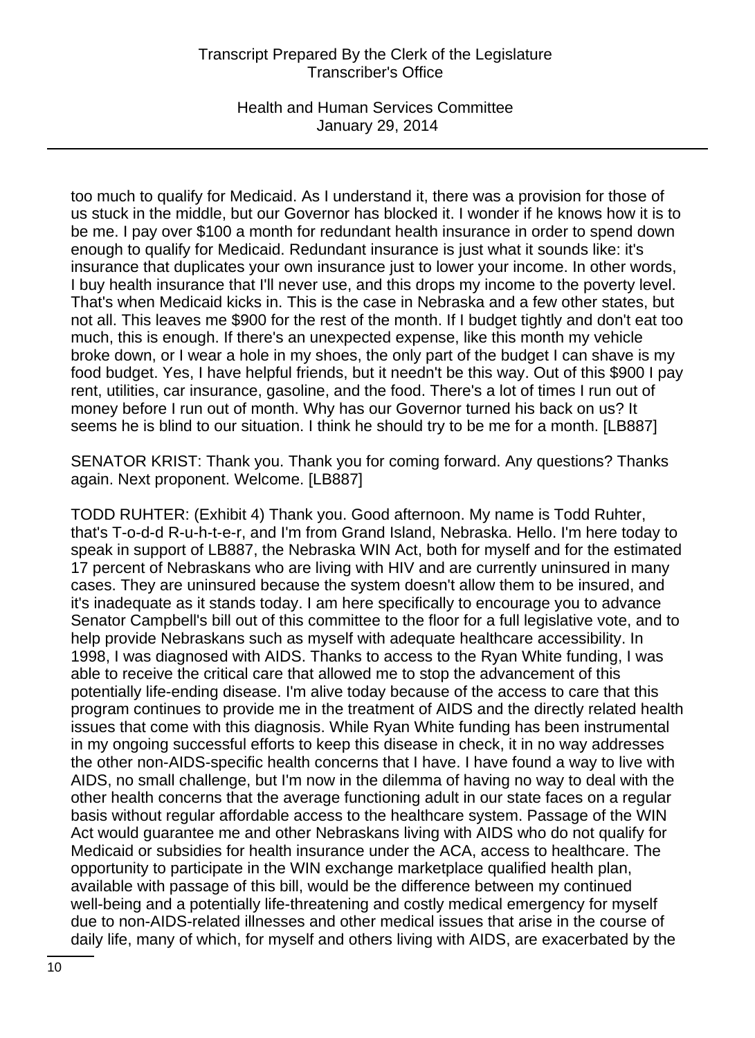too much to qualify for Medicaid. As I understand it, there was a provision for those of us stuck in the middle, but our Governor has blocked it. I wonder if he knows how it is to be me. I pay over $100 a month for redundant health insurance in order to spend down enough to qualify for Medicaid. Redundant insurance is just what it sounds like: it's insurance that duplicates your own insurance just to lower your income. In other words, I buy health insurance that I'll never use, and this drops my income to the poverty level. That's when Medicaid kicks in. This is the case in Nebraska and a few other states, but not all. This leaves me $900 for the rest of the month. If I budget tightly and don't eat too much, this is enough. If there's an unexpected expense, like this month my vehicle broke down, or I wear a hole in my shoes, the only part of the budget I can shave is my food budget. Yes, I have helpful friends, but it needn't be this way. Out of this $900 I pay rent, utilities, car insurance, gasoline, and the food. There's a lot of times I run out of money before I run out of month. Why has our Governor turned his back on us? It seems he is blind to our situation. I think he should try to be me for a month. [LB887]

SENATOR KRIST: Thank you. Thank you for coming forward. Any questions? Thanks again. Next proponent. Welcome. [LB887]

TODD RUHTER: (Exhibit 4) Thank you. Good afternoon. My name is Todd Ruhter, that's T-o-d-d R-u-h-t-e-r, and I'm from Grand Island, Nebraska. Hello. I'm here today to speak in support of LB887, the Nebraska WIN Act, both for myself and for the estimated 17 percent of Nebraskans who are living with HIV and are currently uninsured in many cases. They are uninsured because the system doesn't allow them to be insured, and it's inadequate as it stands today. I am here specifically to encourage you to advance Senator Campbell's bill out of this committee to the floor for a full legislative vote, and to help provide Nebraskans such as myself with adequate healthcare accessibility. In 1998, I was diagnosed with AIDS. Thanks to access to the Ryan White funding, I was able to receive the critical care that allowed me to stop the advancement of this potentially life-ending disease. I'm alive today because of the access to care that this program continues to provide me in the treatment of AIDS and the directly related health issues that come with this diagnosis. While Ryan White funding has been instrumental in my ongoing successful efforts to keep this disease in check, it in no way addresses the other non-AIDS-specific health concerns that I have. I have found a way to live with AIDS, no small challenge, but I'm now in the dilemma of having no way to deal with the other health concerns that the average functioning adult in our state faces on a regular basis without regular affordable access to the healthcare system. Passage of the WIN Act would guarantee me and other Nebraskans living with AIDS who do not qualify for Medicaid or subsidies for health insurance under the ACA, access to healthcare. The opportunity to participate in the WIN exchange marketplace qualified health plan, available with passage of this bill, would be the difference between my continued well-being and a potentially life-threatening and costly medical emergency for myself due to non-AIDS-related illnesses and other medical issues that arise in the course of daily life, many of which, for myself and others living with AIDS, are exacerbated by the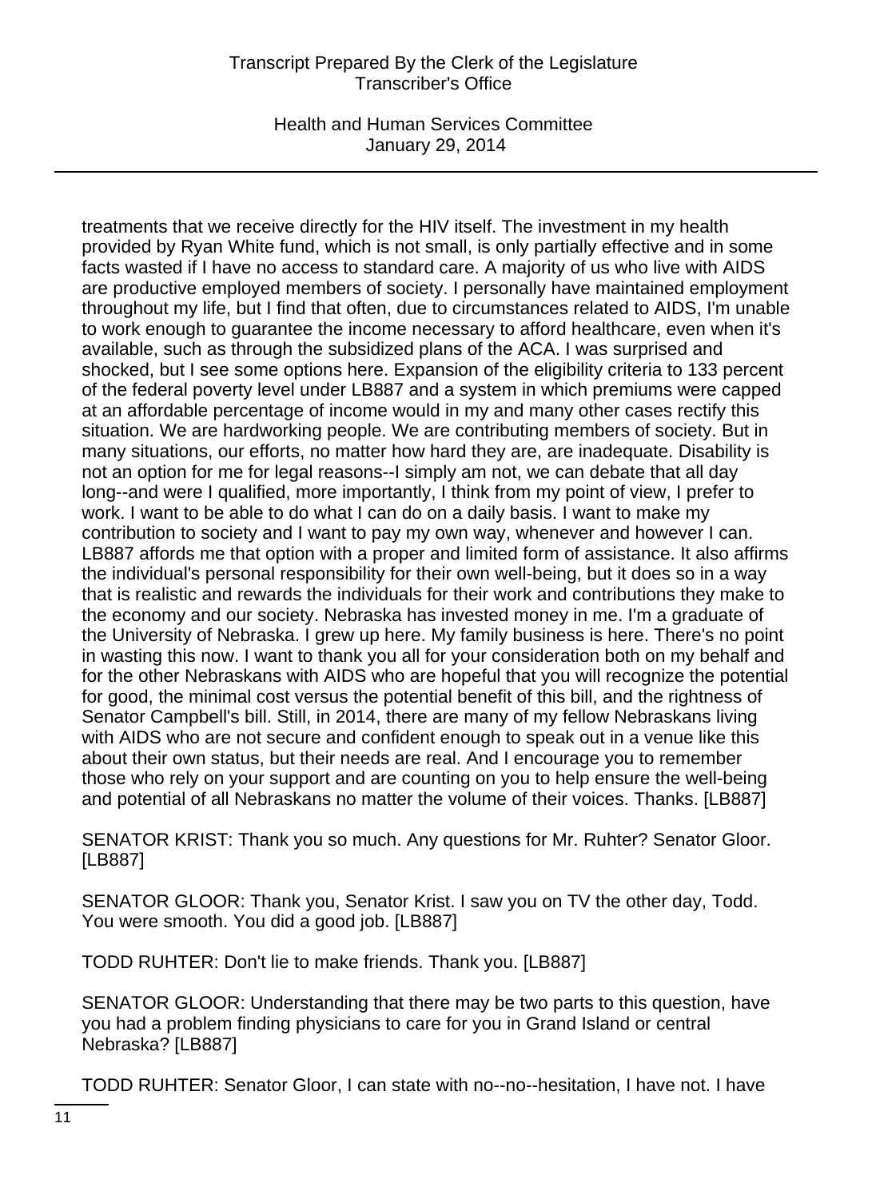treatments that we receive directly for the HIV itself. The investment in my health provided by Ryan White fund, which is not small, is only partially effective and in some facts wasted if I have no access to standard care. A majority of us who live with AIDS are productive employed members of society. I personally have maintained employment throughout my life, but I find that often, due to circumstances related to AIDS, I'm unable to work enough to guarantee the income necessary to afford healthcare, even when it's available, such as through the subsidized plans of the ACA. I was surprised and shocked, but I see some options here. Expansion of the eligibility criteria to 133 percent of the federal poverty level under LB887 and a system in which premiums were capped at an affordable percentage of income would in my and many other cases rectify this situation. We are hardworking people. We are contributing members of society. But in many situations, our efforts, no matter how hard they are, are inadequate. Disability is not an option for me for legal reasons--I simply am not, we can debate that all day long--and were I qualified, more importantly, I think from my point of view, I prefer to work. I want to be able to do what I can do on a daily basis. I want to make my contribution to society and I want to pay my own way, whenever and however I can. LB887 affords me that option with a proper and limited form of assistance. It also affirms the individual's personal responsibility for their own well-being, but it does so in a way that is realistic and rewards the individuals for their work and contributions they make to the economy and our society. Nebraska has invested money in me. I'm a graduate of the University of Nebraska. I grew up here. My family business is here. There's no point in wasting this now. I want to thank you all for your consideration both on my behalf and for the other Nebraskans with AIDS who are hopeful that you will recognize the potential for good, the minimal cost versus the potential benefit of this bill, and the rightness of Senator Campbell's bill. Still, in 2014, there are many of my fellow Nebraskans living with AIDS who are not secure and confident enough to speak out in a venue like this about their own status, but their needs are real. And I encourage you to remember those who rely on your support and are counting on you to help ensure the well-being and potential of all Nebraskans no matter the volume of their voices. Thanks. [LB887]

SENATOR KRIST: Thank you so much. Any questions for Mr. Ruhter? Senator Gloor. [LB887]

SENATOR GLOOR: Thank you, Senator Krist. I saw you on TV the other day, Todd. You were smooth. You did a good job. [LB887]

TODD RUHTER: Don't lie to make friends. Thank you. [LB887]

SENATOR GLOOR: Understanding that there may be two parts to this question, have you had a problem finding physicians to care for you in Grand Island or central Nebraska? [LB887]

TODD RUHTER: Senator Gloor, I can state with no--no--hesitation, I have not. I have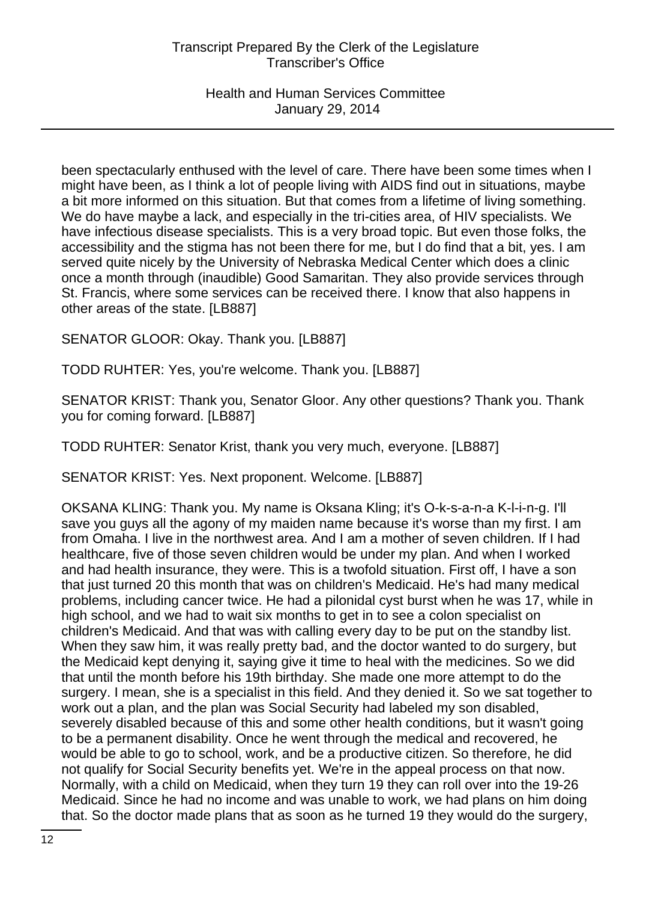been spectacularly enthused with the level of care. There have been some times when I might have been, as I think a lot of people living with AIDS find out in situations, maybe a bit more informed on this situation. But that comes from a lifetime of living something. We do have maybe a lack, and especially in the tri-cities area, of HIV specialists. We have infectious disease specialists. This is a very broad topic. But even those folks, the accessibility and the stigma has not been there for me, but I do find that a bit, yes. I am served quite nicely by the University of Nebraska Medical Center which does a clinic once a month through (inaudible) Good Samaritan. They also provide services through St. Francis, where some services can be received there. I know that also happens in other areas of the state. [LB887]

SENATOR GLOOR: Okay. Thank you. [LB887]

TODD RUHTER: Yes, you're welcome. Thank you. [LB887]

SENATOR KRIST: Thank you, Senator Gloor. Any other questions? Thank you. Thank you for coming forward. [LB887]

TODD RUHTER: Senator Krist, thank you very much, everyone. [LB887]

SENATOR KRIST: Yes. Next proponent. Welcome. [LB887]

OKSANA KLING: Thank you. My name is Oksana Kling; it's O-k-s-a-n-a K-l-i-n-g. I'll save you guys all the agony of my maiden name because it's worse than my first. I am from Omaha. I live in the northwest area. And I am a mother of seven children. If I had healthcare, five of those seven children would be under my plan. And when I worked and had health insurance, they were. This is a twofold situation. First off, I have a son that just turned 20 this month that was on children's Medicaid. He's had many medical problems, including cancer twice. He had a pilonidal cyst burst when he was 17, while in high school, and we had to wait six months to get in to see a colon specialist on children's Medicaid. And that was with calling every day to be put on the standby list. When they saw him, it was really pretty bad, and the doctor wanted to do surgery, but the Medicaid kept denying it, saying give it time to heal with the medicines. So we did that until the month before his 19th birthday. She made one more attempt to do the surgery. I mean, she is a specialist in this field. And they denied it. So we sat together to work out a plan, and the plan was Social Security had labeled my son disabled, severely disabled because of this and some other health conditions, but it wasn't going to be a permanent disability. Once he went through the medical and recovered, he would be able to go to school, work, and be a productive citizen. So therefore, he did not qualify for Social Security benefits yet. We're in the appeal process on that now. Normally, with a child on Medicaid, when they turn 19 they can roll over into the 19-26 Medicaid. Since he had no income and was unable to work, we had plans on him doing that. So the doctor made plans that as soon as he turned 19 they would do the surgery,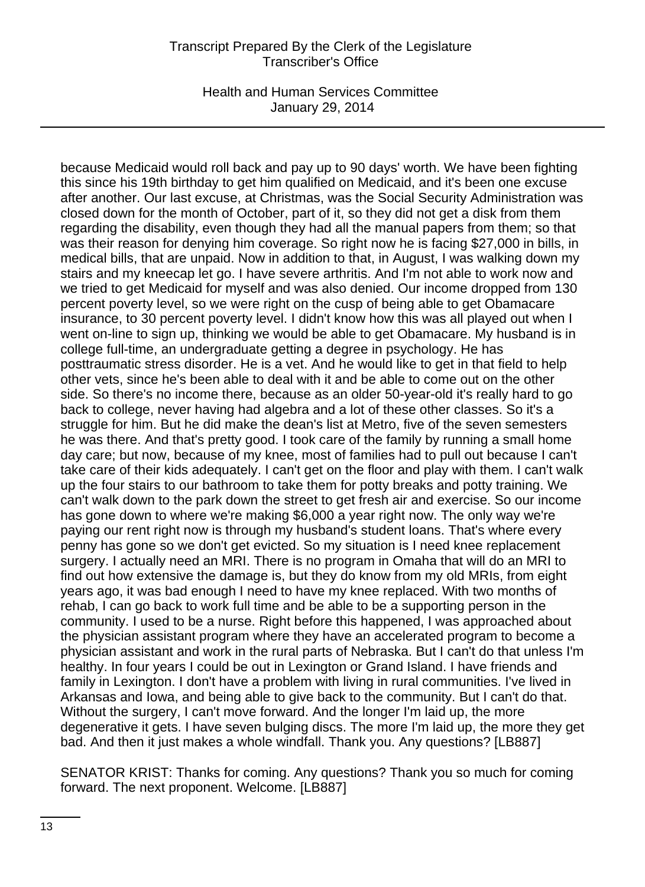because Medicaid would roll back and pay up to 90 days' worth. We have been fighting this since his 19th birthday to get him qualified on Medicaid, and it's been one excuse after another. Our last excuse, at Christmas, was the Social Security Administration was closed down for the month of October, part of it, so they did not get a disk from them regarding the disability, even though they had all the manual papers from them; so that was their reason for denying him coverage. So right now he is facing $27,000 in bills, in medical bills, that are unpaid. Now in addition to that, in August, I was walking down my stairs and my kneecap let go. I have severe arthritis. And I'm not able to work now and we tried to get Medicaid for myself and was also denied. Our income dropped from 130 percent poverty level, so we were right on the cusp of being able to get Obamacare insurance, to 30 percent poverty level. I didn't know how this was all played out when I went on-line to sign up, thinking we would be able to get Obamacare. My husband is in college full-time, an undergraduate getting a degree in psychology. He has posttraumatic stress disorder. He is a vet. And he would like to get in that field to help other vets, since he's been able to deal with it and be able to come out on the other side. So there's no income there, because as an older 50-year-old it's really hard to go back to college, never having had algebra and a lot of these other classes. So it's a struggle for him. But he did make the dean's list at Metro, five of the seven semesters he was there. And that's pretty good. I took care of the family by running a small home day care; but now, because of my knee, most of families had to pull out because I can't take care of their kids adequately. I can't get on the floor and play with them. I can't walk up the four stairs to our bathroom to take them for potty breaks and potty training. We can't walk down to the park down the street to get fresh air and exercise. So our income has gone down to where we're making $6,000 a year right now. The only way we're paying our rent right now is through my husband's student loans. That's where every penny has gone so we don't get evicted. So my situation is I need knee replacement surgery. I actually need an MRI. There is no program in Omaha that will do an MRI to find out how extensive the damage is, but they do know from my old MRIs, from eight years ago, it was bad enough I need to have my knee replaced. With two months of rehab, I can go back to work full time and be able to be a supporting person in the community. I used to be a nurse. Right before this happened, I was approached about the physician assistant program where they have an accelerated program to become a physician assistant and work in the rural parts of Nebraska. But I can't do that unless I'm healthy. In four years I could be out in Lexington or Grand Island. I have friends and family in Lexington. I don't have a problem with living in rural communities. I've lived in Arkansas and Iowa, and being able to give back to the community. But I can't do that. Without the surgery, I can't move forward. And the longer I'm laid up, the more degenerative it gets. I have seven bulging discs. The more I'm laid up, the more they get bad. And then it just makes a whole windfall. Thank you. Any questions? [LB887]

SENATOR KRIST: Thanks for coming. Any questions? Thank you so much for coming forward. The next proponent. Welcome. [LB887]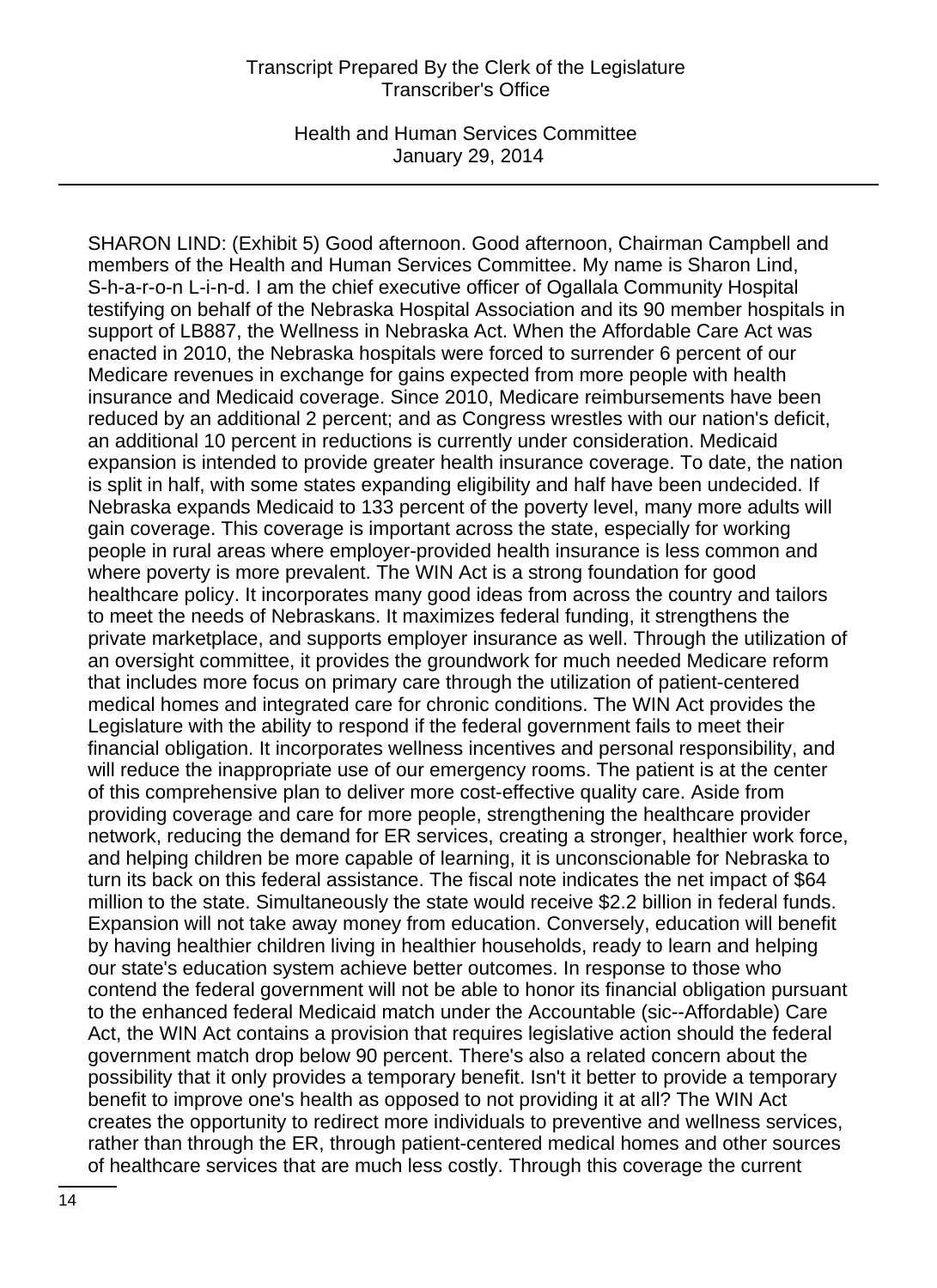SHARON LIND: (Exhibit 5) Good afternoon. Good afternoon, Chairman Campbell and members of the Health and Human Services Committee. My name is Sharon Lind, S-h-a-r-o-n L-i-n-d. I am the chief executive officer of Ogallala Community Hospital testifying on behalf of the Nebraska Hospital Association and its 90 member hospitals in support of LB887, the Wellness in Nebraska Act. When the Affordable Care Act was enacted in 2010, the Nebraska hospitals were forced to surrender 6 percent of our Medicare revenues in exchange for gains expected from more people with health insurance and Medicaid coverage. Since 2010, Medicare reimbursements have been reduced by an additional 2 percent; and as Congress wrestles with our nation's deficit, an additional 10 percent in reductions is currently under consideration. Medicaid expansion is intended to provide greater health insurance coverage. To date, the nation is split in half, with some states expanding eligibility and half have been undecided. If Nebraska expands Medicaid to 133 percent of the poverty level, many more adults will gain coverage. This coverage is important across the state, especially for working people in rural areas where employer-provided health insurance is less common and where poverty is more prevalent. The WIN Act is a strong foundation for good healthcare policy. It incorporates many good ideas from across the country and tailors to meet the needs of Nebraskans. It maximizes federal funding, it strengthens the private marketplace, and supports employer insurance as well. Through the utilization of an oversight committee, it provides the groundwork for much needed Medicare reform that includes more focus on primary care through the utilization of patient-centered medical homes and integrated care for chronic conditions. The WIN Act provides the Legislature with the ability to respond if the federal government fails to meet their financial obligation. It incorporates wellness incentives and personal responsibility, and will reduce the inappropriate use of our emergency rooms. The patient is at the center of this comprehensive plan to deliver more cost-effective quality care. Aside from providing coverage and care for more people, strengthening the healthcare provider network, reducing the demand for ER services, creating a stronger, healthier work force, and helping children be more capable of learning, it is unconscionable for Nebraska to turn its back on this federal assistance. The fiscal note indicates the net impact of $64 million to the state. Simultaneously the state would receive $2.2 billion in federal funds. Expansion will not take away money from education. Conversely, education will benefit by having healthier children living in healthier households, ready to learn and helping our state's education system achieve better outcomes. In response to those who contend the federal government will not be able to honor its financial obligation pursuant to the enhanced federal Medicaid match under the Accountable (sic--Affordable) Care Act, the WIN Act contains a provision that requires legislative action should the federal government match drop below 90 percent. There's also a related concern about the possibility that it only provides a temporary benefit. Isn't it better to provide a temporary benefit to improve one's health as opposed to not providing it at all? The WIN Act creates the opportunity to redirect more individuals to preventive and wellness services, rather than through the ER, through patient-centered medical homes and other sources of healthcare services that are much less costly. Through this coverage the current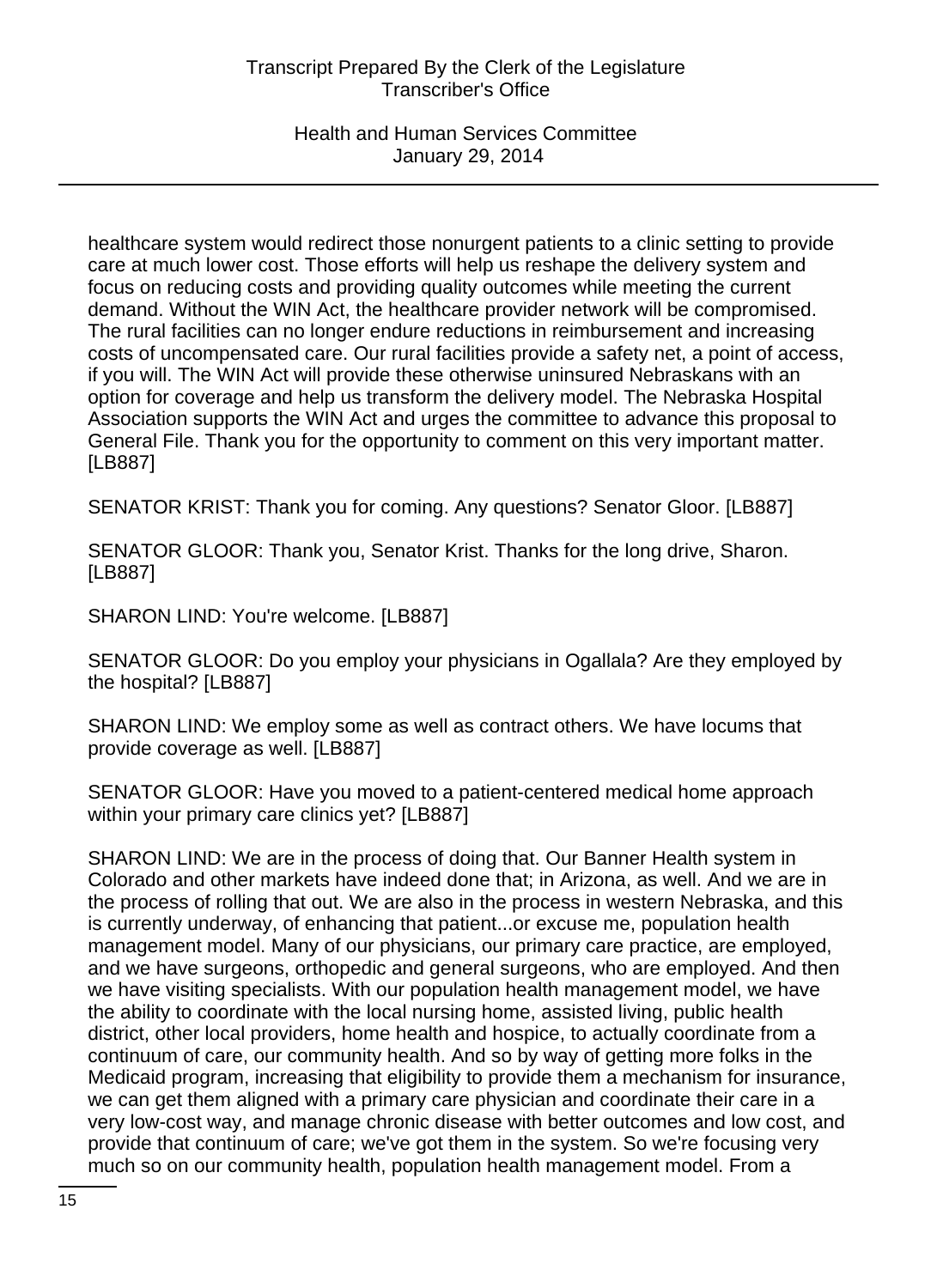healthcare system would redirect those nonurgent patients to a clinic setting to provide care at much lower cost. Those efforts will help us reshape the delivery system and focus on reducing costs and providing quality outcomes while meeting the current demand. Without the WIN Act, the healthcare provider network will be compromised. The rural facilities can no longer endure reductions in reimbursement and increasing costs of uncompensated care. Our rural facilities provide a safety net, a point of access, if you will. The WIN Act will provide these otherwise uninsured Nebraskans with an option for coverage and help us transform the delivery model. The Nebraska Hospital Association supports the WIN Act and urges the committee to advance this proposal to General File. Thank you for the opportunity to comment on this very important matter. [LB887]

SENATOR KRIST: Thank you for coming. Any questions? Senator Gloor. [LB887]

SENATOR GLOOR: Thank you, Senator Krist. Thanks for the long drive, Sharon. [LB887]

SHARON LIND: You're welcome. [LB887]

SENATOR GLOOR: Do you employ your physicians in Ogallala? Are they employed by the hospital? [LB887]

SHARON LIND: We employ some as well as contract others. We have locums that provide coverage as well. [LB887]

SENATOR GLOOR: Have you moved to a patient-centered medical home approach within your primary care clinics yet? [LB887]

SHARON LIND: We are in the process of doing that. Our Banner Health system in Colorado and other markets have indeed done that; in Arizona, as well. And we are in the process of rolling that out. We are also in the process in western Nebraska, and this is currently underway, of enhancing that patient...or excuse me, population health management model. Many of our physicians, our primary care practice, are employed, and we have surgeons, orthopedic and general surgeons, who are employed. And then we have visiting specialists. With our population health management model, we have the ability to coordinate with the local nursing home, assisted living, public health district, other local providers, home health and hospice, to actually coordinate from a continuum of care, our community health. And so by way of getting more folks in the Medicaid program, increasing that eligibility to provide them a mechanism for insurance, we can get them aligned with a primary care physician and coordinate their care in a very low-cost way, and manage chronic disease with better outcomes and low cost, and provide that continuum of care; we've got them in the system. So we're focusing very much so on our community health, population health management model. From a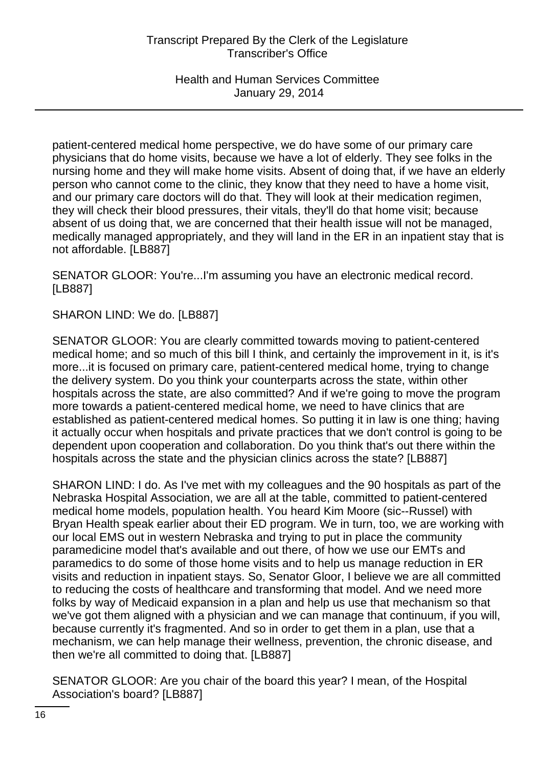patient-centered medical home perspective, we do have some of our primary care physicians that do home visits, because we have a lot of elderly. They see folks in the nursing home and they will make home visits. Absent of doing that, if we have an elderly person who cannot come to the clinic, they know that they need to have a home visit, and our primary care doctors will do that. They will look at their medication regimen, they will check their blood pressures, their vitals, they'll do that home visit; because absent of us doing that, we are concerned that their health issue will not be managed, medically managed appropriately, and they will land in the ER in an inpatient stay that is not affordable. [LB887]

SENATOR GLOOR: You're...I'm assuming you have an electronic medical record. [LB887]

SHARON LIND: We do. [LB887]

SENATOR GLOOR: You are clearly committed towards moving to patient-centered medical home; and so much of this bill I think, and certainly the improvement in it, is it's more...it is focused on primary care, patient-centered medical home, trying to change the delivery system. Do you think your counterparts across the state, within other hospitals across the state, are also committed? And if we're going to move the program more towards a patient-centered medical home, we need to have clinics that are established as patient-centered medical homes. So putting it in law is one thing; having it actually occur when hospitals and private practices that we don't control is going to be dependent upon cooperation and collaboration. Do you think that's out there within the hospitals across the state and the physician clinics across the state? [LB887]

SHARON LIND: I do. As I've met with my colleagues and the 90 hospitals as part of the Nebraska Hospital Association, we are all at the table, committed to patient-centered medical home models, population health. You heard Kim Moore (sic--Russel) with Bryan Health speak earlier about their ED program. We in turn, too, we are working with our local EMS out in western Nebraska and trying to put in place the community paramedicine model that's available and out there, of how we use our EMTs and paramedics to do some of those home visits and to help us manage reduction in ER visits and reduction in inpatient stays. So, Senator Gloor, I believe we are all committed to reducing the costs of healthcare and transforming that model. And we need more folks by way of Medicaid expansion in a plan and help us use that mechanism so that we've got them aligned with a physician and we can manage that continuum, if you will, because currently it's fragmented. And so in order to get them in a plan, use that a mechanism, we can help manage their wellness, prevention, the chronic disease, and then we're all committed to doing that. [LB887]

SENATOR GLOOR: Are you chair of the board this year? I mean, of the Hospital Association's board? [LB887]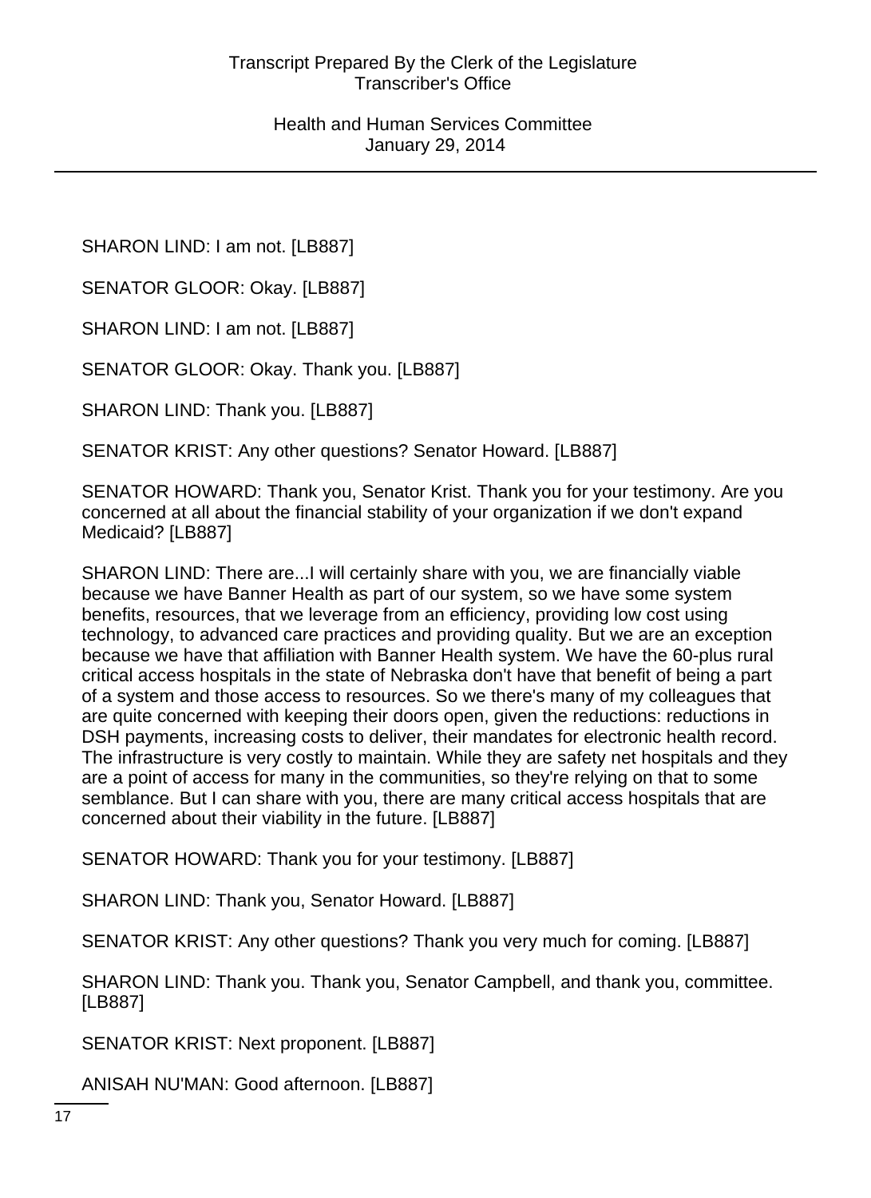SHARON LIND: I am not. [LB887]

SENATOR GLOOR: Okay. [LB887]

SHARON LIND: I am not. [LB887]

SENATOR GLOOR: Okay. Thank you. [LB887]

SHARON LIND: Thank you. [LB887]

SENATOR KRIST: Any other questions? Senator Howard. [LB887]

SENATOR HOWARD: Thank you, Senator Krist. Thank you for your testimony. Are you concerned at all about the financial stability of your organization if we don't expand Medicaid? [LB887]

SHARON LIND: There are...I will certainly share with you, we are financially viable because we have Banner Health as part of our system, so we have some system benefits, resources, that we leverage from an efficiency, providing low cost using technology, to advanced care practices and providing quality. But we are an exception because we have that affiliation with Banner Health system. We have the 60-plus rural critical access hospitals in the state of Nebraska don't have that benefit of being a part of a system and those access to resources. So we there's many of my colleagues that are quite concerned with keeping their doors open, given the reductions: reductions in DSH payments, increasing costs to deliver, their mandates for electronic health record. The infrastructure is very costly to maintain. While they are safety net hospitals and they are a point of access for many in the communities, so they're relying on that to some semblance. But I can share with you, there are many critical access hospitals that are concerned about their viability in the future. [LB887]

SENATOR HOWARD: Thank you for your testimony. [LB887]

SHARON LIND: Thank you, Senator Howard. [LB887]

SENATOR KRIST: Any other questions? Thank you very much for coming. [LB887]

SHARON LIND: Thank you. Thank you, Senator Campbell, and thank you, committee. [LB887]

SENATOR KRIST: Next proponent. [LB887]

ANISAH NU'MAN: Good afternoon. [LB887]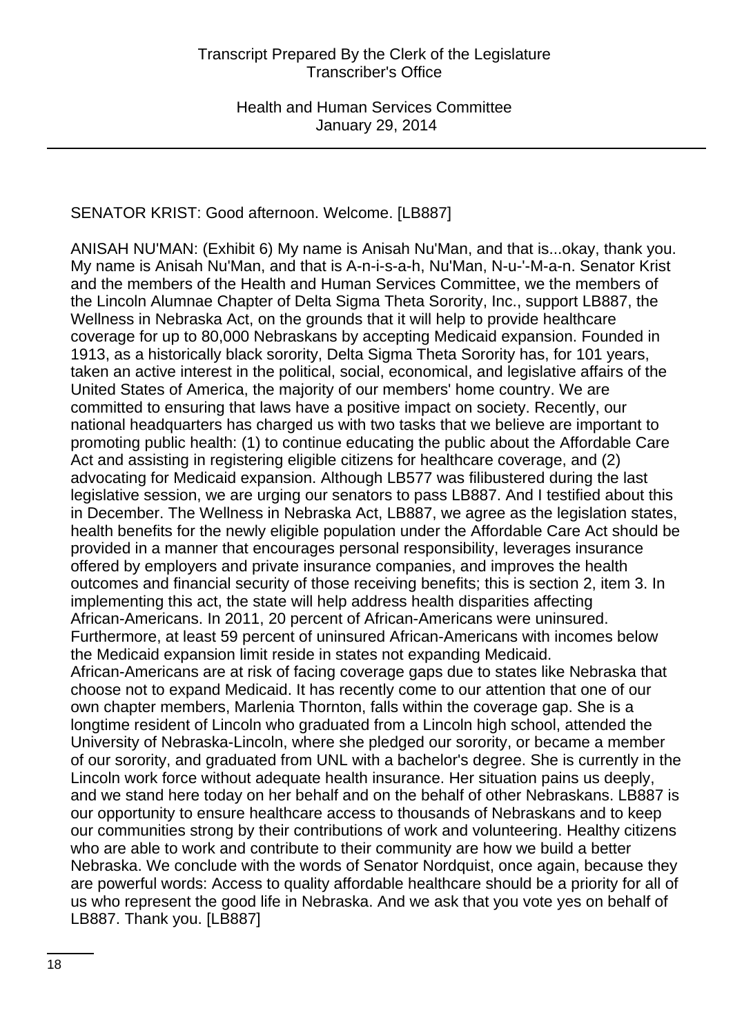SENATOR KRIST: Good afternoon. Welcome. [LB887]

ANISAH NU'MAN: (Exhibit 6) My name is Anisah Nu'Man, and that is...okay, thank you. My name is Anisah Nu'Man, and that is A-n-i-s-a-h, Nu'Man, N-u-'-M-a-n. Senator Krist and the members of the Health and Human Services Committee, we the members of the Lincoln Alumnae Chapter of Delta Sigma Theta Sorority, Inc., support LB887, the Wellness in Nebraska Act, on the grounds that it will help to provide healthcare coverage for up to 80,000 Nebraskans by accepting Medicaid expansion. Founded in 1913, as a historically black sorority, Delta Sigma Theta Sorority has, for 101 years, taken an active interest in the political, social, economical, and legislative affairs of the United States of America, the majority of our members' home country. We are committed to ensuring that laws have a positive impact on society. Recently, our national headquarters has charged us with two tasks that we believe are important to promoting public health: (1) to continue educating the public about the Affordable Care Act and assisting in registering eligible citizens for healthcare coverage, and (2) advocating for Medicaid expansion. Although LB577 was filibustered during the last legislative session, we are urging our senators to pass LB887. And I testified about this in December. The Wellness in Nebraska Act, LB887, we agree as the legislation states, health benefits for the newly eligible population under the Affordable Care Act should be provided in a manner that encourages personal responsibility, leverages insurance offered by employers and private insurance companies, and improves the health outcomes and financial security of those receiving benefits; this is section 2, item 3. In implementing this act, the state will help address health disparities affecting African-Americans. In 2011, 20 percent of African-Americans were uninsured. Furthermore, at least 59 percent of uninsured African-Americans with incomes below the Medicaid expansion limit reside in states not expanding Medicaid. African-Americans are at risk of facing coverage gaps due to states like Nebraska that choose not to expand Medicaid. It has recently come to our attention that one of our own chapter members, Marlenia Thornton, falls within the coverage gap. She is a longtime resident of Lincoln who graduated from a Lincoln high school, attended the University of Nebraska-Lincoln, where she pledged our sorority, or became a member of our sorority, and graduated from UNL with a bachelor's degree. She is currently in the Lincoln work force without adequate health insurance. Her situation pains us deeply, and we stand here today on her behalf and on the behalf of other Nebraskans. LB887 is our opportunity to ensure healthcare access to thousands of Nebraskans and to keep our communities strong by their contributions of work and volunteering. Healthy citizens who are able to work and contribute to their community are how we build a better Nebraska. We conclude with the words of Senator Nordquist, once again, because they are powerful words: Access to quality affordable healthcare should be a priority for all of us who represent the good life in Nebraska. And we ask that you vote yes on behalf of LB887. Thank you. [LB887]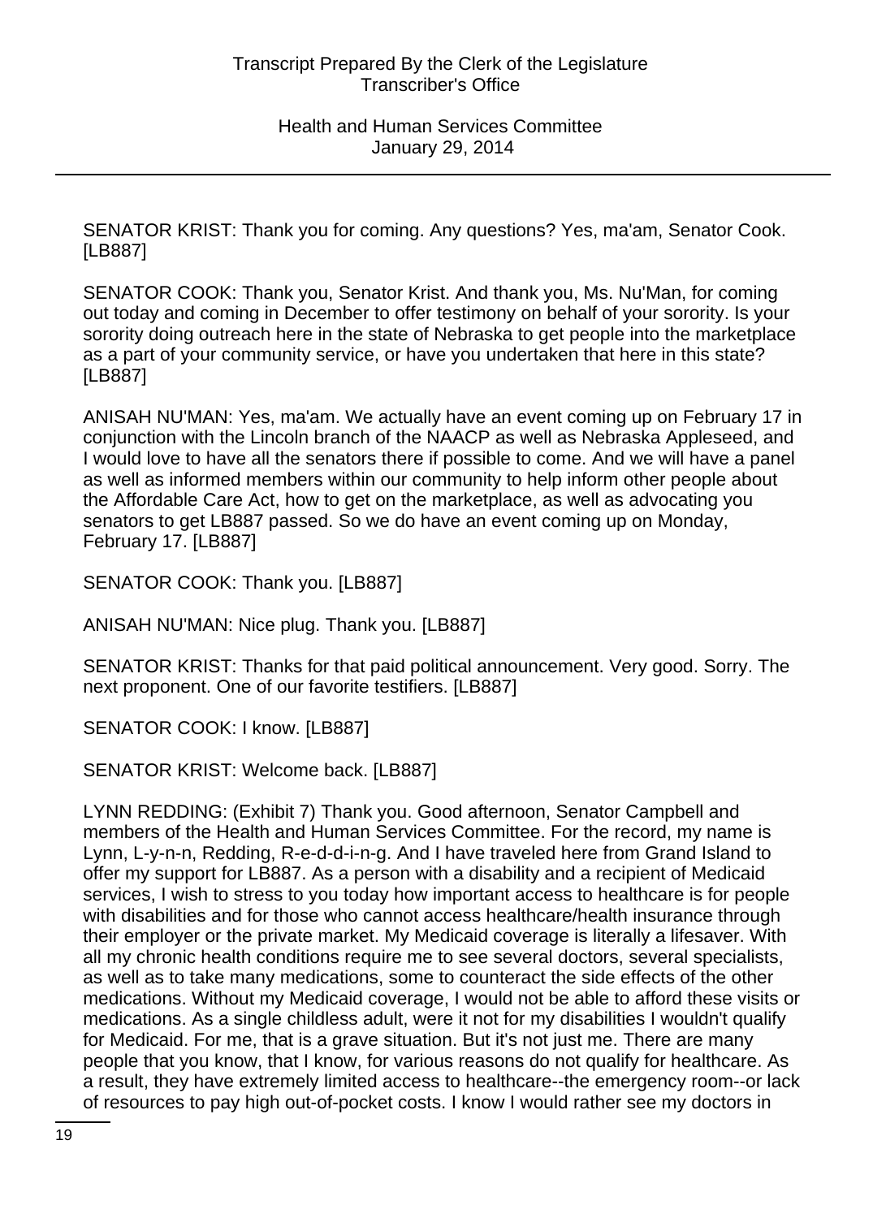SENATOR KRIST: Thank you for coming. Any questions? Yes, ma'am, Senator Cook. [LB887]

SENATOR COOK: Thank you, Senator Krist. And thank you, Ms. Nu'Man, for coming out today and coming in December to offer testimony on behalf of your sorority. Is your sorority doing outreach here in the state of Nebraska to get people into the marketplace as a part of your community service, or have you undertaken that here in this state? [LB887]

ANISAH NU'MAN: Yes, ma'am. We actually have an event coming up on February 17 in conjunction with the Lincoln branch of the NAACP as well as Nebraska Appleseed, and I would love to have all the senators there if possible to come. And we will have a panel as well as informed members within our community to help inform other people about the Affordable Care Act, how to get on the marketplace, as well as advocating you senators to get LB887 passed. So we do have an event coming up on Monday, February 17. [LB887]

SENATOR COOK: Thank you. [LB887]

ANISAH NU'MAN: Nice plug. Thank you. [LB887]

SENATOR KRIST: Thanks for that paid political announcement. Very good. Sorry. The next proponent. One of our favorite testifiers. [LB887]

SENATOR COOK: I know. [LB887]

SENATOR KRIST: Welcome back. [LB887]

LYNN REDDING: (Exhibit 7) Thank you. Good afternoon, Senator Campbell and members of the Health and Human Services Committee. For the record, my name is Lynn, L-y-n-n, Redding, R-e-d-d-i-n-g. And I have traveled here from Grand Island to offer my support for LB887. As a person with a disability and a recipient of Medicaid services, I wish to stress to you today how important access to healthcare is for people with disabilities and for those who cannot access healthcare/health insurance through their employer or the private market. My Medicaid coverage is literally a lifesaver. With all my chronic health conditions require me to see several doctors, several specialists, as well as to take many medications, some to counteract the side effects of the other medications. Without my Medicaid coverage, I would not be able to afford these visits or medications. As a single childless adult, were it not for my disabilities I wouldn't qualify for Medicaid. For me, that is a grave situation. But it's not just me. There are many people that you know, that I know, for various reasons do not qualify for healthcare. As a result, they have extremely limited access to healthcare--the emergency room--or lack of resources to pay high out-of-pocket costs. I know I would rather see my doctors in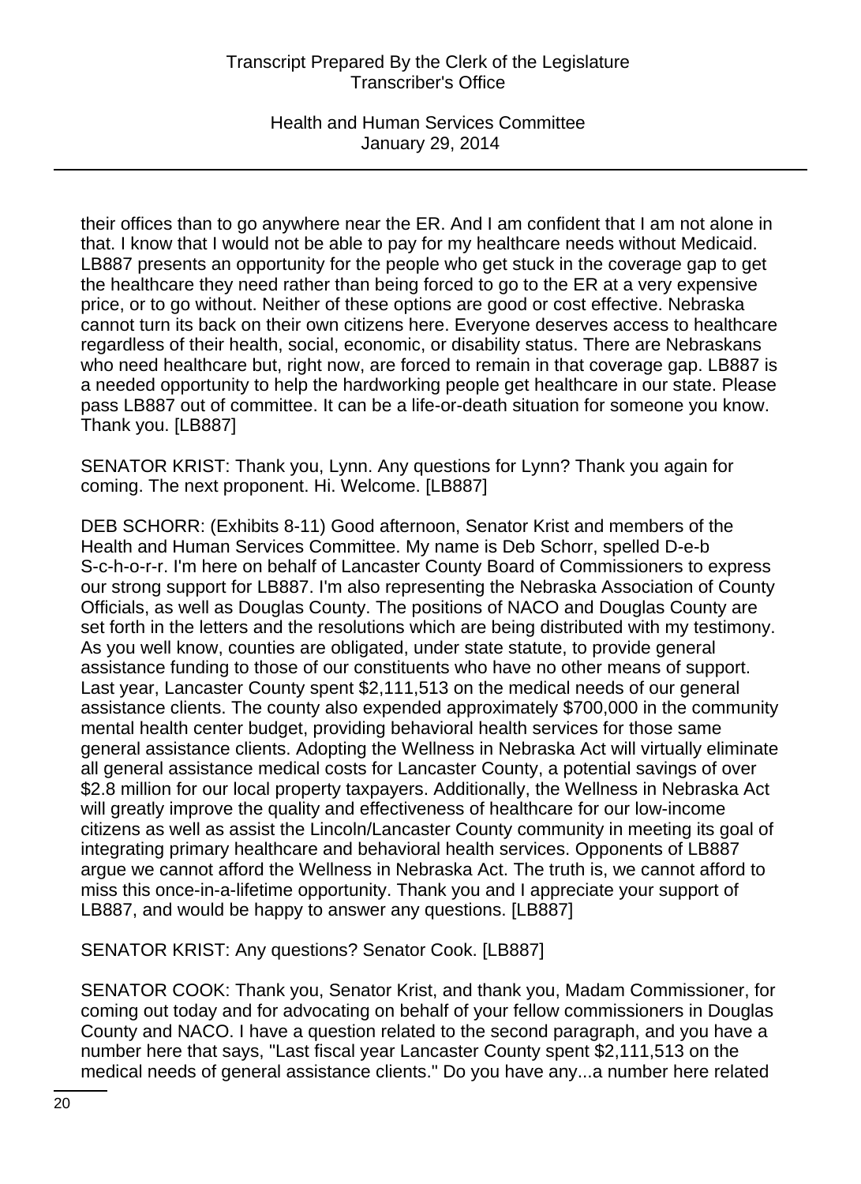their offices than to go anywhere near the ER. And I am confident that I am not alone in that. I know that I would not be able to pay for my healthcare needs without Medicaid. LB887 presents an opportunity for the people who get stuck in the coverage gap to get the healthcare they need rather than being forced to go to the ER at a very expensive price, or to go without. Neither of these options are good or cost effective. Nebraska cannot turn its back on their own citizens here. Everyone deserves access to healthcare regardless of their health, social, economic, or disability status. There are Nebraskans who need healthcare but, right now, are forced to remain in that coverage gap. LB887 is a needed opportunity to help the hardworking people get healthcare in our state. Please pass LB887 out of committee. It can be a life-or-death situation for someone you know. Thank you. [LB887]

SENATOR KRIST: Thank you, Lynn. Any questions for Lynn? Thank you again for coming. The next proponent. Hi. Welcome. [LB887]

DEB SCHORR: (Exhibits 8-11) Good afternoon, Senator Krist and members of the Health and Human Services Committee. My name is Deb Schorr, spelled D-e-b S-c-h-o-r-r. I'm here on behalf of Lancaster County Board of Commissioners to express our strong support for LB887. I'm also representing the Nebraska Association of County Officials, as well as Douglas County. The positions of NACO and Douglas County are set forth in the letters and the resolutions which are being distributed with my testimony. As you well know, counties are obligated, under state statute, to provide general assistance funding to those of our constituents who have no other means of support. Last year, Lancaster County spent $2,111,513 on the medical needs of our general assistance clients. The county also expended approximately $700,000 in the community mental health center budget, providing behavioral health services for those same general assistance clients. Adopting the Wellness in Nebraska Act will virtually eliminate all general assistance medical costs for Lancaster County, a potential savings of over $2.8 million for our local property taxpayers. Additionally, the Wellness in Nebraska Act will greatly improve the quality and effectiveness of healthcare for our low-income citizens as well as assist the Lincoln/Lancaster County community in meeting its goal of integrating primary healthcare and behavioral health services. Opponents of LB887 argue we cannot afford the Wellness in Nebraska Act. The truth is, we cannot afford to miss this once-in-a-lifetime opportunity. Thank you and I appreciate your support of LB887, and would be happy to answer any questions. [LB887]

SENATOR KRIST: Any questions? Senator Cook. [LB887]

SENATOR COOK: Thank you, Senator Krist, and thank you, Madam Commissioner, for coming out today and for advocating on behalf of your fellow commissioners in Douglas County and NACO. I have a question related to the second paragraph, and you have a number here that says, "Last fiscal year Lancaster County spent $2,111,513 on the medical needs of general assistance clients." Do you have any...a number here related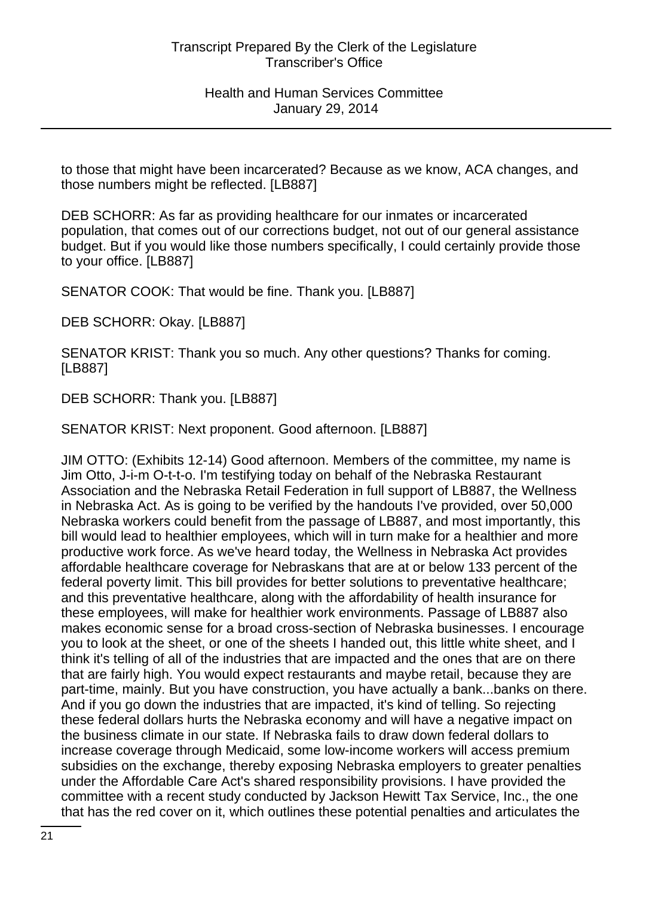to those that might have been incarcerated? Because as we know, ACA changes, and those numbers might be reflected. [LB887]

DEB SCHORR: As far as providing healthcare for our inmates or incarcerated population, that comes out of our corrections budget, not out of our general assistance budget. But if you would like those numbers specifically, I could certainly provide those to your office. [LB887]

SENATOR COOK: That would be fine. Thank you. [LB887]

DEB SCHORR: Okay. [LB887]

SENATOR KRIST: Thank you so much. Any other questions? Thanks for coming. [LB887]

DEB SCHORR: Thank you. [LB887]

SENATOR KRIST: Next proponent. Good afternoon. [LB887]

JIM OTTO: (Exhibits 12-14) Good afternoon. Members of the committee, my name is Jim Otto, J-i-m O-t-t-o. I'm testifying today on behalf of the Nebraska Restaurant Association and the Nebraska Retail Federation in full support of LB887, the Wellness in Nebraska Act. As is going to be verified by the handouts I've provided, over 50,000 Nebraska workers could benefit from the passage of LB887, and most importantly, this bill would lead to healthier employees, which will in turn make for a healthier and more productive work force. As we've heard today, the Wellness in Nebraska Act provides affordable healthcare coverage for Nebraskans that are at or below 133 percent of the federal poverty limit. This bill provides for better solutions to preventative healthcare; and this preventative healthcare, along with the affordability of health insurance for these employees, will make for healthier work environments. Passage of LB887 also makes economic sense for a broad cross-section of Nebraska businesses. I encourage you to look at the sheet, or one of the sheets I handed out, this little white sheet, and I think it's telling of all of the industries that are impacted and the ones that are on there that are fairly high. You would expect restaurants and maybe retail, because they are part-time, mainly. But you have construction, you have actually a bank...banks on there. And if you go down the industries that are impacted, it's kind of telling. So rejecting these federal dollars hurts the Nebraska economy and will have a negative impact on the business climate in our state. If Nebraska fails to draw down federal dollars to increase coverage through Medicaid, some low-income workers will access premium subsidies on the exchange, thereby exposing Nebraska employers to greater penalties under the Affordable Care Act's shared responsibility provisions. I have provided the committee with a recent study conducted by Jackson Hewitt Tax Service, Inc., the one that has the red cover on it, which outlines these potential penalties and articulates the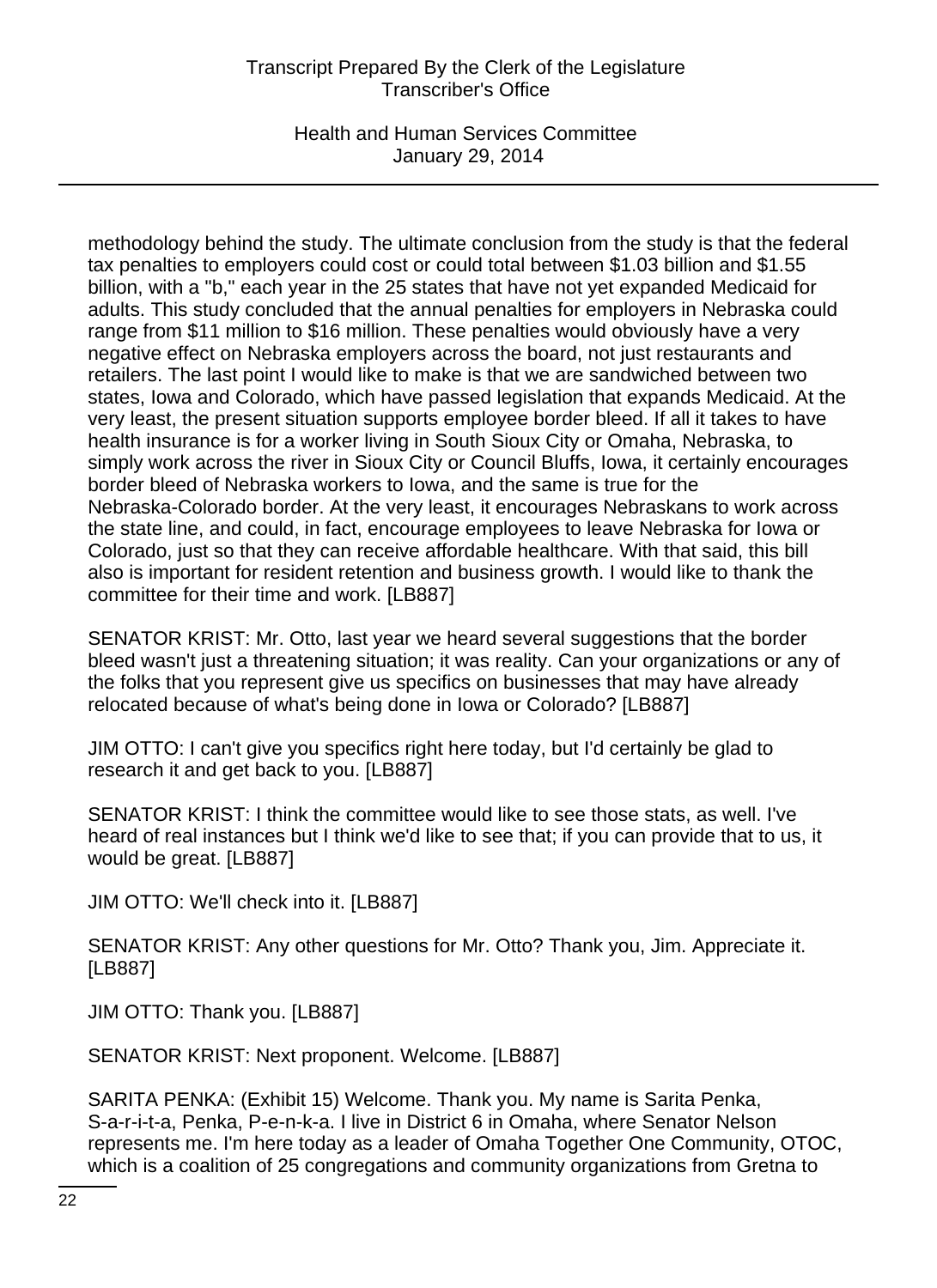methodology behind the study. The ultimate conclusion from the study is that the federal tax penalties to employers could cost or could total between $1.03 billion and $1.55 billion, with a "b," each year in the 25 states that have not yet expanded Medicaid for adults. This study concluded that the annual penalties for employers in Nebraska could range from $11 million to $16 million. These penalties would obviously have a very negative effect on Nebraska employers across the board, not just restaurants and retailers. The last point I would like to make is that we are sandwiched between two states, Iowa and Colorado, which have passed legislation that expands Medicaid. At the very least, the present situation supports employee border bleed. If all it takes to have health insurance is for a worker living in South Sioux City or Omaha, Nebraska, to simply work across the river in Sioux City or Council Bluffs, Iowa, it certainly encourages border bleed of Nebraska workers to Iowa, and the same is true for the Nebraska-Colorado border. At the very least, it encourages Nebraskans to work across the state line, and could, in fact, encourage employees to leave Nebraska for Iowa or Colorado, just so that they can receive affordable healthcare. With that said, this bill also is important for resident retention and business growth. I would like to thank the committee for their time and work. [LB887]

SENATOR KRIST: Mr. Otto, last year we heard several suggestions that the border bleed wasn't just a threatening situation; it was reality. Can your organizations or any of the folks that you represent give us specifics on businesses that may have already relocated because of what's being done in Iowa or Colorado? [LB887]

JIM OTTO: I can't give you specifics right here today, but I'd certainly be glad to research it and get back to you. [LB887]

SENATOR KRIST: I think the committee would like to see those stats, as well. I've heard of real instances but I think we'd like to see that; if you can provide that to us, it would be great. [LB887]

JIM OTTO: We'll check into it. [LB887]

SENATOR KRIST: Any other questions for Mr. Otto? Thank you, Jim. Appreciate it. [LB887]

JIM OTTO: Thank you. [LB887]

SENATOR KRIST: Next proponent. Welcome. [LB887]

SARITA PENKA: (Exhibit 15) Welcome. Thank you. My name is Sarita Penka, S-a-r-i-t-a, Penka, P-e-n-k-a. I live in District 6 in Omaha, where Senator Nelson represents me. I'm here today as a leader of Omaha Together One Community, OTOC, which is a coalition of 25 congregations and community organizations from Gretna to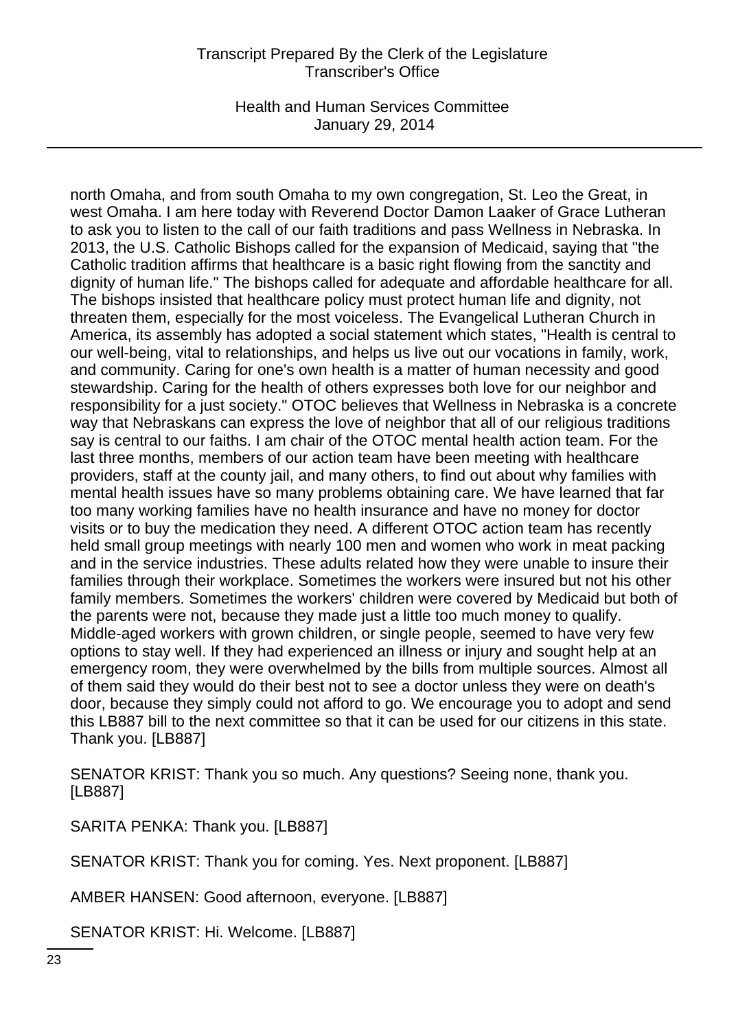north Omaha, and from south Omaha to my own congregation, St. Leo the Great, in west Omaha. I am here today with Reverend Doctor Damon Laaker of Grace Lutheran to ask you to listen to the call of our faith traditions and pass Wellness in Nebraska. In 2013, the U.S. Catholic Bishops called for the expansion of Medicaid, saying that "the Catholic tradition affirms that healthcare is a basic right flowing from the sanctity and dignity of human life." The bishops called for adequate and affordable healthcare for all. The bishops insisted that healthcare policy must protect human life and dignity, not threaten them, especially for the most voiceless. The Evangelical Lutheran Church in America, its assembly has adopted a social statement which states, "Health is central to our well-being, vital to relationships, and helps us live out our vocations in family, work, and community. Caring for one's own health is a matter of human necessity and good stewardship. Caring for the health of others expresses both love for our neighbor and responsibility for a just society." OTOC believes that Wellness in Nebraska is a concrete way that Nebraskans can express the love of neighbor that all of our religious traditions say is central to our faiths. I am chair of the OTOC mental health action team. For the last three months, members of our action team have been meeting with healthcare providers, staff at the county jail, and many others, to find out about why families with mental health issues have so many problems obtaining care. We have learned that far too many working families have no health insurance and have no money for doctor visits or to buy the medication they need. A different OTOC action team has recently held small group meetings with nearly 100 men and women who work in meat packing and in the service industries. These adults related how they were unable to insure their families through their workplace. Sometimes the workers were insured but not his other family members. Sometimes the workers' children were covered by Medicaid but both of the parents were not, because they made just a little too much money to qualify. Middle-aged workers with grown children, or single people, seemed to have very few options to stay well. If they had experienced an illness or injury and sought help at an emergency room, they were overwhelmed by the bills from multiple sources. Almost all of them said they would do their best not to see a doctor unless they were on death's door, because they simply could not afford to go. We encourage you to adopt and send this LB887 bill to the next committee so that it can be used for our citizens in this state. Thank you. [LB887]

SENATOR KRIST: Thank you so much. Any questions? Seeing none, thank you. [LB887]

SARITA PENKA: Thank you. [LB887]

SENATOR KRIST: Thank you for coming. Yes. Next proponent. [LB887]

AMBER HANSEN: Good afternoon, everyone. [LB887]

SENATOR KRIST: Hi. Welcome. [LB887]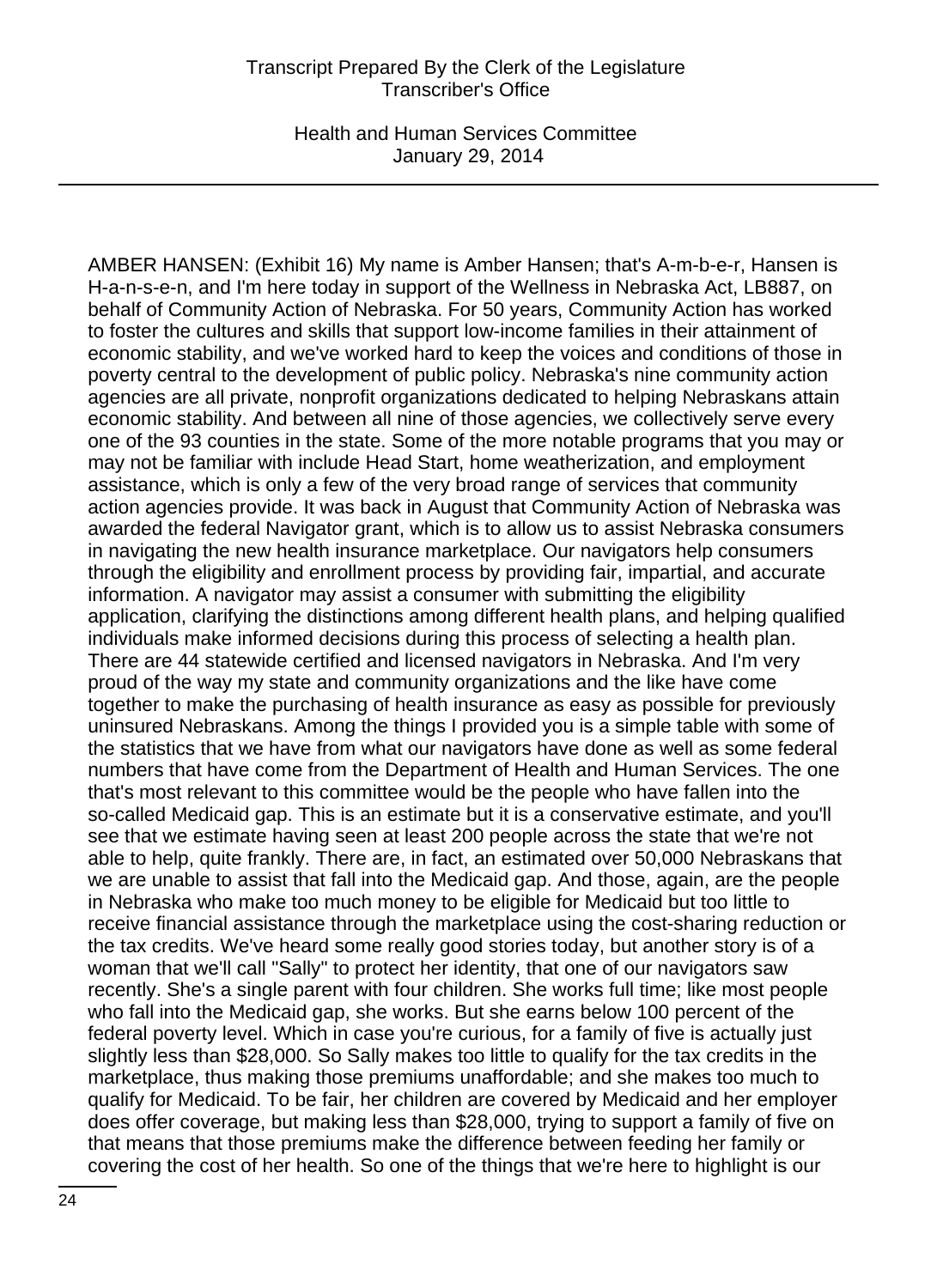AMBER HANSEN: (Exhibit 16) My name is Amber Hansen; that's A-m-b-e-r, Hansen is H-a-n-s-e-n, and I'm here today in support of the Wellness in Nebraska Act, LB887, on behalf of Community Action of Nebraska. For 50 years, Community Action has worked to foster the cultures and skills that support low-income families in their attainment of economic stability, and we've worked hard to keep the voices and conditions of those in poverty central to the development of public policy. Nebraska's nine community action agencies are all private, nonprofit organizations dedicated to helping Nebraskans attain economic stability. And between all nine of those agencies, we collectively serve every one of the 93 counties in the state. Some of the more notable programs that you may or may not be familiar with include Head Start, home weatherization, and employment assistance, which is only a few of the very broad range of services that community action agencies provide. It was back in August that Community Action of Nebraska was awarded the federal Navigator grant, which is to allow us to assist Nebraska consumers in navigating the new health insurance marketplace. Our navigators help consumers through the eligibility and enrollment process by providing fair, impartial, and accurate information. A navigator may assist a consumer with submitting the eligibility application, clarifying the distinctions among different health plans, and helping qualified individuals make informed decisions during this process of selecting a health plan. There are 44 statewide certified and licensed navigators in Nebraska. And I'm very proud of the way my state and community organizations and the like have come together to make the purchasing of health insurance as easy as possible for previously uninsured Nebraskans. Among the things I provided you is a simple table with some of the statistics that we have from what our navigators have done as well as some federal numbers that have come from the Department of Health and Human Services. The one that's most relevant to this committee would be the people who have fallen into the so-called Medicaid gap. This is an estimate but it is a conservative estimate, and you'll see that we estimate having seen at least 200 people across the state that we're not able to help, quite frankly. There are, in fact, an estimated over 50,000 Nebraskans that we are unable to assist that fall into the Medicaid gap. And those, again, are the people in Nebraska who make too much money to be eligible for Medicaid but too little to receive financial assistance through the marketplace using the cost-sharing reduction or the tax credits. We've heard some really good stories today, but another story is of a woman that we'll call "Sally" to protect her identity, that one of our navigators saw recently. She's a single parent with four children. She works full time; like most people who fall into the Medicaid gap, she works. But she earns below 100 percent of the federal poverty level. Which in case you're curious, for a family of five is actually just slightly less than $28,000. So Sally makes too little to qualify for the tax credits in the marketplace, thus making those premiums unaffordable; and she makes too much to qualify for Medicaid. To be fair, her children are covered by Medicaid and her employer does offer coverage, but making less than $28,000, trying to support a family of five on that means that those premiums make the difference between feeding her family or covering the cost of her health. So one of the things that we're here to highlight is our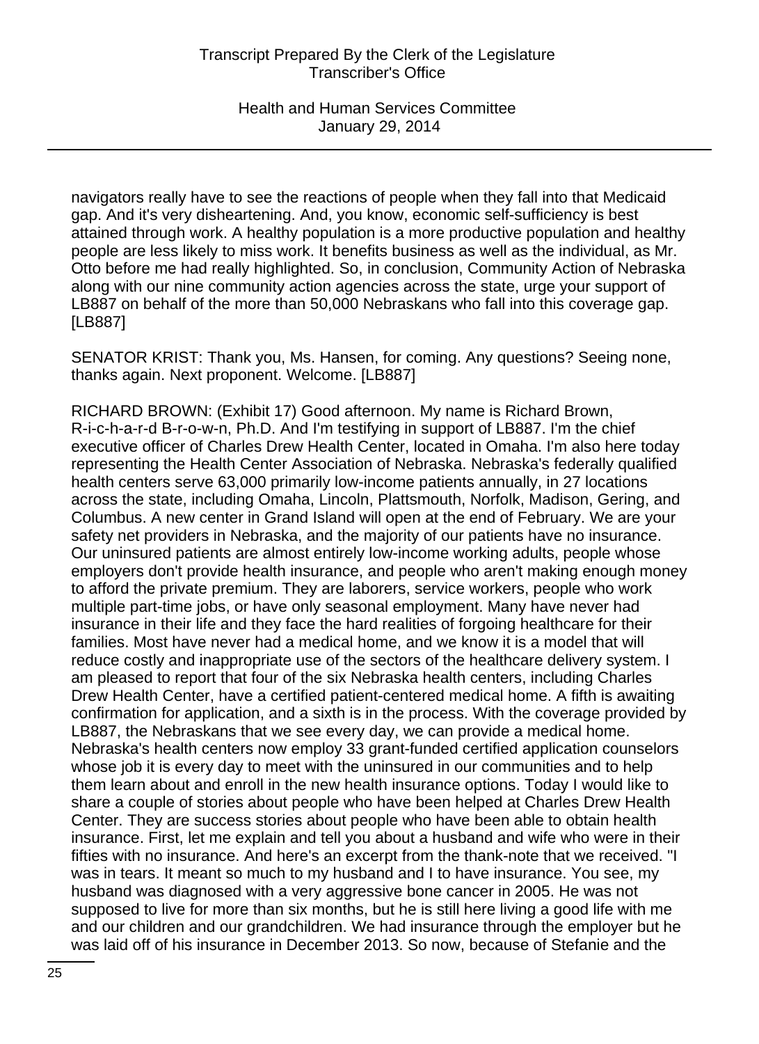navigators really have to see the reactions of people when they fall into that Medicaid gap. And it's very disheartening. And, you know, economic self-sufficiency is best attained through work. A healthy population is a more productive population and healthy people are less likely to miss work. It benefits business as well as the individual, as Mr. Otto before me had really highlighted. So, in conclusion, Community Action of Nebraska along with our nine community action agencies across the state, urge your support of LB887 on behalf of the more than 50,000 Nebraskans who fall into this coverage gap. [LB887]

SENATOR KRIST: Thank you, Ms. Hansen, for coming. Any questions? Seeing none, thanks again. Next proponent. Welcome. [LB887]

RICHARD BROWN: (Exhibit 17) Good afternoon. My name is Richard Brown, R-i-c-h-a-r-d B-r-o-w-n, Ph.D. And I'm testifying in support of LB887. I'm the chief executive officer of Charles Drew Health Center, located in Omaha. I'm also here today representing the Health Center Association of Nebraska. Nebraska's federally qualified health centers serve 63,000 primarily low-income patients annually, in 27 locations across the state, including Omaha, Lincoln, Plattsmouth, Norfolk, Madison, Gering, and Columbus. A new center in Grand Island will open at the end of February. We are your safety net providers in Nebraska, and the majority of our patients have no insurance. Our uninsured patients are almost entirely low-income working adults, people whose employers don't provide health insurance, and people who aren't making enough money to afford the private premium. They are laborers, service workers, people who work multiple part-time jobs, or have only seasonal employment. Many have never had insurance in their life and they face the hard realities of forgoing healthcare for their families. Most have never had a medical home, and we know it is a model that will reduce costly and inappropriate use of the sectors of the healthcare delivery system. I am pleased to report that four of the six Nebraska health centers, including Charles Drew Health Center, have a certified patient-centered medical home. A fifth is awaiting confirmation for application, and a sixth is in the process. With the coverage provided by LB887, the Nebraskans that we see every day, we can provide a medical home. Nebraska's health centers now employ 33 grant-funded certified application counselors whose job it is every day to meet with the uninsured in our communities and to help them learn about and enroll in the new health insurance options. Today I would like to share a couple of stories about people who have been helped at Charles Drew Health Center. They are success stories about people who have been able to obtain health insurance. First, let me explain and tell you about a husband and wife who were in their fifties with no insurance. And here's an excerpt from the thank-note that we received. "I was in tears. It meant so much to my husband and I to have insurance. You see, my husband was diagnosed with a very aggressive bone cancer in 2005. He was not supposed to live for more than six months, but he is still here living a good life with me and our children and our grandchildren. We had insurance through the employer but he was laid off of his insurance in December 2013. So now, because of Stefanie and the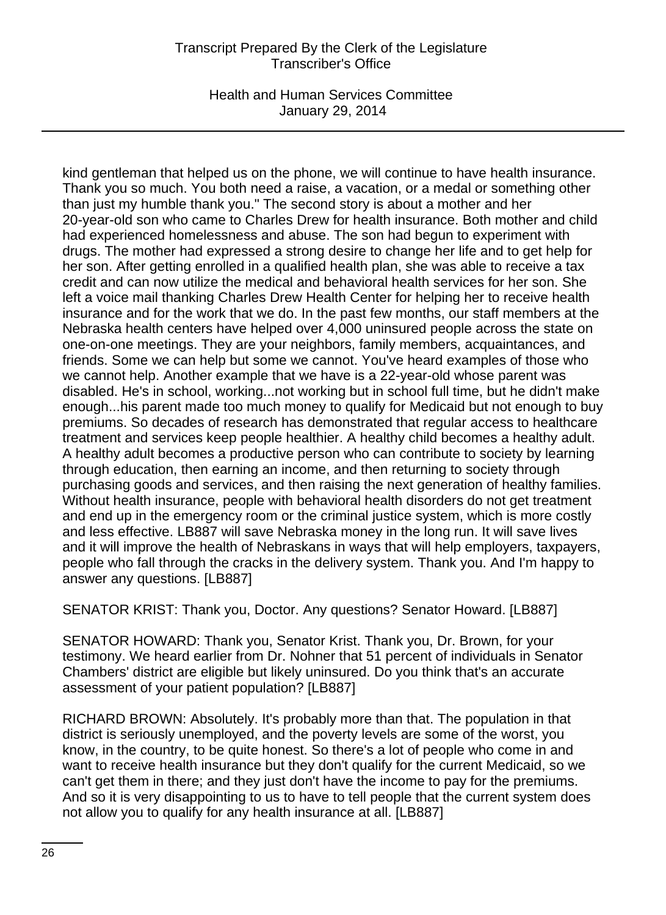kind gentleman that helped us on the phone, we will continue to have health insurance. Thank you so much. You both need a raise, a vacation, or a medal or something other than just my humble thank you." The second story is about a mother and her 20-year-old son who came to Charles Drew for health insurance. Both mother and child had experienced homelessness and abuse. The son had begun to experiment with drugs. The mother had expressed a strong desire to change her life and to get help for her son. After getting enrolled in a qualified health plan, she was able to receive a tax credit and can now utilize the medical and behavioral health services for her son. She left a voice mail thanking Charles Drew Health Center for helping her to receive health insurance and for the work that we do. In the past few months, our staff members at the Nebraska health centers have helped over 4,000 uninsured people across the state on one-on-one meetings. They are your neighbors, family members, acquaintances, and friends. Some we can help but some we cannot. You've heard examples of those who we cannot help. Another example that we have is a 22-year-old whose parent was disabled. He's in school, working...not working but in school full time, but he didn't make enough...his parent made too much money to qualify for Medicaid but not enough to buy premiums. So decades of research has demonstrated that regular access to healthcare treatment and services keep people healthier. A healthy child becomes a healthy adult. A healthy adult becomes a productive person who can contribute to society by learning through education, then earning an income, and then returning to society through purchasing goods and services, and then raising the next generation of healthy families. Without health insurance, people with behavioral health disorders do not get treatment and end up in the emergency room or the criminal justice system, which is more costly and less effective. LB887 will save Nebraska money in the long run. It will save lives and it will improve the health of Nebraskans in ways that will help employers, taxpayers, people who fall through the cracks in the delivery system. Thank you. And I'm happy to answer any questions. [LB887]

SENATOR KRIST: Thank you, Doctor. Any questions? Senator Howard. [LB887]

SENATOR HOWARD: Thank you, Senator Krist. Thank you, Dr. Brown, for your testimony. We heard earlier from Dr. Nohner that 51 percent of individuals in Senator Chambers' district are eligible but likely uninsured. Do you think that's an accurate assessment of your patient population? [LB887]

RICHARD BROWN: Absolutely. It's probably more than that. The population in that district is seriously unemployed, and the poverty levels are some of the worst, you know, in the country, to be quite honest. So there's a lot of people who come in and want to receive health insurance but they don't qualify for the current Medicaid, so we can't get them in there; and they just don't have the income to pay for the premiums. And so it is very disappointing to us to have to tell people that the current system does not allow you to qualify for any health insurance at all. [LB887]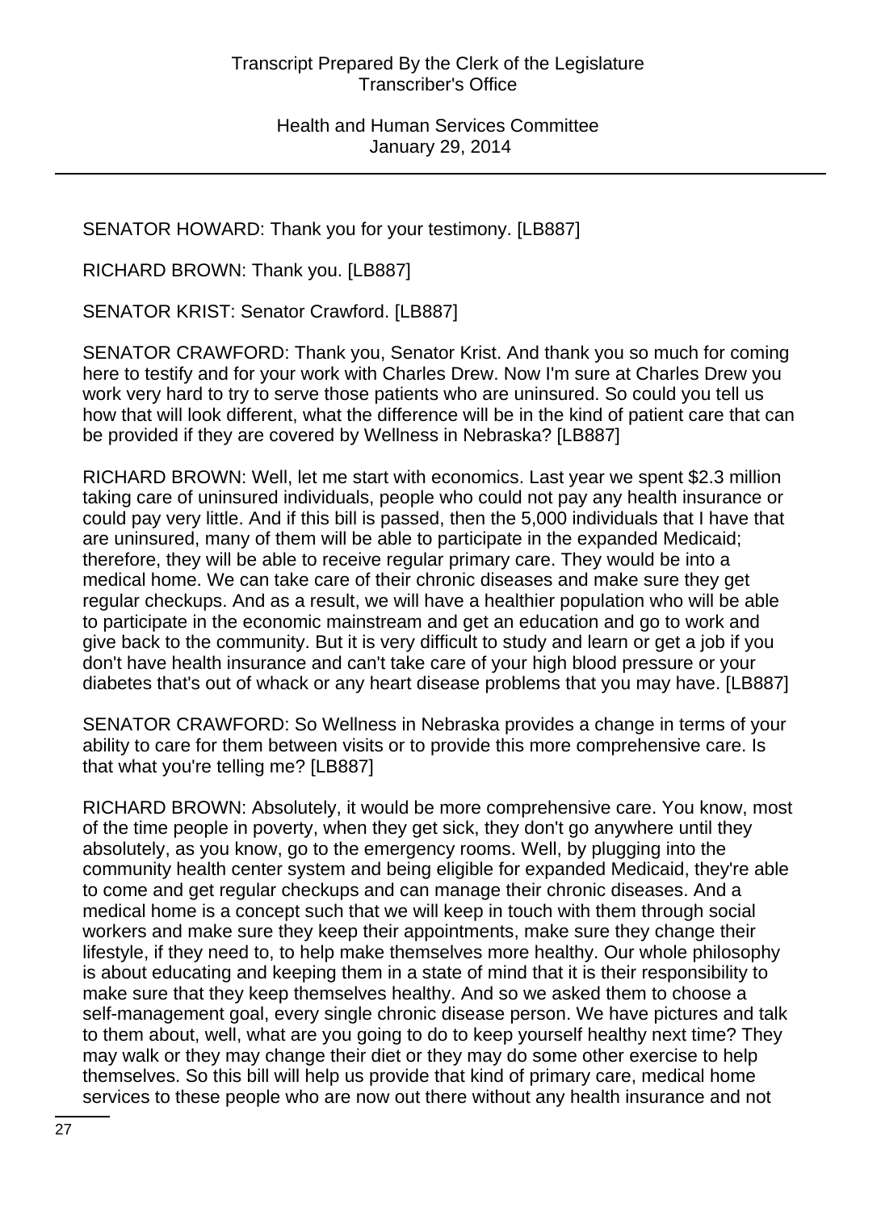SENATOR HOWARD: Thank you for your testimony. [LB887]

RICHARD BROWN: Thank you. [LB887]

SENATOR KRIST: Senator Crawford. [LB887]

SENATOR CRAWFORD: Thank you, Senator Krist. And thank you so much for coming here to testify and for your work with Charles Drew. Now I'm sure at Charles Drew you work very hard to try to serve those patients who are uninsured. So could you tell us how that will look different, what the difference will be in the kind of patient care that can be provided if they are covered by Wellness in Nebraska? [LB887]

RICHARD BROWN: Well, let me start with economics. Last year we spent $2.3 million taking care of uninsured individuals, people who could not pay any health insurance or could pay very little. And if this bill is passed, then the 5,000 individuals that I have that are uninsured, many of them will be able to participate in the expanded Medicaid; therefore, they will be able to receive regular primary care. They would be into a medical home. We can take care of their chronic diseases and make sure they get regular checkups. And as a result, we will have a healthier population who will be able to participate in the economic mainstream and get an education and go to work and give back to the community. But it is very difficult to study and learn or get a job if you don't have health insurance and can't take care of your high blood pressure or your diabetes that's out of whack or any heart disease problems that you may have. [LB887]

SENATOR CRAWFORD: So Wellness in Nebraska provides a change in terms of your ability to care for them between visits or to provide this more comprehensive care. Is that what you're telling me? [LB887]

RICHARD BROWN: Absolutely, it would be more comprehensive care. You know, most of the time people in poverty, when they get sick, they don't go anywhere until they absolutely, as you know, go to the emergency rooms. Well, by plugging into the community health center system and being eligible for expanded Medicaid, they're able to come and get regular checkups and can manage their chronic diseases. And a medical home is a concept such that we will keep in touch with them through social workers and make sure they keep their appointments, make sure they change their lifestyle, if they need to, to help make themselves more healthy. Our whole philosophy is about educating and keeping them in a state of mind that it is their responsibility to make sure that they keep themselves healthy. And so we asked them to choose a self-management goal, every single chronic disease person. We have pictures and talk to them about, well, what are you going to do to keep yourself healthy next time? They may walk or they may change their diet or they may do some other exercise to help themselves. So this bill will help us provide that kind of primary care, medical home services to these people who are now out there without any health insurance and not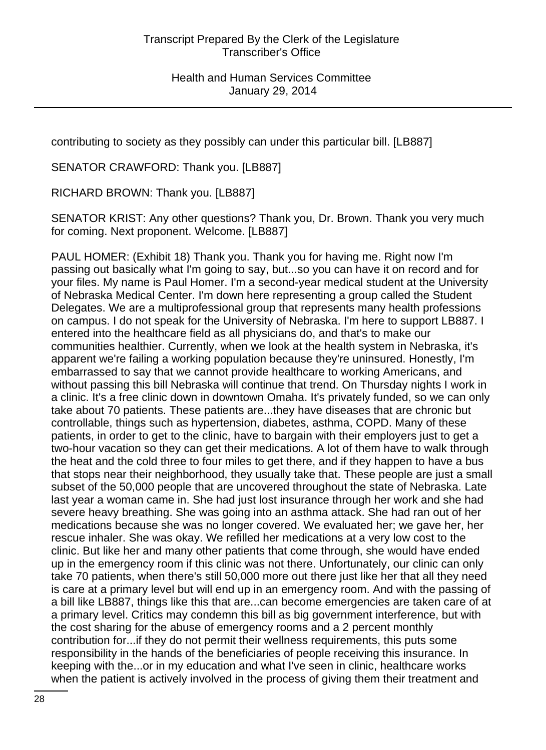contributing to society as they possibly can under this particular bill. [LB887]

SENATOR CRAWFORD: Thank you. [LB887]

RICHARD BROWN: Thank you. [LB887]

SENATOR KRIST: Any other questions? Thank you, Dr. Brown. Thank you very much for coming. Next proponent. Welcome. [LB887]

PAUL HOMER: (Exhibit 18) Thank you. Thank you for having me. Right now I'm passing out basically what I'm going to say, but...so you can have it on record and for your files. My name is Paul Homer. I'm a second-year medical student at the University of Nebraska Medical Center. I'm down here representing a group called the Student Delegates. We are a multiprofessional group that represents many health professions on campus. I do not speak for the University of Nebraska. I'm here to support LB887. I entered into the healthcare field as all physicians do, and that's to make our communities healthier. Currently, when we look at the health system in Nebraska, it's apparent we're failing a working population because they're uninsured. Honestly, I'm embarrassed to say that we cannot provide healthcare to working Americans, and without passing this bill Nebraska will continue that trend. On Thursday nights I work in a clinic. It's a free clinic down in downtown Omaha. It's privately funded, so we can only take about 70 patients. These patients are...they have diseases that are chronic but controllable, things such as hypertension, diabetes, asthma, COPD. Many of these patients, in order to get to the clinic, have to bargain with their employers just to get a two-hour vacation so they can get their medications. A lot of them have to walk through the heat and the cold three to four miles to get there, and if they happen to have a bus that stops near their neighborhood, they usually take that. These people are just a small subset of the 50,000 people that are uncovered throughout the state of Nebraska. Late last year a woman came in. She had just lost insurance through her work and she had severe heavy breathing. She was going into an asthma attack. She had ran out of her medications because she was no longer covered. We evaluated her; we gave her, her rescue inhaler. She was okay. We refilled her medications at a very low cost to the clinic. But like her and many other patients that come through, she would have ended up in the emergency room if this clinic was not there. Unfortunately, our clinic can only take 70 patients, when there's still 50,000 more out there just like her that all they need is care at a primary level but will end up in an emergency room. And with the passing of a bill like LB887, things like this that are...can become emergencies are taken care of at a primary level. Critics may condemn this bill as big government interference, but with the cost sharing for the abuse of emergency rooms and a 2 percent monthly contribution for...if they do not permit their wellness requirements, this puts some responsibility in the hands of the beneficiaries of people receiving this insurance. In keeping with the...or in my education and what I've seen in clinic, healthcare works when the patient is actively involved in the process of giving them their treatment and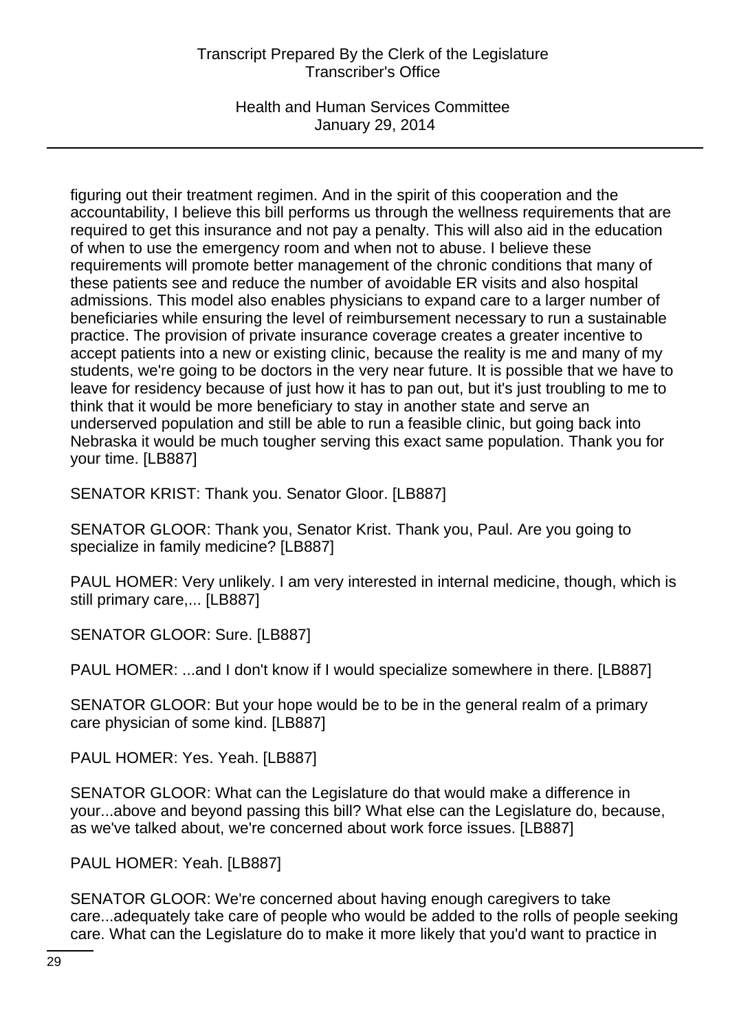figuring out their treatment regimen. And in the spirit of this cooperation and the accountability, I believe this bill performs us through the wellness requirements that are required to get this insurance and not pay a penalty. This will also aid in the education of when to use the emergency room and when not to abuse. I believe these requirements will promote better management of the chronic conditions that many of these patients see and reduce the number of avoidable ER visits and also hospital admissions. This model also enables physicians to expand care to a larger number of beneficiaries while ensuring the level of reimbursement necessary to run a sustainable practice. The provision of private insurance coverage creates a greater incentive to accept patients into a new or existing clinic, because the reality is me and many of my students, we're going to be doctors in the very near future. It is possible that we have to leave for residency because of just how it has to pan out, but it's just troubling to me to think that it would be more beneficiary to stay in another state and serve an underserved population and still be able to run a feasible clinic, but going back into Nebraska it would be much tougher serving this exact same population. Thank you for your time. [LB887]

SENATOR KRIST: Thank you. Senator Gloor. [LB887]

SENATOR GLOOR: Thank you, Senator Krist. Thank you, Paul. Are you going to specialize in family medicine? [LB887]

PAUL HOMER: Very unlikely. I am very interested in internal medicine, though, which is still primary care,... [LB887]

SENATOR GLOOR: Sure. [LB887]

PAUL HOMER: ...and I don't know if I would specialize somewhere in there. [LB887]

SENATOR GLOOR: But your hope would be to be in the general realm of a primary care physician of some kind. [LB887]

PAUL HOMER: Yes. Yeah. [LB887]

SENATOR GLOOR: What can the Legislature do that would make a difference in your...above and beyond passing this bill? What else can the Legislature do, because, as we've talked about, we're concerned about work force issues. [LB887]

PAUL HOMER: Yeah. [LB887]

SENATOR GLOOR: We're concerned about having enough caregivers to take care...adequately take care of people who would be added to the rolls of people seeking care. What can the Legislature do to make it more likely that you'd want to practice in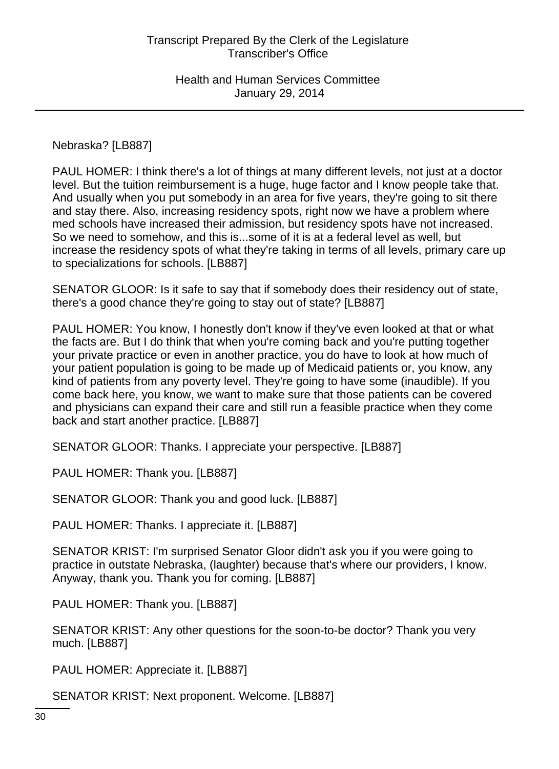Nebraska? [LB887]

PAUL HOMER: I think there's a lot of things at many different levels, not just at a doctor level. But the tuition reimbursement is a huge, huge factor and I know people take that. And usually when you put somebody in an area for five years, they're going to sit there and stay there. Also, increasing residency spots, right now we have a problem where med schools have increased their admission, but residency spots have not increased. So we need to somehow, and this is...some of it is at a federal level as well, but increase the residency spots of what they're taking in terms of all levels, primary care up to specializations for schools. [LB887]

SENATOR GLOOR: Is it safe to say that if somebody does their residency out of state, there's a good chance they're going to stay out of state? [LB887]

PAUL HOMER: You know, I honestly don't know if they've even looked at that or what the facts are. But I do think that when you're coming back and you're putting together your private practice or even in another practice, you do have to look at how much of your patient population is going to be made up of Medicaid patients or, you know, any kind of patients from any poverty level. They're going to have some (inaudible). If you come back here, you know, we want to make sure that those patients can be covered and physicians can expand their care and still run a feasible practice when they come back and start another practice. [LB887]

SENATOR GLOOR: Thanks. I appreciate your perspective. [LB887]

PAUL HOMER: Thank you. [LB887]

SENATOR GLOOR: Thank you and good luck. [LB887]

PAUL HOMER: Thanks. I appreciate it. [LB887]

SENATOR KRIST: I'm surprised Senator Gloor didn't ask you if you were going to practice in outstate Nebraska, (laughter) because that's where our providers, I know. Anyway, thank you. Thank you for coming. [LB887]

PAUL HOMER: Thank you. [LB887]

SENATOR KRIST: Any other questions for the soon-to-be doctor? Thank you very much. [LB887]

PAUL HOMER: Appreciate it. [LB887]

SENATOR KRIST: Next proponent. Welcome. [LB887]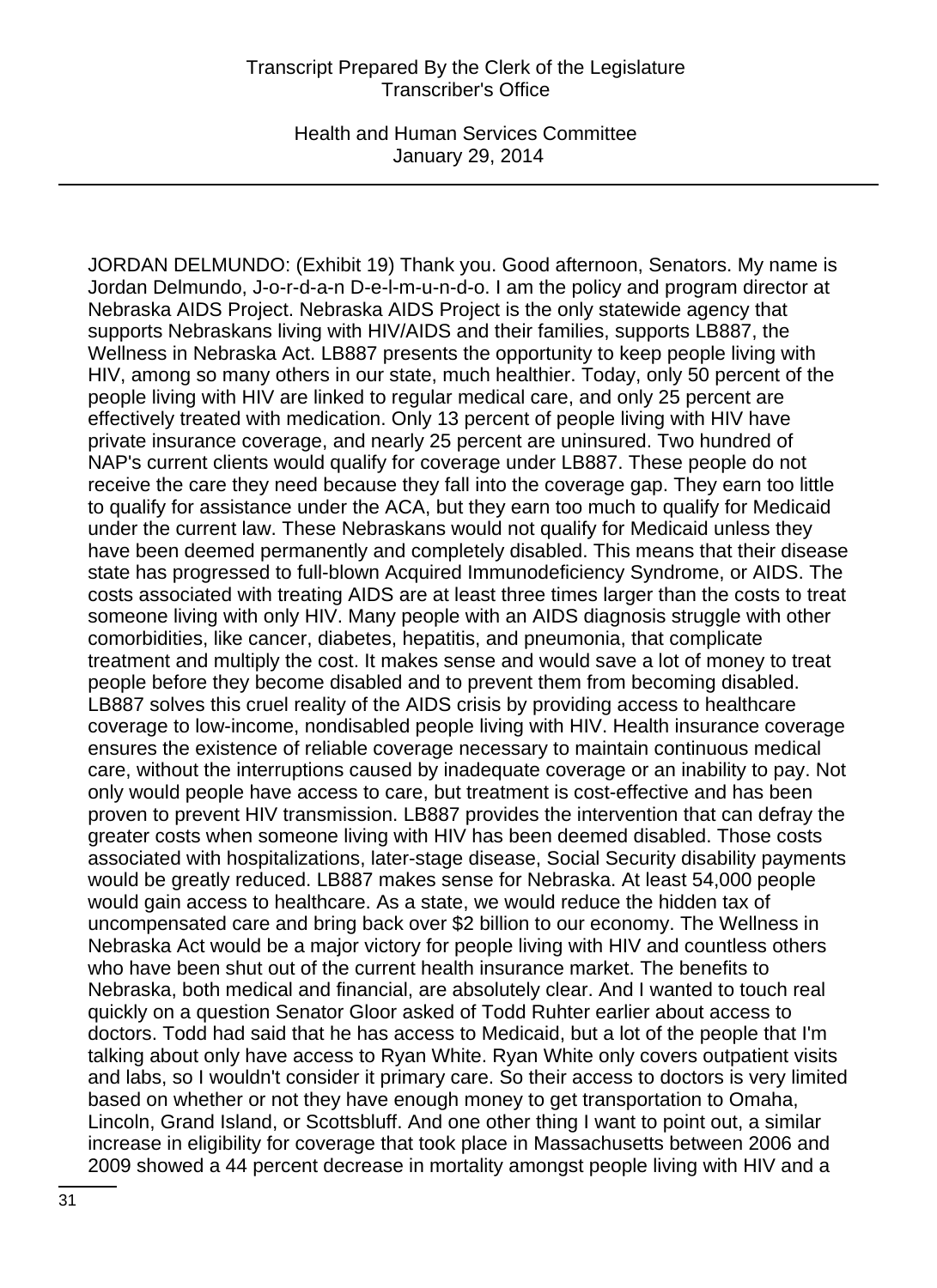JORDAN DELMUNDO: (Exhibit 19) Thank you. Good afternoon, Senators. My name is Jordan Delmundo, J-o-r-d-a-n D-e-l-m-u-n-d-o. I am the policy and program director at Nebraska AIDS Project. Nebraska AIDS Project is the only statewide agency that supports Nebraskans living with HIV/AIDS and their families, supports LB887, the Wellness in Nebraska Act. LB887 presents the opportunity to keep people living with HIV, among so many others in our state, much healthier. Today, only 50 percent of the people living with HIV are linked to regular medical care, and only 25 percent are effectively treated with medication. Only 13 percent of people living with HIV have private insurance coverage, and nearly 25 percent are uninsured. Two hundred of NAP's current clients would qualify for coverage under LB887. These people do not receive the care they need because they fall into the coverage gap. They earn too little to qualify for assistance under the ACA, but they earn too much to qualify for Medicaid under the current law. These Nebraskans would not qualify for Medicaid unless they have been deemed permanently and completely disabled. This means that their disease state has progressed to full-blown Acquired Immunodeficiency Syndrome, or AIDS. The costs associated with treating AIDS are at least three times larger than the costs to treat someone living with only HIV. Many people with an AIDS diagnosis struggle with other comorbidities, like cancer, diabetes, hepatitis, and pneumonia, that complicate treatment and multiply the cost. It makes sense and would save a lot of money to treat people before they become disabled and to prevent them from becoming disabled. LB887 solves this cruel reality of the AIDS crisis by providing access to healthcare coverage to low-income, nondisabled people living with HIV. Health insurance coverage ensures the existence of reliable coverage necessary to maintain continuous medical care, without the interruptions caused by inadequate coverage or an inability to pay. Not only would people have access to care, but treatment is cost-effective and has been proven to prevent HIV transmission. LB887 provides the intervention that can defray the greater costs when someone living with HIV has been deemed disabled. Those costs associated with hospitalizations, later-stage disease, Social Security disability payments would be greatly reduced. LB887 makes sense for Nebraska. At least 54,000 people would gain access to healthcare. As a state, we would reduce the hidden tax of uncompensated care and bring back over $2 billion to our economy. The Wellness in Nebraska Act would be a major victory for people living with HIV and countless others who have been shut out of the current health insurance market. The benefits to Nebraska, both medical and financial, are absolutely clear. And I wanted to touch real quickly on a question Senator Gloor asked of Todd Ruhter earlier about access to doctors. Todd had said that he has access to Medicaid, but a lot of the people that I'm talking about only have access to Ryan White. Ryan White only covers outpatient visits and labs, so I wouldn't consider it primary care. So their access to doctors is very limited based on whether or not they have enough money to get transportation to Omaha, Lincoln, Grand Island, or Scottsbluff. And one other thing I want to point out, a similar increase in eligibility for coverage that took place in Massachusetts between 2006 and 2009 showed a 44 percent decrease in mortality amongst people living with HIV and a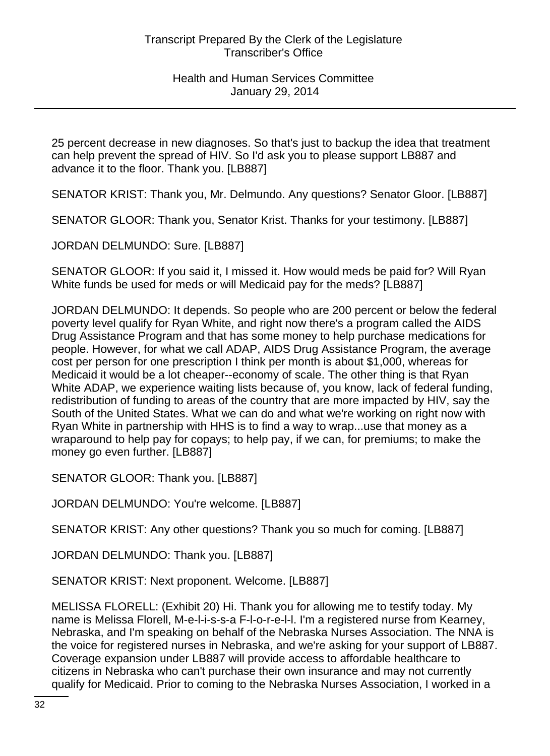25 percent decrease in new diagnoses. So that's just to backup the idea that treatment can help prevent the spread of HIV. So I'd ask you to please support LB887 and advance it to the floor. Thank you. [LB887]

SENATOR KRIST: Thank you, Mr. Delmundo. Any questions? Senator Gloor. [LB887]

SENATOR GLOOR: Thank you, Senator Krist. Thanks for your testimony. [LB887]

JORDAN DELMUNDO: Sure. [LB887]

SENATOR GLOOR: If you said it, I missed it. How would meds be paid for? Will Ryan White funds be used for meds or will Medicaid pay for the meds? [LB887]

JORDAN DELMUNDO: It depends. So people who are 200 percent or below the federal poverty level qualify for Ryan White, and right now there's a program called the AIDS Drug Assistance Program and that has some money to help purchase medications for people. However, for what we call ADAP, AIDS Drug Assistance Program, the average cost per person for one prescription I think per month is about $1,000, whereas for Medicaid it would be a lot cheaper--economy of scale. The other thing is that Ryan White ADAP, we experience waiting lists because of, you know, lack of federal funding, redistribution of funding to areas of the country that are more impacted by HIV, say the South of the United States. What we can do and what we're working on right now with Ryan White in partnership with HHS is to find a way to wrap...use that money as a wraparound to help pay for copays; to help pay, if we can, for premiums; to make the money go even further. [LB887]

SENATOR GLOOR: Thank you. [LB887]

JORDAN DELMUNDO: You're welcome. [LB887]

SENATOR KRIST: Any other questions? Thank you so much for coming. [LB887]

JORDAN DELMUNDO: Thank you. [LB887]

SENATOR KRIST: Next proponent. Welcome. [LB887]

MELISSA FLORELL: (Exhibit 20) Hi. Thank you for allowing me to testify today. My name is Melissa Florell, M-e-l-i-s-s-a F-l-o-r-e-l-l. I'm a registered nurse from Kearney, Nebraska, and I'm speaking on behalf of the Nebraska Nurses Association. The NNA is the voice for registered nurses in Nebraska, and we're asking for your support of LB887. Coverage expansion under LB887 will provide access to affordable healthcare to citizens in Nebraska who can't purchase their own insurance and may not currently qualify for Medicaid. Prior to coming to the Nebraska Nurses Association, I worked in a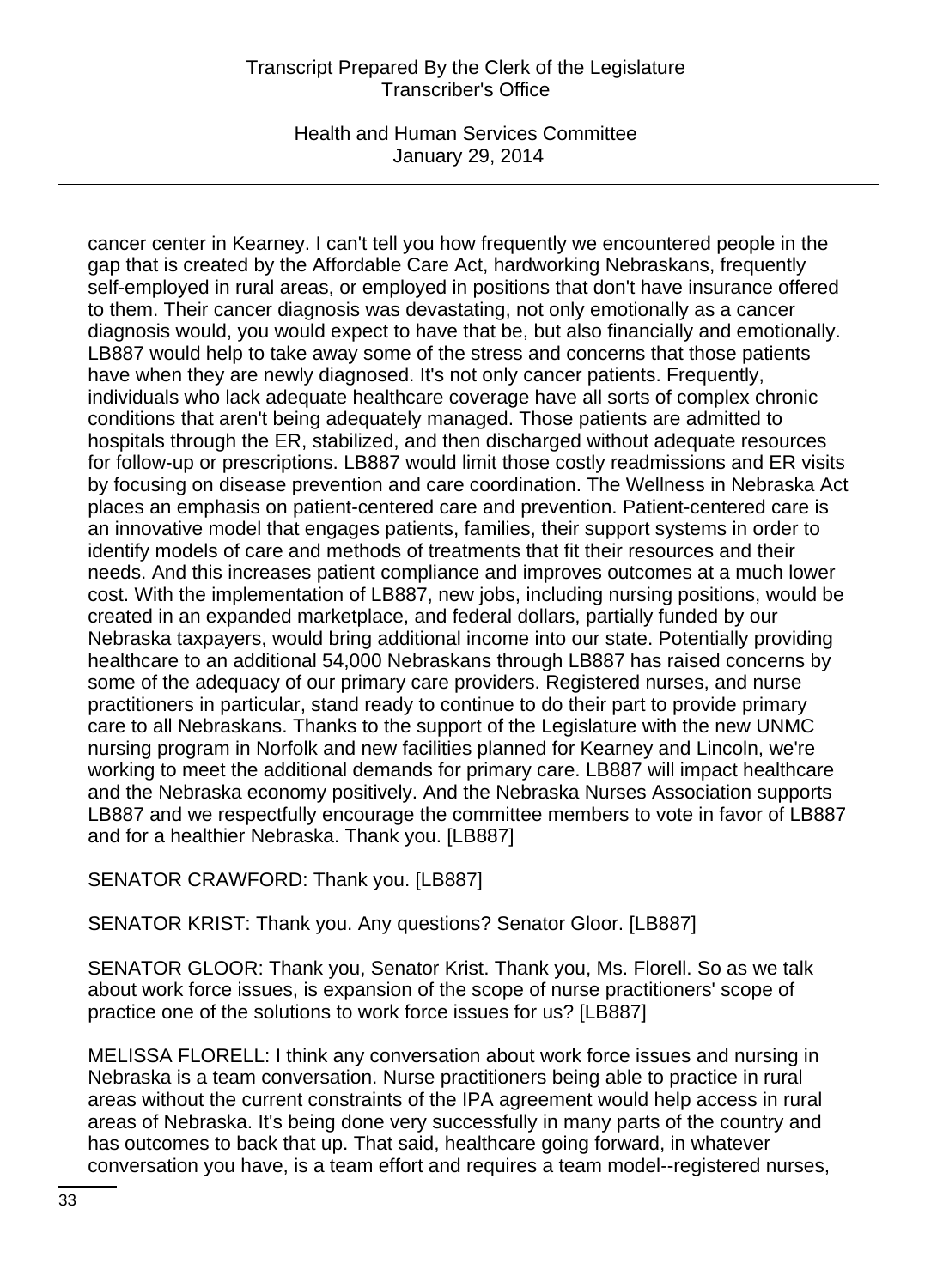cancer center in Kearney. I can't tell you how frequently we encountered people in the gap that is created by the Affordable Care Act, hardworking Nebraskans, frequently self-employed in rural areas, or employed in positions that don't have insurance offered to them. Their cancer diagnosis was devastating, not only emotionally as a cancer diagnosis would, you would expect to have that be, but also financially and emotionally. LB887 would help to take away some of the stress and concerns that those patients have when they are newly diagnosed. It's not only cancer patients. Frequently, individuals who lack adequate healthcare coverage have all sorts of complex chronic conditions that aren't being adequately managed. Those patients are admitted to hospitals through the ER, stabilized, and then discharged without adequate resources for follow-up or prescriptions. LB887 would limit those costly readmissions and ER visits by focusing on disease prevention and care coordination. The Wellness in Nebraska Act places an emphasis on patient-centered care and prevention. Patient-centered care is an innovative model that engages patients, families, their support systems in order to identify models of care and methods of treatments that fit their resources and their needs. And this increases patient compliance and improves outcomes at a much lower cost. With the implementation of LB887, new jobs, including nursing positions, would be created in an expanded marketplace, and federal dollars, partially funded by our Nebraska taxpayers, would bring additional income into our state. Potentially providing healthcare to an additional 54,000 Nebraskans through LB887 has raised concerns by some of the adequacy of our primary care providers. Registered nurses, and nurse practitioners in particular, stand ready to continue to do their part to provide primary care to all Nebraskans. Thanks to the support of the Legislature with the new UNMC nursing program in Norfolk and new facilities planned for Kearney and Lincoln, we're working to meet the additional demands for primary care. LB887 will impact healthcare and the Nebraska economy positively. And the Nebraska Nurses Association supports LB887 and we respectfully encourage the committee members to vote in favor of LB887 and for a healthier Nebraska. Thank you. [LB887]

SENATOR CRAWFORD: Thank you. [LB887]

SENATOR KRIST: Thank you. Any questions? Senator Gloor. [LB887]

SENATOR GLOOR: Thank you, Senator Krist. Thank you, Ms. Florell. So as we talk about work force issues, is expansion of the scope of nurse practitioners' scope of practice one of the solutions to work force issues for us? [LB887]

MELISSA FLORELL: I think any conversation about work force issues and nursing in Nebraska is a team conversation. Nurse practitioners being able to practice in rural areas without the current constraints of the IPA agreement would help access in rural areas of Nebraska. It's being done very successfully in many parts of the country and has outcomes to back that up. That said, healthcare going forward, in whatever conversation you have, is a team effort and requires a team model--registered nurses,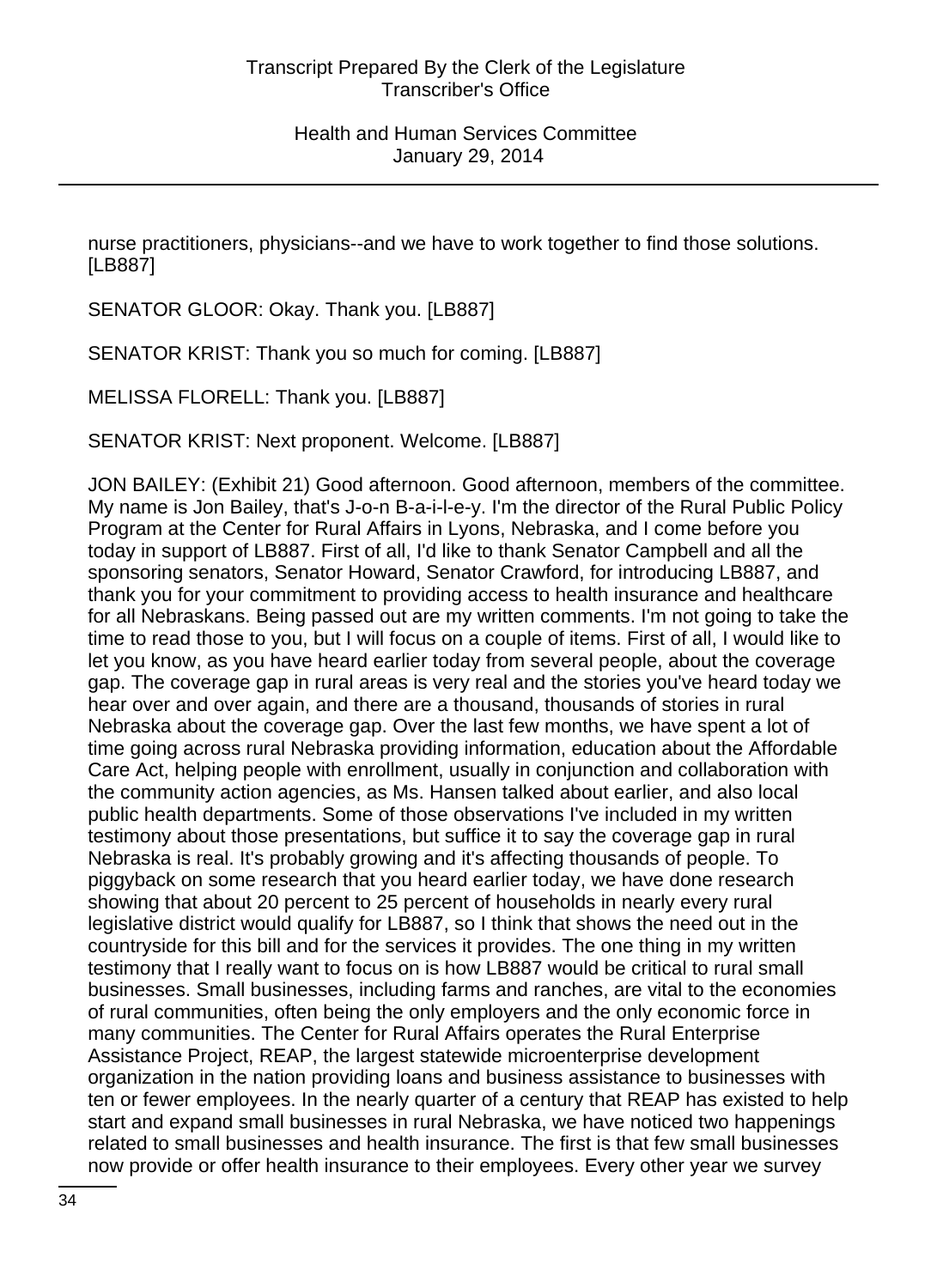nurse practitioners, physicians--and we have to work together to find those solutions. [LB887]

SENATOR GLOOR: Okay. Thank you. [LB887]

SENATOR KRIST: Thank you so much for coming. [LB887]

MELISSA FLORELL: Thank you. [LB887]

SENATOR KRIST: Next proponent. Welcome. [LB887]

JON BAILEY: (Exhibit 21) Good afternoon. Good afternoon, members of the committee. My name is Jon Bailey, that's J-o-n B-a-i-l-e-y. I'm the director of the Rural Public Policy Program at the Center for Rural Affairs in Lyons, Nebraska, and I come before you today in support of LB887. First of all, I'd like to thank Senator Campbell and all the sponsoring senators, Senator Howard, Senator Crawford, for introducing LB887, and thank you for your commitment to providing access to health insurance and healthcare for all Nebraskans. Being passed out are my written comments. I'm not going to take the time to read those to you, but I will focus on a couple of items. First of all, I would like to let you know, as you have heard earlier today from several people, about the coverage gap. The coverage gap in rural areas is very real and the stories you've heard today we hear over and over again, and there are a thousand, thousands of stories in rural Nebraska about the coverage gap. Over the last few months, we have spent a lot of time going across rural Nebraska providing information, education about the Affordable Care Act, helping people with enrollment, usually in conjunction and collaboration with the community action agencies, as Ms. Hansen talked about earlier, and also local public health departments. Some of those observations I've included in my written testimony about those presentations, but suffice it to say the coverage gap in rural Nebraska is real. It's probably growing and it's affecting thousands of people. To piggyback on some research that you heard earlier today, we have done research showing that about 20 percent to 25 percent of households in nearly every rural legislative district would qualify for LB887, so I think that shows the need out in the countryside for this bill and for the services it provides. The one thing in my written testimony that I really want to focus on is how LB887 would be critical to rural small businesses. Small businesses, including farms and ranches, are vital to the economies of rural communities, often being the only employers and the only economic force in many communities. The Center for Rural Affairs operates the Rural Enterprise Assistance Project, REAP, the largest statewide microenterprise development organization in the nation providing loans and business assistance to businesses with ten or fewer employees. In the nearly quarter of a century that REAP has existed to help start and expand small businesses in rural Nebraska, we have noticed two happenings related to small businesses and health insurance. The first is that few small businesses now provide or offer health insurance to their employees. Every other year we survey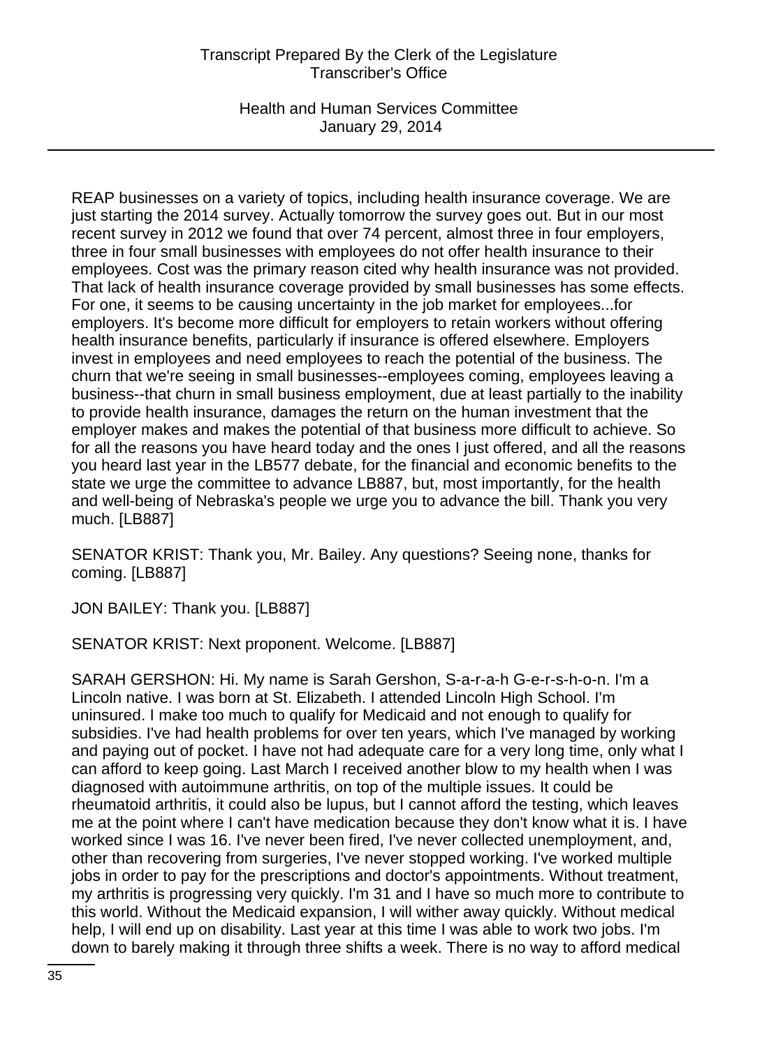REAP businesses on a variety of topics, including health insurance coverage. We are just starting the 2014 survey. Actually tomorrow the survey goes out. But in our most recent survey in 2012 we found that over 74 percent, almost three in four employers, three in four small businesses with employees do not offer health insurance to their employees. Cost was the primary reason cited why health insurance was not provided. That lack of health insurance coverage provided by small businesses has some effects. For one, it seems to be causing uncertainty in the job market for employees...for employers. It's become more difficult for employers to retain workers without offering health insurance benefits, particularly if insurance is offered elsewhere. Employers invest in employees and need employees to reach the potential of the business. The churn that we're seeing in small businesses--employees coming, employees leaving a business--that churn in small business employment, due at least partially to the inability to provide health insurance, damages the return on the human investment that the employer makes and makes the potential of that business more difficult to achieve. So for all the reasons you have heard today and the ones I just offered, and all the reasons you heard last year in the LB577 debate, for the financial and economic benefits to the state we urge the committee to advance LB887, but, most importantly, for the health and well-being of Nebraska's people we urge you to advance the bill. Thank you very much. [LB887]

SENATOR KRIST: Thank you, Mr. Bailey. Any questions? Seeing none, thanks for coming. [LB887]

JON BAILEY: Thank you. [LB887]

SENATOR KRIST: Next proponent. Welcome. [LB887]

SARAH GERSHON: Hi. My name is Sarah Gershon, S-a-r-a-h G-e-r-s-h-o-n. I'm a Lincoln native. I was born at St. Elizabeth. I attended Lincoln High School. I'm uninsured. I make too much to qualify for Medicaid and not enough to qualify for subsidies. I've had health problems for over ten years, which I've managed by working and paying out of pocket. I have not had adequate care for a very long time, only what I can afford to keep going. Last March I received another blow to my health when I was diagnosed with autoimmune arthritis, on top of the multiple issues. It could be rheumatoid arthritis, it could also be lupus, but I cannot afford the testing, which leaves me at the point where I can't have medication because they don't know what it is. I have worked since I was 16. I've never been fired, I've never collected unemployment, and, other than recovering from surgeries, I've never stopped working. I've worked multiple jobs in order to pay for the prescriptions and doctor's appointments. Without treatment, my arthritis is progressing very quickly. I'm 31 and I have so much more to contribute to this world. Without the Medicaid expansion, I will wither away quickly. Without medical help, I will end up on disability. Last year at this time I was able to work two jobs. I'm down to barely making it through three shifts a week. There is no way to afford medical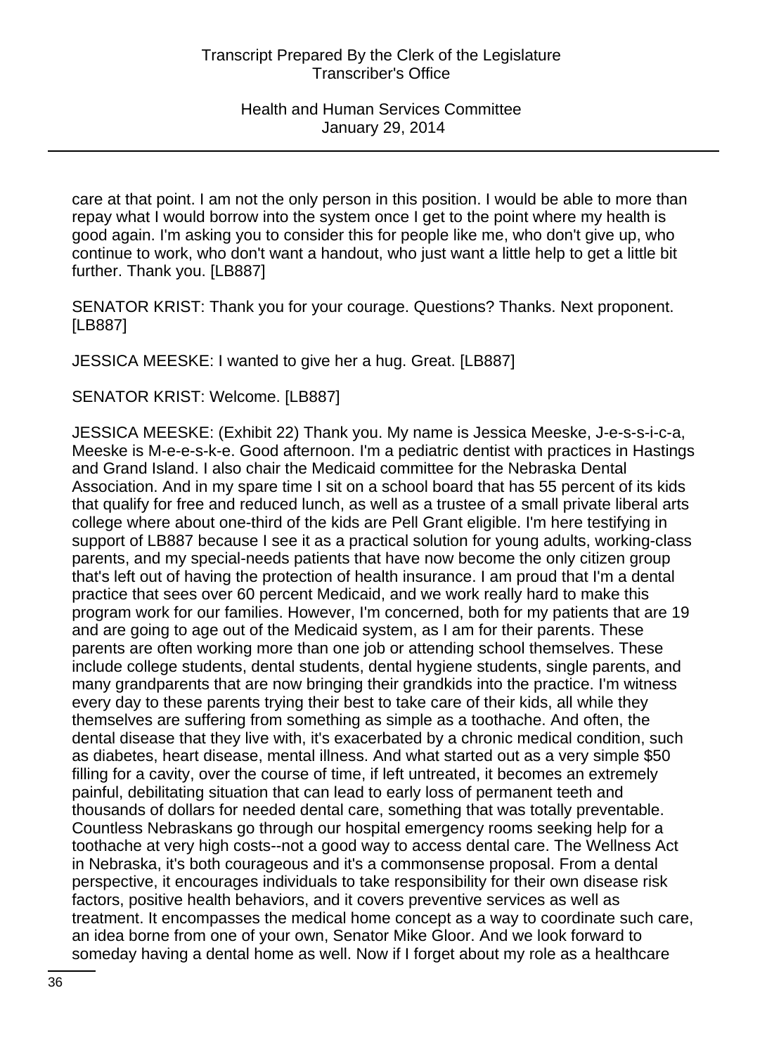care at that point. I am not the only person in this position. I would be able to more than repay what I would borrow into the system once I get to the point where my health is good again. I'm asking you to consider this for people like me, who don't give up, who continue to work, who don't want a handout, who just want a little help to get a little bit further. Thank you. [LB887]

SENATOR KRIST: Thank you for your courage. Questions? Thanks. Next proponent. [LB887]

JESSICA MEESKE: I wanted to give her a hug. Great. [LB887]

SENATOR KRIST: Welcome. [LB887]

JESSICA MEESKE: (Exhibit 22) Thank you. My name is Jessica Meeske, J-e-s-s-i-c-a, Meeske is M-e-e-s-k-e. Good afternoon. I'm a pediatric dentist with practices in Hastings and Grand Island. I also chair the Medicaid committee for the Nebraska Dental Association. And in my spare time I sit on a school board that has 55 percent of its kids that qualify for free and reduced lunch, as well as a trustee of a small private liberal arts college where about one-third of the kids are Pell Grant eligible. I'm here testifying in support of LB887 because I see it as a practical solution for young adults, working-class parents, and my special-needs patients that have now become the only citizen group that's left out of having the protection of health insurance. I am proud that I'm a dental practice that sees over 60 percent Medicaid, and we work really hard to make this program work for our families. However, I'm concerned, both for my patients that are 19 and are going to age out of the Medicaid system, as I am for their parents. These parents are often working more than one job or attending school themselves. These include college students, dental students, dental hygiene students, single parents, and many grandparents that are now bringing their grandkids into the practice. I'm witness every day to these parents trying their best to take care of their kids, all while they themselves are suffering from something as simple as a toothache. And often, the dental disease that they live with, it's exacerbated by a chronic medical condition, such as diabetes, heart disease, mental illness. And what started out as a very simple $50 filling for a cavity, over the course of time, if left untreated, it becomes an extremely painful, debilitating situation that can lead to early loss of permanent teeth and thousands of dollars for needed dental care, something that was totally preventable. Countless Nebraskans go through our hospital emergency rooms seeking help for a toothache at very high costs--not a good way to access dental care. The Wellness Act in Nebraska, it's both courageous and it's a commonsense proposal. From a dental perspective, it encourages individuals to take responsibility for their own disease risk factors, positive health behaviors, and it covers preventive services as well as treatment. It encompasses the medical home concept as a way to coordinate such care, an idea borne from one of your own, Senator Mike Gloor. And we look forward to someday having a dental home as well. Now if I forget about my role as a healthcare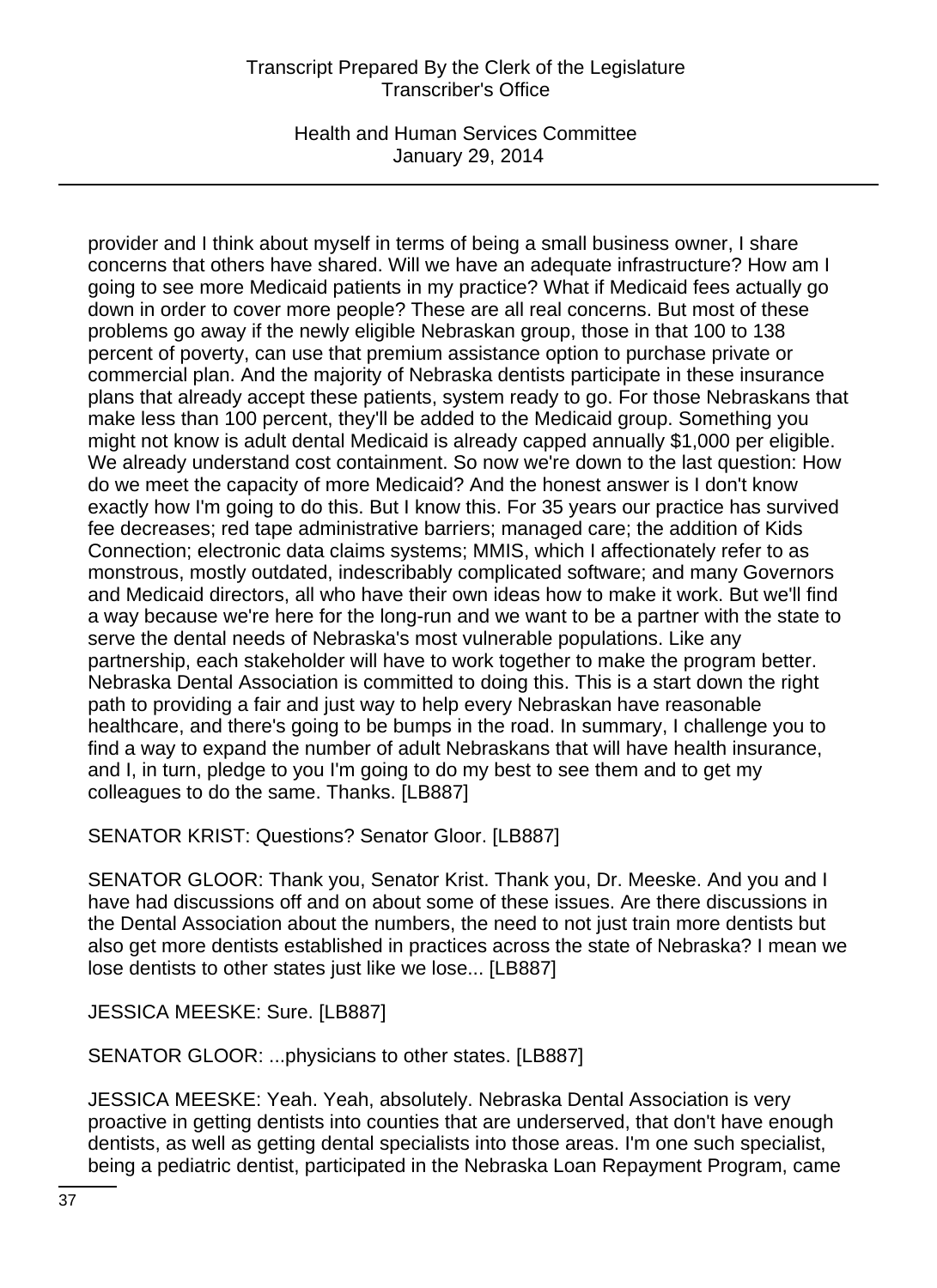provider and I think about myself in terms of being a small business owner, I share concerns that others have shared. Will we have an adequate infrastructure? How am I going to see more Medicaid patients in my practice? What if Medicaid fees actually go down in order to cover more people? These are all real concerns. But most of these problems go away if the newly eligible Nebraskan group, those in that 100 to 138 percent of poverty, can use that premium assistance option to purchase private or commercial plan. And the majority of Nebraska dentists participate in these insurance plans that already accept these patients, system ready to go. For those Nebraskans that make less than 100 percent, they'll be added to the Medicaid group. Something you might not know is adult dental Medicaid is already capped annually $1,000 per eligible. We already understand cost containment. So now we're down to the last question: How do we meet the capacity of more Medicaid? And the honest answer is I don't know exactly how I'm going to do this. But I know this. For 35 years our practice has survived fee decreases; red tape administrative barriers; managed care; the addition of Kids Connection; electronic data claims systems; MMIS, which I affectionately refer to as monstrous, mostly outdated, indescribably complicated software; and many Governors and Medicaid directors, all who have their own ideas how to make it work. But we'll find a way because we're here for the long-run and we want to be a partner with the state to serve the dental needs of Nebraska's most vulnerable populations. Like any partnership, each stakeholder will have to work together to make the program better. Nebraska Dental Association is committed to doing this. This is a start down the right path to providing a fair and just way to help every Nebraskan have reasonable healthcare, and there's going to be bumps in the road. In summary, I challenge you to find a way to expand the number of adult Nebraskans that will have health insurance, and I, in turn, pledge to you I'm going to do my best to see them and to get my colleagues to do the same. Thanks. [LB887]

SENATOR KRIST: Questions? Senator Gloor. [LB887]

SENATOR GLOOR: Thank you, Senator Krist. Thank you, Dr. Meeske. And you and I have had discussions off and on about some of these issues. Are there discussions in the Dental Association about the numbers, the need to not just train more dentists but also get more dentists established in practices across the state of Nebraska? I mean we lose dentists to other states just like we lose... [LB887]

JESSICA MEESKE: Sure. [LB887]

SENATOR GLOOR: ...physicians to other states. [LB887]

JESSICA MEESKE: Yeah. Yeah, absolutely. Nebraska Dental Association is very proactive in getting dentists into counties that are underserved, that don't have enough dentists, as well as getting dental specialists into those areas. I'm one such specialist, being a pediatric dentist, participated in the Nebraska Loan Repayment Program, came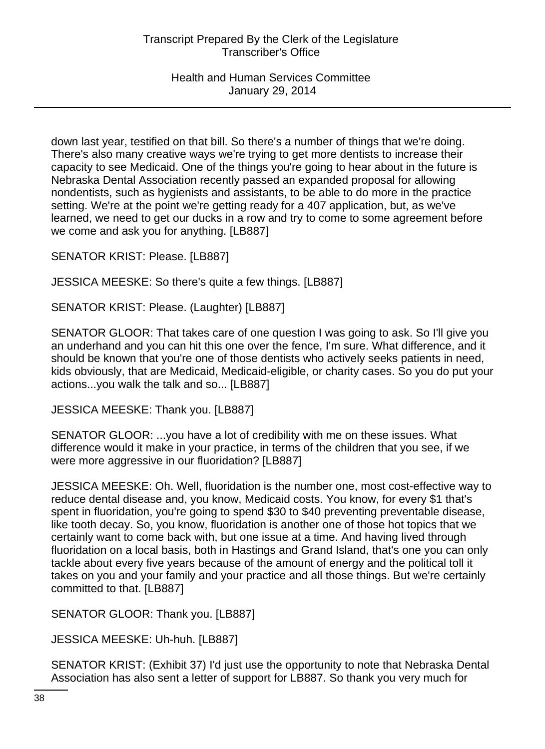down last year, testified on that bill. So there's a number of things that we're doing. There's also many creative ways we're trying to get more dentists to increase their capacity to see Medicaid. One of the things you're going to hear about in the future is Nebraska Dental Association recently passed an expanded proposal for allowing nondentists, such as hygienists and assistants, to be able to do more in the practice setting. We're at the point we're getting ready for a 407 application, but, as we've learned, we need to get our ducks in a row and try to come to some agreement before we come and ask you for anything. [LB887]

SENATOR KRIST: Please. [LB887]

JESSICA MEESKE: So there's quite a few things. [LB887]

SENATOR KRIST: Please. (Laughter) [LB887]

SENATOR GLOOR: That takes care of one question I was going to ask. So I'll give you an underhand and you can hit this one over the fence, I'm sure. What difference, and it should be known that you're one of those dentists who actively seeks patients in need, kids obviously, that are Medicaid, Medicaid-eligible, or charity cases. So you do put your actions...you walk the talk and so... [LB887]

JESSICA MEESKE: Thank you. [LB887]

SENATOR GLOOR: ...you have a lot of credibility with me on these issues. What difference would it make in your practice, in terms of the children that you see, if we were more aggressive in our fluoridation? [LB887]

JESSICA MEESKE: Oh. Well, fluoridation is the number one, most cost-effective way to reduce dental disease and, you know, Medicaid costs. You know, for every $1 that's spent in fluoridation, you're going to spend $30 to $40 preventing preventable disease, like tooth decay. So, you know, fluoridation is another one of those hot topics that we certainly want to come back with, but one issue at a time. And having lived through fluoridation on a local basis, both in Hastings and Grand Island, that's one you can only tackle about every five years because of the amount of energy and the political toll it takes on you and your family and your practice and all those things. But we're certainly committed to that. [LB887]

SENATOR GLOOR: Thank you. [LB887]

JESSICA MEESKE: Uh-huh. [LB887]

SENATOR KRIST: (Exhibit 37) I'd just use the opportunity to note that Nebraska Dental Association has also sent a letter of support for LB887. So thank you very much for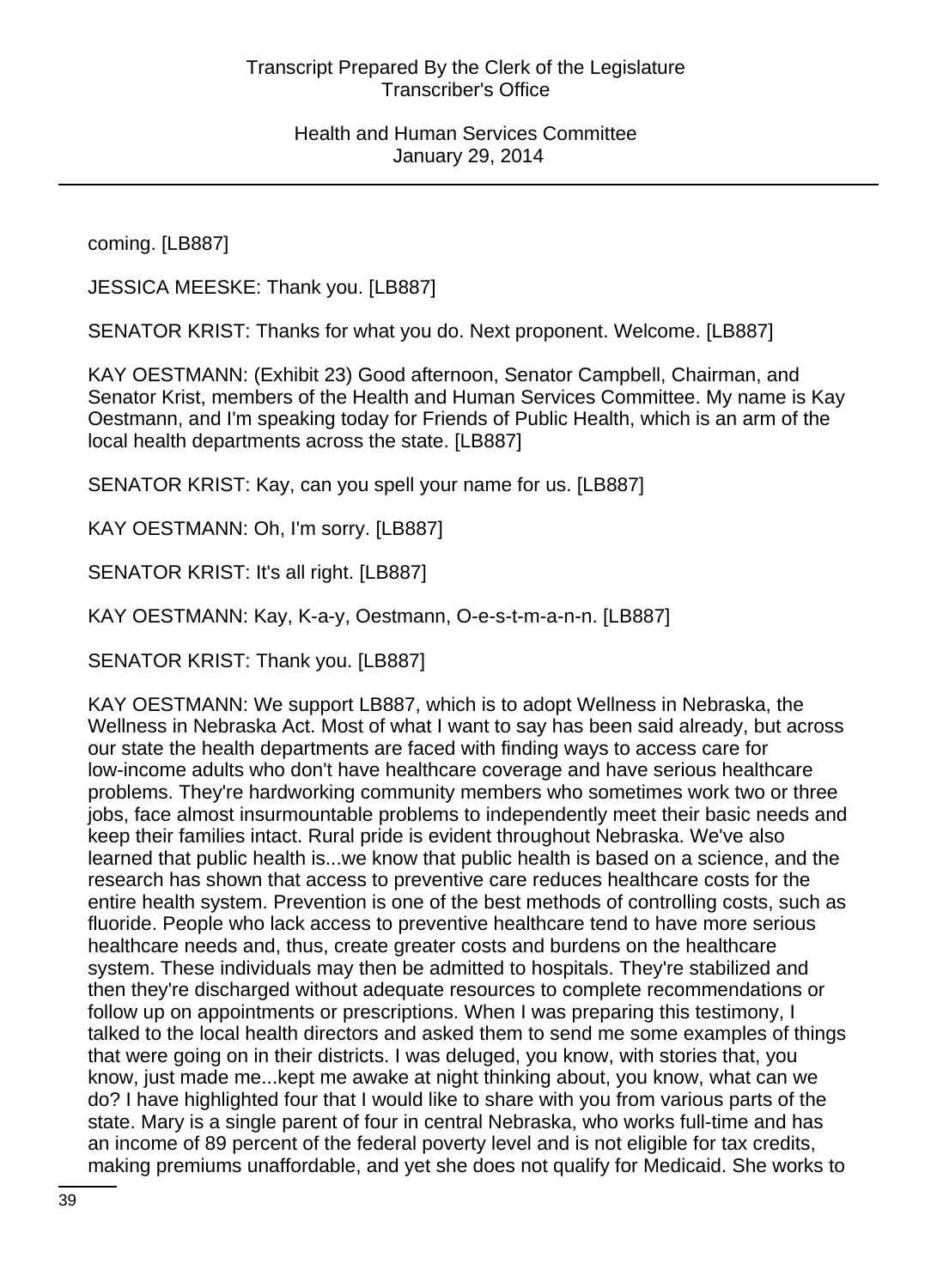coming. [LB887]

JESSICA MEESKE: Thank you. [LB887]

SENATOR KRIST: Thanks for what you do. Next proponent. Welcome. [LB887]

KAY OESTMANN: (Exhibit 23) Good afternoon, Senator Campbell, Chairman, and Senator Krist, members of the Health and Human Services Committee. My name is Kay Oestmann, and I'm speaking today for Friends of Public Health, which is an arm of the local health departments across the state. [LB887]

SENATOR KRIST: Kay, can you spell your name for us. [LB887]

KAY OESTMANN: Oh, I'm sorry. [LB887]

SENATOR KRIST: It's all right. [LB887]

KAY OESTMANN: Kay, K-a-y, Oestmann, O-e-s-t-m-a-n-n. [LB887]

SENATOR KRIST: Thank you. [LB887]

KAY OESTMANN: We support LB887, which is to adopt Wellness in Nebraska, the Wellness in Nebraska Act. Most of what I want to say has been said already, but across our state the health departments are faced with finding ways to access care for low-income adults who don't have healthcare coverage and have serious healthcare problems. They're hardworking community members who sometimes work two or three jobs, face almost insurmountable problems to independently meet their basic needs and keep their families intact. Rural pride is evident throughout Nebraska. We've also learned that public health is...we know that public health is based on a science, and the research has shown that access to preventive care reduces healthcare costs for the entire health system. Prevention is one of the best methods of controlling costs, such as fluoride. People who lack access to preventive healthcare tend to have more serious healthcare needs and, thus, create greater costs and burdens on the healthcare system. These individuals may then be admitted to hospitals. They're stabilized and then they're discharged without adequate resources to complete recommendations or follow up on appointments or prescriptions. When I was preparing this testimony, I talked to the local health directors and asked them to send me some examples of things that were going on in their districts. I was deluged, you know, with stories that, you know, just made me...kept me awake at night thinking about, you know, what can we do? I have highlighted four that I would like to share with you from various parts of the state. Mary is a single parent of four in central Nebraska, who works full-time and has an income of 89 percent of the federal poverty level and is not eligible for tax credits, making premiums unaffordable, and yet she does not qualify for Medicaid. She works to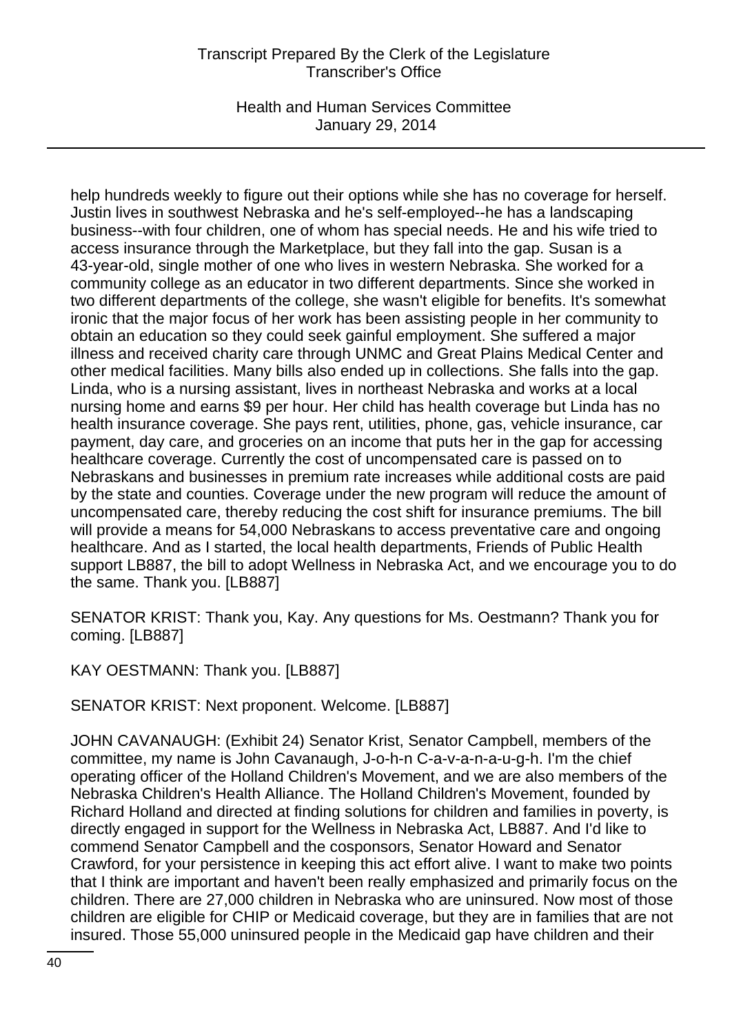help hundreds weekly to figure out their options while she has no coverage for herself. Justin lives in southwest Nebraska and he's self-employed--he has a landscaping business--with four children, one of whom has special needs. He and his wife tried to access insurance through the Marketplace, but they fall into the gap. Susan is a 43-year-old, single mother of one who lives in western Nebraska. She worked for a community college as an educator in two different departments. Since she worked in two different departments of the college, she wasn't eligible for benefits. It's somewhat ironic that the major focus of her work has been assisting people in her community to obtain an education so they could seek gainful employment. She suffered a major illness and received charity care through UNMC and Great Plains Medical Center and other medical facilities. Many bills also ended up in collections. She falls into the gap. Linda, who is a nursing assistant, lives in northeast Nebraska and works at a local nursing home and earns $9 per hour. Her child has health coverage but Linda has no health insurance coverage. She pays rent, utilities, phone, gas, vehicle insurance, car payment, day care, and groceries on an income that puts her in the gap for accessing healthcare coverage. Currently the cost of uncompensated care is passed on to Nebraskans and businesses in premium rate increases while additional costs are paid by the state and counties. Coverage under the new program will reduce the amount of uncompensated care, thereby reducing the cost shift for insurance premiums. The bill will provide a means for 54,000 Nebraskans to access preventative care and ongoing healthcare. And as I started, the local health departments, Friends of Public Health support LB887, the bill to adopt Wellness in Nebraska Act, and we encourage you to do the same. Thank you. [LB887]

SENATOR KRIST: Thank you, Kay. Any questions for Ms. Oestmann? Thank you for coming. [LB887]

KAY OESTMANN: Thank you. [LB887]

SENATOR KRIST: Next proponent. Welcome. [LB887]

JOHN CAVANAUGH: (Exhibit 24) Senator Krist, Senator Campbell, members of the committee, my name is John Cavanaugh, J-o-h-n C-a-v-a-n-a-u-g-h. I'm the chief operating officer of the Holland Children's Movement, and we are also members of the Nebraska Children's Health Alliance. The Holland Children's Movement, founded by Richard Holland and directed at finding solutions for children and families in poverty, is directly engaged in support for the Wellness in Nebraska Act, LB887. And I'd like to commend Senator Campbell and the cosponsors, Senator Howard and Senator Crawford, for your persistence in keeping this act effort alive. I want to make two points that I think are important and haven't been really emphasized and primarily focus on the children. There are 27,000 children in Nebraska who are uninsured. Now most of those children are eligible for CHIP or Medicaid coverage, but they are in families that are not insured. Those 55,000 uninsured people in the Medicaid gap have children and their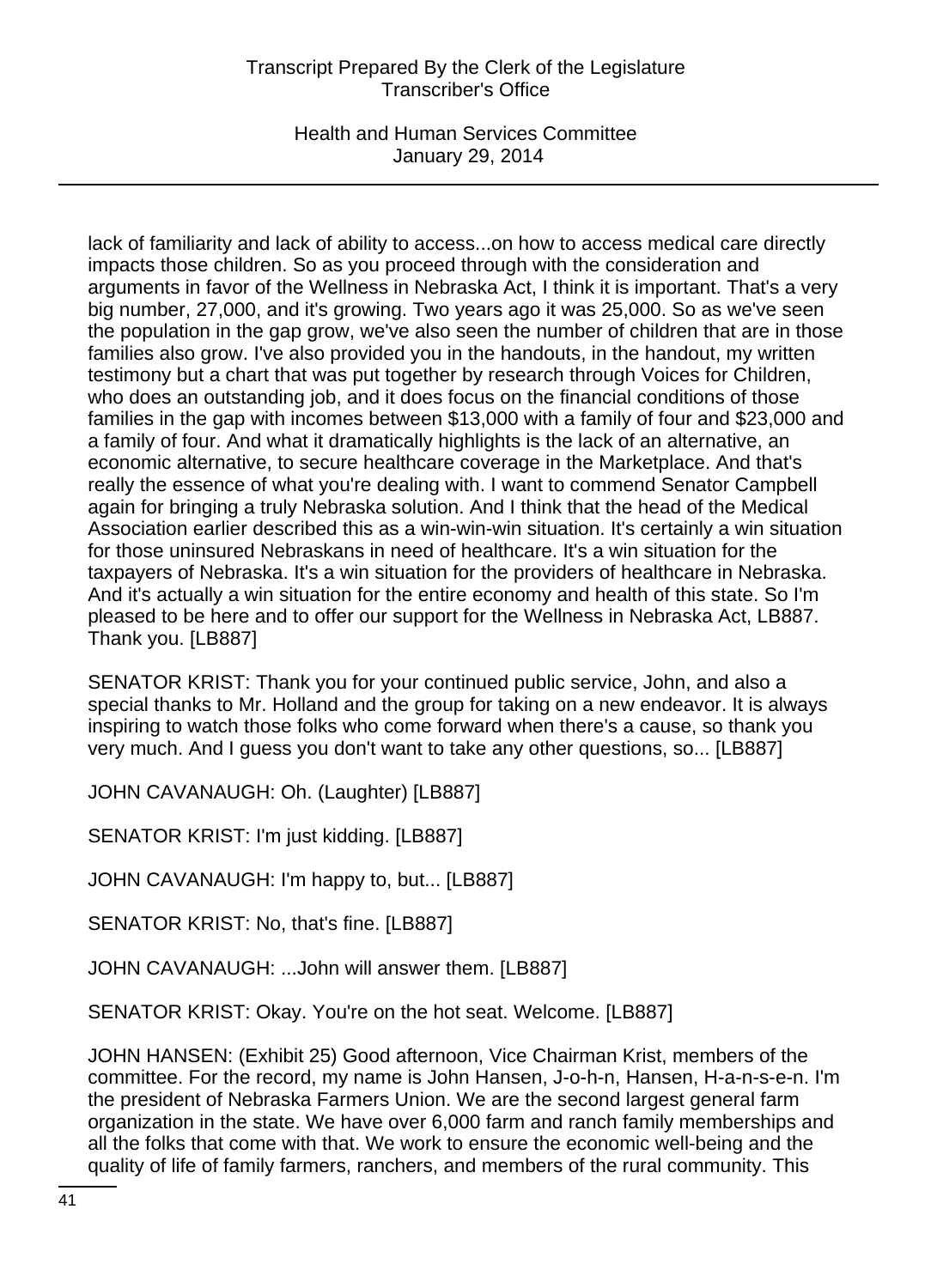lack of familiarity and lack of ability to access...on how to access medical care directly impacts those children. So as you proceed through with the consideration and arguments in favor of the Wellness in Nebraska Act, I think it is important. That's a very big number, 27,000, and it's growing. Two years ago it was 25,000. So as we've seen the population in the gap grow, we've also seen the number of children that are in those families also grow. I've also provided you in the handouts, in the handout, my written testimony but a chart that was put together by research through Voices for Children, who does an outstanding job, and it does focus on the financial conditions of those families in the gap with incomes between $13,000 with a family of four and $23,000 and a family of four. And what it dramatically highlights is the lack of an alternative, an economic alternative, to secure healthcare coverage in the Marketplace. And that's really the essence of what you're dealing with. I want to commend Senator Campbell again for bringing a truly Nebraska solution. And I think that the head of the Medical Association earlier described this as a win-win-win situation. It's certainly a win situation for those uninsured Nebraskans in need of healthcare. It's a win situation for the taxpayers of Nebraska. It's a win situation for the providers of healthcare in Nebraska. And it's actually a win situation for the entire economy and health of this state. So I'm pleased to be here and to offer our support for the Wellness in Nebraska Act, LB887. Thank you. [LB887]

SENATOR KRIST: Thank you for your continued public service, John, and also a special thanks to Mr. Holland and the group for taking on a new endeavor. It is always inspiring to watch those folks who come forward when there's a cause, so thank you very much. And I guess you don't want to take any other questions, so... [LB887]

JOHN CAVANAUGH: Oh. (Laughter) [LB887]

SENATOR KRIST: I'm just kidding. [LB887]

JOHN CAVANAUGH: I'm happy to, but... [LB887]

SENATOR KRIST: No, that's fine. [LB887]

JOHN CAVANAUGH: ...John will answer them. [LB887]

SENATOR KRIST: Okay. You're on the hot seat. Welcome. [LB887]

JOHN HANSEN: (Exhibit 25) Good afternoon, Vice Chairman Krist, members of the committee. For the record, my name is John Hansen, J-o-h-n, Hansen, H-a-n-s-e-n. I'm the president of Nebraska Farmers Union. We are the second largest general farm organization in the state. We have over 6,000 farm and ranch family memberships and all the folks that come with that. We work to ensure the economic well-being and the quality of life of family farmers, ranchers, and members of the rural community. This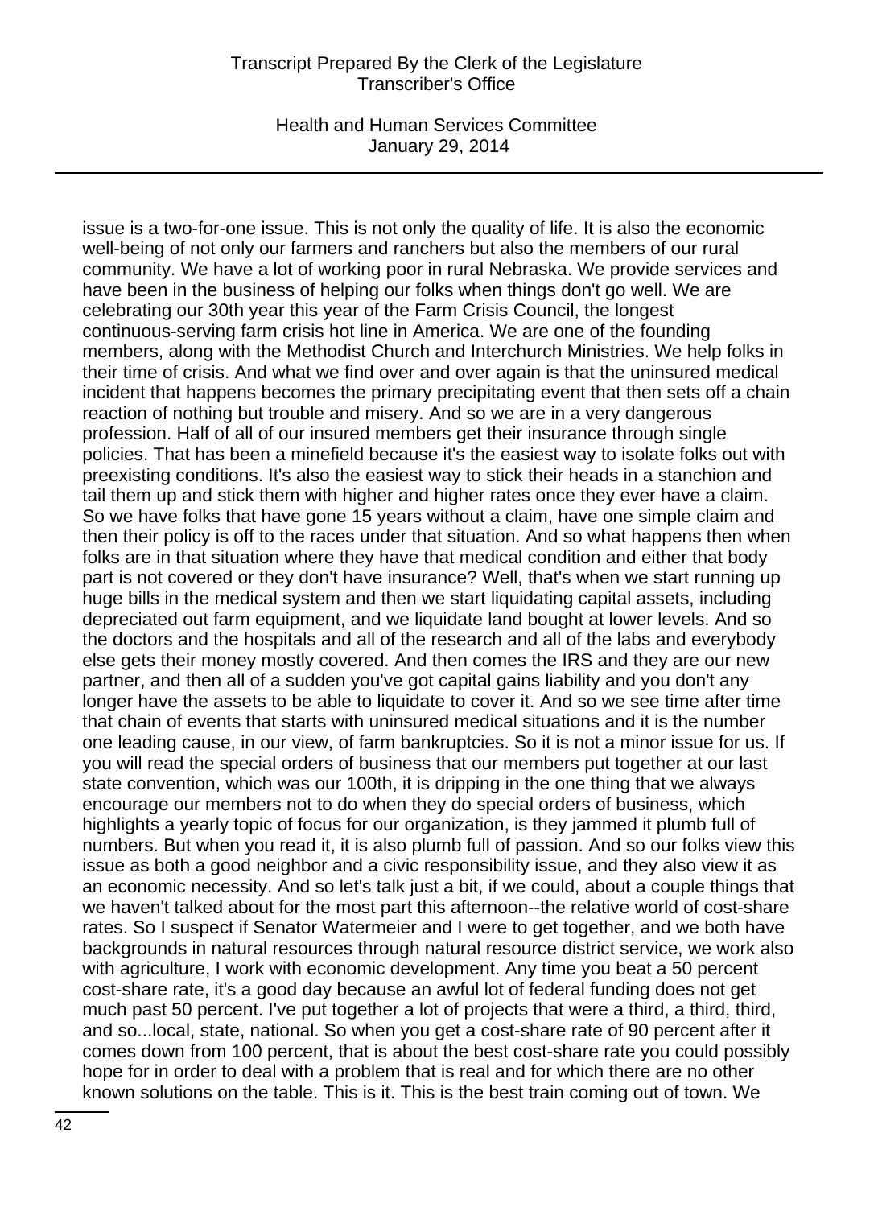issue is a two-for-one issue. This is not only the quality of life. It is also the economic well-being of not only our farmers and ranchers but also the members of our rural community. We have a lot of working poor in rural Nebraska. We provide services and have been in the business of helping our folks when things don't go well. We are celebrating our 30th year this year of the Farm Crisis Council, the longest continuous-serving farm crisis hot line in America. We are one of the founding members, along with the Methodist Church and Interchurch Ministries. We help folks in their time of crisis. And what we find over and over again is that the uninsured medical incident that happens becomes the primary precipitating event that then sets off a chain reaction of nothing but trouble and misery. And so we are in a very dangerous profession. Half of all of our insured members get their insurance through single policies. That has been a minefield because it's the easiest way to isolate folks out with preexisting conditions. It's also the easiest way to stick their heads in a stanchion and tail them up and stick them with higher and higher rates once they ever have a claim. So we have folks that have gone 15 years without a claim, have one simple claim and then their policy is off to the races under that situation. And so what happens then when folks are in that situation where they have that medical condition and either that body part is not covered or they don't have insurance? Well, that's when we start running up huge bills in the medical system and then we start liquidating capital assets, including depreciated out farm equipment, and we liquidate land bought at lower levels. And so the doctors and the hospitals and all of the research and all of the labs and everybody else gets their money mostly covered. And then comes the IRS and they are our new partner, and then all of a sudden you've got capital gains liability and you don't any longer have the assets to be able to liquidate to cover it. And so we see time after time that chain of events that starts with uninsured medical situations and it is the number one leading cause, in our view, of farm bankruptcies. So it is not a minor issue for us. If you will read the special orders of business that our members put together at our last state convention, which was our 100th, it is dripping in the one thing that we always encourage our members not to do when they do special orders of business, which highlights a yearly topic of focus for our organization, is they jammed it plumb full of numbers. But when you read it, it is also plumb full of passion. And so our folks view this issue as both a good neighbor and a civic responsibility issue, and they also view it as an economic necessity. And so let's talk just a bit, if we could, about a couple things that we haven't talked about for the most part this afternoon--the relative world of cost-share rates. So I suspect if Senator Watermeier and I were to get together, and we both have backgrounds in natural resources through natural resource district service, we work also with agriculture, I work with economic development. Any time you beat a 50 percent cost-share rate, it's a good day because an awful lot of federal funding does not get much past 50 percent. I've put together a lot of projects that were a third, a third, third, and so...local, state, national. So when you get a cost-share rate of 90 percent after it comes down from 100 percent, that is about the best cost-share rate you could possibly hope for in order to deal with a problem that is real and for which there are no other known solutions on the table. This is it. This is the best train coming out of town. We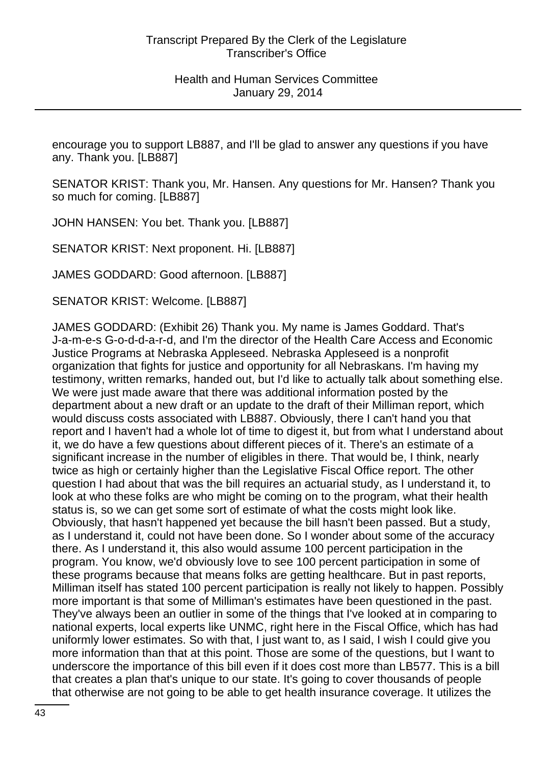encourage you to support LB887, and I'll be glad to answer any questions if you have any. Thank you. [LB887]

SENATOR KRIST: Thank you, Mr. Hansen. Any questions for Mr. Hansen? Thank you so much for coming. [LB887]

JOHN HANSEN: You bet. Thank you. [LB887]

SENATOR KRIST: Next proponent. Hi. [LB887]

JAMES GODDARD: Good afternoon. [LB887]

SENATOR KRIST: Welcome. [LB887]

JAMES GODDARD: (Exhibit 26) Thank you. My name is James Goddard. That's J-a-m-e-s G-o-d-d-a-r-d, and I'm the director of the Health Care Access and Economic Justice Programs at Nebraska Appleseed. Nebraska Appleseed is a nonprofit organization that fights for justice and opportunity for all Nebraskans. I'm having my testimony, written remarks, handed out, but I'd like to actually talk about something else. We were just made aware that there was additional information posted by the department about a new draft or an update to the draft of their Milliman report, which would discuss costs associated with LB887. Obviously, there I can't hand you that report and I haven't had a whole lot of time to digest it, but from what I understand about it, we do have a few questions about different pieces of it. There's an estimate of a significant increase in the number of eligibles in there. That would be, I think, nearly twice as high or certainly higher than the Legislative Fiscal Office report. The other question I had about that was the bill requires an actuarial study, as I understand it, to look at who these folks are who might be coming on to the program, what their health status is, so we can get some sort of estimate of what the costs might look like. Obviously, that hasn't happened yet because the bill hasn't been passed. But a study, as I understand it, could not have been done. So I wonder about some of the accuracy there. As I understand it, this also would assume 100 percent participation in the program. You know, we'd obviously love to see 100 percent participation in some of these programs because that means folks are getting healthcare. But in past reports, Milliman itself has stated 100 percent participation is really not likely to happen. Possibly more important is that some of Milliman's estimates have been questioned in the past. They've always been an outlier in some of the things that I've looked at in comparing to national experts, local experts like UNMC, right here in the Fiscal Office, which has had uniformly lower estimates. So with that, I just want to, as I said, I wish I could give you more information than that at this point. Those are some of the questions, but I want to underscore the importance of this bill even if it does cost more than LB577. This is a bill that creates a plan that's unique to our state. It's going to cover thousands of people that otherwise are not going to be able to get health insurance coverage. It utilizes the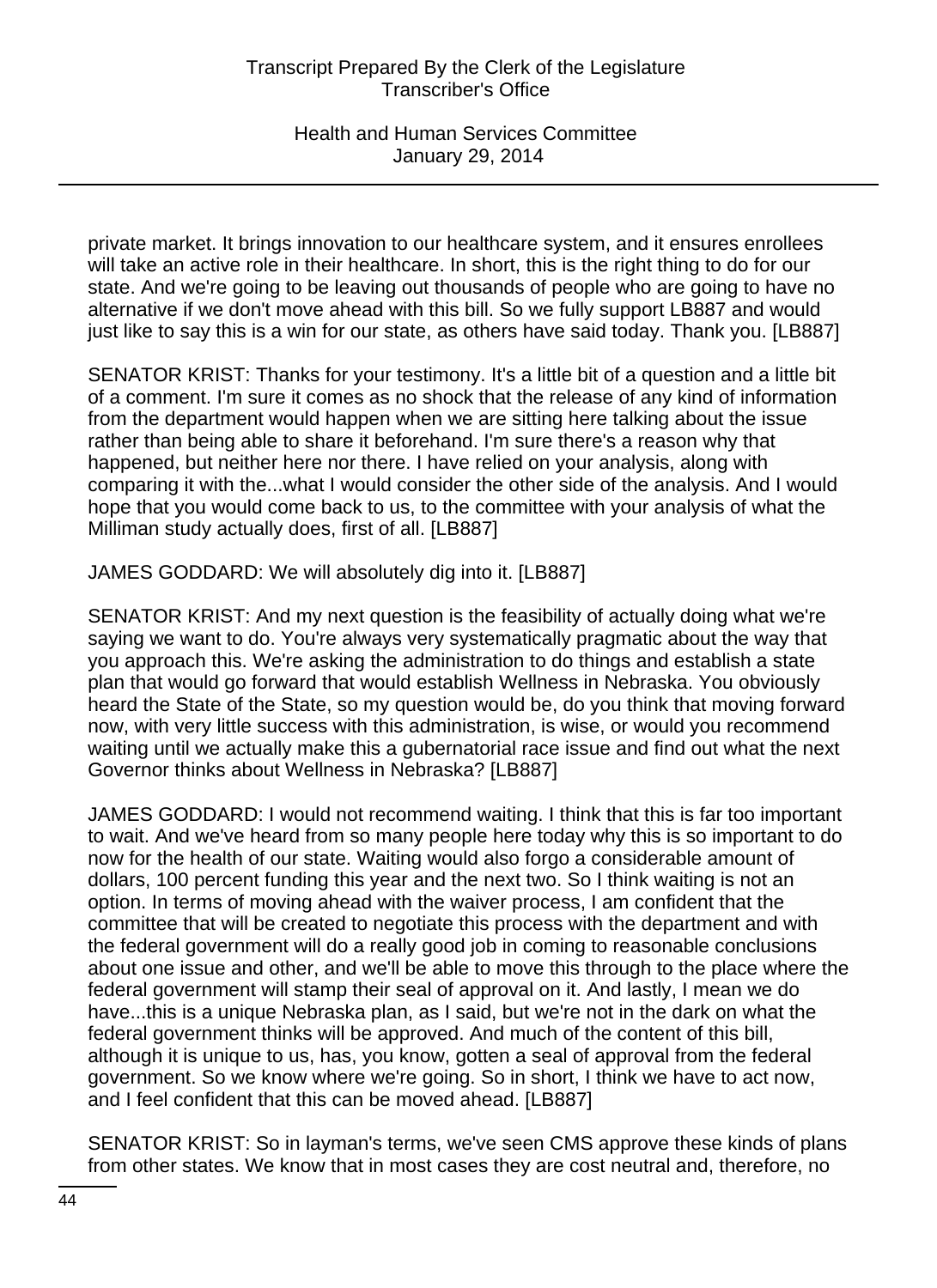private market. It brings innovation to our healthcare system, and it ensures enrollees will take an active role in their healthcare. In short, this is the right thing to do for our state. And we're going to be leaving out thousands of people who are going to have no alternative if we don't move ahead with this bill. So we fully support LB887 and would just like to say this is a win for our state, as others have said today. Thank you. [LB887]

SENATOR KRIST: Thanks for your testimony. It's a little bit of a question and a little bit of a comment. I'm sure it comes as no shock that the release of any kind of information from the department would happen when we are sitting here talking about the issue rather than being able to share it beforehand. I'm sure there's a reason why that happened, but neither here nor there. I have relied on your analysis, along with comparing it with the...what I would consider the other side of the analysis. And I would hope that you would come back to us, to the committee with your analysis of what the Milliman study actually does, first of all. [LB887]

JAMES GODDARD: We will absolutely dig into it. [LB887]

SENATOR KRIST: And my next question is the feasibility of actually doing what we're saying we want to do. You're always very systematically pragmatic about the way that you approach this. We're asking the administration to do things and establish a state plan that would go forward that would establish Wellness in Nebraska. You obviously heard the State of the State, so my question would be, do you think that moving forward now, with very little success with this administration, is wise, or would you recommend waiting until we actually make this a gubernatorial race issue and find out what the next Governor thinks about Wellness in Nebraska? [LB887]

JAMES GODDARD: I would not recommend waiting. I think that this is far too important to wait. And we've heard from so many people here today why this is so important to do now for the health of our state. Waiting would also forgo a considerable amount of dollars, 100 percent funding this year and the next two. So I think waiting is not an option. In terms of moving ahead with the waiver process, I am confident that the committee that will be created to negotiate this process with the department and with the federal government will do a really good job in coming to reasonable conclusions about one issue and other, and we'll be able to move this through to the place where the federal government will stamp their seal of approval on it. And lastly, I mean we do have...this is a unique Nebraska plan, as I said, but we're not in the dark on what the federal government thinks will be approved. And much of the content of this bill, although it is unique to us, has, you know, gotten a seal of approval from the federal government. So we know where we're going. So in short, I think we have to act now, and I feel confident that this can be moved ahead. [LB887]

SENATOR KRIST: So in layman's terms, we've seen CMS approve these kinds of plans from other states. We know that in most cases they are cost neutral and, therefore, no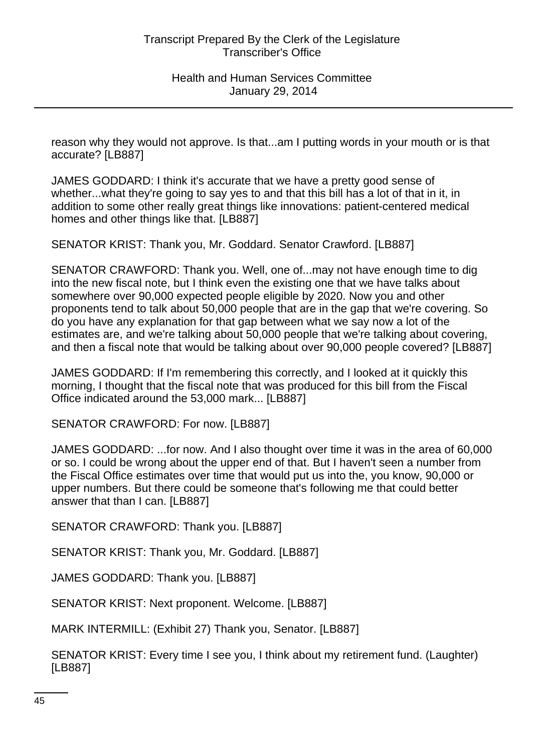reason why they would not approve. Is that...am I putting words in your mouth or is that accurate? [LB887]

JAMES GODDARD: I think it's accurate that we have a pretty good sense of whether...what they're going to say yes to and that this bill has a lot of that in it, in addition to some other really great things like innovations: patient-centered medical homes and other things like that. [LB887]

SENATOR KRIST: Thank you, Mr. Goddard. Senator Crawford. [LB887]

SENATOR CRAWFORD: Thank you. Well, one of...may not have enough time to dig into the new fiscal note, but I think even the existing one that we have talks about somewhere over 90,000 expected people eligible by 2020. Now you and other proponents tend to talk about 50,000 people that are in the gap that we're covering. So do you have any explanation for that gap between what we say now a lot of the estimates are, and we're talking about 50,000 people that we're talking about covering, and then a fiscal note that would be talking about over 90,000 people covered? [LB887]

JAMES GODDARD: If I'm remembering this correctly, and I looked at it quickly this morning, I thought that the fiscal note that was produced for this bill from the Fiscal Office indicated around the 53,000 mark... [LB887]

SENATOR CRAWFORD: For now. [LB887]

JAMES GODDARD: ...for now. And I also thought over time it was in the area of 60,000 or so. I could be wrong about the upper end of that. But I haven't seen a number from the Fiscal Office estimates over time that would put us into the, you know, 90,000 or upper numbers. But there could be someone that's following me that could better answer that than I can. [LB887]

SENATOR CRAWFORD: Thank you. [LB887]

SENATOR KRIST: Thank you, Mr. Goddard. [LB887]

JAMES GODDARD: Thank you. [LB887]

SENATOR KRIST: Next proponent. Welcome. [LB887]

MARK INTERMILL: (Exhibit 27) Thank you, Senator. [LB887]

SENATOR KRIST: Every time I see you, I think about my retirement fund. (Laughter) [LB887]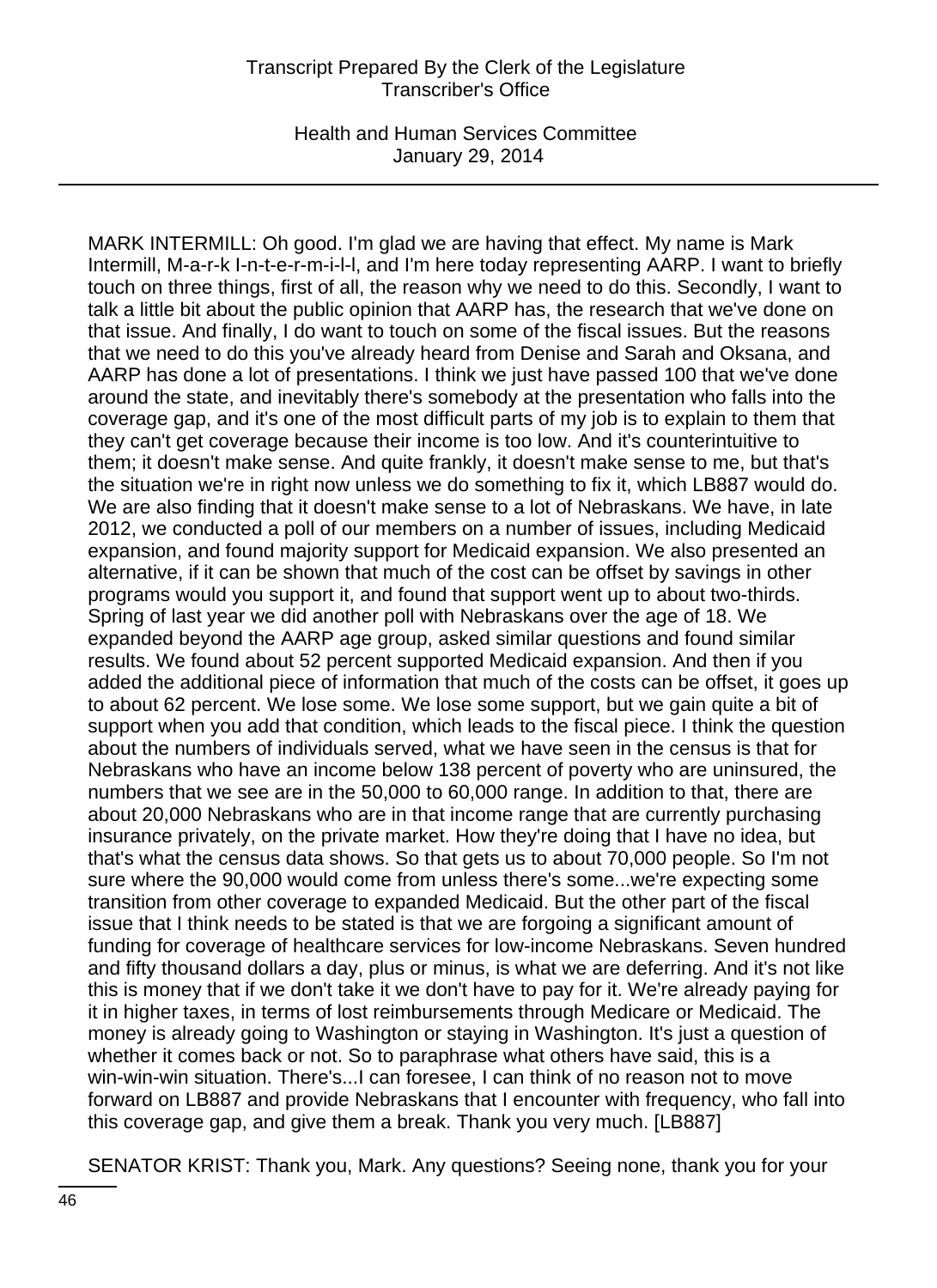MARK INTERMILL: Oh good. I'm glad we are having that effect. My name is Mark Intermill, M-a-r-k I-n-t-e-r-m-i-l-l, and I'm here today representing AARP. I want to briefly touch on three things, first of all, the reason why we need to do this. Secondly, I want to talk a little bit about the public opinion that AARP has, the research that we've done on that issue. And finally, I do want to touch on some of the fiscal issues. But the reasons that we need to do this you've already heard from Denise and Sarah and Oksana, and AARP has done a lot of presentations. I think we just have passed 100 that we've done around the state, and inevitably there's somebody at the presentation who falls into the coverage gap, and it's one of the most difficult parts of my job is to explain to them that they can't get coverage because their income is too low. And it's counterintuitive to them; it doesn't make sense. And quite frankly, it doesn't make sense to me, but that's the situation we're in right now unless we do something to fix it, which LB887 would do. We are also finding that it doesn't make sense to a lot of Nebraskans. We have, in late 2012, we conducted a poll of our members on a number of issues, including Medicaid expansion, and found majority support for Medicaid expansion. We also presented an alternative, if it can be shown that much of the cost can be offset by savings in other programs would you support it, and found that support went up to about two-thirds. Spring of last year we did another poll with Nebraskans over the age of 18. We expanded beyond the AARP age group, asked similar questions and found similar results. We found about 52 percent supported Medicaid expansion. And then if you added the additional piece of information that much of the costs can be offset, it goes up to about 62 percent. We lose some. We lose some support, but we gain quite a bit of support when you add that condition, which leads to the fiscal piece. I think the question about the numbers of individuals served, what we have seen in the census is that for Nebraskans who have an income below 138 percent of poverty who are uninsured, the numbers that we see are in the 50,000 to 60,000 range. In addition to that, there are about 20,000 Nebraskans who are in that income range that are currently purchasing insurance privately, on the private market. How they're doing that I have no idea, but that's what the census data shows. So that gets us to about 70,000 people. So I'm not sure where the 90,000 would come from unless there's some...we're expecting some transition from other coverage to expanded Medicaid. But the other part of the fiscal issue that I think needs to be stated is that we are forgoing a significant amount of funding for coverage of healthcare services for low-income Nebraskans. Seven hundred and fifty thousand dollars a day, plus or minus, is what we are deferring. And it's not like this is money that if we don't take it we don't have to pay for it. We're already paying for it in higher taxes, in terms of lost reimbursements through Medicare or Medicaid. The money is already going to Washington or staying in Washington. It's just a question of whether it comes back or not. So to paraphrase what others have said, this is a win-win-win situation. There's...I can foresee, I can think of no reason not to move forward on LB887 and provide Nebraskans that I encounter with frequency, who fall into this coverage gap, and give them a break. Thank you very much. [LB887]

SENATOR KRIST: Thank you, Mark. Any questions? Seeing none, thank you for your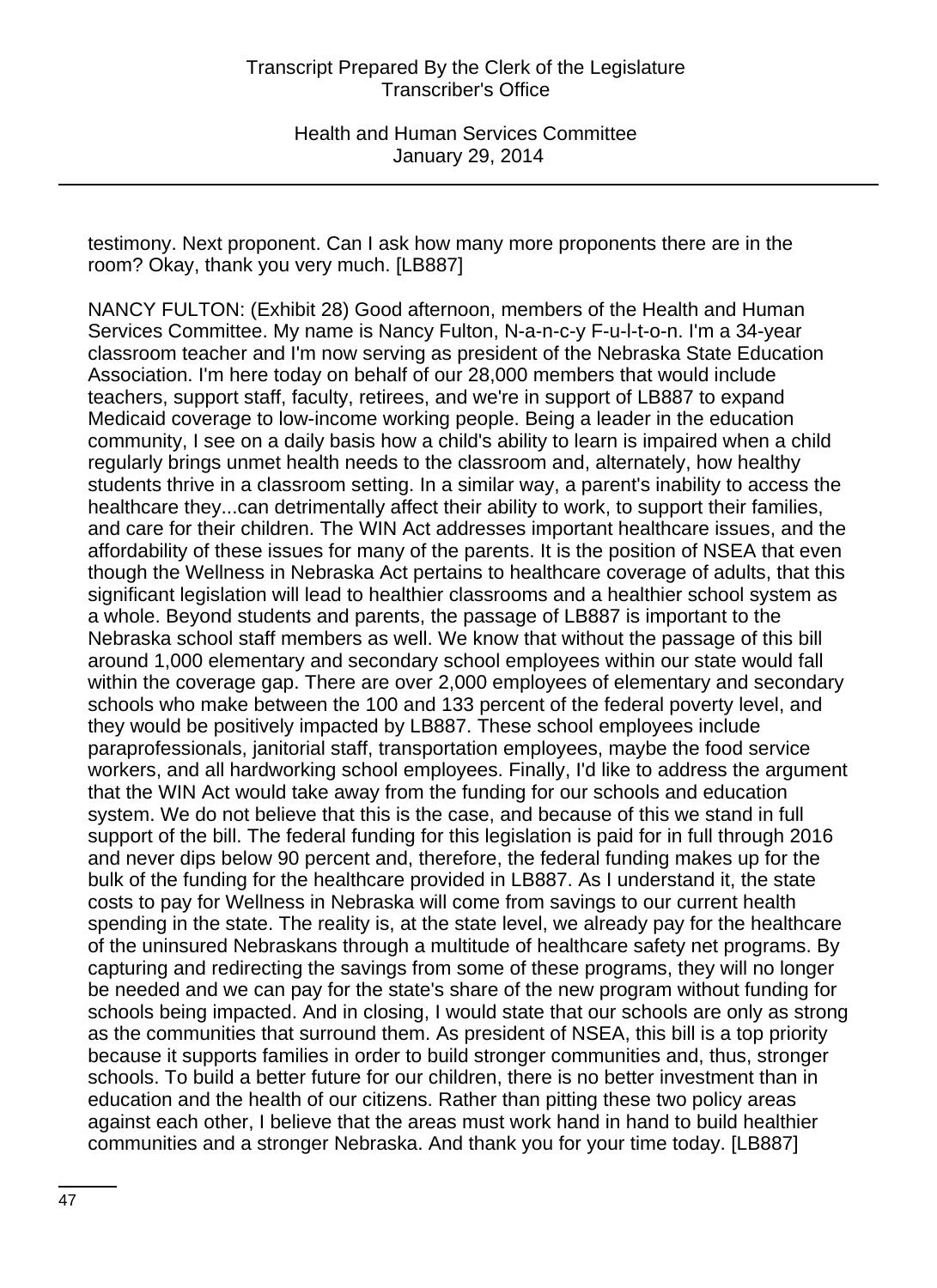testimony. Next proponent. Can I ask how many more proponents there are in the room? Okay, thank you very much. [LB887]

NANCY FULTON: (Exhibit 28) Good afternoon, members of the Health and Human Services Committee. My name is Nancy Fulton, N-a-n-c-y F-u-l-t-o-n. I'm a 34-year classroom teacher and I'm now serving as president of the Nebraska State Education Association. I'm here today on behalf of our 28,000 members that would include teachers, support staff, faculty, retirees, and we're in support of LB887 to expand Medicaid coverage to low-income working people. Being a leader in the education community, I see on a daily basis how a child's ability to learn is impaired when a child regularly brings unmet health needs to the classroom and, alternately, how healthy students thrive in a classroom setting. In a similar way, a parent's inability to access the healthcare they...can detrimentally affect their ability to work, to support their families, and care for their children. The WIN Act addresses important healthcare issues, and the affordability of these issues for many of the parents. It is the position of NSEA that even though the Wellness in Nebraska Act pertains to healthcare coverage of adults, that this significant legislation will lead to healthier classrooms and a healthier school system as a whole. Beyond students and parents, the passage of LB887 is important to the Nebraska school staff members as well. We know that without the passage of this bill around 1,000 elementary and secondary school employees within our state would fall within the coverage gap. There are over 2,000 employees of elementary and secondary schools who make between the 100 and 133 percent of the federal poverty level, and they would be positively impacted by LB887. These school employees include paraprofessionals, janitorial staff, transportation employees, maybe the food service workers, and all hardworking school employees. Finally, I'd like to address the argument that the WIN Act would take away from the funding for our schools and education system. We do not believe that this is the case, and because of this we stand in full support of the bill. The federal funding for this legislation is paid for in full through 2016 and never dips below 90 percent and, therefore, the federal funding makes up for the bulk of the funding for the healthcare provided in LB887. As I understand it, the state costs to pay for Wellness in Nebraska will come from savings to our current health spending in the state. The reality is, at the state level, we already pay for the healthcare of the uninsured Nebraskans through a multitude of healthcare safety net programs. By capturing and redirecting the savings from some of these programs, they will no longer be needed and we can pay for the state's share of the new program without funding for schools being impacted. And in closing, I would state that our schools are only as strong as the communities that surround them. As president of NSEA, this bill is a top priority because it supports families in order to build stronger communities and, thus, stronger schools. To build a better future for our children, there is no better investment than in education and the health of our citizens. Rather than pitting these two policy areas against each other, I believe that the areas must work hand in hand to build healthier communities and a stronger Nebraska. And thank you for your time today. [LB887]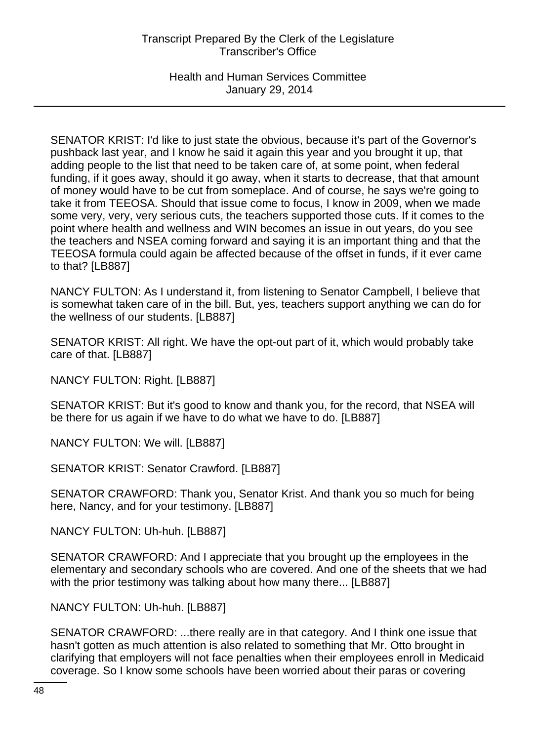SENATOR KRIST: I'd like to just state the obvious, because it's part of the Governor's pushback last year, and I know he said it again this year and you brought it up, that adding people to the list that need to be taken care of, at some point, when federal funding, if it goes away, should it go away, when it starts to decrease, that that amount of money would have to be cut from someplace. And of course, he says we're going to take it from TEEOSA. Should that issue come to focus, I know in 2009, when we made some very, very, very serious cuts, the teachers supported those cuts. If it comes to the point where health and wellness and WIN becomes an issue in out years, do you see the teachers and NSEA coming forward and saying it is an important thing and that the TEEOSA formula could again be affected because of the offset in funds, if it ever came to that? [LB887]

NANCY FULTON: As I understand it, from listening to Senator Campbell, I believe that is somewhat taken care of in the bill. But, yes, teachers support anything we can do for the wellness of our students. [LB887]

SENATOR KRIST: All right. We have the opt-out part of it, which would probably take care of that. [LB887]

NANCY FULTON: Right. [LB887]

SENATOR KRIST: But it's good to know and thank you, for the record, that NSEA will be there for us again if we have to do what we have to do. [LB887]

NANCY FULTON: We will. [LB887]

SENATOR KRIST: Senator Crawford. [LB887]

SENATOR CRAWFORD: Thank you, Senator Krist. And thank you so much for being here, Nancy, and for your testimony. [LB887]

NANCY FULTON: Uh-huh. [LB887]

SENATOR CRAWFORD: And I appreciate that you brought up the employees in the elementary and secondary schools who are covered. And one of the sheets that we had with the prior testimony was talking about how many there... [LB887]

NANCY FULTON: Uh-huh. [LB887]

SENATOR CRAWFORD: ...there really are in that category. And I think one issue that hasn't gotten as much attention is also related to something that Mr. Otto brought in clarifying that employers will not face penalties when their employees enroll in Medicaid coverage. So I know some schools have been worried about their paras or covering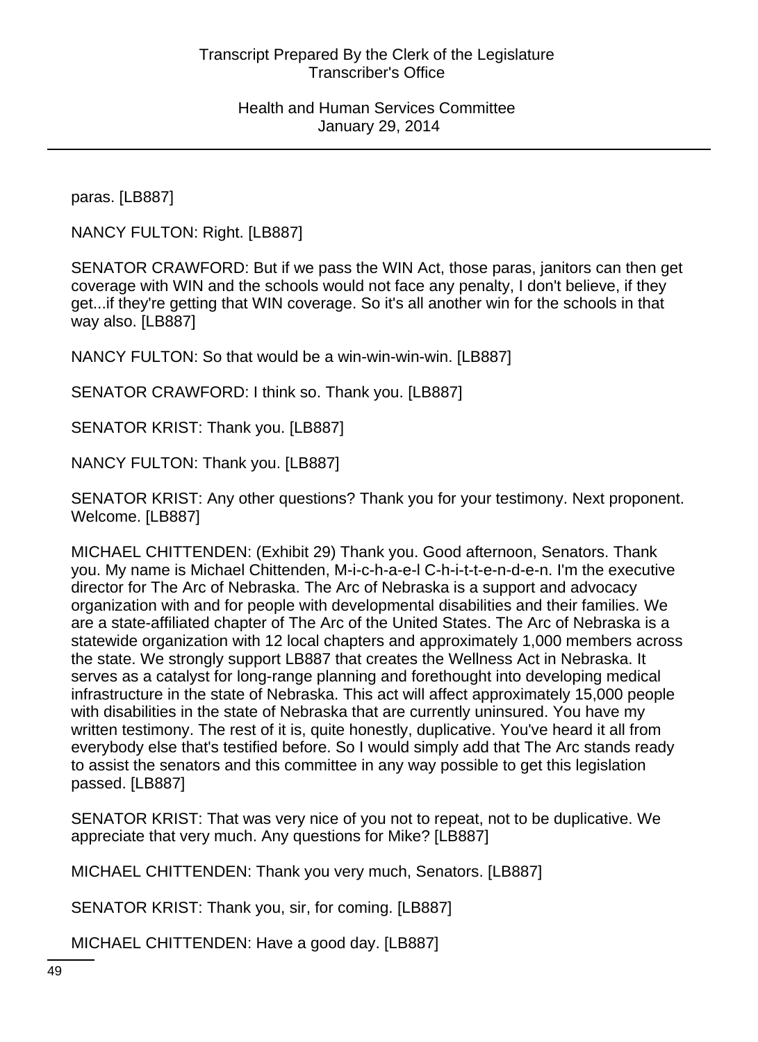paras. [LB887]

NANCY FULTON: Right. [LB887]

SENATOR CRAWFORD: But if we pass the WIN Act, those paras, janitors can then get coverage with WIN and the schools would not face any penalty, I don't believe, if they get...if they're getting that WIN coverage. So it's all another win for the schools in that way also. [LB887]

NANCY FULTON: So that would be a win-win-win-win. [LB887]

SENATOR CRAWFORD: I think so. Thank you. [LB887]

SENATOR KRIST: Thank you. [LB887]

NANCY FULTON: Thank you. [LB887]

SENATOR KRIST: Any other questions? Thank you for your testimony. Next proponent. Welcome. [LB887]

MICHAEL CHITTENDEN: (Exhibit 29) Thank you. Good afternoon, Senators. Thank you. My name is Michael Chittenden, M-i-c-h-a-e-l C-h-i-t-t-e-n-d-e-n. I'm the executive director for The Arc of Nebraska. The Arc of Nebraska is a support and advocacy organization with and for people with developmental disabilities and their families. We are a state-affiliated chapter of The Arc of the United States. The Arc of Nebraska is a statewide organization with 12 local chapters and approximately 1,000 members across the state. We strongly support LB887 that creates the Wellness Act in Nebraska. It serves as a catalyst for long-range planning and forethought into developing medical infrastructure in the state of Nebraska. This act will affect approximately 15,000 people with disabilities in the state of Nebraska that are currently uninsured. You have my written testimony. The rest of it is, quite honestly, duplicative. You've heard it all from everybody else that's testified before. So I would simply add that The Arc stands ready to assist the senators and this committee in any way possible to get this legislation passed. [LB887]

SENATOR KRIST: That was very nice of you not to repeat, not to be duplicative. We appreciate that very much. Any questions for Mike? [LB887]

MICHAEL CHITTENDEN: Thank you very much, Senators. [LB887]

SENATOR KRIST: Thank you, sir, for coming. [LB887]

MICHAEL CHITTENDEN: Have a good day. [LB887]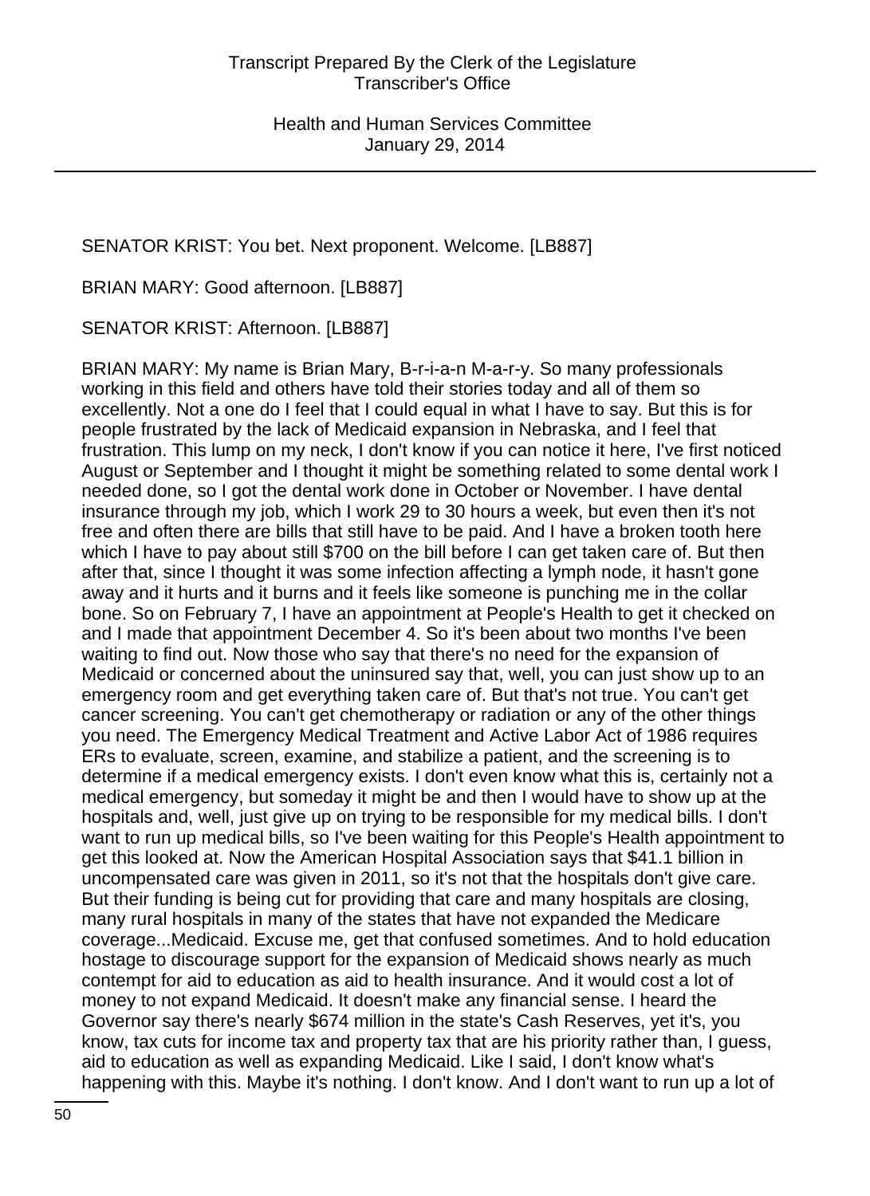SENATOR KRIST: You bet. Next proponent. Welcome. [LB887]

BRIAN MARY: Good afternoon. [LB887]

SENATOR KRIST: Afternoon. [LB887]

BRIAN MARY: My name is Brian Mary, B-r-i-a-n M-a-r-y. So many professionals working in this field and others have told their stories today and all of them so excellently. Not a one do I feel that I could equal in what I have to say. But this is for people frustrated by the lack of Medicaid expansion in Nebraska, and I feel that frustration. This lump on my neck, I don't know if you can notice it here, I've first noticed August or September and I thought it might be something related to some dental work I needed done, so I got the dental work done in October or November. I have dental insurance through my job, which I work 29 to 30 hours a week, but even then it's not free and often there are bills that still have to be paid. And I have a broken tooth here which I have to pay about still $700 on the bill before I can get taken care of. But then after that, since I thought it was some infection affecting a lymph node, it hasn't gone away and it hurts and it burns and it feels like someone is punching me in the collar bone. So on February 7, I have an appointment at People's Health to get it checked on and I made that appointment December 4. So it's been about two months I've been waiting to find out. Now those who say that there's no need for the expansion of Medicaid or concerned about the uninsured say that, well, you can just show up to an emergency room and get everything taken care of. But that's not true. You can't get cancer screening. You can't get chemotherapy or radiation or any of the other things you need. The Emergency Medical Treatment and Active Labor Act of 1986 requires ERs to evaluate, screen, examine, and stabilize a patient, and the screening is to determine if a medical emergency exists. I don't even know what this is, certainly not a medical emergency, but someday it might be and then I would have to show up at the hospitals and, well, just give up on trying to be responsible for my medical bills. I don't want to run up medical bills, so I've been waiting for this People's Health appointment to get this looked at. Now the American Hospital Association says that $41.1 billion in uncompensated care was given in 2011, so it's not that the hospitals don't give care. But their funding is being cut for providing that care and many hospitals are closing, many rural hospitals in many of the states that have not expanded the Medicare coverage...Medicaid. Excuse me, get that confused sometimes. And to hold education hostage to discourage support for the expansion of Medicaid shows nearly as much contempt for aid to education as aid to health insurance. And it would cost a lot of money to not expand Medicaid. It doesn't make any financial sense. I heard the Governor say there's nearly $674 million in the state's Cash Reserves, yet it's, you know, tax cuts for income tax and property tax that are his priority rather than, I guess, aid to education as well as expanding Medicaid. Like I said, I don't know what's happening with this. Maybe it's nothing. I don't know. And I don't want to run up a lot of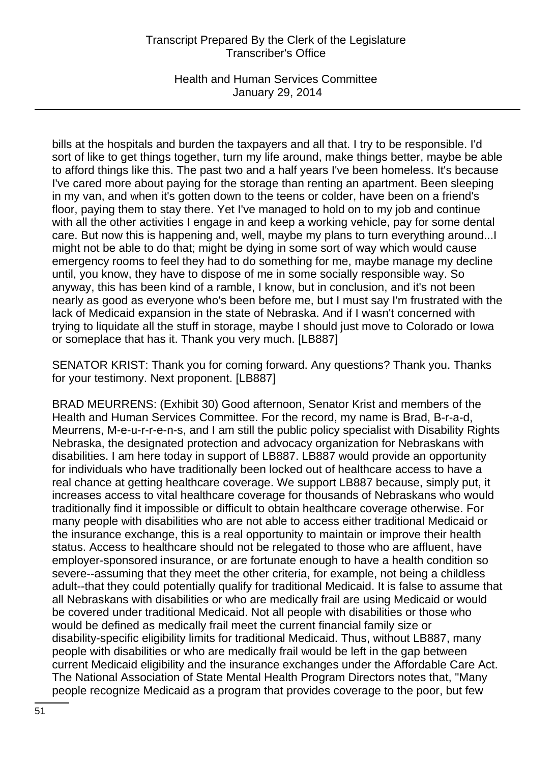bills at the hospitals and burden the taxpayers and all that. I try to be responsible. I'd sort of like to get things together, turn my life around, make things better, maybe be able to afford things like this. The past two and a half years I've been homeless. It's because I've cared more about paying for the storage than renting an apartment. Been sleeping in my van, and when it's gotten down to the teens or colder, have been on a friend's floor, paying them to stay there. Yet I've managed to hold on to my job and continue with all the other activities I engage in and keep a working vehicle, pay for some dental care. But now this is happening and, well, maybe my plans to turn everything around...I might not be able to do that; might be dying in some sort of way which would cause emergency rooms to feel they had to do something for me, maybe manage my decline until, you know, they have to dispose of me in some socially responsible way. So anyway, this has been kind of a ramble, I know, but in conclusion, and it's not been nearly as good as everyone who's been before me, but I must say I'm frustrated with the lack of Medicaid expansion in the state of Nebraska. And if I wasn't concerned with trying to liquidate all the stuff in storage, maybe I should just move to Colorado or Iowa or someplace that has it. Thank you very much. [LB887]

SENATOR KRIST: Thank you for coming forward. Any questions? Thank you. Thanks for your testimony. Next proponent. [LB887]

BRAD MEURRENS: (Exhibit 30) Good afternoon, Senator Krist and members of the Health and Human Services Committee. For the record, my name is Brad, B-r-a-d, Meurrens, M-e-u-r-r-e-n-s, and I am still the public policy specialist with Disability Rights Nebraska, the designated protection and advocacy organization for Nebraskans with disabilities. I am here today in support of LB887. LB887 would provide an opportunity for individuals who have traditionally been locked out of healthcare access to have a real chance at getting healthcare coverage. We support LB887 because, simply put, it increases access to vital healthcare coverage for thousands of Nebraskans who would traditionally find it impossible or difficult to obtain healthcare coverage otherwise. For many people with disabilities who are not able to access either traditional Medicaid or the insurance exchange, this is a real opportunity to maintain or improve their health status. Access to healthcare should not be relegated to those who are affluent, have employer-sponsored insurance, or are fortunate enough to have a health condition so severe--assuming that they meet the other criteria, for example, not being a childless adult--that they could potentially qualify for traditional Medicaid. It is false to assume that all Nebraskans with disabilities or who are medically frail are using Medicaid or would be covered under traditional Medicaid. Not all people with disabilities or those who would be defined as medically frail meet the current financial family size or disability-specific eligibility limits for traditional Medicaid. Thus, without LB887, many people with disabilities or who are medically frail would be left in the gap between current Medicaid eligibility and the insurance exchanges under the Affordable Care Act. The National Association of State Mental Health Program Directors notes that, "Many people recognize Medicaid as a program that provides coverage to the poor, but few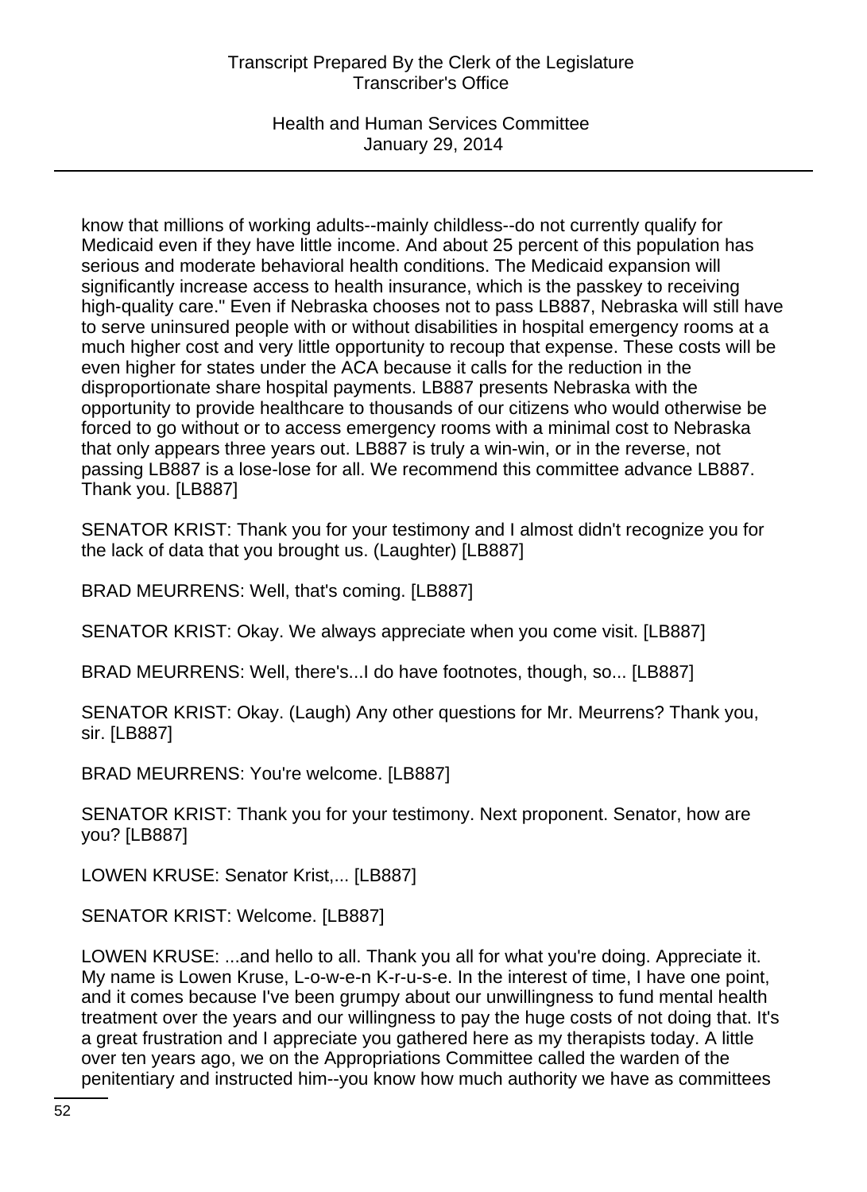know that millions of working adults--mainly childless--do not currently qualify for Medicaid even if they have little income. And about 25 percent of this population has serious and moderate behavioral health conditions. The Medicaid expansion will significantly increase access to health insurance, which is the passkey to receiving high-quality care." Even if Nebraska chooses not to pass LB887, Nebraska will still have to serve uninsured people with or without disabilities in hospital emergency rooms at a much higher cost and very little opportunity to recoup that expense. These costs will be even higher for states under the ACA because it calls for the reduction in the disproportionate share hospital payments. LB887 presents Nebraska with the opportunity to provide healthcare to thousands of our citizens who would otherwise be forced to go without or to access emergency rooms with a minimal cost to Nebraska that only appears three years out. LB887 is truly a win-win, or in the reverse, not passing LB887 is a lose-lose for all. We recommend this committee advance LB887. Thank you. [LB887]

SENATOR KRIST: Thank you for your testimony and I almost didn't recognize you for the lack of data that you brought us. (Laughter) [LB887]

BRAD MEURRENS: Well, that's coming. [LB887]

SENATOR KRIST: Okay. We always appreciate when you come visit. [LB887]

BRAD MEURRENS: Well, there's...I do have footnotes, though, so... [LB887]

SENATOR KRIST: Okay. (Laugh) Any other questions for Mr. Meurrens? Thank you, sir. [LB887]

BRAD MEURRENS: You're welcome. [LB887]

SENATOR KRIST: Thank you for your testimony. Next proponent. Senator, how are you? [LB887]

LOWEN KRUSE: Senator Krist,... [LB887]

SENATOR KRIST: Welcome. [LB887]

LOWEN KRUSE: ...and hello to all. Thank you all for what you're doing. Appreciate it. My name is Lowen Kruse, L-o-w-e-n K-r-u-s-e. In the interest of time, I have one point, and it comes because I've been grumpy about our unwillingness to fund mental health treatment over the years and our willingness to pay the huge costs of not doing that. It's a great frustration and I appreciate you gathered here as my therapists today. A little over ten years ago, we on the Appropriations Committee called the warden of the penitentiary and instructed him--you know how much authority we have as committees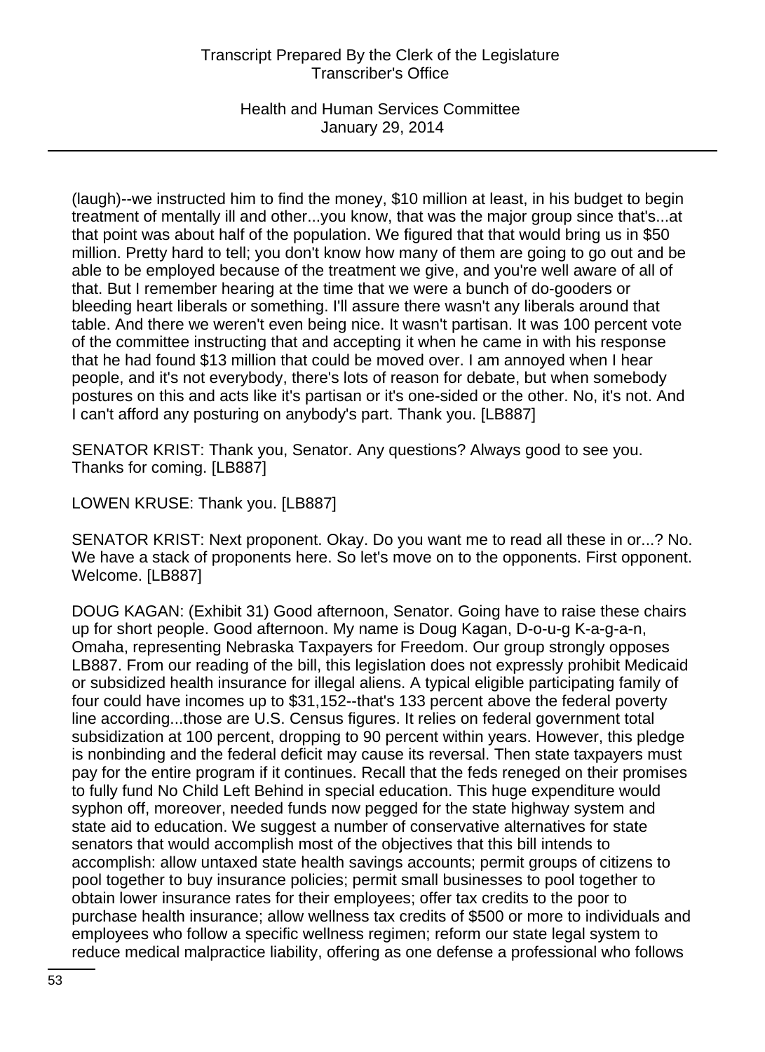(laugh)--we instructed him to find the money, $10 million at least, in his budget to begin treatment of mentally ill and other...you know, that was the major group since that's...at that point was about half of the population. We figured that that would bring us in $50 million. Pretty hard to tell; you don't know how many of them are going to go out and be able to be employed because of the treatment we give, and you're well aware of all of that. But I remember hearing at the time that we were a bunch of do-gooders or bleeding heart liberals or something. I'll assure there wasn't any liberals around that table. And there we weren't even being nice. It wasn't partisan. It was 100 percent vote of the committee instructing that and accepting it when he came in with his response that he had found $13 million that could be moved over. I am annoyed when I hear people, and it's not everybody, there's lots of reason for debate, but when somebody postures on this and acts like it's partisan or it's one-sided or the other. No, it's not. And I can't afford any posturing on anybody's part. Thank you. [LB887]

SENATOR KRIST: Thank you, Senator. Any questions? Always good to see you. Thanks for coming. [LB887]

LOWEN KRUSE: Thank you. [LB887]

SENATOR KRIST: Next proponent. Okay. Do you want me to read all these in or...? No. We have a stack of proponents here. So let's move on to the opponents. First opponent. Welcome. [LB887]

DOUG KAGAN: (Exhibit 31) Good afternoon, Senator. Going have to raise these chairs up for short people. Good afternoon. My name is Doug Kagan, D-o-u-g K-a-g-a-n, Omaha, representing Nebraska Taxpayers for Freedom. Our group strongly opposes LB887. From our reading of the bill, this legislation does not expressly prohibit Medicaid or subsidized health insurance for illegal aliens. A typical eligible participating family of four could have incomes up to $31,152--that's 133 percent above the federal poverty line according...those are U.S. Census figures. It relies on federal government total subsidization at 100 percent, dropping to 90 percent within years. However, this pledge is nonbinding and the federal deficit may cause its reversal. Then state taxpayers must pay for the entire program if it continues. Recall that the feds reneged on their promises to fully fund No Child Left Behind in special education. This huge expenditure would syphon off, moreover, needed funds now pegged for the state highway system and state aid to education. We suggest a number of conservative alternatives for state senators that would accomplish most of the objectives that this bill intends to accomplish: allow untaxed state health savings accounts; permit groups of citizens to pool together to buy insurance policies; permit small businesses to pool together to obtain lower insurance rates for their employees; offer tax credits to the poor to purchase health insurance; allow wellness tax credits of $500 or more to individuals and employees who follow a specific wellness regimen; reform our state legal system to reduce medical malpractice liability, offering as one defense a professional who follows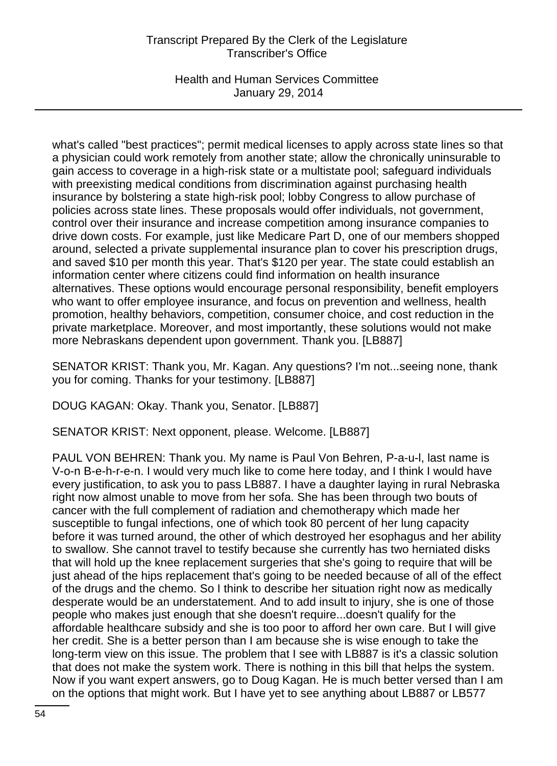what's called "best practices"; permit medical licenses to apply across state lines so that a physician could work remotely from another state; allow the chronically uninsurable to gain access to coverage in a high-risk state or a multistate pool; safeguard individuals with preexisting medical conditions from discrimination against purchasing health insurance by bolstering a state high-risk pool; lobby Congress to allow purchase of policies across state lines. These proposals would offer individuals, not government, control over their insurance and increase competition among insurance companies to drive down costs. For example, just like Medicare Part D, one of our members shopped around, selected a private supplemental insurance plan to cover his prescription drugs, and saved $10 per month this year. That's $120 per year. The state could establish an information center where citizens could find information on health insurance alternatives. These options would encourage personal responsibility, benefit employers who want to offer employee insurance, and focus on prevention and wellness, health promotion, healthy behaviors, competition, consumer choice, and cost reduction in the private marketplace. Moreover, and most importantly, these solutions would not make more Nebraskans dependent upon government. Thank you. [LB887]

SENATOR KRIST: Thank you, Mr. Kagan. Any questions? I'm not...seeing none, thank you for coming. Thanks for your testimony. [LB887]

DOUG KAGAN: Okay. Thank you, Senator. [LB887]

SENATOR KRIST: Next opponent, please. Welcome. [LB887]

PAUL VON BEHREN: Thank you. My name is Paul Von Behren, P-a-u-l, last name is V-o-n B-e-h-r-e-n. I would very much like to come here today, and I think I would have every justification, to ask you to pass LB887. I have a daughter laying in rural Nebraska right now almost unable to move from her sofa. She has been through two bouts of cancer with the full complement of radiation and chemotherapy which made her susceptible to fungal infections, one of which took 80 percent of her lung capacity before it was turned around, the other of which destroyed her esophagus and her ability to swallow. She cannot travel to testify because she currently has two herniated disks that will hold up the knee replacement surgeries that she's going to require that will be just ahead of the hips replacement that's going to be needed because of all of the effect of the drugs and the chemo. So I think to describe her situation right now as medically desperate would be an understatement. And to add insult to injury, she is one of those people who makes just enough that she doesn't require...doesn't qualify for the affordable healthcare subsidy and she is too poor to afford her own care. But I will give her credit. She is a better person than I am because she is wise enough to take the long-term view on this issue. The problem that I see with LB887 is it's a classic solution that does not make the system work. There is nothing in this bill that helps the system. Now if you want expert answers, go to Doug Kagan. He is much better versed than I am on the options that might work. But I have yet to see anything about LB887 or LB577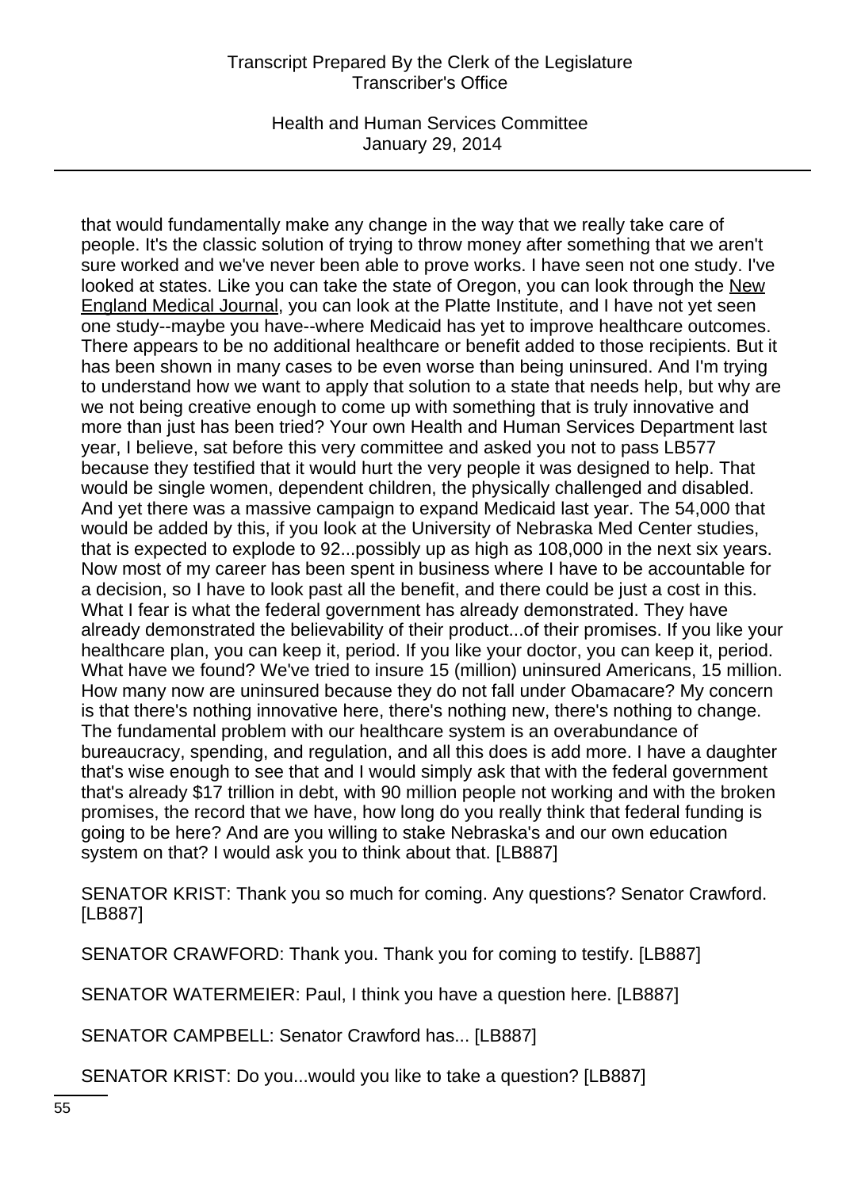that would fundamentally make any change in the way that we really take care of people. It's the classic solution of trying to throw money after something that we aren't sure worked and we've never been able to prove works. I have seen not one study. I've looked at states. Like you can take the state of Oregon, you can look through the New England Medical Journal, you can look at the Platte Institute, and I have not yet seen one study--maybe you have--where Medicaid has yet to improve healthcare outcomes. There appears to be no additional healthcare or benefit added to those recipients. But it has been shown in many cases to be even worse than being uninsured. And I'm trying to understand how we want to apply that solution to a state that needs help, but why are we not being creative enough to come up with something that is truly innovative and more than just has been tried? Your own Health and Human Services Department last year, I believe, sat before this very committee and asked you not to pass LB577 because they testified that it would hurt the very people it was designed to help. That would be single women, dependent children, the physically challenged and disabled. And yet there was a massive campaign to expand Medicaid last year. The 54,000 that would be added by this, if you look at the University of Nebraska Med Center studies, that is expected to explode to 92...possibly up as high as 108,000 in the next six years. Now most of my career has been spent in business where I have to be accountable for a decision, so I have to look past all the benefit, and there could be just a cost in this. What I fear is what the federal government has already demonstrated. They have already demonstrated the believability of their product...of their promises. If you like your healthcare plan, you can keep it, period. If you like your doctor, you can keep it, period. What have we found? We've tried to insure 15 (million) uninsured Americans, 15 million. How many now are uninsured because they do not fall under Obamacare? My concern is that there's nothing innovative here, there's nothing new, there's nothing to change. The fundamental problem with our healthcare system is an overabundance of bureaucracy, spending, and regulation, and all this does is add more. I have a daughter that's wise enough to see that and I would simply ask that with the federal government that's already $17 trillion in debt, with 90 million people not working and with the broken promises, the record that we have, how long do you really think that federal funding is going to be here? And are you willing to stake Nebraska's and our own education system on that? I would ask you to think about that. [LB887]

SENATOR KRIST: Thank you so much for coming. Any questions? Senator Crawford. [LB887]

SENATOR CRAWFORD: Thank you. Thank you for coming to testify. [LB887]

SENATOR WATERMEIER: Paul, I think you have a question here. [LB887]

SENATOR CAMPBELL: Senator Crawford has... [LB887]

SENATOR KRIST: Do you...would you like to take a question? [LB887]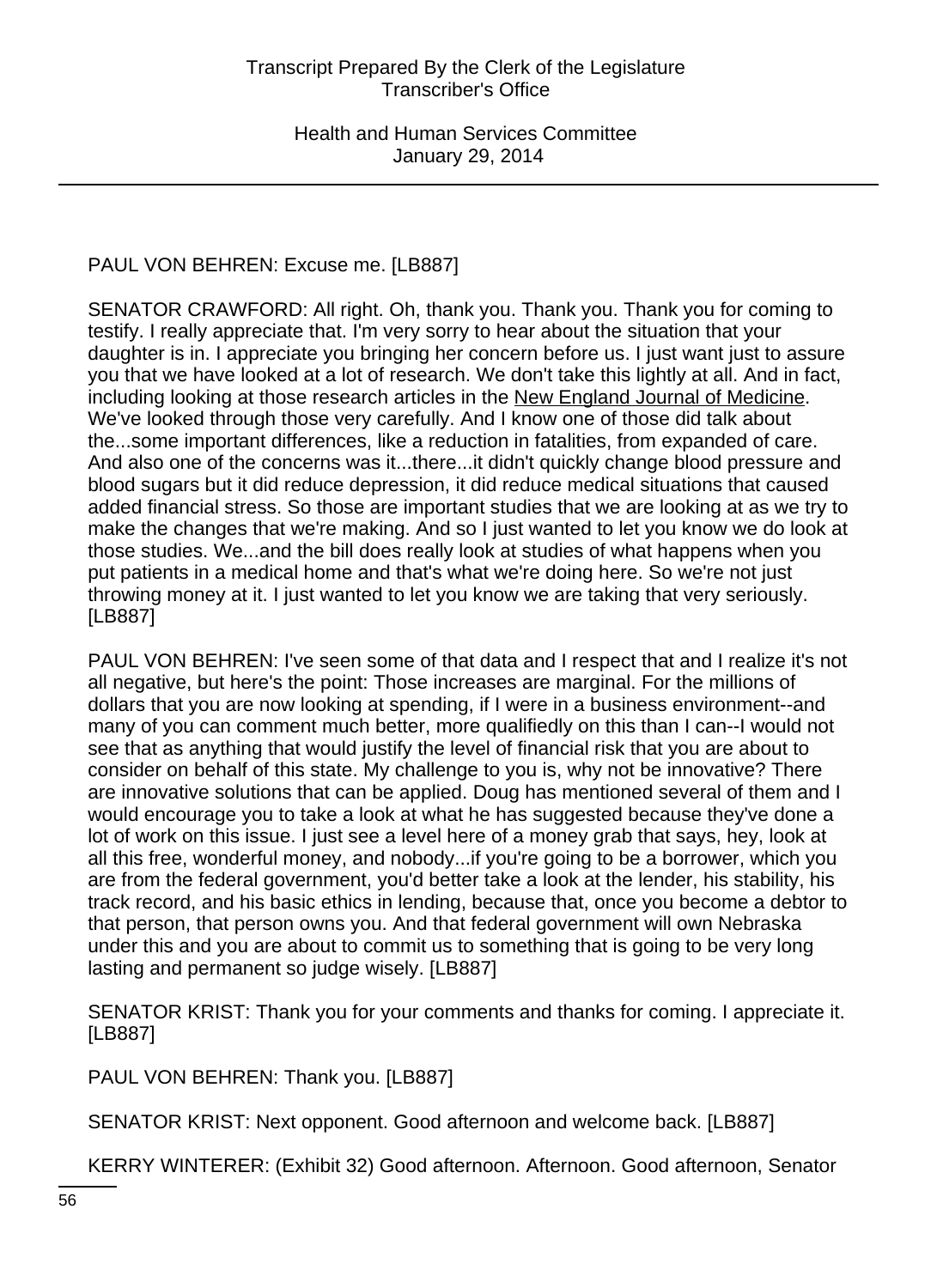PAUL VON BEHREN: Excuse me. [LB887]

SENATOR CRAWFORD: All right. Oh, thank you. Thank you. Thank you for coming to testify. I really appreciate that. I'm very sorry to hear about the situation that your daughter is in. I appreciate you bringing her concern before us. I just want just to assure you that we have looked at a lot of research. We don't take this lightly at all. And in fact, including looking at those research articles in the New England Journal of Medicine. We've looked through those very carefully. And I know one of those did talk about the...some important differences, like a reduction in fatalities, from expanded of care. And also one of the concerns was it...there...it didn't quickly change blood pressure and blood sugars but it did reduce depression, it did reduce medical situations that caused added financial stress. So those are important studies that we are looking at as we try to make the changes that we're making. And so I just wanted to let you know we do look at those studies. We...and the bill does really look at studies of what happens when you put patients in a medical home and that's what we're doing here. So we're not just throwing money at it. I just wanted to let you know we are taking that very seriously. [LB887]

PAUL VON BEHREN: I've seen some of that data and I respect that and I realize it's not all negative, but here's the point: Those increases are marginal. For the millions of dollars that you are now looking at spending, if I were in a business environment--and many of you can comment much better, more qualifiedly on this than I can--I would not see that as anything that would justify the level of financial risk that you are about to consider on behalf of this state. My challenge to you is, why not be innovative? There are innovative solutions that can be applied. Doug has mentioned several of them and I would encourage you to take a look at what he has suggested because they've done a lot of work on this issue. I just see a level here of a money grab that says, hey, look at all this free, wonderful money, and nobody...if you're going to be a borrower, which you are from the federal government, you'd better take a look at the lender, his stability, his track record, and his basic ethics in lending, because that, once you become a debtor to that person, that person owns you. And that federal government will own Nebraska under this and you are about to commit us to something that is going to be very long lasting and permanent so judge wisely. [LB887]

SENATOR KRIST: Thank you for your comments and thanks for coming. I appreciate it. [LB887]

PAUL VON BEHREN: Thank you. [LB887]

SENATOR KRIST: Next opponent. Good afternoon and welcome back. [LB887]

KERRY WINTERER: (Exhibit 32) Good afternoon. Afternoon. Good afternoon, Senator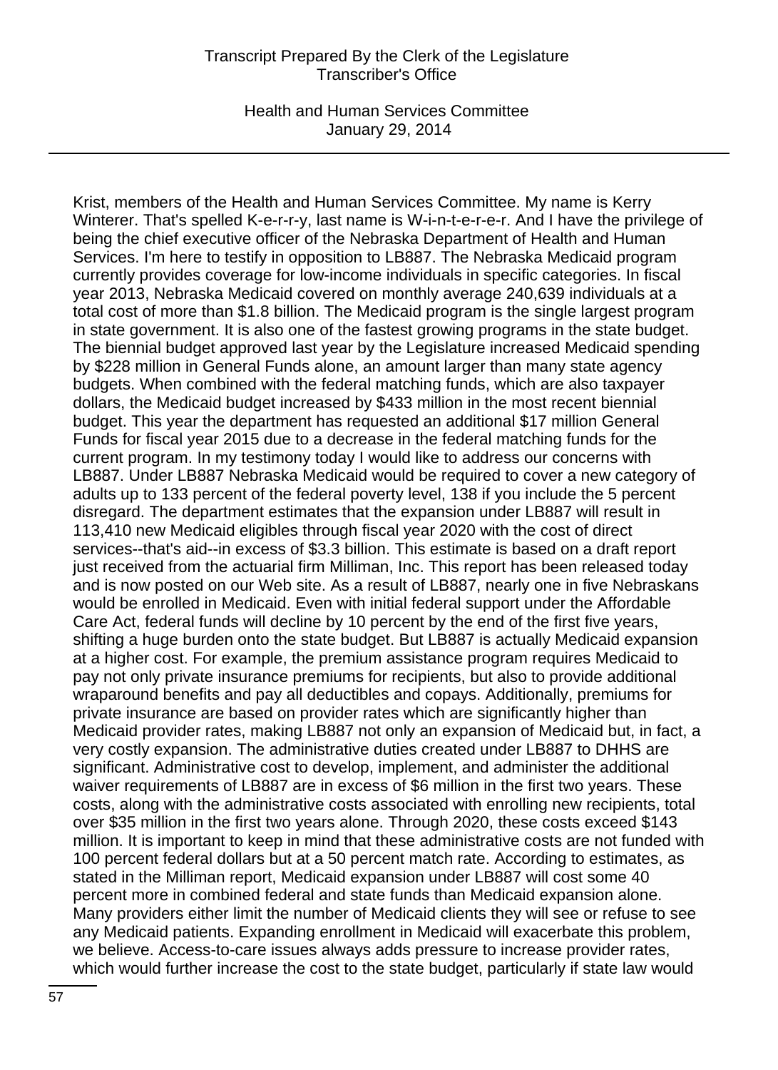Krist, members of the Health and Human Services Committee. My name is Kerry Winterer. That's spelled K-e-r-r-y, last name is W-i-n-t-e-r-e-r. And I have the privilege of being the chief executive officer of the Nebraska Department of Health and Human Services. I'm here to testify in opposition to LB887. The Nebraska Medicaid program currently provides coverage for low-income individuals in specific categories. In fiscal year 2013, Nebraska Medicaid covered on monthly average 240,639 individuals at a total cost of more than $1.8 billion. The Medicaid program is the single largest program in state government. It is also one of the fastest growing programs in the state budget. The biennial budget approved last year by the Legislature increased Medicaid spending by $228 million in General Funds alone, an amount larger than many state agency budgets. When combined with the federal matching funds, which are also taxpayer dollars, the Medicaid budget increased by $433 million in the most recent biennial budget. This year the department has requested an additional $17 million General Funds for fiscal year 2015 due to a decrease in the federal matching funds for the current program. In my testimony today I would like to address our concerns with LB887. Under LB887 Nebraska Medicaid would be required to cover a new category of adults up to 133 percent of the federal poverty level, 138 if you include the 5 percent disregard. The department estimates that the expansion under LB887 will result in 113,410 new Medicaid eligibles through fiscal year 2020 with the cost of direct services--that's aid--in excess of $3.3 billion. This estimate is based on a draft report just received from the actuarial firm Milliman, Inc. This report has been released today and is now posted on our Web site. As a result of LB887, nearly one in five Nebraskans would be enrolled in Medicaid. Even with initial federal support under the Affordable Care Act, federal funds will decline by 10 percent by the end of the first five years, shifting a huge burden onto the state budget. But LB887 is actually Medicaid expansion at a higher cost. For example, the premium assistance program requires Medicaid to pay not only private insurance premiums for recipients, but also to provide additional wraparound benefits and pay all deductibles and copays. Additionally, premiums for private insurance are based on provider rates which are significantly higher than Medicaid provider rates, making LB887 not only an expansion of Medicaid but, in fact, a very costly expansion. The administrative duties created under LB887 to DHHS are significant. Administrative cost to develop, implement, and administer the additional waiver requirements of LB887 are in excess of $6 million in the first two years. These costs, along with the administrative costs associated with enrolling new recipients, total over $35 million in the first two years alone. Through 2020, these costs exceed $143 million. It is important to keep in mind that these administrative costs are not funded with 100 percent federal dollars but at a 50 percent match rate. According to estimates, as stated in the Milliman report, Medicaid expansion under LB887 will cost some 40 percent more in combined federal and state funds than Medicaid expansion alone. Many providers either limit the number of Medicaid clients they will see or refuse to see any Medicaid patients. Expanding enrollment in Medicaid will exacerbate this problem, we believe. Access-to-care issues always adds pressure to increase provider rates, which would further increase the cost to the state budget, particularly if state law would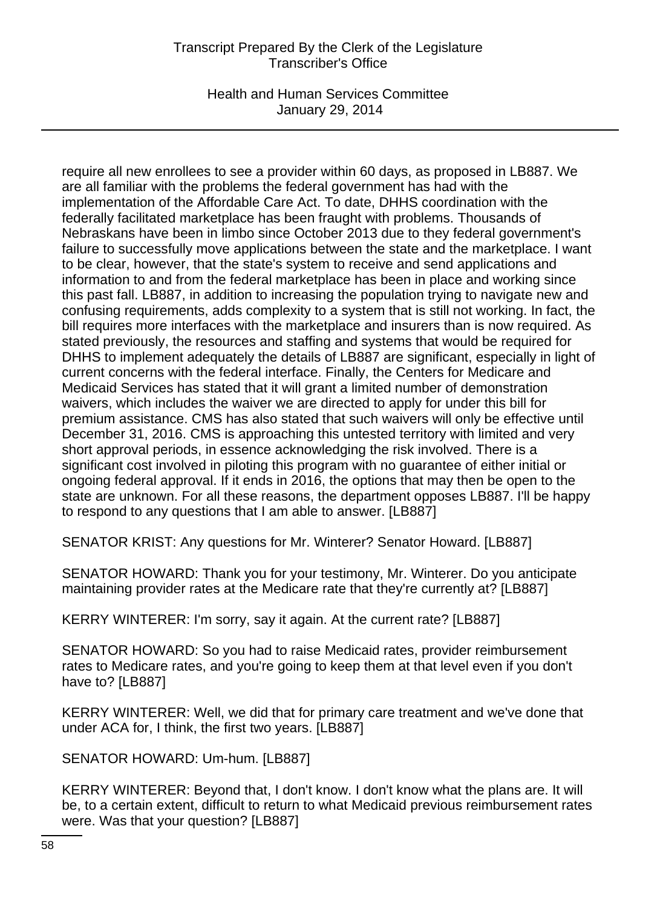require all new enrollees to see a provider within 60 days, as proposed in LB887. We are all familiar with the problems the federal government has had with the implementation of the Affordable Care Act. To date, DHHS coordination with the federally facilitated marketplace has been fraught with problems. Thousands of Nebraskans have been in limbo since October 2013 due to they federal government's failure to successfully move applications between the state and the marketplace. I want to be clear, however, that the state's system to receive and send applications and information to and from the federal marketplace has been in place and working since this past fall. LB887, in addition to increasing the population trying to navigate new and confusing requirements, adds complexity to a system that is still not working. In fact, the bill requires more interfaces with the marketplace and insurers than is now required. As stated previously, the resources and staffing and systems that would be required for DHHS to implement adequately the details of LB887 are significant, especially in light of current concerns with the federal interface. Finally, the Centers for Medicare and Medicaid Services has stated that it will grant a limited number of demonstration waivers, which includes the waiver we are directed to apply for under this bill for premium assistance. CMS has also stated that such waivers will only be effective until December 31, 2016. CMS is approaching this untested territory with limited and very short approval periods, in essence acknowledging the risk involved. There is a significant cost involved in piloting this program with no guarantee of either initial or ongoing federal approval. If it ends in 2016, the options that may then be open to the state are unknown. For all these reasons, the department opposes LB887. I'll be happy to respond to any questions that I am able to answer. [LB887]

SENATOR KRIST: Any questions for Mr. Winterer? Senator Howard. [LB887]

SENATOR HOWARD: Thank you for your testimony, Mr. Winterer. Do you anticipate maintaining provider rates at the Medicare rate that they're currently at? [LB887]

KERRY WINTERER: I'm sorry, say it again. At the current rate? [LB887]

SENATOR HOWARD: So you had to raise Medicaid rates, provider reimbursement rates to Medicare rates, and you're going to keep them at that level even if you don't have to? [LB887]

KERRY WINTERER: Well, we did that for primary care treatment and we've done that under ACA for, I think, the first two years. [LB887]

SENATOR HOWARD: Um-hum. [LB887]

KERRY WINTERER: Beyond that, I don't know. I don't know what the plans are. It will be, to a certain extent, difficult to return to what Medicaid previous reimbursement rates were. Was that your question? [LB887]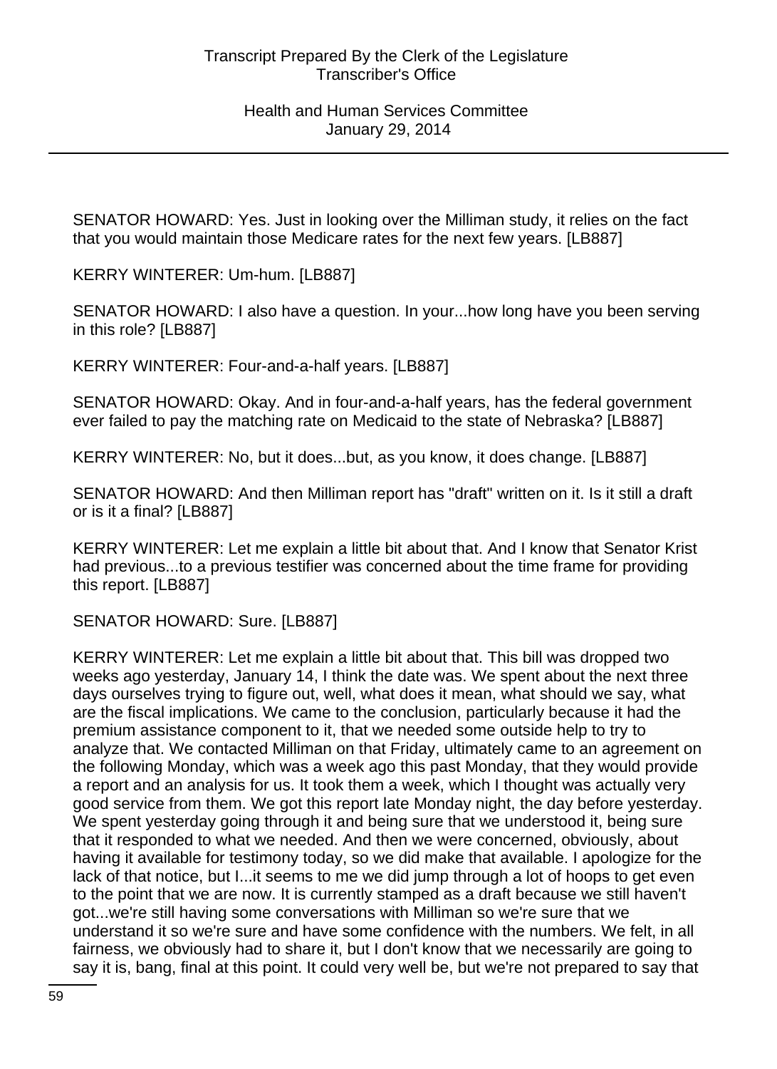SENATOR HOWARD: Yes. Just in looking over the Milliman study, it relies on the fact that you would maintain those Medicare rates for the next few years. [LB887]

KERRY WINTERER: Um-hum. [LB887]

SENATOR HOWARD: I also have a question. In your...how long have you been serving in this role? [LB887]

KERRY WINTERER: Four-and-a-half years. [LB887]

SENATOR HOWARD: Okay. And in four-and-a-half years, has the federal government ever failed to pay the matching rate on Medicaid to the state of Nebraska? [LB887]

KERRY WINTERER: No, but it does...but, as you know, it does change. [LB887]

SENATOR HOWARD: And then Milliman report has "draft" written on it. Is it still a draft or is it a final? [LB887]

KERRY WINTERER: Let me explain a little bit about that. And I know that Senator Krist had previous...to a previous testifier was concerned about the time frame for providing this report. [LB887]

SENATOR HOWARD: Sure. [LB887]

KERRY WINTERER: Let me explain a little bit about that. This bill was dropped two weeks ago yesterday, January 14, I think the date was. We spent about the next three days ourselves trying to figure out, well, what does it mean, what should we say, what are the fiscal implications. We came to the conclusion, particularly because it had the premium assistance component to it, that we needed some outside help to try to analyze that. We contacted Milliman on that Friday, ultimately came to an agreement on the following Monday, which was a week ago this past Monday, that they would provide a report and an analysis for us. It took them a week, which I thought was actually very good service from them. We got this report late Monday night, the day before yesterday. We spent yesterday going through it and being sure that we understood it, being sure that it responded to what we needed. And then we were concerned, obviously, about having it available for testimony today, so we did make that available. I apologize for the lack of that notice, but I...it seems to me we did jump through a lot of hoops to get even to the point that we are now. It is currently stamped as a draft because we still haven't got...we're still having some conversations with Milliman so we're sure that we understand it so we're sure and have some confidence with the numbers. We felt, in all fairness, we obviously had to share it, but I don't know that we necessarily are going to say it is, bang, final at this point. It could very well be, but we're not prepared to say that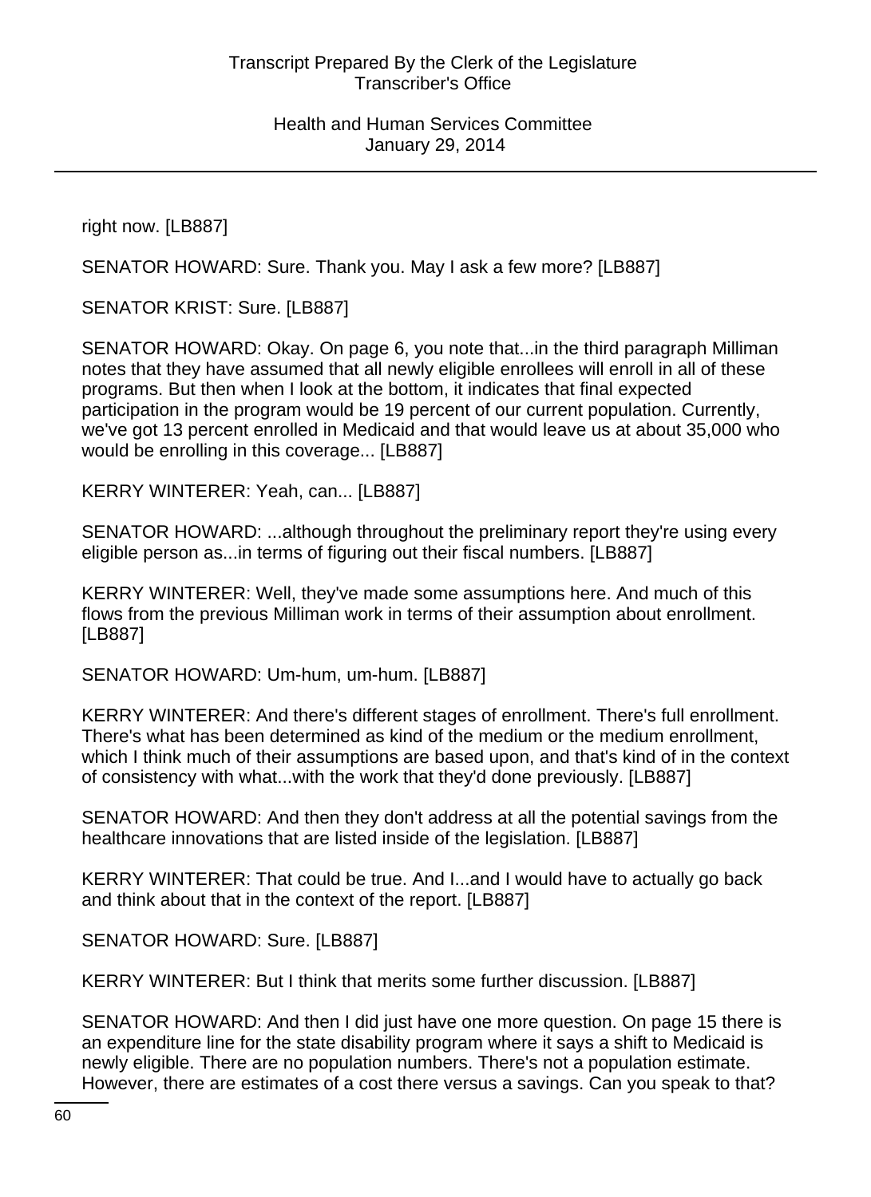right now. [LB887]

SENATOR HOWARD: Sure. Thank you. May I ask a few more? [LB887]

SENATOR KRIST: Sure. [LB887]

SENATOR HOWARD: Okay. On page 6, you note that...in the third paragraph Milliman notes that they have assumed that all newly eligible enrollees will enroll in all of these programs. But then when I look at the bottom, it indicates that final expected participation in the program would be 19 percent of our current population. Currently, we've got 13 percent enrolled in Medicaid and that would leave us at about 35,000 who would be enrolling in this coverage... [LB887]

KERRY WINTERER: Yeah, can... [LB887]

SENATOR HOWARD: ...although throughout the preliminary report they're using every eligible person as...in terms of figuring out their fiscal numbers. [LB887]

KERRY WINTERER: Well, they've made some assumptions here. And much of this flows from the previous Milliman work in terms of their assumption about enrollment. [LB887]

SENATOR HOWARD: Um-hum, um-hum. [LB887]

KERRY WINTERER: And there's different stages of enrollment. There's full enrollment. There's what has been determined as kind of the medium or the medium enrollment, which I think much of their assumptions are based upon, and that's kind of in the context of consistency with what...with the work that they'd done previously. [LB887]

SENATOR HOWARD: And then they don't address at all the potential savings from the healthcare innovations that are listed inside of the legislation. [LB887]

KERRY WINTERER: That could be true. And I...and I would have to actually go back and think about that in the context of the report. [LB887]

SENATOR HOWARD: Sure. [LB887]

KERRY WINTERER: But I think that merits some further discussion. [LB887]

SENATOR HOWARD: And then I did just have one more question. On page 15 there is an expenditure line for the state disability program where it says a shift to Medicaid is newly eligible. There are no population numbers. There's not a population estimate. However, there are estimates of a cost there versus a savings. Can you speak to that?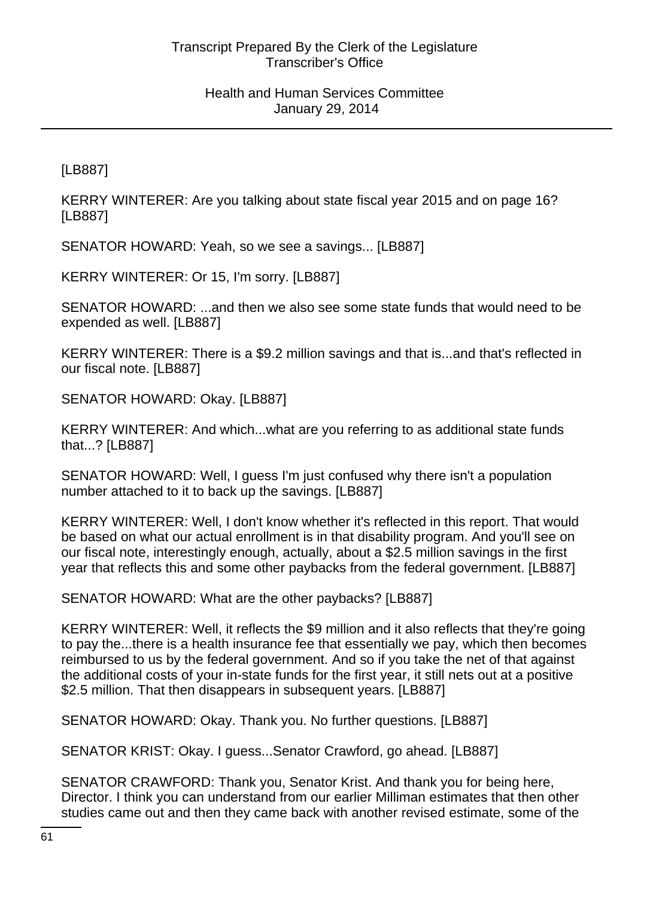[LB887]

KERRY WINTERER: Are you talking about state fiscal year 2015 and on page 16? [LB887]

SENATOR HOWARD: Yeah, so we see a savings... [LB887]

KERRY WINTERER: Or 15, I'm sorry. [LB887]

SENATOR HOWARD: ...and then we also see some state funds that would need to be expended as well. [LB887]

KERRY WINTERER: There is a $9.2 million savings and that is...and that's reflected in our fiscal note. [LB887]

SENATOR HOWARD: Okay. [LB887]

KERRY WINTERER: And which...what are you referring to as additional state funds that...? [LB887]

SENATOR HOWARD: Well, I guess I'm just confused why there isn't a population number attached to it to back up the savings. [LB887]

KERRY WINTERER: Well, I don't know whether it's reflected in this report. That would be based on what our actual enrollment is in that disability program. And you'll see on our fiscal note, interestingly enough, actually, about a $2.5 million savings in the first year that reflects this and some other paybacks from the federal government. [LB887]

SENATOR HOWARD: What are the other paybacks? [LB887]

KERRY WINTERER: Well, it reflects the $9 million and it also reflects that they're going to pay the...there is a health insurance fee that essentially we pay, which then becomes reimbursed to us by the federal government. And so if you take the net of that against the additional costs of your in-state funds for the first year, it still nets out at a positive $2.5 million. That then disappears in subsequent years. [LB887]

SENATOR HOWARD: Okay. Thank you. No further questions. [LB887]

SENATOR KRIST: Okay. I guess...Senator Crawford, go ahead. [LB887]

SENATOR CRAWFORD: Thank you, Senator Krist. And thank you for being here, Director. I think you can understand from our earlier Milliman estimates that then other studies came out and then they came back with another revised estimate, some of the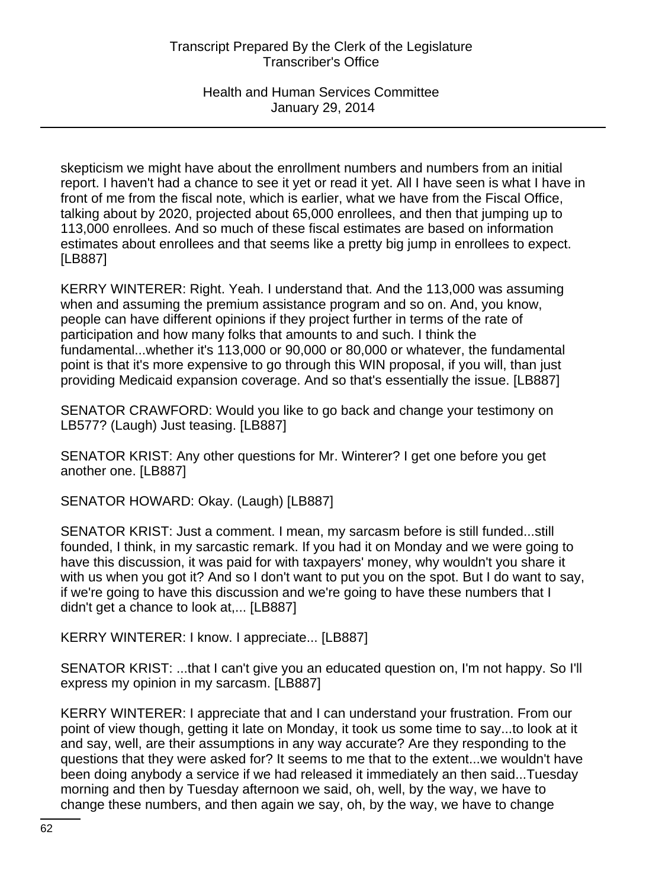skepticism we might have about the enrollment numbers and numbers from an initial report. I haven't had a chance to see it yet or read it yet. All I have seen is what I have in front of me from the fiscal note, which is earlier, what we have from the Fiscal Office, talking about by 2020, projected about 65,000 enrollees, and then that jumping up to 113,000 enrollees. And so much of these fiscal estimates are based on information estimates about enrollees and that seems like a pretty big jump in enrollees to expect. [LB887]

KERRY WINTERER: Right. Yeah. I understand that. And the 113,000 was assuming when and assuming the premium assistance program and so on. And, you know, people can have different opinions if they project further in terms of the rate of participation and how many folks that amounts to and such. I think the fundamental...whether it's 113,000 or 90,000 or 80,000 or whatever, the fundamental point is that it's more expensive to go through this WIN proposal, if you will, than just providing Medicaid expansion coverage. And so that's essentially the issue. [LB887]

SENATOR CRAWFORD: Would you like to go back and change your testimony on LB577? (Laugh) Just teasing. [LB887]

SENATOR KRIST: Any other questions for Mr. Winterer? I get one before you get another one. [LB887]

SENATOR HOWARD: Okay. (Laugh) [LB887]

SENATOR KRIST: Just a comment. I mean, my sarcasm before is still funded...still founded, I think, in my sarcastic remark. If you had it on Monday and we were going to have this discussion, it was paid for with taxpayers' money, why wouldn't you share it with us when you got it? And so I don't want to put you on the spot. But I do want to say, if we're going to have this discussion and we're going to have these numbers that I didn't get a chance to look at,... [LB887]

KERRY WINTERER: I know. I appreciate... [LB887]

SENATOR KRIST: ...that I can't give you an educated question on, I'm not happy. So I'll express my opinion in my sarcasm. [LB887]

KERRY WINTERER: I appreciate that and I can understand your frustration. From our point of view though, getting it late on Monday, it took us some time to say...to look at it and say, well, are their assumptions in any way accurate? Are they responding to the questions that they were asked for? It seems to me that to the extent...we wouldn't have been doing anybody a service if we had released it immediately an then said...Tuesday morning and then by Tuesday afternoon we said, oh, well, by the way, we have to change these numbers, and then again we say, oh, by the way, we have to change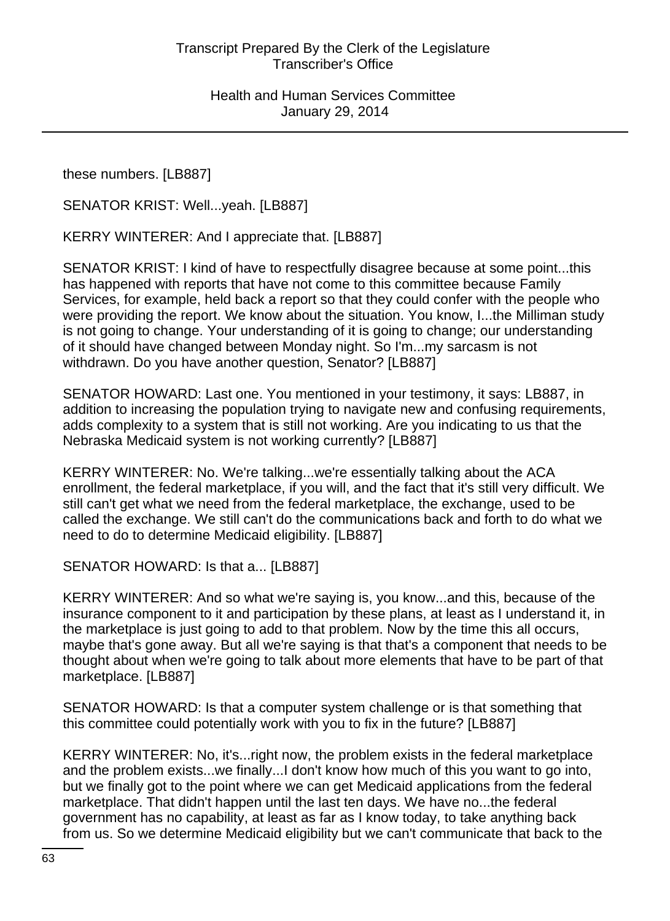these numbers. [LB887]

SENATOR KRIST: Well...yeah. [LB887]

KERRY WINTERER: And I appreciate that. [LB887]

SENATOR KRIST: I kind of have to respectfully disagree because at some point...this has happened with reports that have not come to this committee because Family Services, for example, held back a report so that they could confer with the people who were providing the report. We know about the situation. You know, I...the Milliman study is not going to change. Your understanding of it is going to change; our understanding of it should have changed between Monday night. So I'm...my sarcasm is not withdrawn. Do you have another question, Senator? [LB887]

SENATOR HOWARD: Last one. You mentioned in your testimony, it says: LB887, in addition to increasing the population trying to navigate new and confusing requirements, adds complexity to a system that is still not working. Are you indicating to us that the Nebraska Medicaid system is not working currently? [LB887]

KERRY WINTERER: No. We're talking...we're essentially talking about the ACA enrollment, the federal marketplace, if you will, and the fact that it's still very difficult. We still can't get what we need from the federal marketplace, the exchange, used to be called the exchange. We still can't do the communications back and forth to do what we need to do to determine Medicaid eligibility. [LB887]

SENATOR HOWARD: Is that a... [LB887]

KERRY WINTERER: And so what we're saying is, you know...and this, because of the insurance component to it and participation by these plans, at least as I understand it, in the marketplace is just going to add to that problem. Now by the time this all occurs, maybe that's gone away. But all we're saying is that that's a component that needs to be thought about when we're going to talk about more elements that have to be part of that marketplace. [LB887]

SENATOR HOWARD: Is that a computer system challenge or is that something that this committee could potentially work with you to fix in the future? [LB887]

KERRY WINTERER: No, it's...right now, the problem exists in the federal marketplace and the problem exists...we finally...I don't know how much of this you want to go into, but we finally got to the point where we can get Medicaid applications from the federal marketplace. That didn't happen until the last ten days. We have no...the federal government has no capability, at least as far as I know today, to take anything back from us. So we determine Medicaid eligibility but we can't communicate that back to the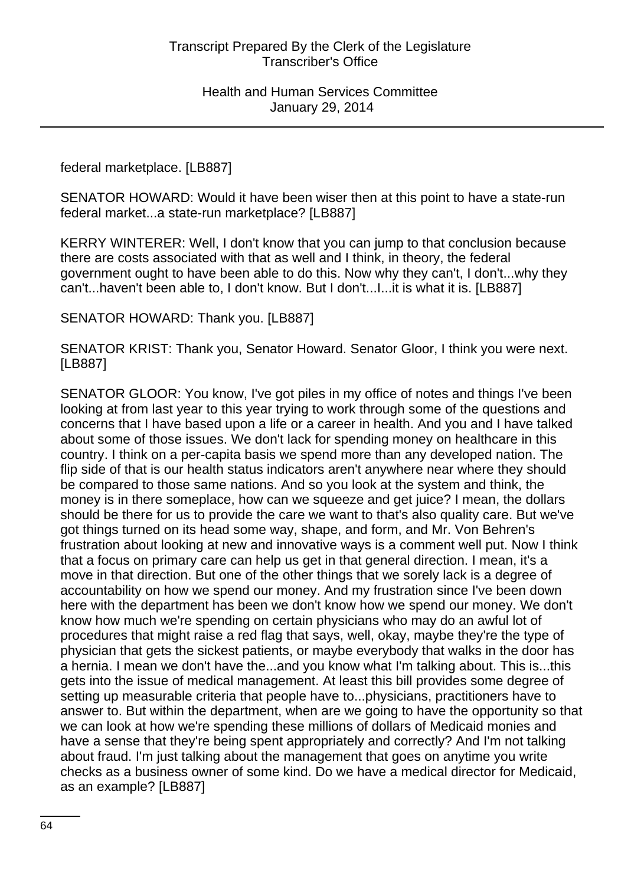federal marketplace. [LB887]

SENATOR HOWARD: Would it have been wiser then at this point to have a state-run federal market...a state-run marketplace? [LB887]

KERRY WINTERER: Well, I don't know that you can jump to that conclusion because there are costs associated with that as well and I think, in theory, the federal government ought to have been able to do this. Now why they can't, I don't...why they can't...haven't been able to, I don't know. But I don't...I...it is what it is. [LB887]

SENATOR HOWARD: Thank you. [LB887]

SENATOR KRIST: Thank you, Senator Howard. Senator Gloor, I think you were next. [LB887]

SENATOR GLOOR: You know, I've got piles in my office of notes and things I've been looking at from last year to this year trying to work through some of the questions and concerns that I have based upon a life or a career in health. And you and I have talked about some of those issues. We don't lack for spending money on healthcare in this country. I think on a per-capita basis we spend more than any developed nation. The flip side of that is our health status indicators aren't anywhere near where they should be compared to those same nations. And so you look at the system and think, the money is in there someplace, how can we squeeze and get juice? I mean, the dollars should be there for us to provide the care we want to that's also quality care. But we've got things turned on its head some way, shape, and form, and Mr. Von Behren's frustration about looking at new and innovative ways is a comment well put. Now I think that a focus on primary care can help us get in that general direction. I mean, it's a move in that direction. But one of the other things that we sorely lack is a degree of accountability on how we spend our money. And my frustration since I've been down here with the department has been we don't know how we spend our money. We don't know how much we're spending on certain physicians who may do an awful lot of procedures that might raise a red flag that says, well, okay, maybe they're the type of physician that gets the sickest patients, or maybe everybody that walks in the door has a hernia. I mean we don't have the...and you know what I'm talking about. This is...this gets into the issue of medical management. At least this bill provides some degree of setting up measurable criteria that people have to...physicians, practitioners have to answer to. But within the department, when are we going to have the opportunity so that we can look at how we're spending these millions of dollars of Medicaid monies and have a sense that they're being spent appropriately and correctly? And I'm not talking about fraud. I'm just talking about the management that goes on anytime you write checks as a business owner of some kind. Do we have a medical director for Medicaid, as an example? [LB887]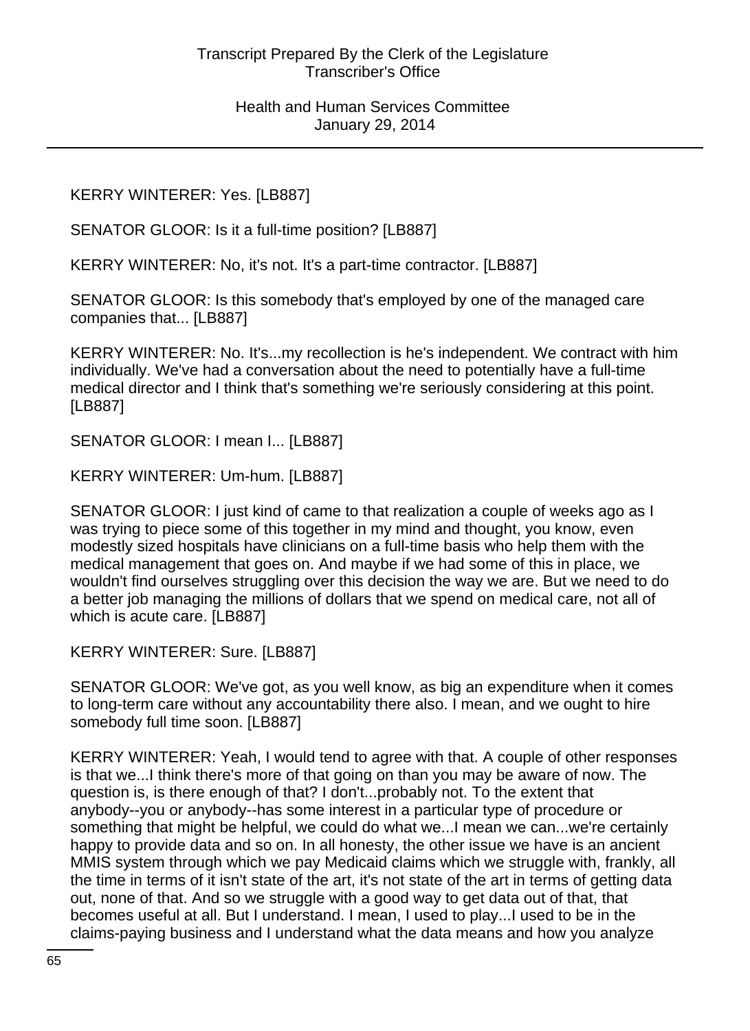KERRY WINTERER: Yes. [LB887]

SENATOR GLOOR: Is it a full-time position? [LB887]

KERRY WINTERER: No, it's not. It's a part-time contractor. [LB887]

SENATOR GLOOR: Is this somebody that's employed by one of the managed care companies that... [LB887]

KERRY WINTERER: No. It's...my recollection is he's independent. We contract with him individually. We've had a conversation about the need to potentially have a full-time medical director and I think that's something we're seriously considering at this point. [LB887]

SENATOR GLOOR: I mean I... [LB887]

KERRY WINTERER: Um-hum. [LB887]

SENATOR GLOOR: I just kind of came to that realization a couple of weeks ago as I was trying to piece some of this together in my mind and thought, you know, even modestly sized hospitals have clinicians on a full-time basis who help them with the medical management that goes on. And maybe if we had some of this in place, we wouldn't find ourselves struggling over this decision the way we are. But we need to do a better job managing the millions of dollars that we spend on medical care, not all of which is acute care. [LB887]

KERRY WINTERER: Sure. [LB887]

SENATOR GLOOR: We've got, as you well know, as big an expenditure when it comes to long-term care without any accountability there also. I mean, and we ought to hire somebody full time soon. [LB887]

KERRY WINTERER: Yeah, I would tend to agree with that. A couple of other responses is that we...I think there's more of that going on than you may be aware of now. The question is, is there enough of that? I don't...probably not. To the extent that anybody--you or anybody--has some interest in a particular type of procedure or something that might be helpful, we could do what we...I mean we can...we're certainly happy to provide data and so on. In all honesty, the other issue we have is an ancient MMIS system through which we pay Medicaid claims which we struggle with, frankly, all the time in terms of it isn't state of the art, it's not state of the art in terms of getting data out, none of that. And so we struggle with a good way to get data out of that, that becomes useful at all. But I understand. I mean, I used to play...I used to be in the claims-paying business and I understand what the data means and how you analyze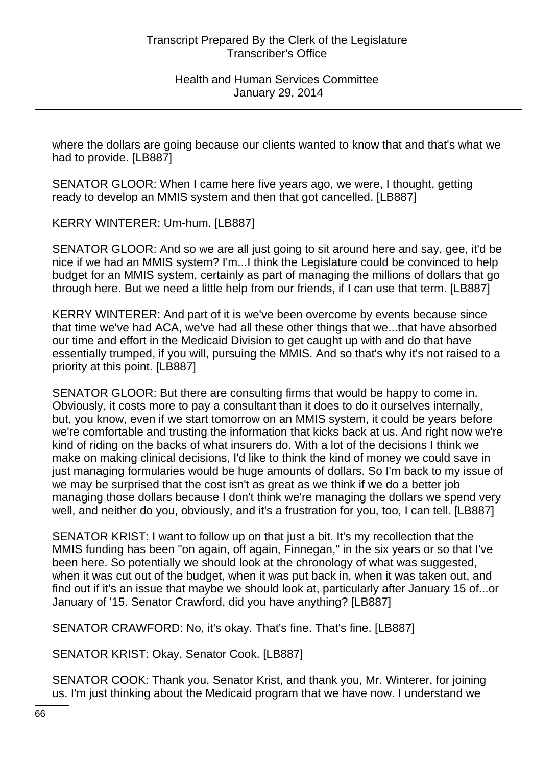where the dollars are going because our clients wanted to know that and that's what we had to provide. [LB887]

SENATOR GLOOR: When I came here five years ago, we were, I thought, getting ready to develop an MMIS system and then that got cancelled. [LB887]

KERRY WINTERER: Um-hum. [LB887]

SENATOR GLOOR: And so we are all just going to sit around here and say, gee, it'd be nice if we had an MMIS system? I'm...I think the Legislature could be convinced to help budget for an MMIS system, certainly as part of managing the millions of dollars that go through here. But we need a little help from our friends, if I can use that term. [LB887]

KERRY WINTERER: And part of it is we've been overcome by events because since that time we've had ACA, we've had all these other things that we...that have absorbed our time and effort in the Medicaid Division to get caught up with and do that have essentially trumped, if you will, pursuing the MMIS. And so that's why it's not raised to a priority at this point. [LB887]

SENATOR GLOOR: But there are consulting firms that would be happy to come in. Obviously, it costs more to pay a consultant than it does to do it ourselves internally, but, you know, even if we start tomorrow on an MMIS system, it could be years before we're comfortable and trusting the information that kicks back at us. And right now we're kind of riding on the backs of what insurers do. With a lot of the decisions I think we make on making clinical decisions, I'd like to think the kind of money we could save in just managing formularies would be huge amounts of dollars. So I'm back to my issue of we may be surprised that the cost isn't as great as we think if we do a better job managing those dollars because I don't think we're managing the dollars we spend very well, and neither do you, obviously, and it's a frustration for you, too, I can tell. [LB887]

SENATOR KRIST: I want to follow up on that just a bit. It's my recollection that the MMIS funding has been "on again, off again, Finnegan," in the six years or so that I've been here. So potentially we should look at the chronology of what was suggested, when it was cut out of the budget, when it was put back in, when it was taken out, and find out if it's an issue that maybe we should look at, particularly after January 15 of...or January of '15. Senator Crawford, did you have anything? [LB887]

SENATOR CRAWFORD: No, it's okay. That's fine. That's fine. [LB887]

SENATOR KRIST: Okay. Senator Cook. [LB887]

SENATOR COOK: Thank you, Senator Krist, and thank you, Mr. Winterer, for joining us. I'm just thinking about the Medicaid program that we have now. I understand we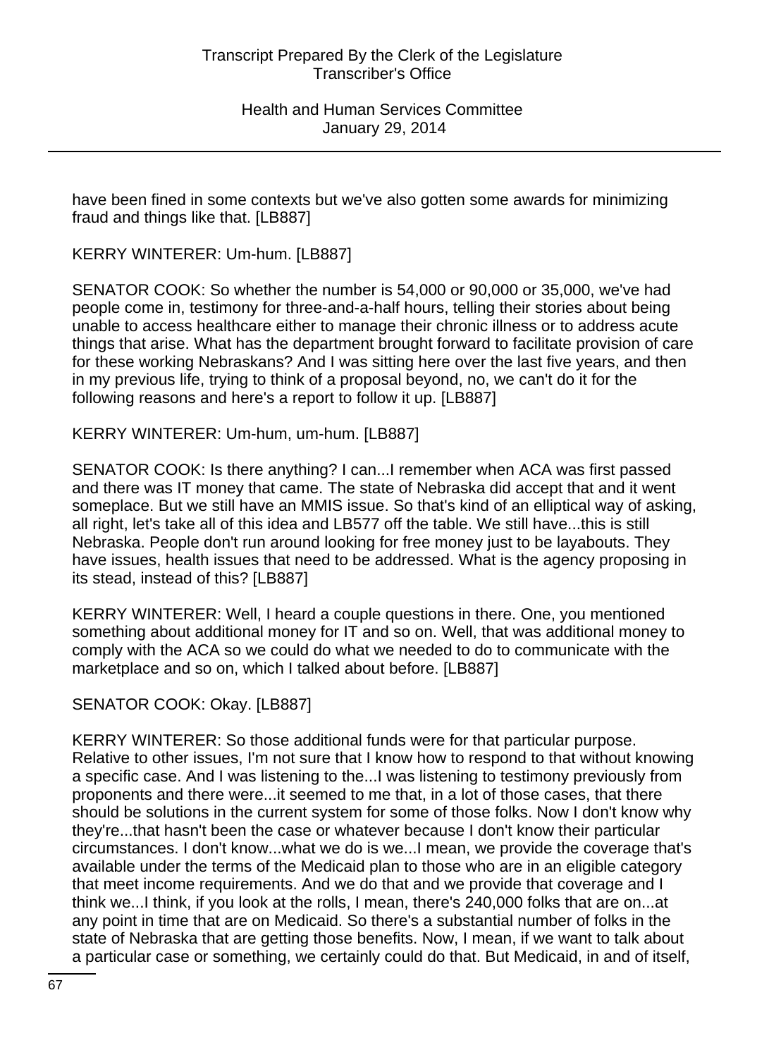have been fined in some contexts but we've also gotten some awards for minimizing fraud and things like that. [LB887]

KERRY WINTERER: Um-hum. [LB887]

SENATOR COOK: So whether the number is 54,000 or 90,000 or 35,000, we've had people come in, testimony for three-and-a-half hours, telling their stories about being unable to access healthcare either to manage their chronic illness or to address acute things that arise. What has the department brought forward to facilitate provision of care for these working Nebraskans? And I was sitting here over the last five years, and then in my previous life, trying to think of a proposal beyond, no, we can't do it for the following reasons and here's a report to follow it up. [LB887]

KERRY WINTERER: Um-hum, um-hum. [LB887]

SENATOR COOK: Is there anything? I can...I remember when ACA was first passed and there was IT money that came. The state of Nebraska did accept that and it went someplace. But we still have an MMIS issue. So that's kind of an elliptical way of asking, all right, let's take all of this idea and LB577 off the table. We still have...this is still Nebraska. People don't run around looking for free money just to be layabouts. They have issues, health issues that need to be addressed. What is the agency proposing in its stead, instead of this? [LB887]

KERRY WINTERER: Well, I heard a couple questions in there. One, you mentioned something about additional money for IT and so on. Well, that was additional money to comply with the ACA so we could do what we needed to do to communicate with the marketplace and so on, which I talked about before. [LB887]

SENATOR COOK: Okay. [LB887]

KERRY WINTERER: So those additional funds were for that particular purpose. Relative to other issues, I'm not sure that I know how to respond to that without knowing a specific case. And I was listening to the...I was listening to testimony previously from proponents and there were...it seemed to me that, in a lot of those cases, that there should be solutions in the current system for some of those folks. Now I don't know why they're...that hasn't been the case or whatever because I don't know their particular circumstances. I don't know...what we do is we...I mean, we provide the coverage that's available under the terms of the Medicaid plan to those who are in an eligible category that meet income requirements. And we do that and we provide that coverage and I think we...I think, if you look at the rolls, I mean, there's 240,000 folks that are on...at any point in time that are on Medicaid. So there's a substantial number of folks in the state of Nebraska that are getting those benefits. Now, I mean, if we want to talk about a particular case or something, we certainly could do that. But Medicaid, in and of itself,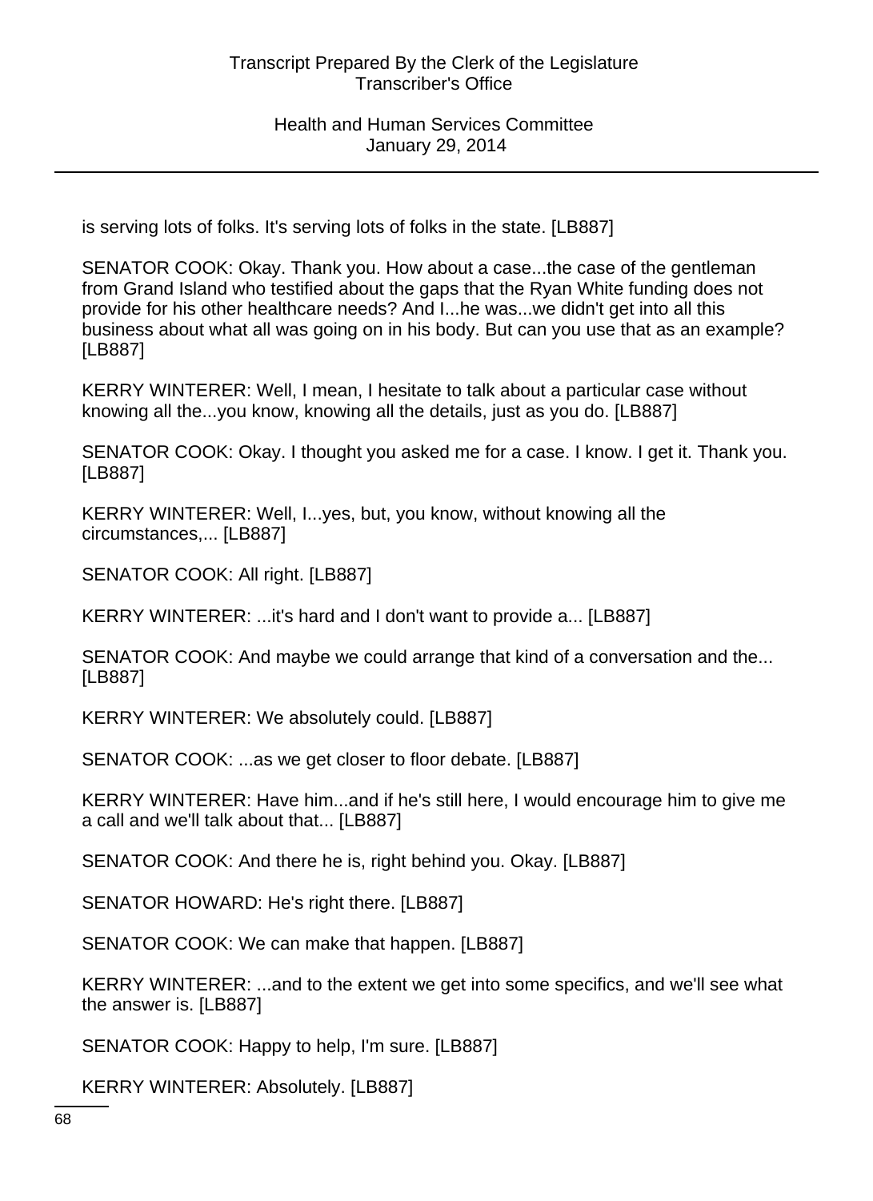is serving lots of folks. It's serving lots of folks in the state. [LB887]

SENATOR COOK: Okay. Thank you. How about a case...the case of the gentleman from Grand Island who testified about the gaps that the Ryan White funding does not provide for his other healthcare needs? And I...he was...we didn't get into all this business about what all was going on in his body. But can you use that as an example? [LB887]

KERRY WINTERER: Well, I mean, I hesitate to talk about a particular case without knowing all the...you know, knowing all the details, just as you do. [LB887]

SENATOR COOK: Okay. I thought you asked me for a case. I know. I get it. Thank you. [LB887]

KERRY WINTERER: Well, I...yes, but, you know, without knowing all the circumstances,... [LB887]

SENATOR COOK: All right. [LB887]

KERRY WINTERER: ...it's hard and I don't want to provide a... [LB887]

SENATOR COOK: And maybe we could arrange that kind of a conversation and the... [LB887]

KERRY WINTERER: We absolutely could. [LB887]

SENATOR COOK: ...as we get closer to floor debate. [LB887]

KERRY WINTERER: Have him...and if he's still here, I would encourage him to give me a call and we'll talk about that... [LB887]

SENATOR COOK: And there he is, right behind you. Okay. [LB887]

SENATOR HOWARD: He's right there. [LB887]

SENATOR COOK: We can make that happen. [LB887]

KERRY WINTERER: ...and to the extent we get into some specifics, and we'll see what the answer is. [LB887]

SENATOR COOK: Happy to help, I'm sure. [LB887]

KERRY WINTERER: Absolutely. [LB887]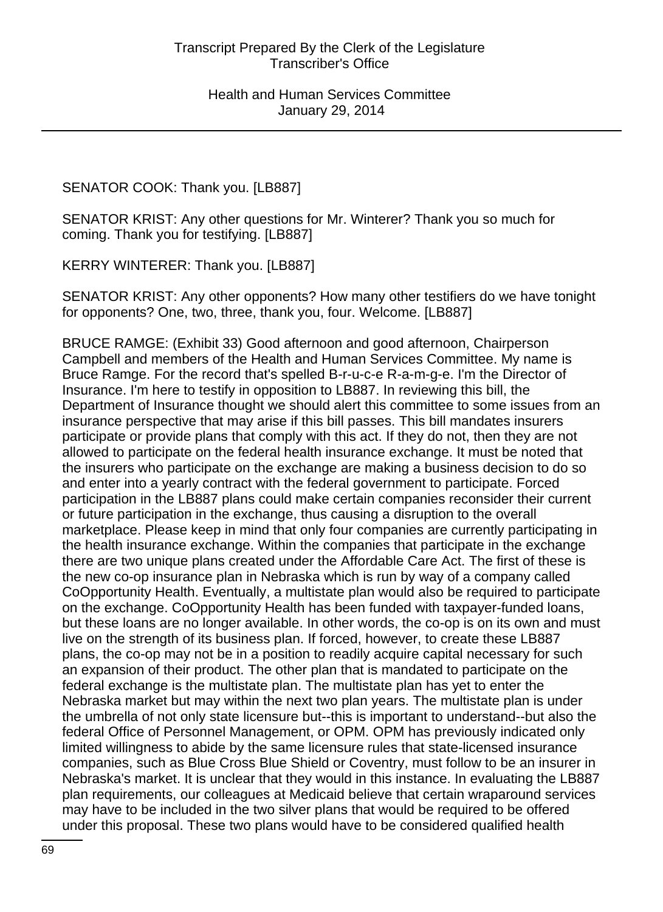SENATOR COOK: Thank you. [LB887]

SENATOR KRIST: Any other questions for Mr. Winterer? Thank you so much for coming. Thank you for testifying. [LB887]

KERRY WINTERER: Thank you. [LB887]

SENATOR KRIST: Any other opponents? How many other testifiers do we have tonight for opponents? One, two, three, thank you, four. Welcome. [LB887]

BRUCE RAMGE: (Exhibit 33) Good afternoon and good afternoon, Chairperson Campbell and members of the Health and Human Services Committee. My name is Bruce Ramge. For the record that's spelled B-r-u-c-e R-a-m-g-e. I'm the Director of Insurance. I'm here to testify in opposition to LB887. In reviewing this bill, the Department of Insurance thought we should alert this committee to some issues from an insurance perspective that may arise if this bill passes. This bill mandates insurers participate or provide plans that comply with this act. If they do not, then they are not allowed to participate on the federal health insurance exchange. It must be noted that the insurers who participate on the exchange are making a business decision to do so and enter into a yearly contract with the federal government to participate. Forced participation in the LB887 plans could make certain companies reconsider their current or future participation in the exchange, thus causing a disruption to the overall marketplace. Please keep in mind that only four companies are currently participating in the health insurance exchange. Within the companies that participate in the exchange there are two unique plans created under the Affordable Care Act. The first of these is the new co-op insurance plan in Nebraska which is run by way of a company called CoOpportunity Health. Eventually, a multistate plan would also be required to participate on the exchange. CoOpportunity Health has been funded with taxpayer-funded loans, but these loans are no longer available. In other words, the co-op is on its own and must live on the strength of its business plan. If forced, however, to create these LB887 plans, the co-op may not be in a position to readily acquire capital necessary for such an expansion of their product. The other plan that is mandated to participate on the federal exchange is the multistate plan. The multistate plan has yet to enter the Nebraska market but may within the next two plan years. The multistate plan is under the umbrella of not only state licensure but--this is important to understand--but also the federal Office of Personnel Management, or OPM. OPM has previously indicated only limited willingness to abide by the same licensure rules that state-licensed insurance companies, such as Blue Cross Blue Shield or Coventry, must follow to be an insurer in Nebraska's market. It is unclear that they would in this instance. In evaluating the LB887 plan requirements, our colleagues at Medicaid believe that certain wraparound services may have to be included in the two silver plans that would be required to be offered under this proposal. These two plans would have to be considered qualified health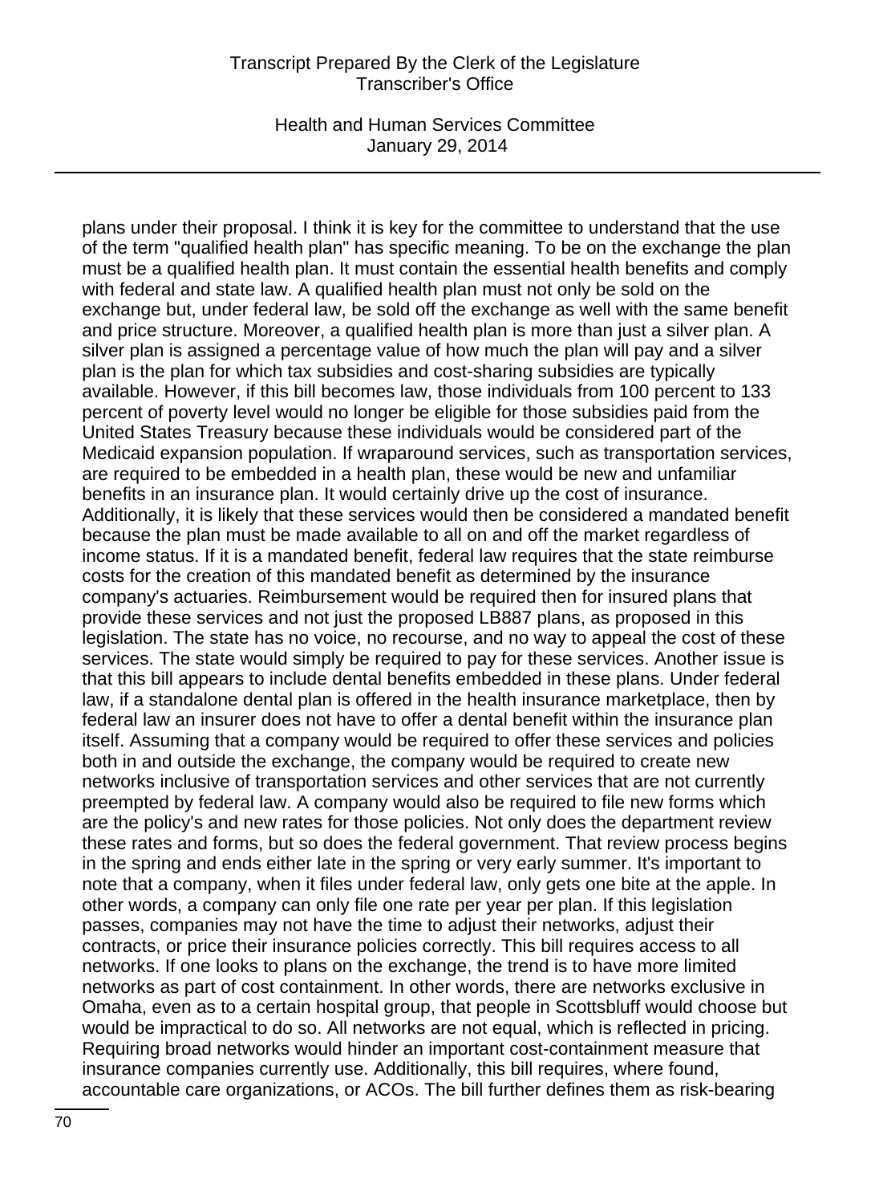plans under their proposal. I think it is key for the committee to understand that the use of the term "qualified health plan" has specific meaning. To be on the exchange the plan must be a qualified health plan. It must contain the essential health benefits and comply with federal and state law. A qualified health plan must not only be sold on the exchange but, under federal law, be sold off the exchange as well with the same benefit and price structure. Moreover, a qualified health plan is more than just a silver plan. A silver plan is assigned a percentage value of how much the plan will pay and a silver plan is the plan for which tax subsidies and cost-sharing subsidies are typically available. However, if this bill becomes law, those individuals from 100 percent to 133 percent of poverty level would no longer be eligible for those subsidies paid from the United States Treasury because these individuals would be considered part of the Medicaid expansion population. If wraparound services, such as transportation services, are required to be embedded in a health plan, these would be new and unfamiliar benefits in an insurance plan. It would certainly drive up the cost of insurance. Additionally, it is likely that these services would then be considered a mandated benefit because the plan must be made available to all on and off the market regardless of income status. If it is a mandated benefit, federal law requires that the state reimburse costs for the creation of this mandated benefit as determined by the insurance company's actuaries. Reimbursement would be required then for insured plans that provide these services and not just the proposed LB887 plans, as proposed in this legislation. The state has no voice, no recourse, and no way to appeal the cost of these services. The state would simply be required to pay for these services. Another issue is that this bill appears to include dental benefits embedded in these plans. Under federal law, if a standalone dental plan is offered in the health insurance marketplace, then by federal law an insurer does not have to offer a dental benefit within the insurance plan itself. Assuming that a company would be required to offer these services and policies both in and outside the exchange, the company would be required to create new networks inclusive of transportation services and other services that are not currently preempted by federal law. A company would also be required to file new forms which are the policy's and new rates for those policies. Not only does the department review these rates and forms, but so does the federal government. That review process begins in the spring and ends either late in the spring or very early summer. It's important to note that a company, when it files under federal law, only gets one bite at the apple. In other words, a company can only file one rate per year per plan. If this legislation passes, companies may not have the time to adjust their networks, adjust their contracts, or price their insurance policies correctly. This bill requires access to all networks. If one looks to plans on the exchange, the trend is to have more limited networks as part of cost containment. In other words, there are networks exclusive in Omaha, even as to a certain hospital group, that people in Scottsbluff would choose but would be impractical to do so. All networks are not equal, which is reflected in pricing. Requiring broad networks would hinder an important cost-containment measure that insurance companies currently use. Additionally, this bill requires, where found, accountable care organizations, or ACOs. The bill further defines them as risk-bearing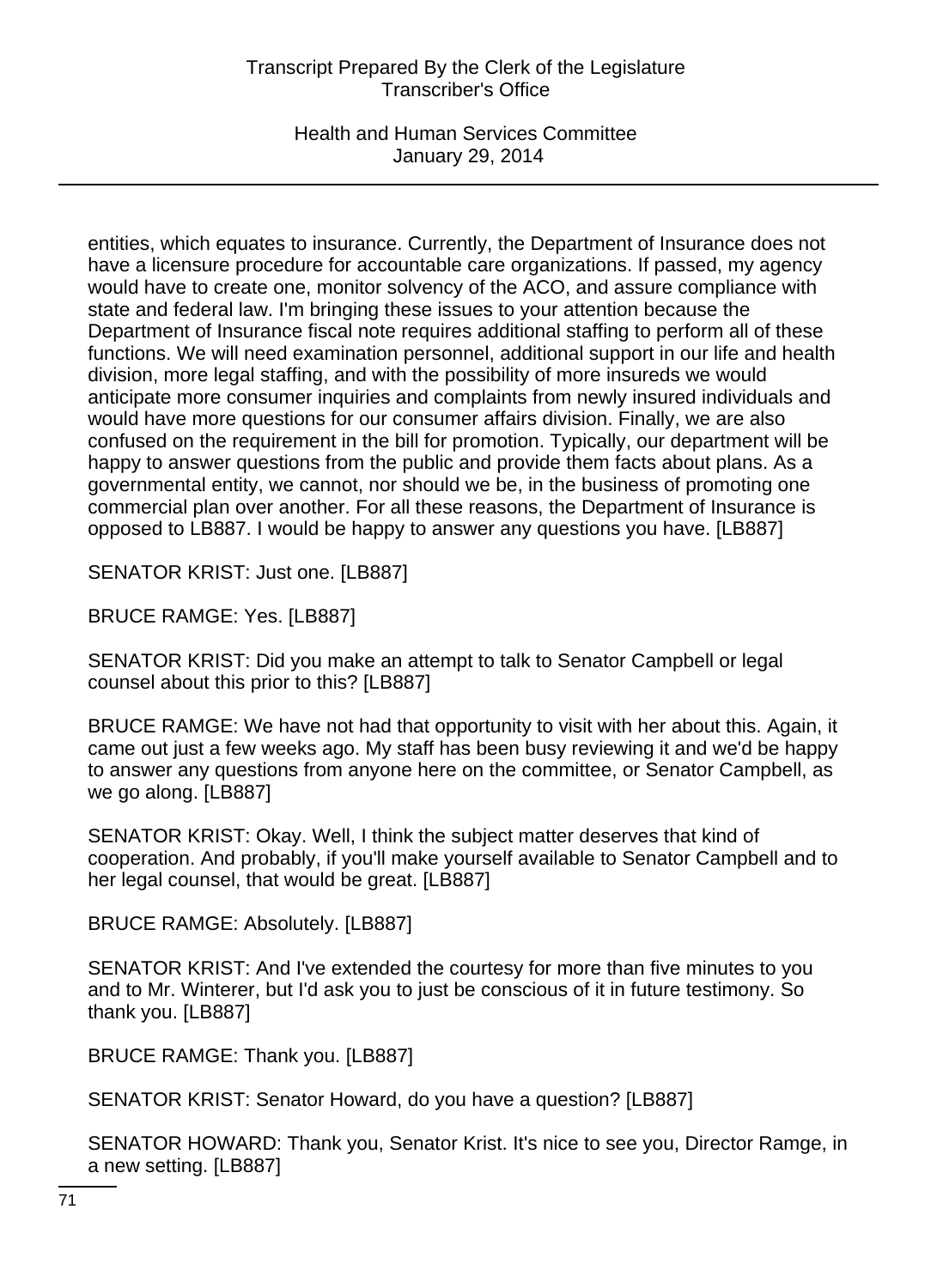entities, which equates to insurance. Currently, the Department of Insurance does not have a licensure procedure for accountable care organizations. If passed, my agency would have to create one, monitor solvency of the ACO, and assure compliance with state and federal law. I'm bringing these issues to your attention because the Department of Insurance fiscal note requires additional staffing to perform all of these functions. We will need examination personnel, additional support in our life and health division, more legal staffing, and with the possibility of more insureds we would anticipate more consumer inquiries and complaints from newly insured individuals and would have more questions for our consumer affairs division. Finally, we are also confused on the requirement in the bill for promotion. Typically, our department will be happy to answer questions from the public and provide them facts about plans. As a governmental entity, we cannot, nor should we be, in the business of promoting one commercial plan over another. For all these reasons, the Department of Insurance is opposed to LB887. I would be happy to answer any questions you have. [LB887]

SENATOR KRIST: Just one. [LB887]

BRUCE RAMGE: Yes. [LB887]

SENATOR KRIST: Did you make an attempt to talk to Senator Campbell or legal counsel about this prior to this? [LB887]

BRUCE RAMGE: We have not had that opportunity to visit with her about this. Again, it came out just a few weeks ago. My staff has been busy reviewing it and we'd be happy to answer any questions from anyone here on the committee, or Senator Campbell, as we go along. [LB887]

SENATOR KRIST: Okay. Well, I think the subject matter deserves that kind of cooperation. And probably, if you'll make yourself available to Senator Campbell and to her legal counsel, that would be great. [LB887]

BRUCE RAMGE: Absolutely. [LB887]

SENATOR KRIST: And I've extended the courtesy for more than five minutes to you and to Mr. Winterer, but I'd ask you to just be conscious of it in future testimony. So thank you. [LB887]

BRUCE RAMGE: Thank you. [LB887]

SENATOR KRIST: Senator Howard, do you have a question? [LB887]

SENATOR HOWARD: Thank you, Senator Krist. It's nice to see you, Director Ramge, in a new setting. [LB887]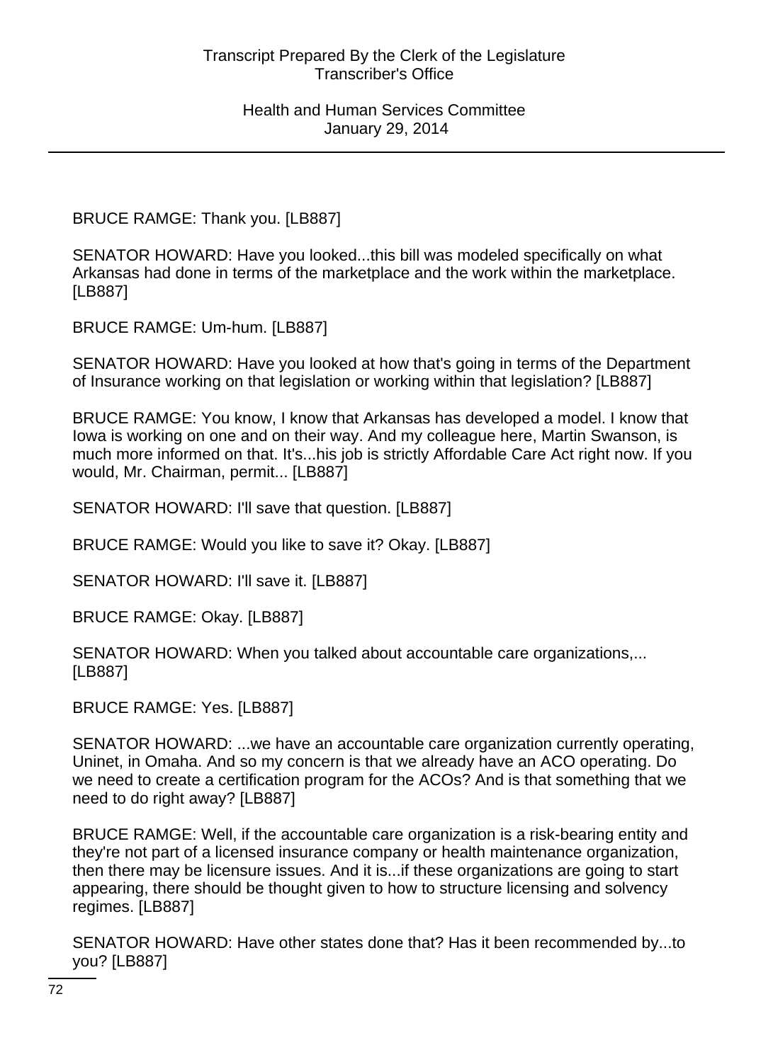BRUCE RAMGE: Thank you. [LB887]

SENATOR HOWARD: Have you looked...this bill was modeled specifically on what Arkansas had done in terms of the marketplace and the work within the marketplace. [LB887]

BRUCE RAMGE: Um-hum. [LB887]

SENATOR HOWARD: Have you looked at how that's going in terms of the Department of Insurance working on that legislation or working within that legislation? [LB887]

BRUCE RAMGE: You know, I know that Arkansas has developed a model. I know that Iowa is working on one and on their way. And my colleague here, Martin Swanson, is much more informed on that. It's...his job is strictly Affordable Care Act right now. If you would, Mr. Chairman, permit... [LB887]

SENATOR HOWARD: I'll save that question. [LB887]

BRUCE RAMGE: Would you like to save it? Okay. [LB887]

SENATOR HOWARD: I'll save it. [LB887]

BRUCE RAMGE: Okay. [LB887]

SENATOR HOWARD: When you talked about accountable care organizations,... [LB887]

BRUCE RAMGE: Yes. [LB887]

SENATOR HOWARD: ...we have an accountable care organization currently operating, Uninet, in Omaha. And so my concern is that we already have an ACO operating. Do we need to create a certification program for the ACOs? And is that something that we need to do right away? [LB887]

BRUCE RAMGE: Well, if the accountable care organization is a risk-bearing entity and they're not part of a licensed insurance company or health maintenance organization, then there may be licensure issues. And it is...if these organizations are going to start appearing, there should be thought given to how to structure licensing and solvency regimes. [LB887]

SENATOR HOWARD: Have other states done that? Has it been recommended by...to you? [LB887]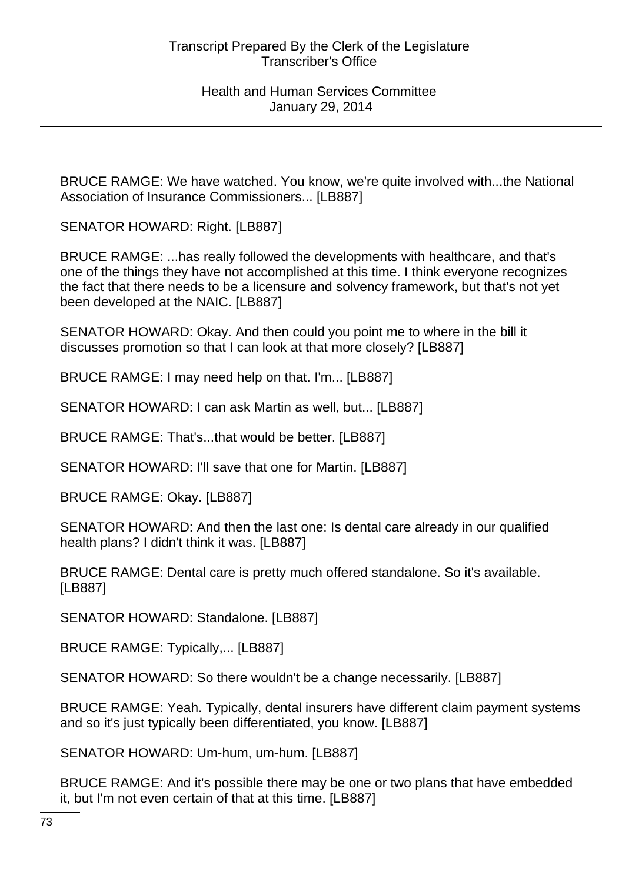BRUCE RAMGE: We have watched. You know, we're quite involved with...the National Association of Insurance Commissioners... [LB887]

SENATOR HOWARD: Right. [LB887]

BRUCE RAMGE: ...has really followed the developments with healthcare, and that's one of the things they have not accomplished at this time. I think everyone recognizes the fact that there needs to be a licensure and solvency framework, but that's not yet been developed at the NAIC. [LB887]

SENATOR HOWARD: Okay. And then could you point me to where in the bill it discusses promotion so that I can look at that more closely? [LB887]

BRUCE RAMGE: I may need help on that. I'm... [LB887]

SENATOR HOWARD: I can ask Martin as well, but... [LB887]

BRUCE RAMGE: That's...that would be better. [LB887]

SENATOR HOWARD: I'll save that one for Martin. [LB887]

BRUCE RAMGE: Okay. [LB887]

SENATOR HOWARD: And then the last one: Is dental care already in our qualified health plans? I didn't think it was. [LB887]

BRUCE RAMGE: Dental care is pretty much offered standalone. So it's available. [LB887]

SENATOR HOWARD: Standalone. [LB887]

BRUCE RAMGE: Typically,... [LB887]

SENATOR HOWARD: So there wouldn't be a change necessarily. [LB887]

BRUCE RAMGE: Yeah. Typically, dental insurers have different claim payment systems and so it's just typically been differentiated, you know. [LB887]

SENATOR HOWARD: Um-hum, um-hum. [LB887]

BRUCE RAMGE: And it's possible there may be one or two plans that have embedded it, but I'm not even certain of that at this time. [LB887]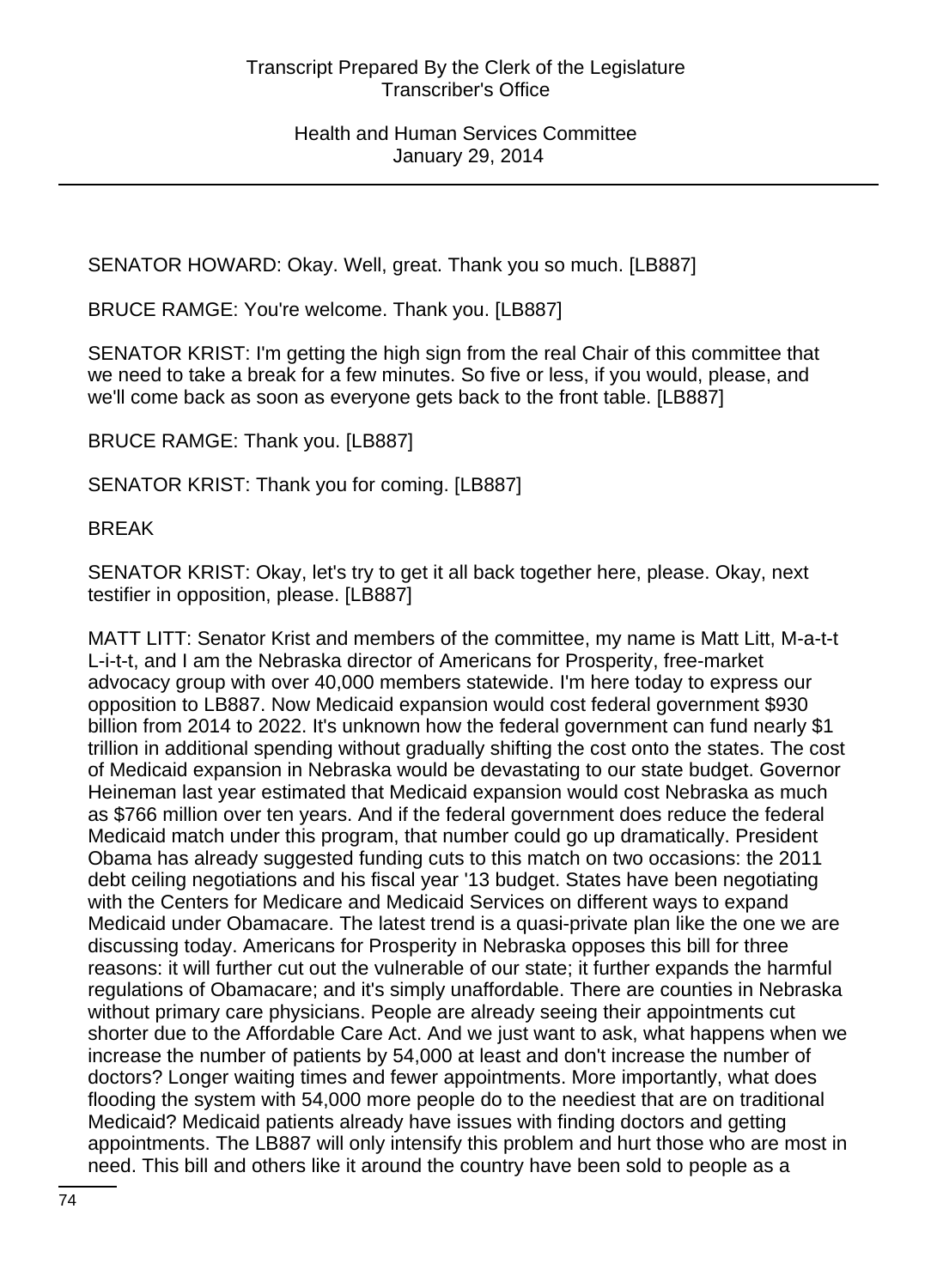SENATOR HOWARD: Okay. Well, great. Thank you so much. [LB887]

BRUCE RAMGE: You're welcome. Thank you. [LB887]

SENATOR KRIST: I'm getting the high sign from the real Chair of this committee that we need to take a break for a few minutes. So five or less, if you would, please, and we'll come back as soon as everyone gets back to the front table. [LB887]

BRUCE RAMGE: Thank you. [LB887]

SENATOR KRIST: Thank you for coming. [LB887]

BREAK

SENATOR KRIST: Okay, let's try to get it all back together here, please. Okay, next testifier in opposition, please. [LB887]

MATT LITT: Senator Krist and members of the committee, my name is Matt Litt, M-a-t-t L-i-t-t, and I am the Nebraska director of Americans for Prosperity, free-market advocacy group with over 40,000 members statewide. I'm here today to express our opposition to LB887. Now Medicaid expansion would cost federal government $930 billion from 2014 to 2022. It's unknown how the federal government can fund nearly $1 trillion in additional spending without gradually shifting the cost onto the states. The cost of Medicaid expansion in Nebraska would be devastating to our state budget. Governor Heineman last year estimated that Medicaid expansion would cost Nebraska as much as $766 million over ten years. And if the federal government does reduce the federal Medicaid match under this program, that number could go up dramatically. President Obama has already suggested funding cuts to this match on two occasions: the 2011 debt ceiling negotiations and his fiscal year '13 budget. States have been negotiating with the Centers for Medicare and Medicaid Services on different ways to expand Medicaid under Obamacare. The latest trend is a quasi-private plan like the one we are discussing today. Americans for Prosperity in Nebraska opposes this bill for three reasons: it will further cut out the vulnerable of our state; it further expands the harmful regulations of Obamacare; and it's simply unaffordable. There are counties in Nebraska without primary care physicians. People are already seeing their appointments cut shorter due to the Affordable Care Act. And we just want to ask, what happens when we increase the number of patients by 54,000 at least and don't increase the number of doctors? Longer waiting times and fewer appointments. More importantly, what does flooding the system with 54,000 more people do to the neediest that are on traditional Medicaid? Medicaid patients already have issues with finding doctors and getting appointments. The LB887 will only intensify this problem and hurt those who are most in need. This bill and others like it around the country have been sold to people as a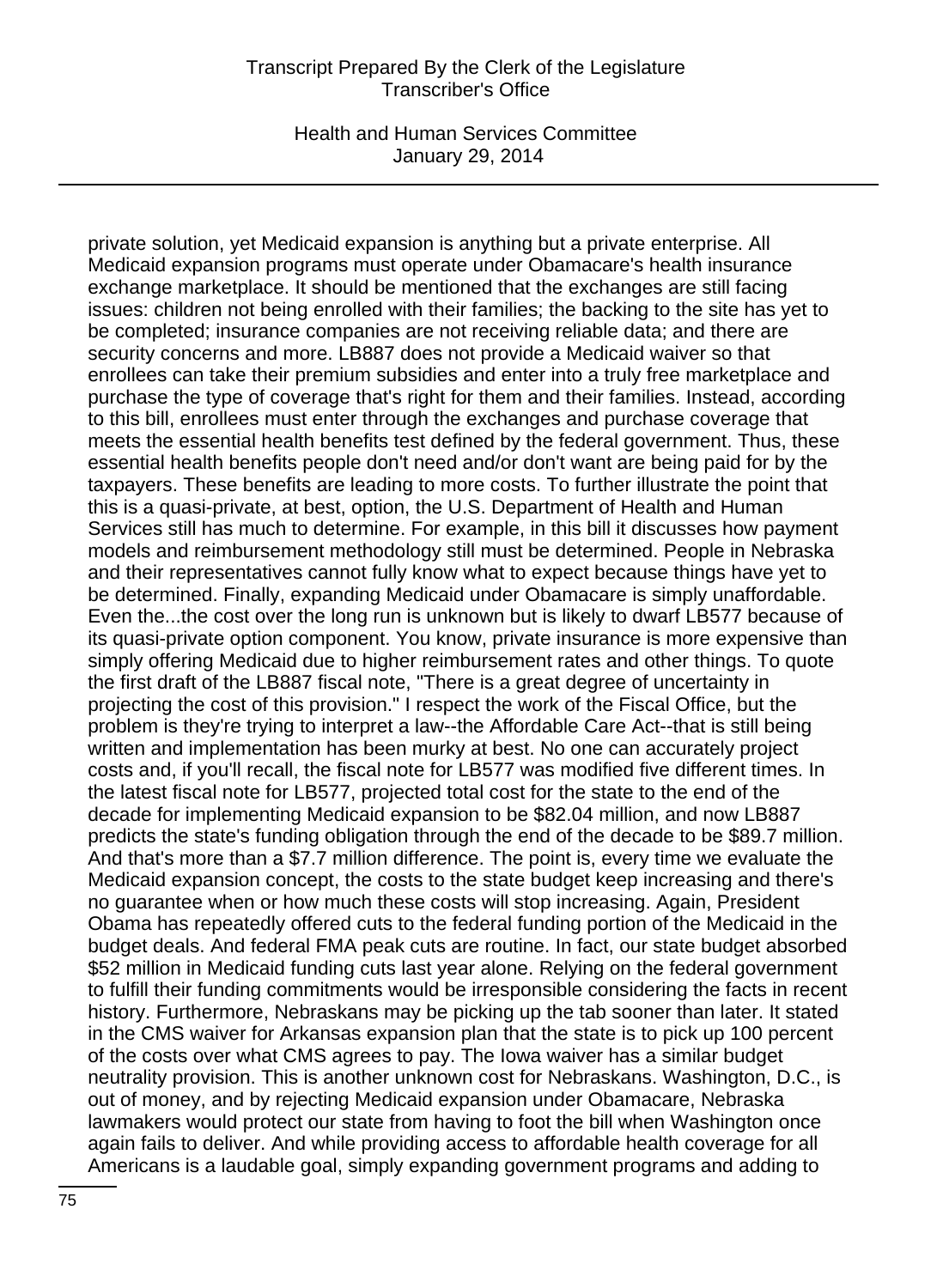private solution, yet Medicaid expansion is anything but a private enterprise. All Medicaid expansion programs must operate under Obamacare's health insurance exchange marketplace. It should be mentioned that the exchanges are still facing issues: children not being enrolled with their families; the backing to the site has yet to be completed; insurance companies are not receiving reliable data; and there are security concerns and more. LB887 does not provide a Medicaid waiver so that enrollees can take their premium subsidies and enter into a truly free marketplace and purchase the type of coverage that's right for them and their families. Instead, according to this bill, enrollees must enter through the exchanges and purchase coverage that meets the essential health benefits test defined by the federal government. Thus, these essential health benefits people don't need and/or don't want are being paid for by the taxpayers. These benefits are leading to more costs. To further illustrate the point that this is a quasi-private, at best, option, the U.S. Department of Health and Human Services still has much to determine. For example, in this bill it discusses how payment models and reimbursement methodology still must be determined. People in Nebraska and their representatives cannot fully know what to expect because things have yet to be determined. Finally, expanding Medicaid under Obamacare is simply unaffordable. Even the...the cost over the long run is unknown but is likely to dwarf LB577 because of its quasi-private option component. You know, private insurance is more expensive than simply offering Medicaid due to higher reimbursement rates and other things. To quote the first draft of the LB887 fiscal note, "There is a great degree of uncertainty in projecting the cost of this provision." I respect the work of the Fiscal Office, but the problem is they're trying to interpret a law--the Affordable Care Act--that is still being written and implementation has been murky at best. No one can accurately project costs and, if you'll recall, the fiscal note for LB577 was modified five different times. In the latest fiscal note for LB577, projected total cost for the state to the end of the decade for implementing Medicaid expansion to be $82.04 million, and now LB887 predicts the state's funding obligation through the end of the decade to be $89.7 million. And that's more than a $7.7 million difference. The point is, every time we evaluate the Medicaid expansion concept, the costs to the state budget keep increasing and there's no guarantee when or how much these costs will stop increasing. Again, President Obama has repeatedly offered cuts to the federal funding portion of the Medicaid in the budget deals. And federal FMA peak cuts are routine. In fact, our state budget absorbed $52 million in Medicaid funding cuts last year alone. Relying on the federal government to fulfill their funding commitments would be irresponsible considering the facts in recent history. Furthermore, Nebraskans may be picking up the tab sooner than later. It stated in the CMS waiver for Arkansas expansion plan that the state is to pick up 100 percent of the costs over what CMS agrees to pay. The Iowa waiver has a similar budget neutrality provision. This is another unknown cost for Nebraskans. Washington, D.C., is out of money, and by rejecting Medicaid expansion under Obamacare, Nebraska lawmakers would protect our state from having to foot the bill when Washington once again fails to deliver. And while providing access to affordable health coverage for all Americans is a laudable goal, simply expanding government programs and adding to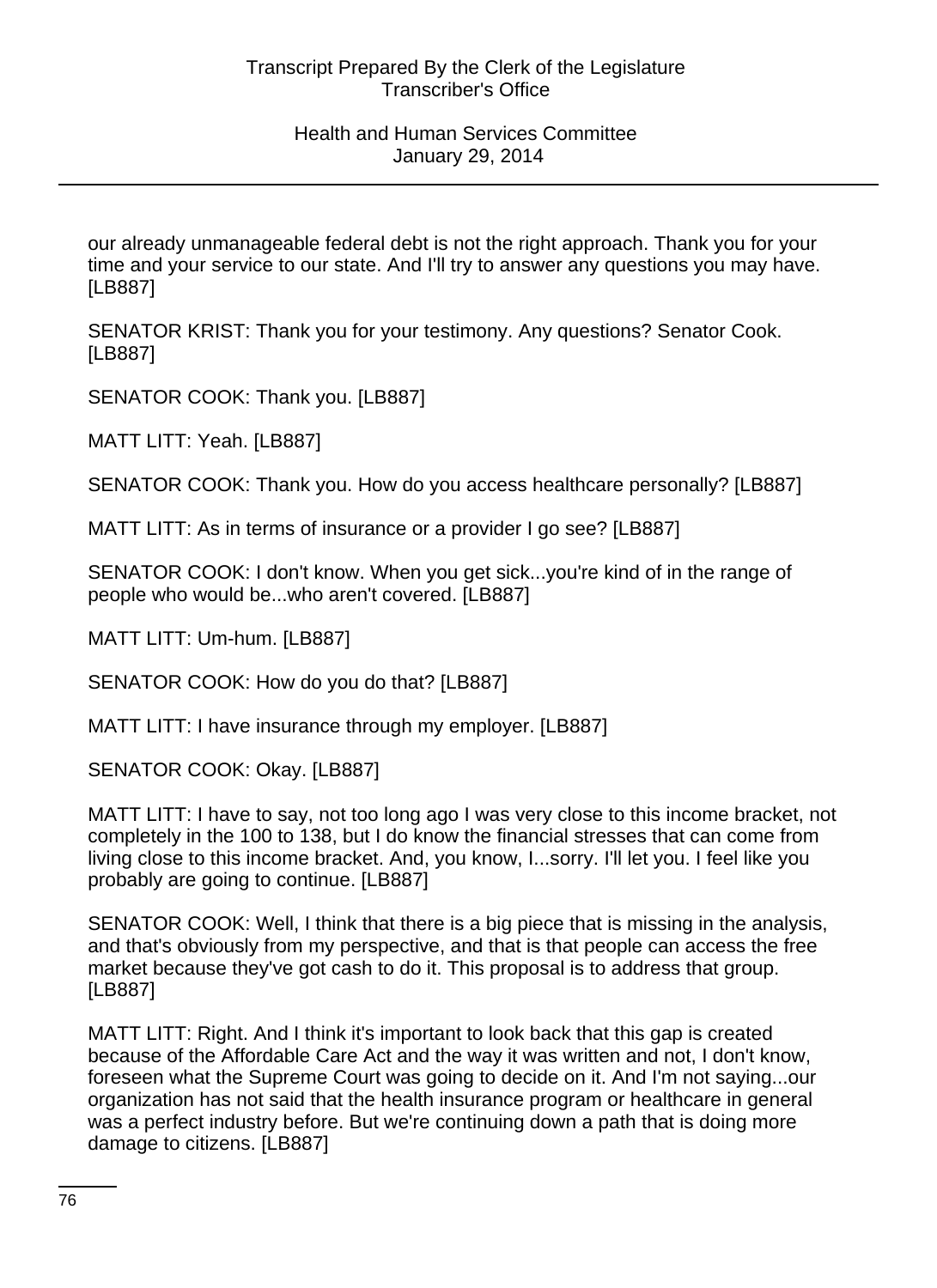our already unmanageable federal debt is not the right approach. Thank you for your time and your service to our state. And I'll try to answer any questions you may have. [LB887]

SENATOR KRIST: Thank you for your testimony. Any questions? Senator Cook. [LB887]

SENATOR COOK: Thank you. [LB887]

MATT LITT: Yeah. [LB887]

SENATOR COOK: Thank you. How do you access healthcare personally? [LB887]

MATT LITT: As in terms of insurance or a provider I go see? [LB887]

SENATOR COOK: I don't know. When you get sick...you're kind of in the range of people who would be...who aren't covered. [LB887]

MATT LITT: Um-hum. [LB887]

SENATOR COOK: How do you do that? [LB887]

MATT LITT: I have insurance through my employer. [LB887]

SENATOR COOK: Okay. [LB887]

MATT LITT: I have to say, not too long ago I was very close to this income bracket, not completely in the 100 to 138, but I do know the financial stresses that can come from living close to this income bracket. And, you know, I...sorry. I'll let you. I feel like you probably are going to continue. [LB887]

SENATOR COOK: Well, I think that there is a big piece that is missing in the analysis, and that's obviously from my perspective, and that is that people can access the free market because they've got cash to do it. This proposal is to address that group. [LB887]

MATT LITT: Right. And I think it's important to look back that this gap is created because of the Affordable Care Act and the way it was written and not, I don't know, foreseen what the Supreme Court was going to decide on it. And I'm not saying...our organization has not said that the health insurance program or healthcare in general was a perfect industry before. But we're continuing down a path that is doing more damage to citizens. [LB887]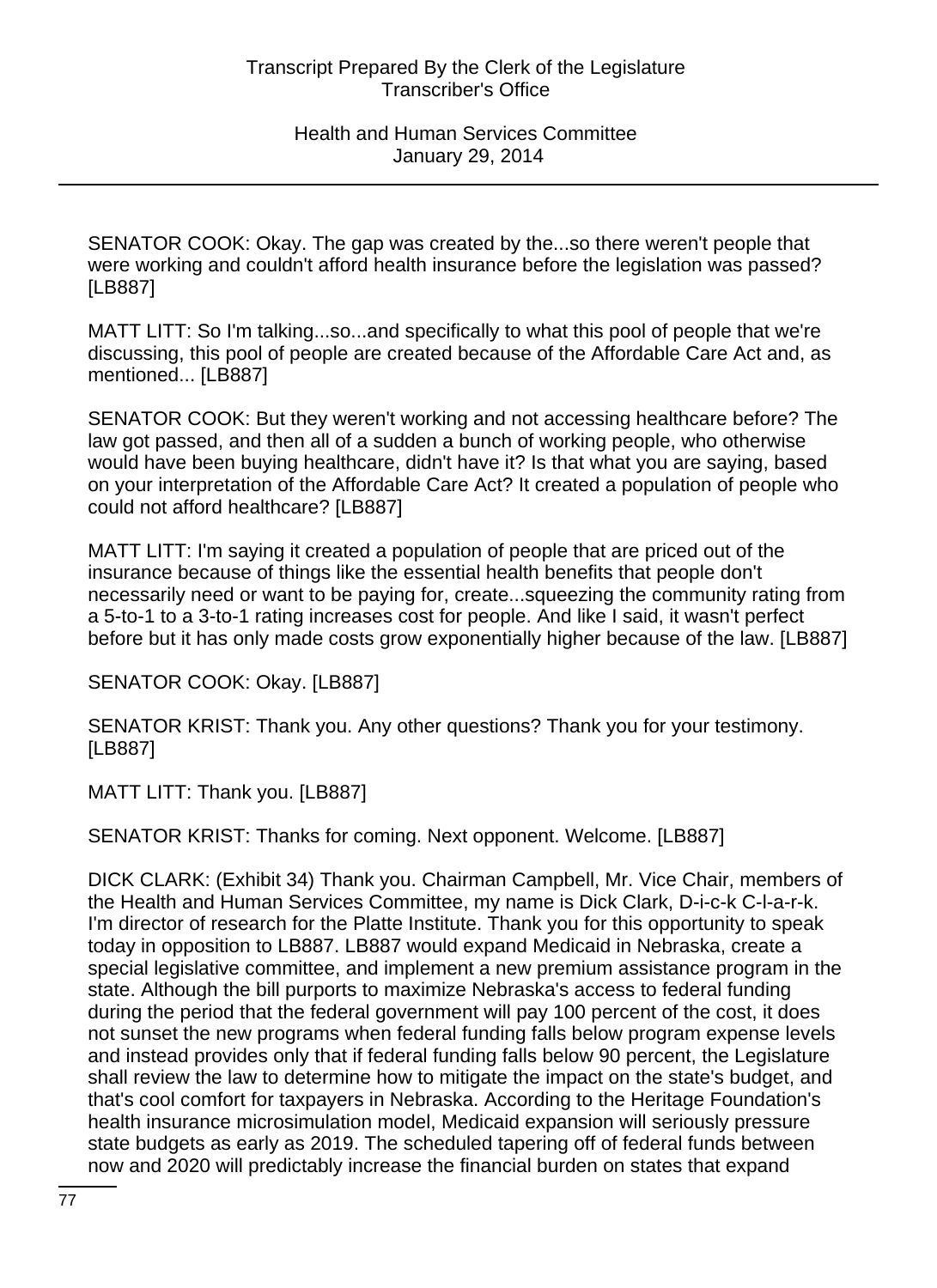SENATOR COOK: Okay. The gap was created by the...so there weren't people that were working and couldn't afford health insurance before the legislation was passed? [LB887]

MATT LITT: So I'm talking...so...and specifically to what this pool of people that we're discussing, this pool of people are created because of the Affordable Care Act and, as mentioned... [LB887]

SENATOR COOK: But they weren't working and not accessing healthcare before? The law got passed, and then all of a sudden a bunch of working people, who otherwise would have been buying healthcare, didn't have it? Is that what you are saying, based on your interpretation of the Affordable Care Act? It created a population of people who could not afford healthcare? [LB887]

MATT LITT: I'm saying it created a population of people that are priced out of the insurance because of things like the essential health benefits that people don't necessarily need or want to be paying for, create...squeezing the community rating from a 5-to-1 to a 3-to-1 rating increases cost for people. And like I said, it wasn't perfect before but it has only made costs grow exponentially higher because of the law. [LB887]

SENATOR COOK: Okay. [LB887]

SENATOR KRIST: Thank you. Any other questions? Thank you for your testimony. [LB887]

MATT LITT: Thank you. [LB887]

SENATOR KRIST: Thanks for coming. Next opponent. Welcome. [LB887]

DICK CLARK: (Exhibit 34) Thank you. Chairman Campbell, Mr. Vice Chair, members of the Health and Human Services Committee, my name is Dick Clark, D-i-c-k C-l-a-r-k. I'm director of research for the Platte Institute. Thank you for this opportunity to speak today in opposition to LB887. LB887 would expand Medicaid in Nebraska, create a special legislative committee, and implement a new premium assistance program in the state. Although the bill purports to maximize Nebraska's access to federal funding during the period that the federal government will pay 100 percent of the cost, it does not sunset the new programs when federal funding falls below program expense levels and instead provides only that if federal funding falls below 90 percent, the Legislature shall review the law to determine how to mitigate the impact on the state's budget, and that's cool comfort for taxpayers in Nebraska. According to the Heritage Foundation's health insurance microsimulation model, Medicaid expansion will seriously pressure state budgets as early as 2019. The scheduled tapering off of federal funds between now and 2020 will predictably increase the financial burden on states that expand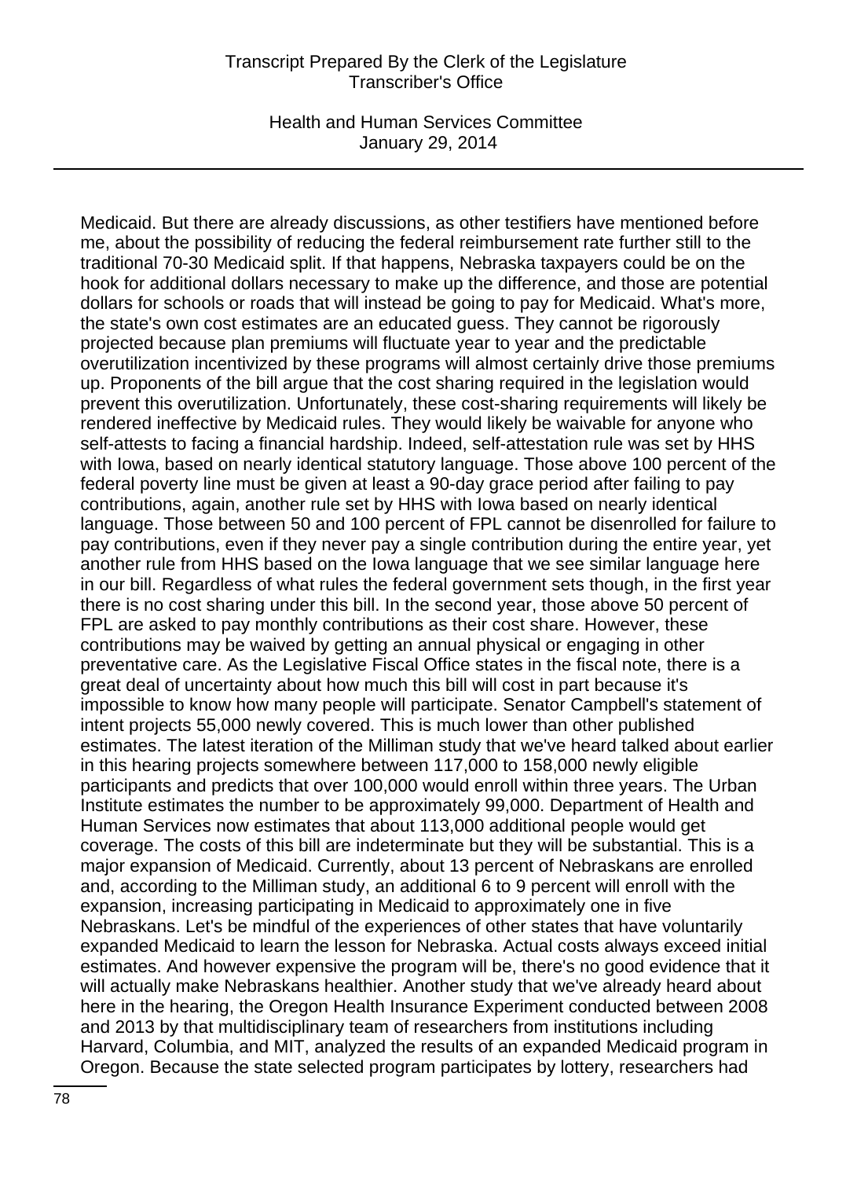Medicaid. But there are already discussions, as other testifiers have mentioned before me, about the possibility of reducing the federal reimbursement rate further still to the traditional 70-30 Medicaid split. If that happens, Nebraska taxpayers could be on the hook for additional dollars necessary to make up the difference, and those are potential dollars for schools or roads that will instead be going to pay for Medicaid. What's more, the state's own cost estimates are an educated guess. They cannot be rigorously projected because plan premiums will fluctuate year to year and the predictable overutilization incentivized by these programs will almost certainly drive those premiums up. Proponents of the bill argue that the cost sharing required in the legislation would prevent this overutilization. Unfortunately, these cost-sharing requirements will likely be rendered ineffective by Medicaid rules. They would likely be waivable for anyone who self-attests to facing a financial hardship. Indeed, self-attestation rule was set by HHS with Iowa, based on nearly identical statutory language. Those above 100 percent of the federal poverty line must be given at least a 90-day grace period after failing to pay contributions, again, another rule set by HHS with Iowa based on nearly identical language. Those between 50 and 100 percent of FPL cannot be disenrolled for failure to pay contributions, even if they never pay a single contribution during the entire year, yet another rule from HHS based on the Iowa language that we see similar language here in our bill. Regardless of what rules the federal government sets though, in the first year there is no cost sharing under this bill. In the second year, those above 50 percent of FPL are asked to pay monthly contributions as their cost share. However, these contributions may be waived by getting an annual physical or engaging in other preventative care. As the Legislative Fiscal Office states in the fiscal note, there is a great deal of uncertainty about how much this bill will cost in part because it's impossible to know how many people will participate. Senator Campbell's statement of intent projects 55,000 newly covered. This is much lower than other published estimates. The latest iteration of the Milliman study that we've heard talked about earlier in this hearing projects somewhere between 117,000 to 158,000 newly eligible participants and predicts that over 100,000 would enroll within three years. The Urban Institute estimates the number to be approximately 99,000. Department of Health and Human Services now estimates that about 113,000 additional people would get coverage. The costs of this bill are indeterminate but they will be substantial. This is a major expansion of Medicaid. Currently, about 13 percent of Nebraskans are enrolled and, according to the Milliman study, an additional 6 to 9 percent will enroll with the expansion, increasing participating in Medicaid to approximately one in five Nebraskans. Let's be mindful of the experiences of other states that have voluntarily expanded Medicaid to learn the lesson for Nebraska. Actual costs always exceed initial estimates. And however expensive the program will be, there's no good evidence that it will actually make Nebraskans healthier. Another study that we've already heard about here in the hearing, the Oregon Health Insurance Experiment conducted between 2008 and 2013 by that multidisciplinary team of researchers from institutions including Harvard, Columbia, and MIT, analyzed the results of an expanded Medicaid program in Oregon. Because the state selected program participates by lottery, researchers had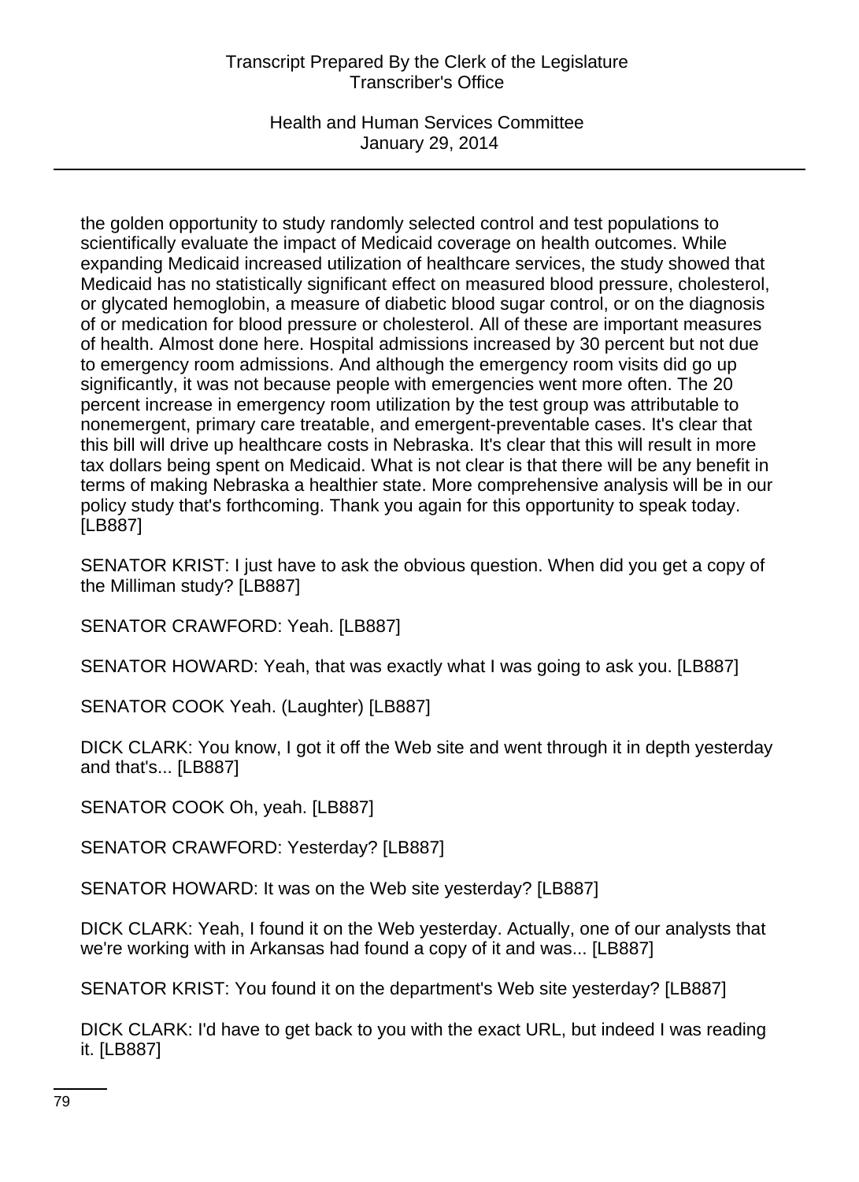the golden opportunity to study randomly selected control and test populations to scientifically evaluate the impact of Medicaid coverage on health outcomes. While expanding Medicaid increased utilization of healthcare services, the study showed that Medicaid has no statistically significant effect on measured blood pressure, cholesterol, or glycated hemoglobin, a measure of diabetic blood sugar control, or on the diagnosis of or medication for blood pressure or cholesterol. All of these are important measures of health. Almost done here. Hospital admissions increased by 30 percent but not due to emergency room admissions. And although the emergency room visits did go up significantly, it was not because people with emergencies went more often. The 20 percent increase in emergency room utilization by the test group was attributable to nonemergent, primary care treatable, and emergent-preventable cases. It's clear that this bill will drive up healthcare costs in Nebraska. It's clear that this will result in more tax dollars being spent on Medicaid. What is not clear is that there will be any benefit in terms of making Nebraska a healthier state. More comprehensive analysis will be in our policy study that's forthcoming. Thank you again for this opportunity to speak today. [LB887]

SENATOR KRIST: I just have to ask the obvious question. When did you get a copy of the Milliman study? [LB887]

SENATOR CRAWFORD: Yeah. [LB887]

SENATOR HOWARD: Yeah, that was exactly what I was going to ask you. [LB887]

SENATOR COOK Yeah. (Laughter) [LB887]

DICK CLARK: You know, I got it off the Web site and went through it in depth yesterday and that's... [LB887]

SENATOR COOK Oh, yeah. [LB887]

SENATOR CRAWFORD: Yesterday? [LB887]

SENATOR HOWARD: It was on the Web site yesterday? [LB887]

DICK CLARK: Yeah, I found it on the Web yesterday. Actually, one of our analysts that we're working with in Arkansas had found a copy of it and was... [LB887]

SENATOR KRIST: You found it on the department's Web site yesterday? [LB887]

DICK CLARK: I'd have to get back to you with the exact URL, but indeed I was reading it. [LB887]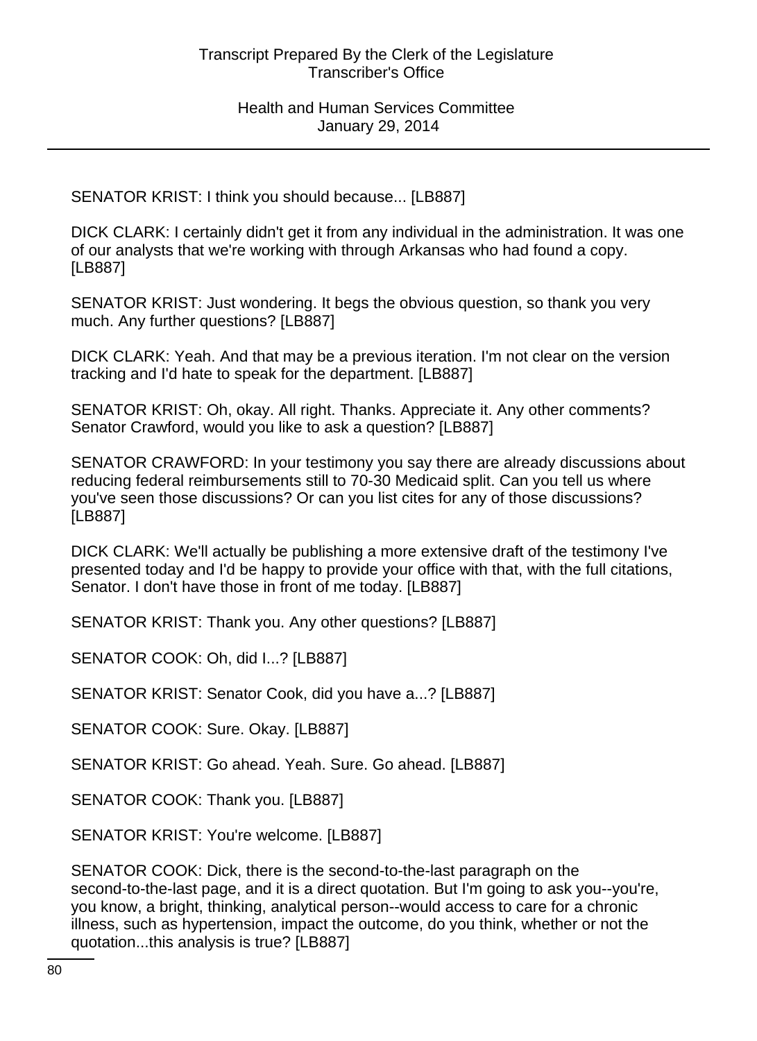SENATOR KRIST: I think you should because... [LB887]

DICK CLARK: I certainly didn't get it from any individual in the administration. It was one of our analysts that we're working with through Arkansas who had found a copy. [LB887]

SENATOR KRIST: Just wondering. It begs the obvious question, so thank you very much. Any further questions? [LB887]

DICK CLARK: Yeah. And that may be a previous iteration. I'm not clear on the version tracking and I'd hate to speak for the department. [LB887]

SENATOR KRIST: Oh, okay. All right. Thanks. Appreciate it. Any other comments? Senator Crawford, would you like to ask a question? [LB887]

SENATOR CRAWFORD: In your testimony you say there are already discussions about reducing federal reimbursements still to 70-30 Medicaid split. Can you tell us where you've seen those discussions? Or can you list cites for any of those discussions? [LB887]

DICK CLARK: We'll actually be publishing a more extensive draft of the testimony I've presented today and I'd be happy to provide your office with that, with the full citations, Senator. I don't have those in front of me today. [LB887]

SENATOR KRIST: Thank you. Any other questions? [LB887]

SENATOR COOK: Oh, did I...? [LB887]

SENATOR KRIST: Senator Cook, did you have a...? [LB887]

SENATOR COOK: Sure. Okay. [LB887]

SENATOR KRIST: Go ahead. Yeah. Sure. Go ahead. [LB887]

SENATOR COOK: Thank you. [LB887]

SENATOR KRIST: You're welcome. [LB887]

SENATOR COOK: Dick, there is the second-to-the-last paragraph on the second-to-the-last page, and it is a direct quotation. But I'm going to ask you--you're, you know, a bright, thinking, analytical person--would access to care for a chronic illness, such as hypertension, impact the outcome, do you think, whether or not the quotation...this analysis is true? [LB887]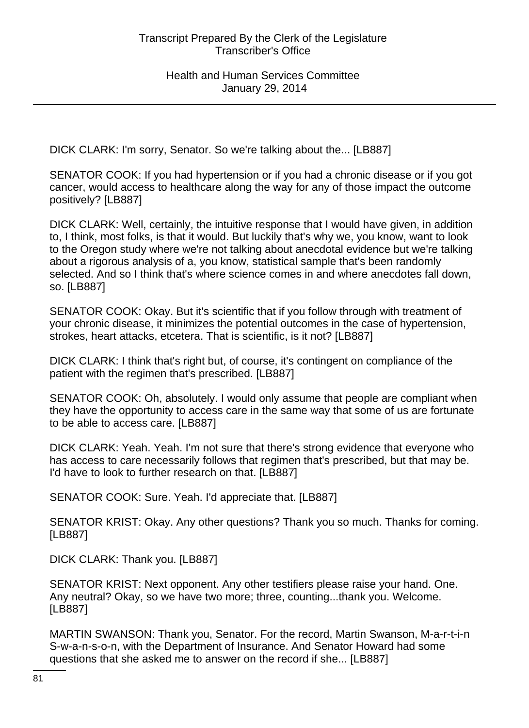DICK CLARK: I'm sorry, Senator. So we're talking about the... [LB887]

SENATOR COOK: If you had hypertension or if you had a chronic disease or if you got cancer, would access to healthcare along the way for any of those impact the outcome positively? [LB887]

DICK CLARK: Well, certainly, the intuitive response that I would have given, in addition to, I think, most folks, is that it would. But luckily that's why we, you know, want to look to the Oregon study where we're not talking about anecdotal evidence but we're talking about a rigorous analysis of a, you know, statistical sample that's been randomly selected. And so I think that's where science comes in and where anecdotes fall down, so. [LB887]

SENATOR COOK: Okay. But it's scientific that if you follow through with treatment of your chronic disease, it minimizes the potential outcomes in the case of hypertension, strokes, heart attacks, etcetera. That is scientific, is it not? [LB887]

DICK CLARK: I think that's right but, of course, it's contingent on compliance of the patient with the regimen that's prescribed. [LB887]

SENATOR COOK: Oh, absolutely. I would only assume that people are compliant when they have the opportunity to access care in the same way that some of us are fortunate to be able to access care. [LB887]

DICK CLARK: Yeah. Yeah. I'm not sure that there's strong evidence that everyone who has access to care necessarily follows that regimen that's prescribed, but that may be. I'd have to look to further research on that. [LB887]

SENATOR COOK: Sure. Yeah. I'd appreciate that. [LB887]

SENATOR KRIST: Okay. Any other questions? Thank you so much. Thanks for coming. [LB887]

DICK CLARK: Thank you. [LB887]

SENATOR KRIST: Next opponent. Any other testifiers please raise your hand. One. Any neutral? Okay, so we have two more; three, counting...thank you. Welcome. [LB887]

MARTIN SWANSON: Thank you, Senator. For the record, Martin Swanson, M-a-r-t-i-n S-w-a-n-s-o-n, with the Department of Insurance. And Senator Howard had some questions that she asked me to answer on the record if she... [LB887]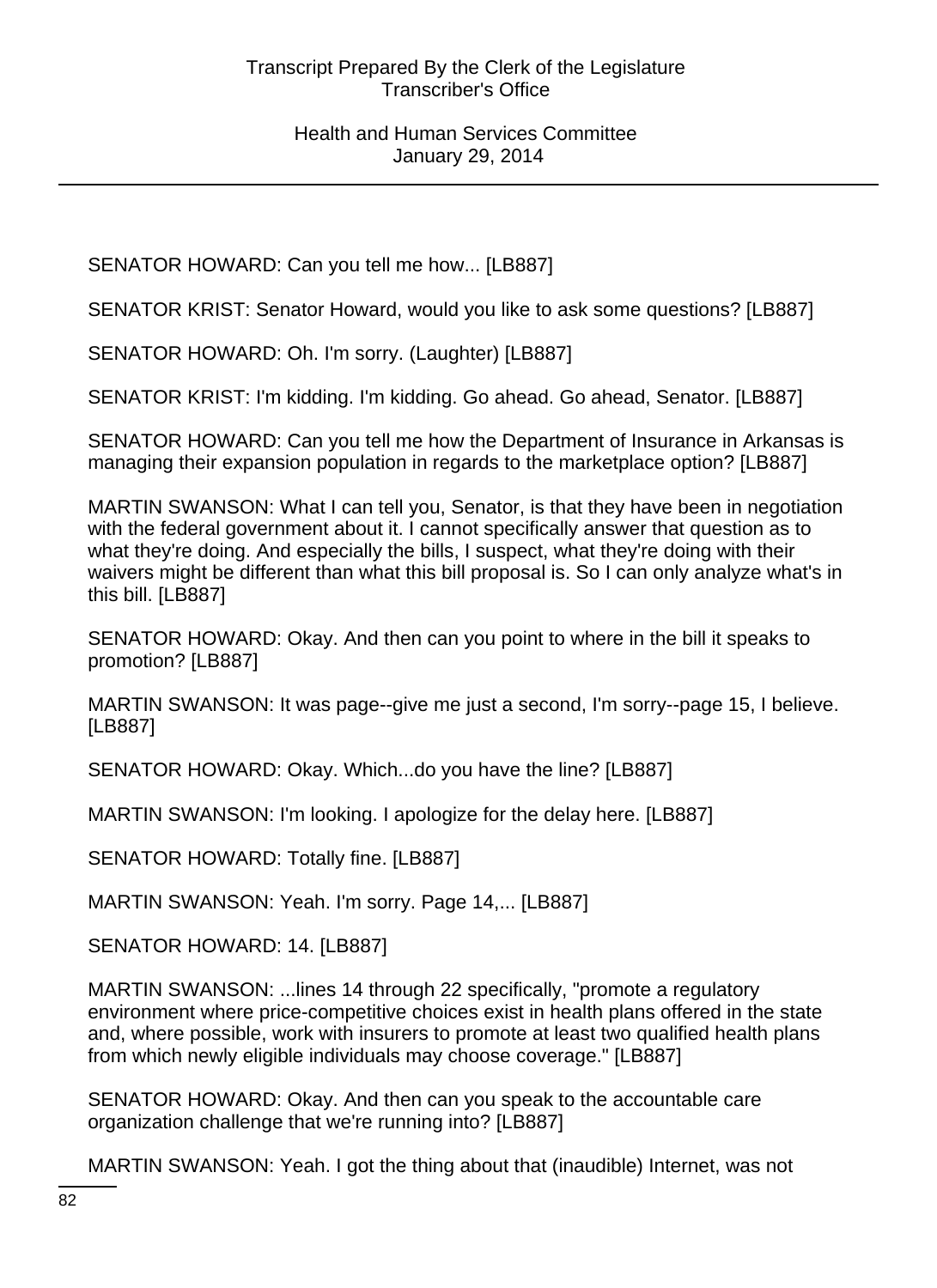SENATOR HOWARD: Can you tell me how... [LB887]

SENATOR KRIST: Senator Howard, would you like to ask some questions? [LB887]

SENATOR HOWARD: Oh. I'm sorry. (Laughter) [LB887]

SENATOR KRIST: I'm kidding. I'm kidding. Go ahead. Go ahead, Senator. [LB887]

SENATOR HOWARD: Can you tell me how the Department of Insurance in Arkansas is managing their expansion population in regards to the marketplace option? [LB887]

MARTIN SWANSON: What I can tell you, Senator, is that they have been in negotiation with the federal government about it. I cannot specifically answer that question as to what they're doing. And especially the bills, I suspect, what they're doing with their waivers might be different than what this bill proposal is. So I can only analyze what's in this bill. [LB887]

SENATOR HOWARD: Okay. And then can you point to where in the bill it speaks to promotion? [LB887]

MARTIN SWANSON: It was page--give me just a second, I'm sorry--page 15, I believe. [LB887]

SENATOR HOWARD: Okay. Which...do you have the line? [LB887]

MARTIN SWANSON: I'm looking. I apologize for the delay here. [LB887]

SENATOR HOWARD: Totally fine. [LB887]

MARTIN SWANSON: Yeah. I'm sorry. Page 14,... [LB887]

SENATOR HOWARD: 14. [LB887]

MARTIN SWANSON: ...lines 14 through 22 specifically, "promote a regulatory environment where price-competitive choices exist in health plans offered in the state and, where possible, work with insurers to promote at least two qualified health plans from which newly eligible individuals may choose coverage." [LB887]

SENATOR HOWARD: Okay. And then can you speak to the accountable care organization challenge that we're running into? [LB887]

MARTIN SWANSON: Yeah. I got the thing about that (inaudible) Internet, was not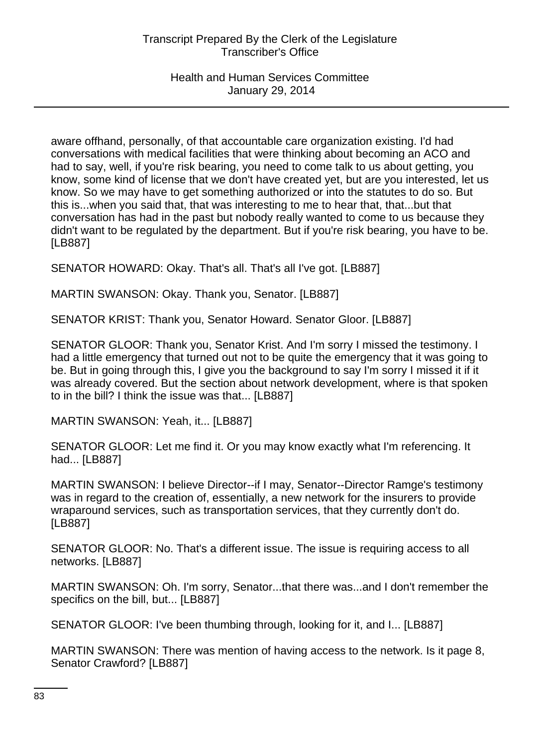aware offhand, personally, of that accountable care organization existing. I'd had conversations with medical facilities that were thinking about becoming an ACO and had to say, well, if you're risk bearing, you need to come talk to us about getting, you know, some kind of license that we don't have created yet, but are you interested, let us know. So we may have to get something authorized or into the statutes to do so. But this is...when you said that, that was interesting to me to hear that, that...but that conversation has had in the past but nobody really wanted to come to us because they didn't want to be regulated by the department. But if you're risk bearing, you have to be. [LB887]

SENATOR HOWARD: Okay. That's all. That's all I've got. [LB887]

MARTIN SWANSON: Okay. Thank you, Senator. [LB887]

SENATOR KRIST: Thank you, Senator Howard. Senator Gloor. [LB887]

SENATOR GLOOR: Thank you, Senator Krist. And I'm sorry I missed the testimony. I had a little emergency that turned out not to be quite the emergency that it was going to be. But in going through this, I give you the background to say I'm sorry I missed it if it was already covered. But the section about network development, where is that spoken to in the bill? I think the issue was that... [LB887]

MARTIN SWANSON: Yeah, it... [LB887]

SENATOR GLOOR: Let me find it. Or you may know exactly what I'm referencing. It had... [LB887]

MARTIN SWANSON: I believe Director--if I may, Senator--Director Ramge's testimony was in regard to the creation of, essentially, a new network for the insurers to provide wraparound services, such as transportation services, that they currently don't do. [LB887]

SENATOR GLOOR: No. That's a different issue. The issue is requiring access to all networks. [LB887]

MARTIN SWANSON: Oh. I'm sorry, Senator...that there was...and I don't remember the specifics on the bill, but... [LB887]

SENATOR GLOOR: I've been thumbing through, looking for it, and I... [LB887]

MARTIN SWANSON: There was mention of having access to the network. Is it page 8, Senator Crawford? [LB887]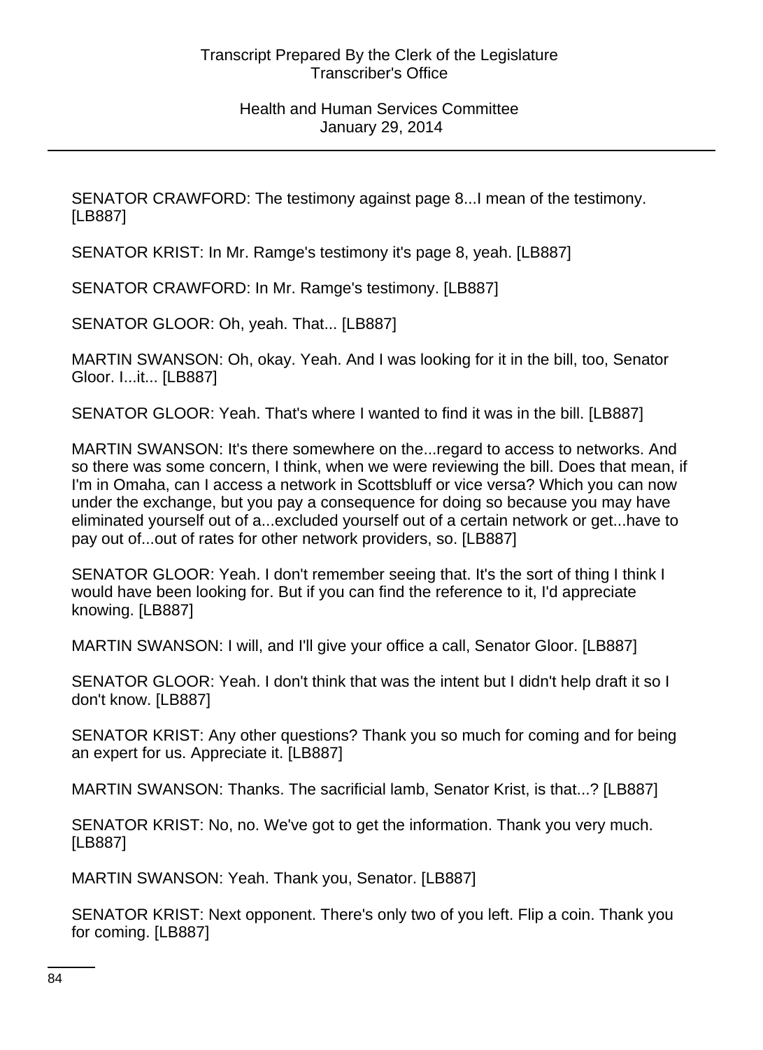SENATOR CRAWFORD: The testimony against page 8...I mean of the testimony. [LB887]

SENATOR KRIST: In Mr. Ramge's testimony it's page 8, yeah. [LB887]

SENATOR CRAWFORD: In Mr. Ramge's testimony. [LB887]

SENATOR GLOOR: Oh, yeah. That... [LB887]

MARTIN SWANSON: Oh, okay. Yeah. And I was looking for it in the bill, too, Senator Gloor. I...it... [LB887]

SENATOR GLOOR: Yeah. That's where I wanted to find it was in the bill. [LB887]

MARTIN SWANSON: It's there somewhere on the...regard to access to networks. And so there was some concern, I think, when we were reviewing the bill. Does that mean, if I'm in Omaha, can I access a network in Scottsbluff or vice versa? Which you can now under the exchange, but you pay a consequence for doing so because you may have eliminated yourself out of a...excluded yourself out of a certain network or get...have to pay out of...out of rates for other network providers, so. [LB887]

SENATOR GLOOR: Yeah. I don't remember seeing that. It's the sort of thing I think I would have been looking for. But if you can find the reference to it, I'd appreciate knowing. [LB887]

MARTIN SWANSON: I will, and I'll give your office a call, Senator Gloor. [LB887]

SENATOR GLOOR: Yeah. I don't think that was the intent but I didn't help draft it so I don't know. [LB887]

SENATOR KRIST: Any other questions? Thank you so much for coming and for being an expert for us. Appreciate it. [LB887]

MARTIN SWANSON: Thanks. The sacrificial lamb, Senator Krist, is that...? [LB887]

SENATOR KRIST: No, no. We've got to get the information. Thank you very much. [LB887]

MARTIN SWANSON: Yeah. Thank you, Senator. [LB887]

SENATOR KRIST: Next opponent. There's only two of you left. Flip a coin. Thank you for coming. [LB887]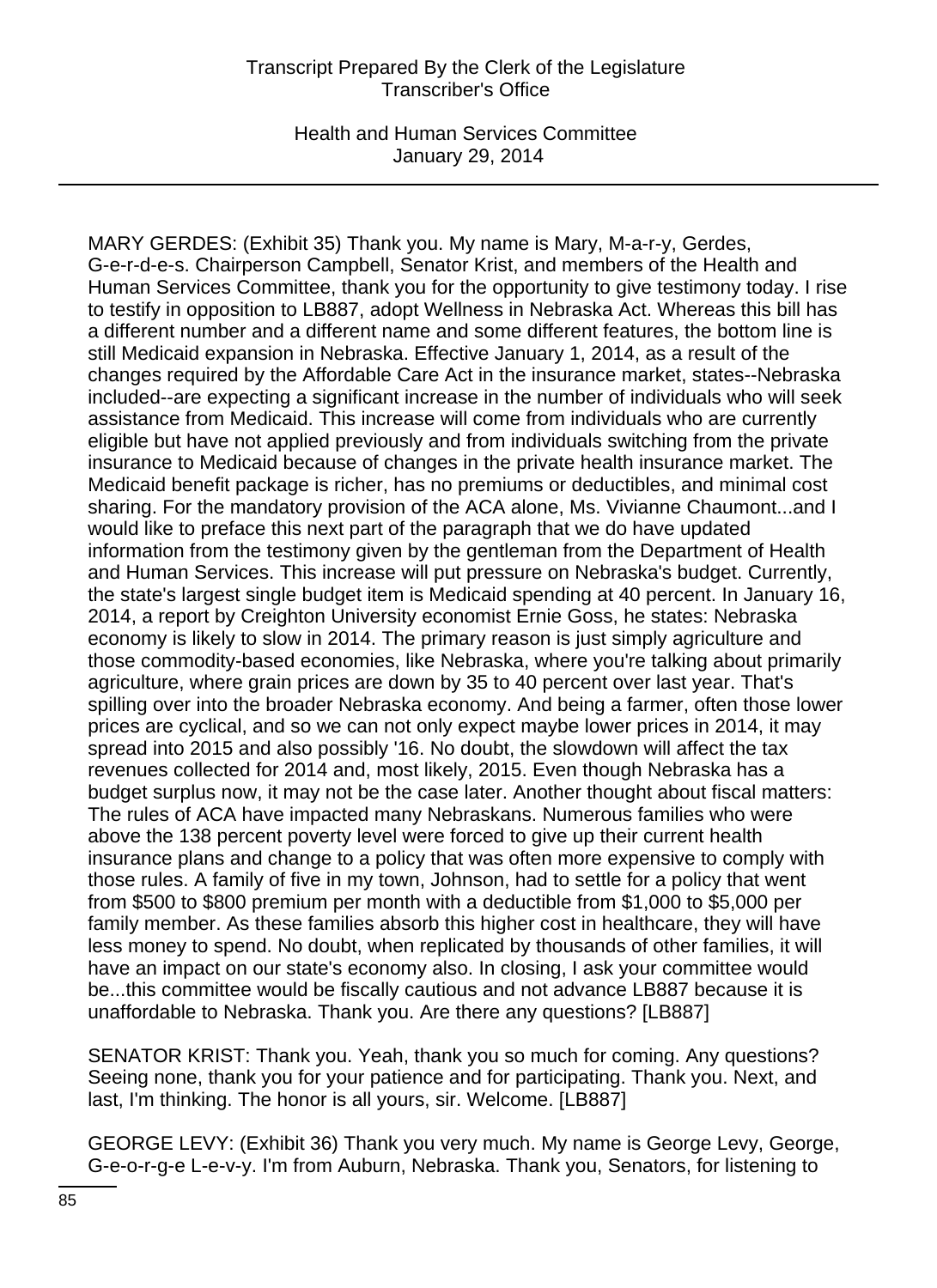MARY GERDES: (Exhibit 35) Thank you. My name is Mary, M-a-r-y, Gerdes, G-e-r-d-e-s. Chairperson Campbell, Senator Krist, and members of the Health and Human Services Committee, thank you for the opportunity to give testimony today. I rise to testify in opposition to LB887, adopt Wellness in Nebraska Act. Whereas this bill has a different number and a different name and some different features, the bottom line is still Medicaid expansion in Nebraska. Effective January 1, 2014, as a result of the changes required by the Affordable Care Act in the insurance market, states--Nebraska included--are expecting a significant increase in the number of individuals who will seek assistance from Medicaid. This increase will come from individuals who are currently eligible but have not applied previously and from individuals switching from the private insurance to Medicaid because of changes in the private health insurance market. The Medicaid benefit package is richer, has no premiums or deductibles, and minimal cost sharing. For the mandatory provision of the ACA alone, Ms. Vivianne Chaumont...and I would like to preface this next part of the paragraph that we do have updated information from the testimony given by the gentleman from the Department of Health and Human Services. This increase will put pressure on Nebraska's budget. Currently, the state's largest single budget item is Medicaid spending at 40 percent. In January 16, 2014, a report by Creighton University economist Ernie Goss, he states: Nebraska economy is likely to slow in 2014. The primary reason is just simply agriculture and those commodity-based economies, like Nebraska, where you're talking about primarily agriculture, where grain prices are down by 35 to 40 percent over last year. That's spilling over into the broader Nebraska economy. And being a farmer, often those lower prices are cyclical, and so we can not only expect maybe lower prices in 2014, it may spread into 2015 and also possibly '16. No doubt, the slowdown will affect the tax revenues collected for 2014 and, most likely, 2015. Even though Nebraska has a budget surplus now, it may not be the case later. Another thought about fiscal matters: The rules of ACA have impacted many Nebraskans. Numerous families who were above the 138 percent poverty level were forced to give up their current health insurance plans and change to a policy that was often more expensive to comply with those rules. A family of five in my town, Johnson, had to settle for a policy that went from $500 to $800 premium per month with a deductible from $1,000 to $5,000 per family member. As these families absorb this higher cost in healthcare, they will have less money to spend. No doubt, when replicated by thousands of other families, it will have an impact on our state's economy also. In closing, I ask your committee would be...this committee would be fiscally cautious and not advance LB887 because it is unaffordable to Nebraska. Thank you. Are there any questions? [LB887]

SENATOR KRIST: Thank you. Yeah, thank you so much for coming. Any questions? Seeing none, thank you for your patience and for participating. Thank you. Next, and last, I'm thinking. The honor is all yours, sir. Welcome. [LB887]

GEORGE LEVY: (Exhibit 36) Thank you very much. My name is George Levy, George, G-e-o-r-g-e L-e-v-y. I'm from Auburn, Nebraska. Thank you, Senators, for listening to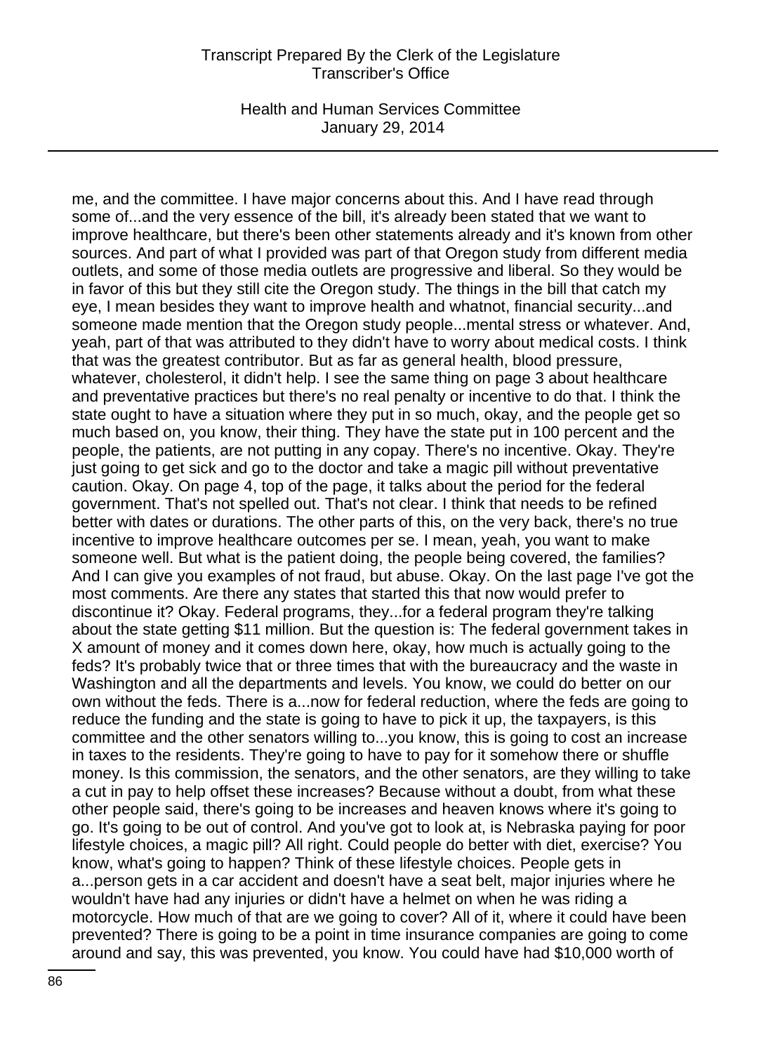me, and the committee. I have major concerns about this. And I have read through some of...and the very essence of the bill, it's already been stated that we want to improve healthcare, but there's been other statements already and it's known from other sources. And part of what I provided was part of that Oregon study from different media outlets, and some of those media outlets are progressive and liberal. So they would be in favor of this but they still cite the Oregon study. The things in the bill that catch my eye, I mean besides they want to improve health and whatnot, financial security...and someone made mention that the Oregon study people...mental stress or whatever. And, yeah, part of that was attributed to they didn't have to worry about medical costs. I think that was the greatest contributor. But as far as general health, blood pressure, whatever, cholesterol, it didn't help. I see the same thing on page 3 about healthcare and preventative practices but there's no real penalty or incentive to do that. I think the state ought to have a situation where they put in so much, okay, and the people get so much based on, you know, their thing. They have the state put in 100 percent and the people, the patients, are not putting in any copay. There's no incentive. Okay. They're just going to get sick and go to the doctor and take a magic pill without preventative caution. Okay. On page 4, top of the page, it talks about the period for the federal government. That's not spelled out. That's not clear. I think that needs to be refined better with dates or durations. The other parts of this, on the very back, there's no true incentive to improve healthcare outcomes per se. I mean, yeah, you want to make someone well. But what is the patient doing, the people being covered, the families? And I can give you examples of not fraud, but abuse. Okay. On the last page I've got the most comments. Are there any states that started this that now would prefer to discontinue it? Okay. Federal programs, they...for a federal program they're talking about the state getting $11 million. But the question is: The federal government takes in X amount of money and it comes down here, okay, how much is actually going to the feds? It's probably twice that or three times that with the bureaucracy and the waste in Washington and all the departments and levels. You know, we could do better on our own without the feds. There is a...now for federal reduction, where the feds are going to reduce the funding and the state is going to have to pick it up, the taxpayers, is this committee and the other senators willing to...you know, this is going to cost an increase in taxes to the residents. They're going to have to pay for it somehow there or shuffle money. Is this commission, the senators, and the other senators, are they willing to take a cut in pay to help offset these increases? Because without a doubt, from what these other people said, there's going to be increases and heaven knows where it's going to go. It's going to be out of control. And you've got to look at, is Nebraska paying for poor lifestyle choices, a magic pill? All right. Could people do better with diet, exercise? You know, what's going to happen? Think of these lifestyle choices. People gets in a...person gets in a car accident and doesn't have a seat belt, major injuries where he wouldn't have had any injuries or didn't have a helmet on when he was riding a motorcycle. How much of that are we going to cover? All of it, where it could have been prevented? There is going to be a point in time insurance companies are going to come around and say, this was prevented, you know. You could have had $10,000 worth of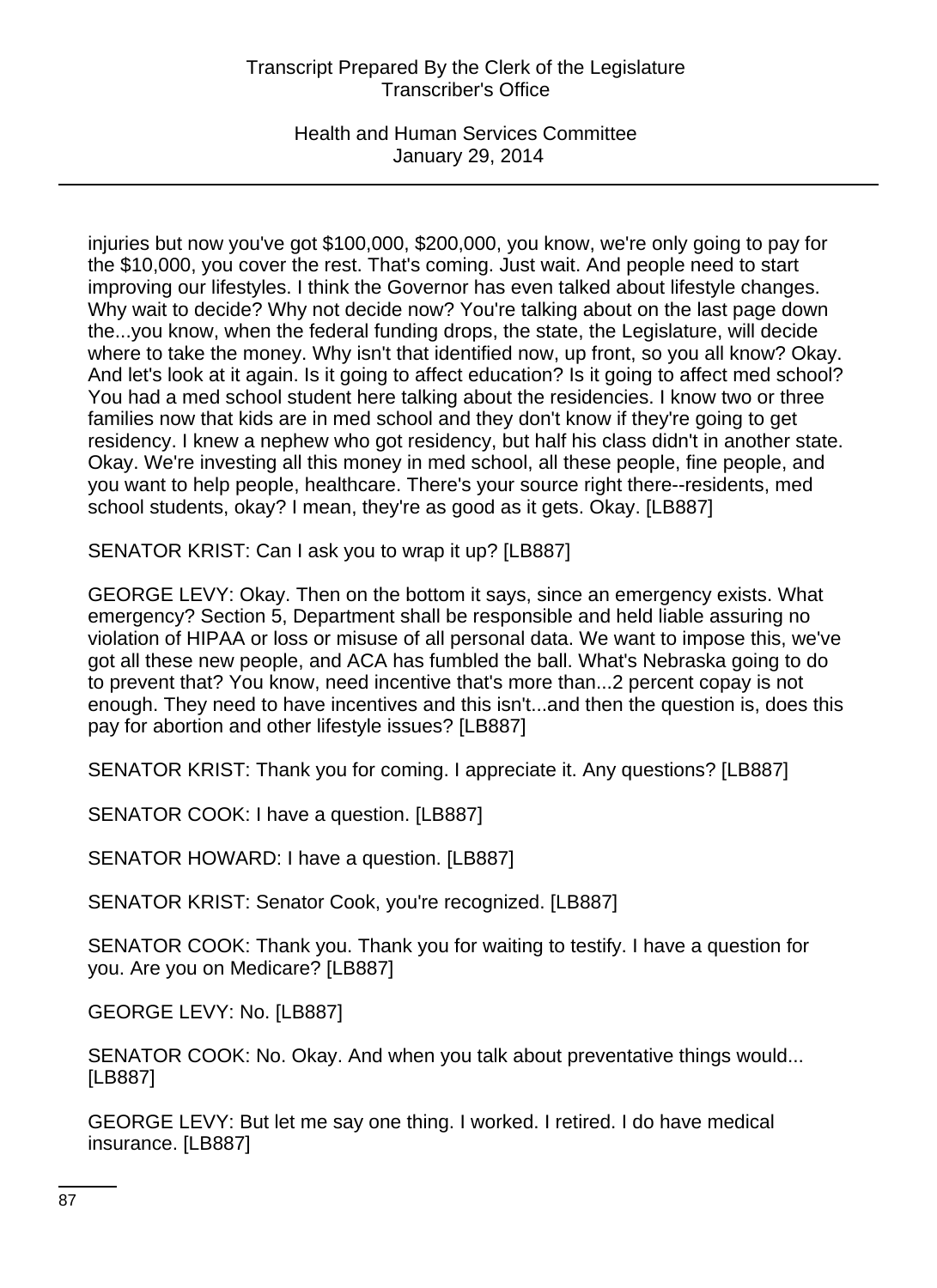injuries but now you've got $100,000, $200,000, you know, we're only going to pay for the $10,000, you cover the rest. That's coming. Just wait. And people need to start improving our lifestyles. I think the Governor has even talked about lifestyle changes. Why wait to decide? Why not decide now? You're talking about on the last page down the...you know, when the federal funding drops, the state, the Legislature, will decide where to take the money. Why isn't that identified now, up front, so you all know? Okay. And let's look at it again. Is it going to affect education? Is it going to affect med school? You had a med school student here talking about the residencies. I know two or three families now that kids are in med school and they don't know if they're going to get residency. I knew a nephew who got residency, but half his class didn't in another state. Okay. We're investing all this money in med school, all these people, fine people, and you want to help people, healthcare. There's your source right there--residents, med school students, okay? I mean, they're as good as it gets. Okay. [LB887]

SENATOR KRIST: Can I ask you to wrap it up? [LB887]

GEORGE LEVY: Okay. Then on the bottom it says, since an emergency exists. What emergency? Section 5, Department shall be responsible and held liable assuring no violation of HIPAA or loss or misuse of all personal data. We want to impose this, we've got all these new people, and ACA has fumbled the ball. What's Nebraska going to do to prevent that? You know, need incentive that's more than...2 percent copay is not enough. They need to have incentives and this isn't...and then the question is, does this pay for abortion and other lifestyle issues? [LB887]

SENATOR KRIST: Thank you for coming. I appreciate it. Any questions? [LB887]

SENATOR COOK: I have a question. [LB887]

SENATOR HOWARD: I have a question. [LB887]

SENATOR KRIST: Senator Cook, you're recognized. [LB887]

SENATOR COOK: Thank you. Thank you for waiting to testify. I have a question for you. Are you on Medicare? [LB887]

GEORGE LEVY: No. [LB887]

SENATOR COOK: No. Okay. And when you talk about preventative things would... [LB887]

GEORGE LEVY: But let me say one thing. I worked. I retired. I do have medical insurance. [LB887]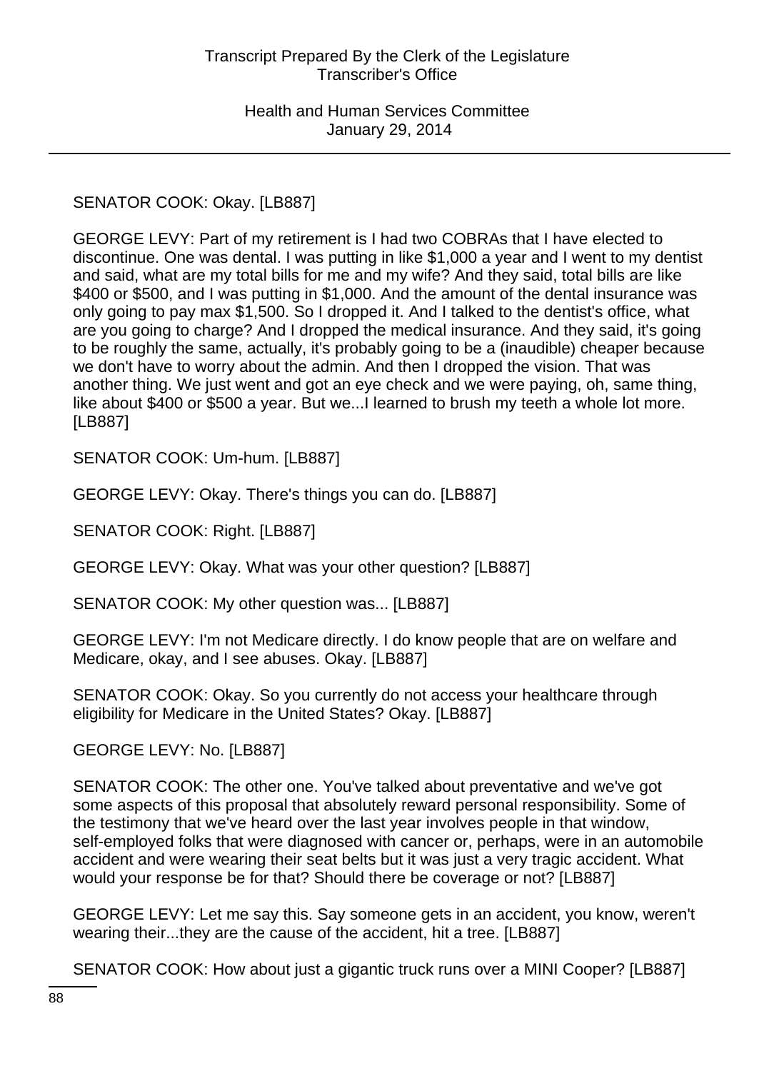SENATOR COOK: Okay. [LB887]

GEORGE LEVY: Part of my retirement is I had two COBRAs that I have elected to discontinue. One was dental. I was putting in like $1,000 a year and I went to my dentist and said, what are my total bills for me and my wife? And they said, total bills are like $400 or $500, and I was putting in $1,000. And the amount of the dental insurance was only going to pay max $1,500. So I dropped it. And I talked to the dentist's office, what are you going to charge? And I dropped the medical insurance. And they said, it's going to be roughly the same, actually, it's probably going to be a (inaudible) cheaper because we don't have to worry about the admin. And then I dropped the vision. That was another thing. We just went and got an eye check and we were paying, oh, same thing, like about $400 or $500 a year. But we...I learned to brush my teeth a whole lot more. [LB887]

SENATOR COOK: Um-hum. [LB887]

GEORGE LEVY: Okay. There's things you can do. [LB887]

SENATOR COOK: Right. [LB887]

GEORGE LEVY: Okay. What was your other question? [LB887]

SENATOR COOK: My other question was... [LB887]

GEORGE LEVY: I'm not Medicare directly. I do know people that are on welfare and Medicare, okay, and I see abuses. Okay. [LB887]

SENATOR COOK: Okay. So you currently do not access your healthcare through eligibility for Medicare in the United States? Okay. [LB887]

GEORGE LEVY: No. [LB887]

SENATOR COOK: The other one. You've talked about preventative and we've got some aspects of this proposal that absolutely reward personal responsibility. Some of the testimony that we've heard over the last year involves people in that window, self-employed folks that were diagnosed with cancer or, perhaps, were in an automobile accident and were wearing their seat belts but it was just a very tragic accident. What would your response be for that? Should there be coverage or not? [LB887]

GEORGE LEVY: Let me say this. Say someone gets in an accident, you know, weren't wearing their...they are the cause of the accident, hit a tree. [LB887]

SENATOR COOK: How about just a gigantic truck runs over a MINI Cooper? [LB887]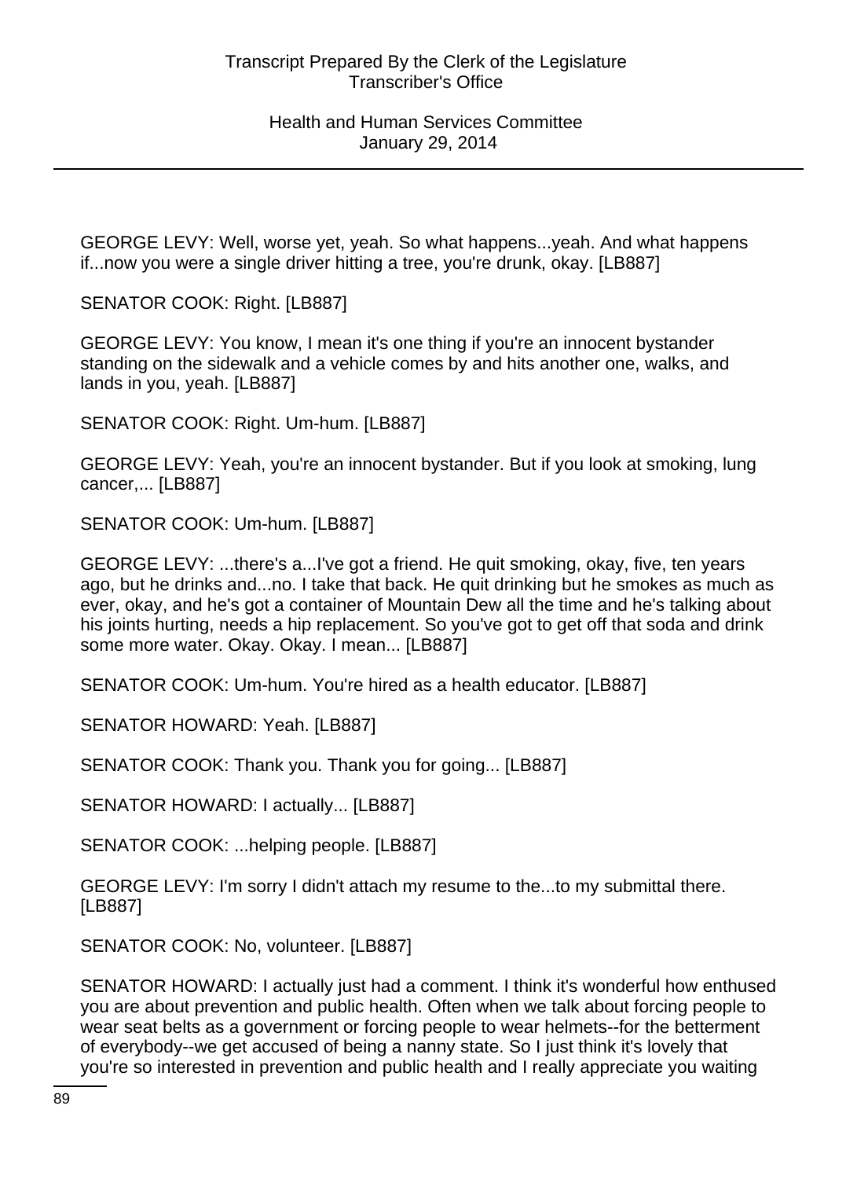GEORGE LEVY: Well, worse yet, yeah. So what happens...yeah. And what happens if...now you were a single driver hitting a tree, you're drunk, okay. [LB887]

SENATOR COOK: Right. [LB887]

GEORGE LEVY: You know, I mean it's one thing if you're an innocent bystander standing on the sidewalk and a vehicle comes by and hits another one, walks, and lands in you, yeah. [LB887]

SENATOR COOK: Right. Um-hum. [LB887]

GEORGE LEVY: Yeah, you're an innocent bystander. But if you look at smoking, lung cancer,... [LB887]

SENATOR COOK: Um-hum. [LB887]

GEORGE LEVY: ...there's a...I've got a friend. He quit smoking, okay, five, ten years ago, but he drinks and...no. I take that back. He quit drinking but he smokes as much as ever, okay, and he's got a container of Mountain Dew all the time and he's talking about his joints hurting, needs a hip replacement. So you've got to get off that soda and drink some more water. Okay. Okay. I mean... [LB887]

SENATOR COOK: Um-hum. You're hired as a health educator. [LB887]

SENATOR HOWARD: Yeah. [LB887]

SENATOR COOK: Thank you. Thank you for going... [LB887]

SENATOR HOWARD: I actually... [LB887]

SENATOR COOK: ...helping people. [LB887]

GEORGE LEVY: I'm sorry I didn't attach my resume to the...to my submittal there. [LB887]

SENATOR COOK: No, volunteer. [LB887]

SENATOR HOWARD: I actually just had a comment. I think it's wonderful how enthused you are about prevention and public health. Often when we talk about forcing people to wear seat belts as a government or forcing people to wear helmets--for the betterment of everybody--we get accused of being a nanny state. So I just think it's lovely that you're so interested in prevention and public health and I really appreciate you waiting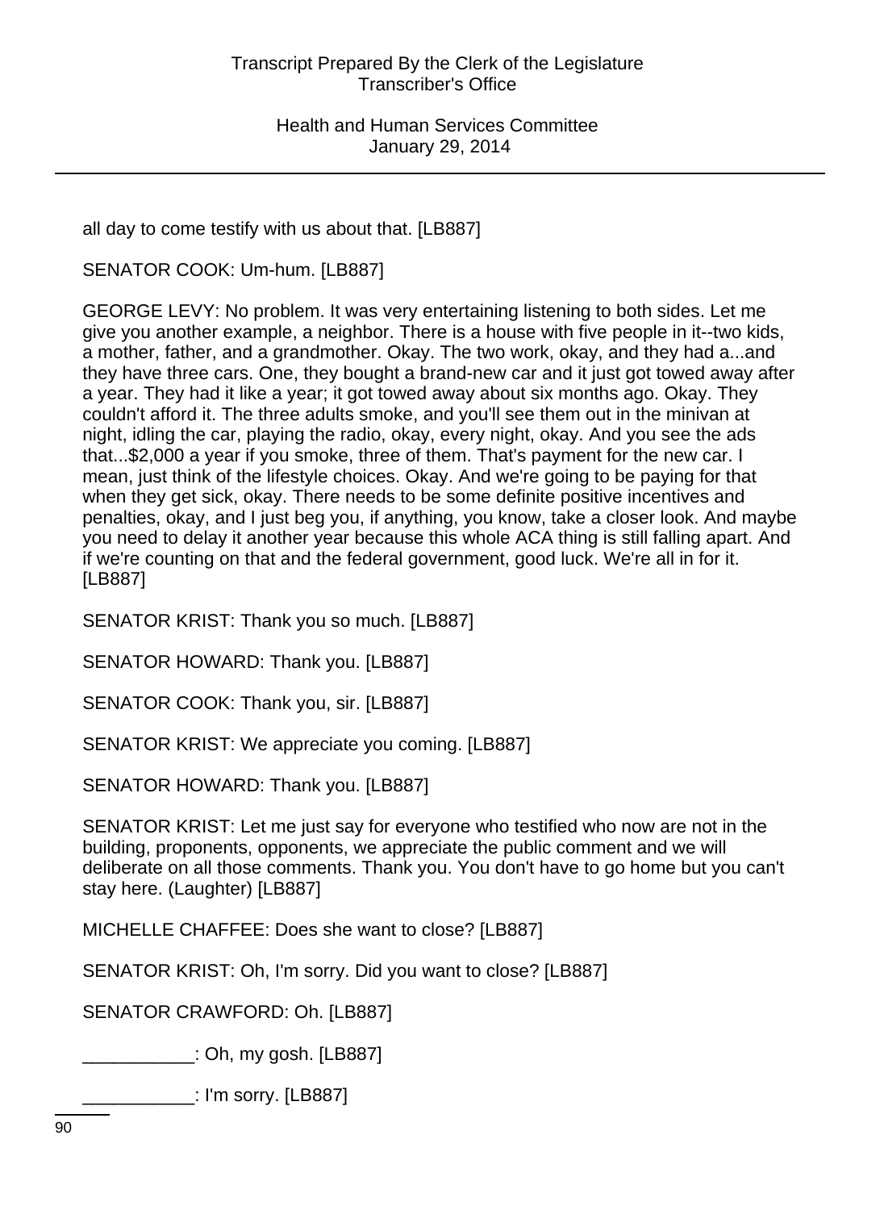all day to come testify with us about that. [LB887]

SENATOR COOK: Um-hum. [LB887]

GEORGE LEVY: No problem. It was very entertaining listening to both sides. Let me give you another example, a neighbor. There is a house with five people in it--two kids, a mother, father, and a grandmother. Okay. The two work, okay, and they had a...and they have three cars. One, they bought a brand-new car and it just got towed away after a year. They had it like a year; it got towed away about six months ago. Okay. They couldn't afford it. The three adults smoke, and you'll see them out in the minivan at night, idling the car, playing the radio, okay, every night, okay. And you see the ads that...$2,000 a year if you smoke, three of them. That's payment for the new car. I mean, just think of the lifestyle choices. Okay. And we're going to be paying for that when they get sick, okay. There needs to be some definite positive incentives and penalties, okay, and I just beg you, if anything, you know, take a closer look. And maybe you need to delay it another year because this whole ACA thing is still falling apart. And if we're counting on that and the federal government, good luck. We're all in for it. [LB887]

SENATOR KRIST: Thank you so much. [LB887]

SENATOR HOWARD: Thank you. [LB887]

SENATOR COOK: Thank you, sir. [LB887]

SENATOR KRIST: We appreciate you coming. [LB887]

SENATOR HOWARD: Thank you. [LB887]

SENATOR KRIST: Let me just say for everyone who testified who now are not in the building, proponents, opponents, we appreciate the public comment and we will deliberate on all those comments. Thank you. You don't have to go home but you can't stay here. (Laughter) [LB887]

MICHELLE CHAFFEE: Does she want to close? [LB887]

SENATOR KRIST: Oh, I'm sorry. Did you want to close? [LB887]

SENATOR CRAWFORD: Oh. [LB887]

___________: Oh, my gosh. [LB887]

___________: I'm sorry. [LB887]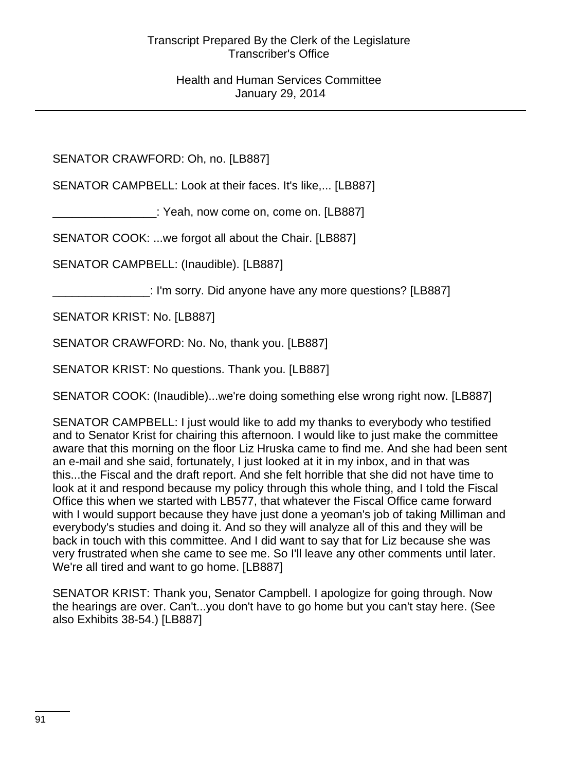SENATOR CRAWFORD: Oh, no. [LB887]

SENATOR CAMPBELL: Look at their faces. It's like,... [LB887]

________________: Yeah, now come on, come on. [LB887]

SENATOR COOK: ...we forgot all about the Chair. [LB887]

SENATOR CAMPBELL: (Inaudible). [LB887]

_______________: I'm sorry. Did anyone have any more questions? [LB887]

SENATOR KRIST: No. [LB887]

SENATOR CRAWFORD: No. No, thank you. [LB887]

SENATOR KRIST: No questions. Thank you. [LB887]

SENATOR COOK: (Inaudible)...we're doing something else wrong right now. [LB887]

SENATOR CAMPBELL: I just would like to add my thanks to everybody who testified and to Senator Krist for chairing this afternoon. I would like to just make the committee aware that this morning on the floor Liz Hruska came to find me. And she had been sent an e-mail and she said, fortunately, I just looked at it in my inbox, and in that was this...the Fiscal and the draft report. And she felt horrible that she did not have time to look at it and respond because my policy through this whole thing, and I told the Fiscal Office this when we started with LB577, that whatever the Fiscal Office came forward with I would support because they have just done a yeoman's job of taking Milliman and everybody's studies and doing it. And so they will analyze all of this and they will be back in touch with this committee. And I did want to say that for Liz because she was very frustrated when she came to see me. So I'll leave any other comments until later. We're all tired and want to go home. [LB887]

SENATOR KRIST: Thank you, Senator Campbell. I apologize for going through. Now the hearings are over. Can't...you don't have to go home but you can't stay here. (See also Exhibits 38-54.) [LB887]